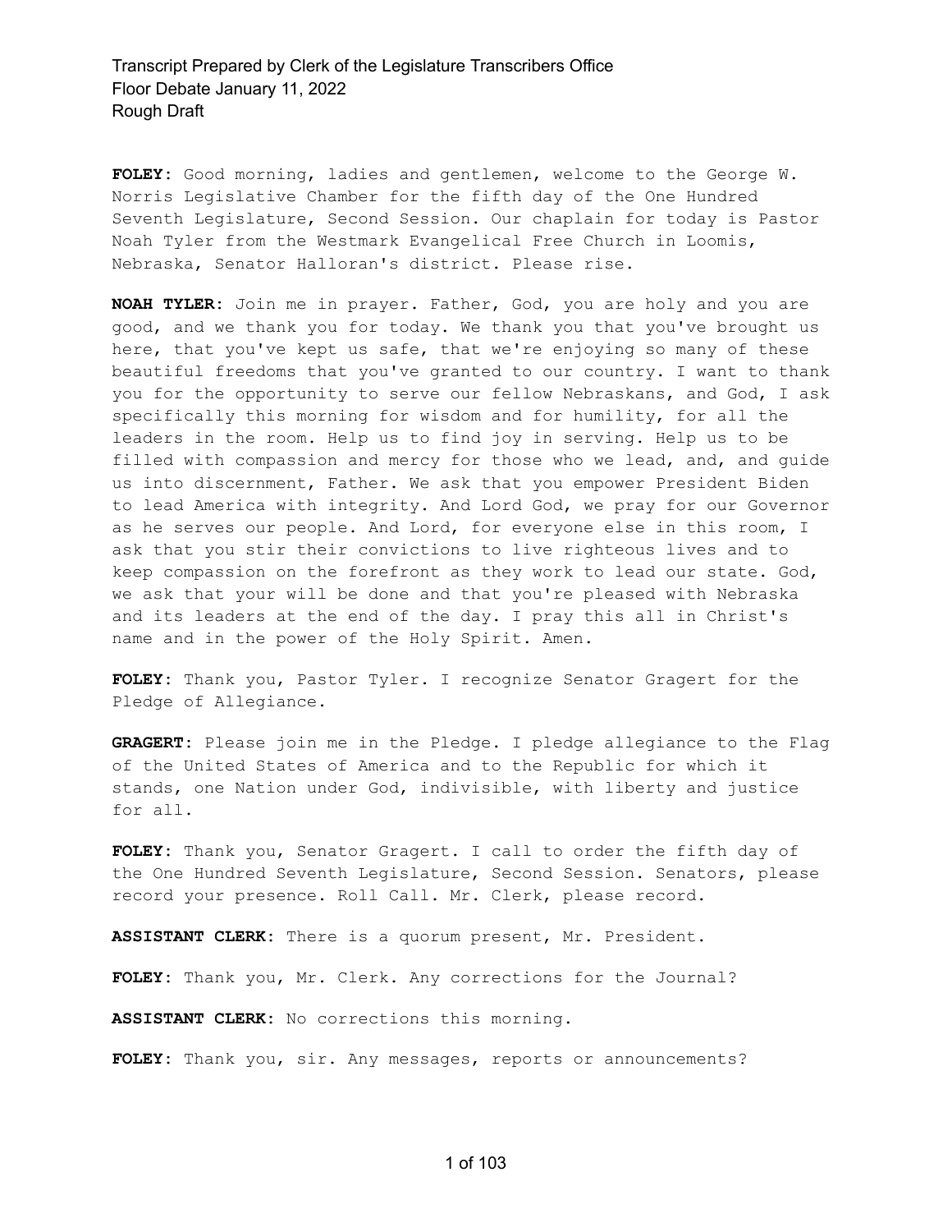**FOLEY:** Good morning, ladies and gentlemen, welcome to the George W. Norris Legislative Chamber for the fifth day of the One Hundred Seventh Legislature, Second Session. Our chaplain for today is Pastor Noah Tyler from the Westmark Evangelical Free Church in Loomis, Nebraska, Senator Halloran's district. Please rise.

**NOAH TYLER:** Join me in prayer. Father, God, you are holy and you are good, and we thank you for today. We thank you that you've brought us here, that you've kept us safe, that we're enjoying so many of these beautiful freedoms that you've granted to our country. I want to thank you for the opportunity to serve our fellow Nebraskans, and God, I ask specifically this morning for wisdom and for humility, for all the leaders in the room. Help us to find joy in serving. Help us to be filled with compassion and mercy for those who we lead, and, and guide us into discernment, Father. We ask that you empower President Biden to lead America with integrity. And Lord God, we pray for our Governor as he serves our people. And Lord, for everyone else in this room, I ask that you stir their convictions to live righteous lives and to keep compassion on the forefront as they work to lead our state. God, we ask that your will be done and that you're pleased with Nebraska and its leaders at the end of the day. I pray this all in Christ's name and in the power of the Holy Spirit. Amen.

**FOLEY:** Thank you, Pastor Tyler. I recognize Senator Gragert for the Pledge of Allegiance.

**GRAGERT:** Please join me in the Pledge. I pledge allegiance to the Flag of the United States of America and to the Republic for which it stands, one Nation under God, indivisible, with liberty and justice for all.

**FOLEY:** Thank you, Senator Gragert. I call to order the fifth day of the One Hundred Seventh Legislature, Second Session. Senators, please record your presence. Roll Call. Mr. Clerk, please record.

**ASSISTANT CLERK:** There is a quorum present, Mr. President.

**FOLEY:** Thank you, Mr. Clerk. Any corrections for the Journal?

**ASSISTANT CLERK:** No corrections this morning.

**FOLEY:** Thank you, sir. Any messages, reports or announcements?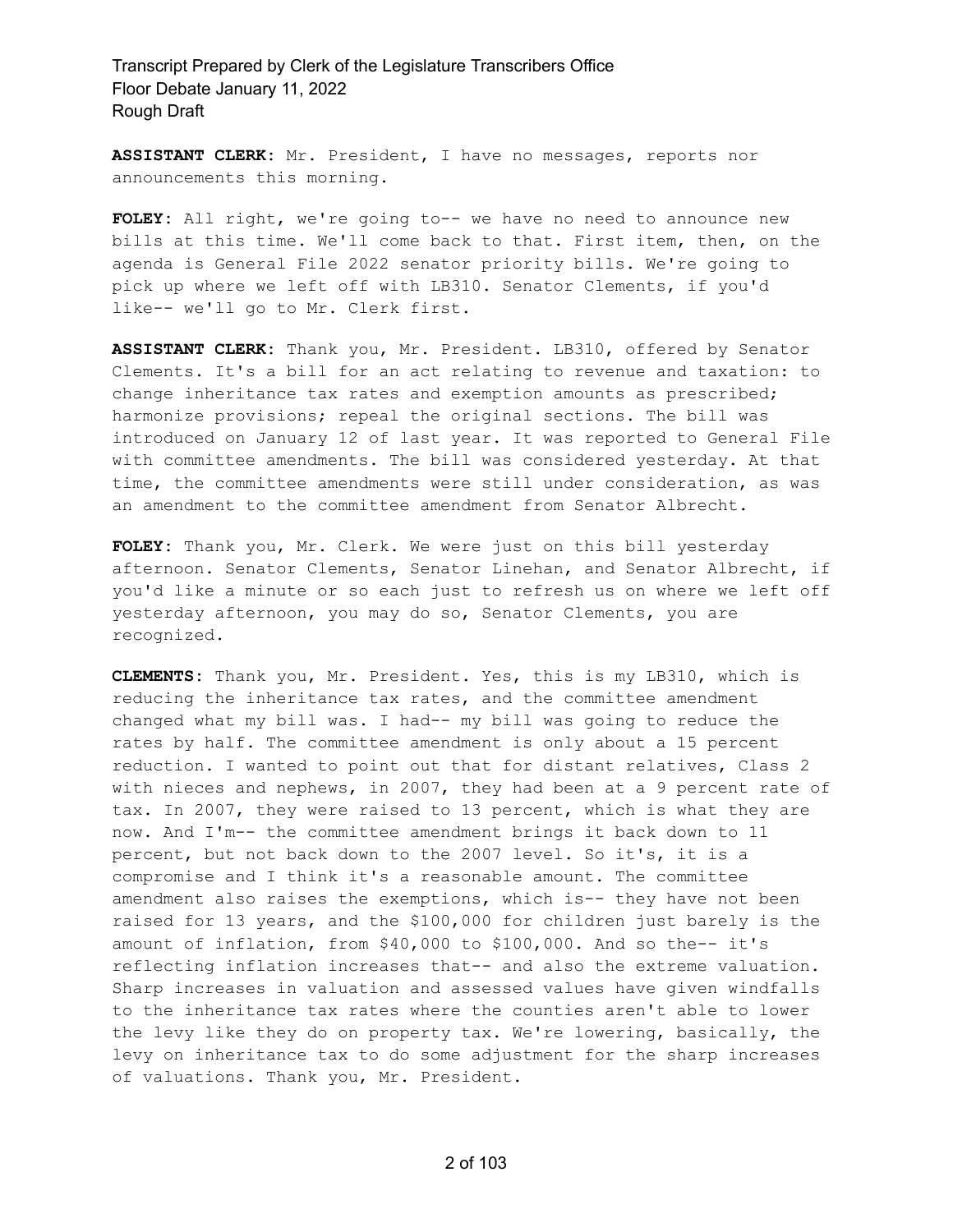**ASSISTANT CLERK:** Mr. President, I have no messages, reports nor announcements this morning.

**FOLEY:** All right, we're going to-- we have no need to announce new bills at this time. We'll come back to that. First item, then, on the agenda is General File 2022 senator priority bills. We're going to pick up where we left off with LB310. Senator Clements, if you'd like-- we'll go to Mr. Clerk first.

**ASSISTANT CLERK:** Thank you, Mr. President. LB310, offered by Senator Clements. It's a bill for an act relating to revenue and taxation: to change inheritance tax rates and exemption amounts as prescribed; harmonize provisions; repeal the original sections. The bill was introduced on January 12 of last year. It was reported to General File with committee amendments. The bill was considered yesterday. At that time, the committee amendments were still under consideration, as was an amendment to the committee amendment from Senator Albrecht.

**FOLEY:** Thank you, Mr. Clerk. We were just on this bill yesterday afternoon. Senator Clements, Senator Linehan, and Senator Albrecht, if you'd like a minute or so each just to refresh us on where we left off yesterday afternoon, you may do so, Senator Clements, you are recognized.

**CLEMENTS:** Thank you, Mr. President. Yes, this is my LB310, which is reducing the inheritance tax rates, and the committee amendment changed what my bill was. I had-- my bill was going to reduce the rates by half. The committee amendment is only about a 15 percent reduction. I wanted to point out that for distant relatives, Class 2 with nieces and nephews, in 2007, they had been at a 9 percent rate of tax. In 2007, they were raised to 13 percent, which is what they are now. And I'm-- the committee amendment brings it back down to 11 percent, but not back down to the 2007 level. So it's, it is a compromise and I think it's a reasonable amount. The committee amendment also raises the exemptions, which is-- they have not been raised for 13 years, and the $100,000 for children just barely is the amount of inflation, from $40,000 to $100,000. And so the-- it's reflecting inflation increases that-- and also the extreme valuation. Sharp increases in valuation and assessed values have given windfalls to the inheritance tax rates where the counties aren't able to lower the levy like they do on property tax. We're lowering, basically, the levy on inheritance tax to do some adjustment for the sharp increases of valuations. Thank you, Mr. President.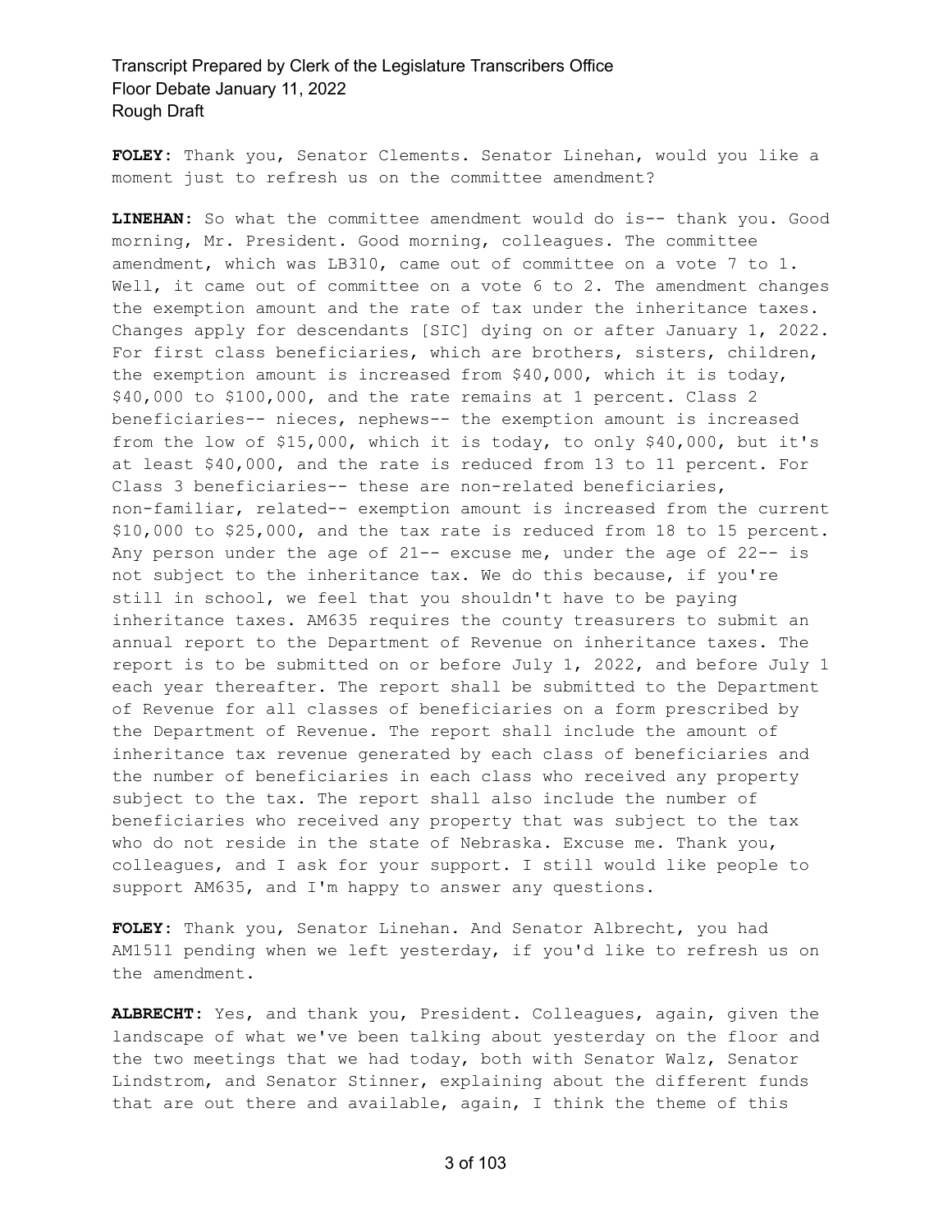**FOLEY:** Thank you, Senator Clements. Senator Linehan, would you like a moment just to refresh us on the committee amendment?

**LINEHAN:** So what the committee amendment would do is-- thank you. Good morning, Mr. President. Good morning, colleagues. The committee amendment, which was LB310, came out of committee on a vote 7 to 1. Well, it came out of committee on a vote 6 to 2. The amendment changes the exemption amount and the rate of tax under the inheritance taxes. Changes apply for descendants [SIC] dying on or after January 1, 2022. For first class beneficiaries, which are brothers, sisters, children, the exemption amount is increased from $40,000, which it is today, $40,000 to $100,000, and the rate remains at 1 percent. Class 2 beneficiaries-- nieces, nephews-- the exemption amount is increased from the low of $15,000, which it is today, to only $40,000, but it's at least $40,000, and the rate is reduced from 13 to 11 percent. For Class 3 beneficiaries-- these are non-related beneficiaries, non-familiar, related-- exemption amount is increased from the current $10,000 to $25,000, and the tax rate is reduced from 18 to 15 percent. Any person under the age of 21-- excuse me, under the age of 22-- is not subject to the inheritance tax. We do this because, if you're still in school, we feel that you shouldn't have to be paying inheritance taxes. AM635 requires the county treasurers to submit an annual report to the Department of Revenue on inheritance taxes. The report is to be submitted on or before July 1, 2022, and before July 1 each year thereafter. The report shall be submitted to the Department of Revenue for all classes of beneficiaries on a form prescribed by the Department of Revenue. The report shall include the amount of inheritance tax revenue generated by each class of beneficiaries and the number of beneficiaries in each class who received any property subject to the tax. The report shall also include the number of beneficiaries who received any property that was subject to the tax who do not reside in the state of Nebraska. Excuse me. Thank you, colleagues, and I ask for your support. I still would like people to support AM635, and I'm happy to answer any questions.

**FOLEY:** Thank you, Senator Linehan. And Senator Albrecht, you had AM1511 pending when we left yesterday, if you'd like to refresh us on the amendment.

**ALBRECHT:** Yes, and thank you, President. Colleagues, again, given the landscape of what we've been talking about yesterday on the floor and the two meetings that we had today, both with Senator Walz, Senator Lindstrom, and Senator Stinner, explaining about the different funds that are out there and available, again, I think the theme of this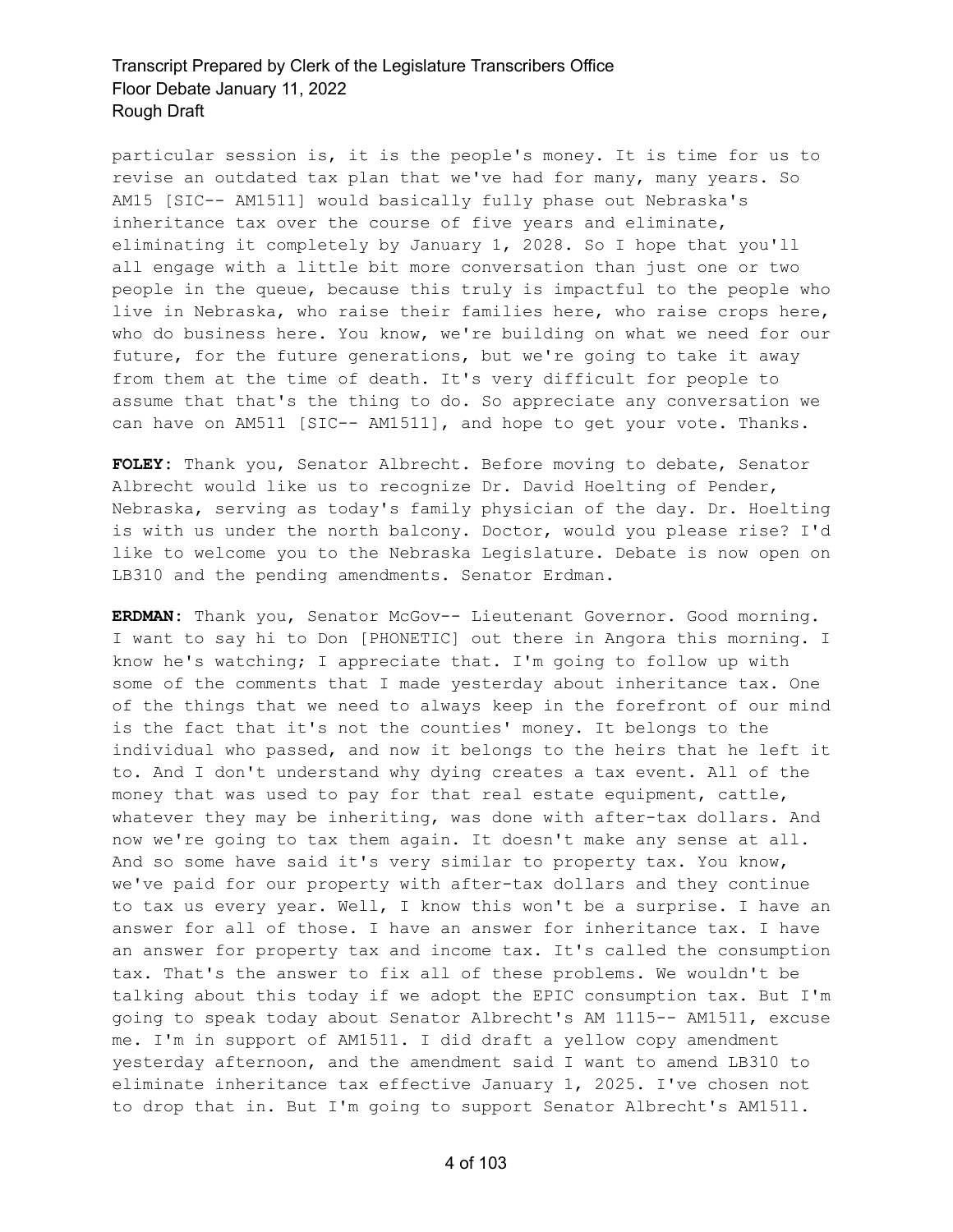particular session is, it is the people's money. It is time for us to revise an outdated tax plan that we've had for many, many years. So AM15 [SIC-- AM1511] would basically fully phase out Nebraska's inheritance tax over the course of five years and eliminate, eliminating it completely by January 1, 2028. So I hope that you'll all engage with a little bit more conversation than just one or two people in the queue, because this truly is impactful to the people who live in Nebraska, who raise their families here, who raise crops here, who do business here. You know, we're building on what we need for our future, for the future generations, but we're going to take it away from them at the time of death. It's very difficult for people to assume that that's the thing to do. So appreciate any conversation we can have on AM511 [SIC-- AM1511], and hope to get your vote. Thanks.

**FOLEY:** Thank you, Senator Albrecht. Before moving to debate, Senator Albrecht would like us to recognize Dr. David Hoelting of Pender, Nebraska, serving as today's family physician of the day. Dr. Hoelting is with us under the north balcony. Doctor, would you please rise? I'd like to welcome you to the Nebraska Legislature. Debate is now open on LB310 and the pending amendments. Senator Erdman.

**ERDMAN:** Thank you, Senator McGov-- Lieutenant Governor. Good morning. I want to say hi to Don [PHONETIC] out there in Angora this morning. I know he's watching; I appreciate that. I'm going to follow up with some of the comments that I made yesterday about inheritance tax. One of the things that we need to always keep in the forefront of our mind is the fact that it's not the counties' money. It belongs to the individual who passed, and now it belongs to the heirs that he left it to. And I don't understand why dying creates a tax event. All of the money that was used to pay for that real estate equipment, cattle, whatever they may be inheriting, was done with after-tax dollars. And now we're going to tax them again. It doesn't make any sense at all. And so some have said it's very similar to property tax. You know, we've paid for our property with after-tax dollars and they continue to tax us every year. Well, I know this won't be a surprise. I have an answer for all of those. I have an answer for inheritance tax. I have an answer for property tax and income tax. It's called the consumption tax. That's the answer to fix all of these problems. We wouldn't be talking about this today if we adopt the EPIC consumption tax. But I'm going to speak today about Senator Albrecht's AM 1115-- AM1511, excuse me. I'm in support of AM1511. I did draft a yellow copy amendment yesterday afternoon, and the amendment said I want to amend LB310 to eliminate inheritance tax effective January 1, 2025. I've chosen not to drop that in. But I'm going to support Senator Albrecht's AM1511.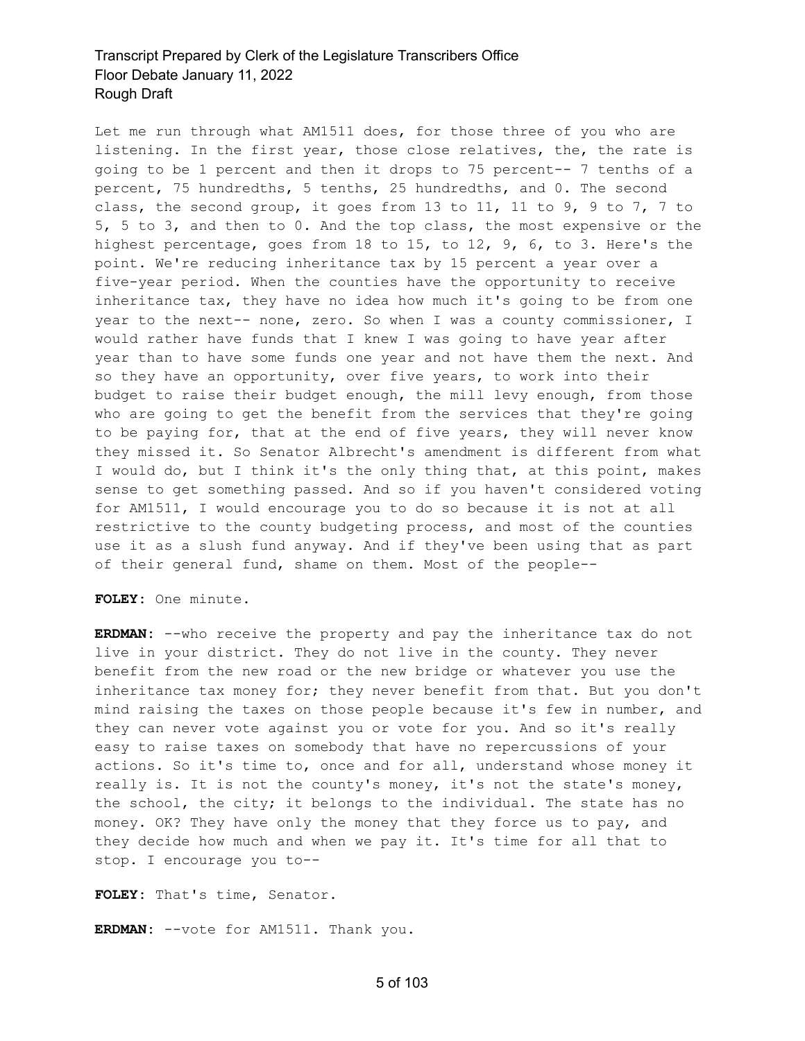Let me run through what AM1511 does, for those three of you who are listening. In the first year, those close relatives, the, the rate is going to be 1 percent and then it drops to 75 percent-- 7 tenths of a percent, 75 hundredths, 5 tenths, 25 hundredths, and 0. The second class, the second group, it goes from 13 to 11, 11 to 9, 9 to 7, 7 to 5, 5 to 3, and then to 0. And the top class, the most expensive or the highest percentage, goes from 18 to 15, to 12, 9, 6, to 3. Here's the point. We're reducing inheritance tax by 15 percent a year over a five-year period. When the counties have the opportunity to receive inheritance tax, they have no idea how much it's going to be from one year to the next-- none, zero. So when I was a county commissioner, I would rather have funds that I knew I was going to have year after year than to have some funds one year and not have them the next. And so they have an opportunity, over five years, to work into their budget to raise their budget enough, the mill levy enough, from those who are going to get the benefit from the services that they're going to be paying for, that at the end of five years, they will never know they missed it. So Senator Albrecht's amendment is different from what I would do, but I think it's the only thing that, at this point, makes sense to get something passed. And so if you haven't considered voting for AM1511, I would encourage you to do so because it is not at all restrictive to the county budgeting process, and most of the counties use it as a slush fund anyway. And if they've been using that as part of their general fund, shame on them. Most of the people--

**FOLEY:** One minute.

**ERDMAN:** --who receive the property and pay the inheritance tax do not live in your district. They do not live in the county. They never benefit from the new road or the new bridge or whatever you use the inheritance tax money for; they never benefit from that. But you don't mind raising the taxes on those people because it's few in number, and they can never vote against you or vote for you. And so it's really easy to raise taxes on somebody that have no repercussions of your actions. So it's time to, once and for all, understand whose money it really is. It is not the county's money, it's not the state's money, the school, the city; it belongs to the individual. The state has no money. OK? They have only the money that they force us to pay, and they decide how much and when we pay it. It's time for all that to stop. I encourage you to--

**FOLEY:** That's time, Senator.

**ERDMAN:** --vote for AM1511. Thank you.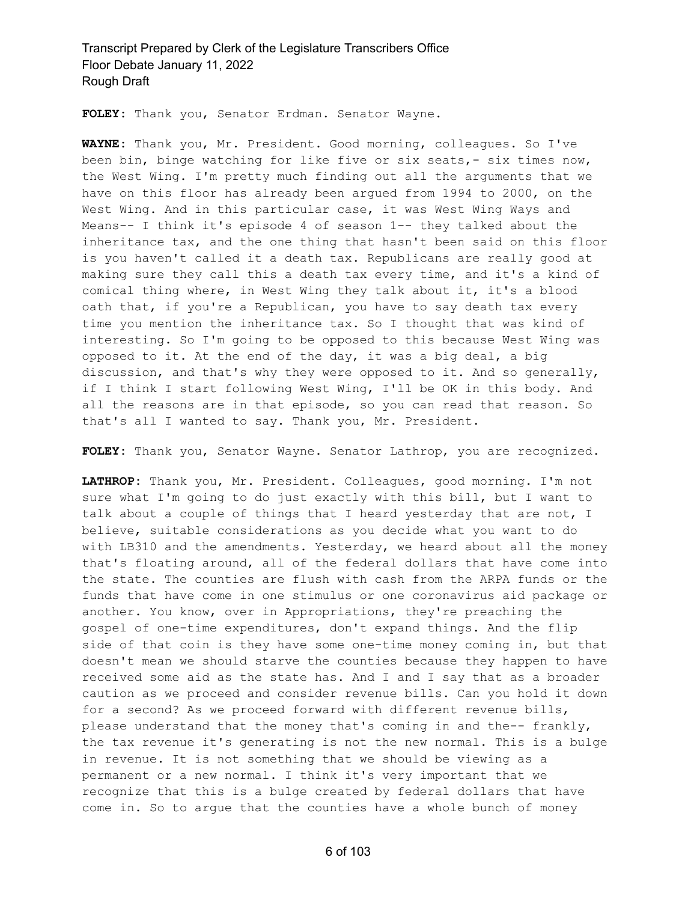**FOLEY:** Thank you, Senator Erdman. Senator Wayne.

**WAYNE:** Thank you, Mr. President. Good morning, colleagues. So I've been bin, binge watching for like five or six seats,- six times now, the West Wing. I'm pretty much finding out all the arguments that we have on this floor has already been argued from 1994 to 2000, on the West Wing. And in this particular case, it was West Wing Ways and Means-- I think it's episode 4 of season 1-- they talked about the inheritance tax, and the one thing that hasn't been said on this floor is you haven't called it a death tax. Republicans are really good at making sure they call this a death tax every time, and it's a kind of comical thing where, in West Wing they talk about it, it's a blood oath that, if you're a Republican, you have to say death tax every time you mention the inheritance tax. So I thought that was kind of interesting. So I'm going to be opposed to this because West Wing was opposed to it. At the end of the day, it was a big deal, a big discussion, and that's why they were opposed to it. And so generally, if I think I start following West Wing, I'll be OK in this body. And all the reasons are in that episode, so you can read that reason. So that's all I wanted to say. Thank you, Mr. President.

**FOLEY:** Thank you, Senator Wayne. Senator Lathrop, you are recognized.

**LATHROP:** Thank you, Mr. President. Colleagues, good morning. I'm not sure what I'm going to do just exactly with this bill, but I want to talk about a couple of things that I heard yesterday that are not, I believe, suitable considerations as you decide what you want to do with LB310 and the amendments. Yesterday, we heard about all the money that's floating around, all of the federal dollars that have come into the state. The counties are flush with cash from the ARPA funds or the funds that have come in one stimulus or one coronavirus aid package or another. You know, over in Appropriations, they're preaching the gospel of one-time expenditures, don't expand things. And the flip side of that coin is they have some one-time money coming in, but that doesn't mean we should starve the counties because they happen to have received some aid as the state has. And I and I say that as a broader caution as we proceed and consider revenue bills. Can you hold it down for a second? As we proceed forward with different revenue bills, please understand that the money that's coming in and the-- frankly, the tax revenue it's generating is not the new normal. This is a bulge in revenue. It is not something that we should be viewing as a permanent or a new normal. I think it's very important that we recognize that this is a bulge created by federal dollars that have come in. So to argue that the counties have a whole bunch of money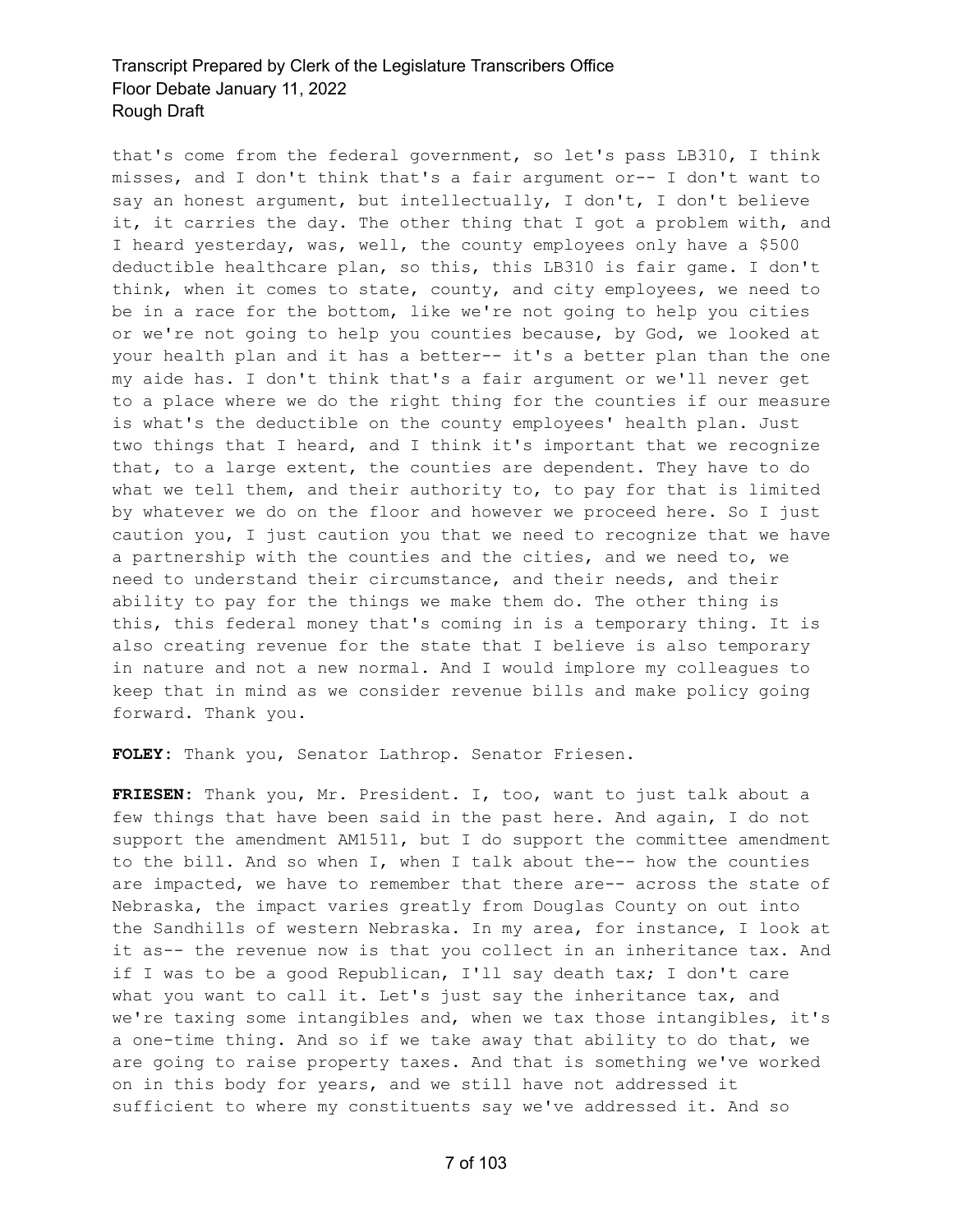that's come from the federal government, so let's pass LB310, I think misses, and I don't think that's a fair argument or-- I don't want to say an honest argument, but intellectually, I don't, I don't believe it, it carries the day. The other thing that I got a problem with, and I heard yesterday, was, well, the county employees only have a $500 deductible healthcare plan, so this, this LB310 is fair game. I don't think, when it comes to state, county, and city employees, we need to be in a race for the bottom, like we're not going to help you cities or we're not going to help you counties because, by God, we looked at your health plan and it has a better-- it's a better plan than the one my aide has. I don't think that's a fair argument or we'll never get to a place where we do the right thing for the counties if our measure is what's the deductible on the county employees' health plan. Just two things that I heard, and I think it's important that we recognize that, to a large extent, the counties are dependent. They have to do what we tell them, and their authority to, to pay for that is limited by whatever we do on the floor and however we proceed here. So I just caution you, I just caution you that we need to recognize that we have a partnership with the counties and the cities, and we need to, we need to understand their circumstance, and their needs, and their ability to pay for the things we make them do. The other thing is this, this federal money that's coming in is a temporary thing. It is also creating revenue for the state that I believe is also temporary in nature and not a new normal. And I would implore my colleagues to keep that in mind as we consider revenue bills and make policy going forward. Thank you.

**FOLEY:** Thank you, Senator Lathrop. Senator Friesen.

**FRIESEN:** Thank you, Mr. President. I, too, want to just talk about a few things that have been said in the past here. And again, I do not support the amendment AM1511, but I do support the committee amendment to the bill. And so when I, when I talk about the-- how the counties are impacted, we have to remember that there are-- across the state of Nebraska, the impact varies greatly from Douglas County on out into the Sandhills of western Nebraska. In my area, for instance, I look at it as-- the revenue now is that you collect in an inheritance tax. And if I was to be a good Republican, I'll say death tax; I don't care what you want to call it. Let's just say the inheritance tax, and we're taxing some intangibles and, when we tax those intangibles, it's a one-time thing. And so if we take away that ability to do that, we are going to raise property taxes. And that is something we've worked on in this body for years, and we still have not addressed it sufficient to where my constituents say we've addressed it. And so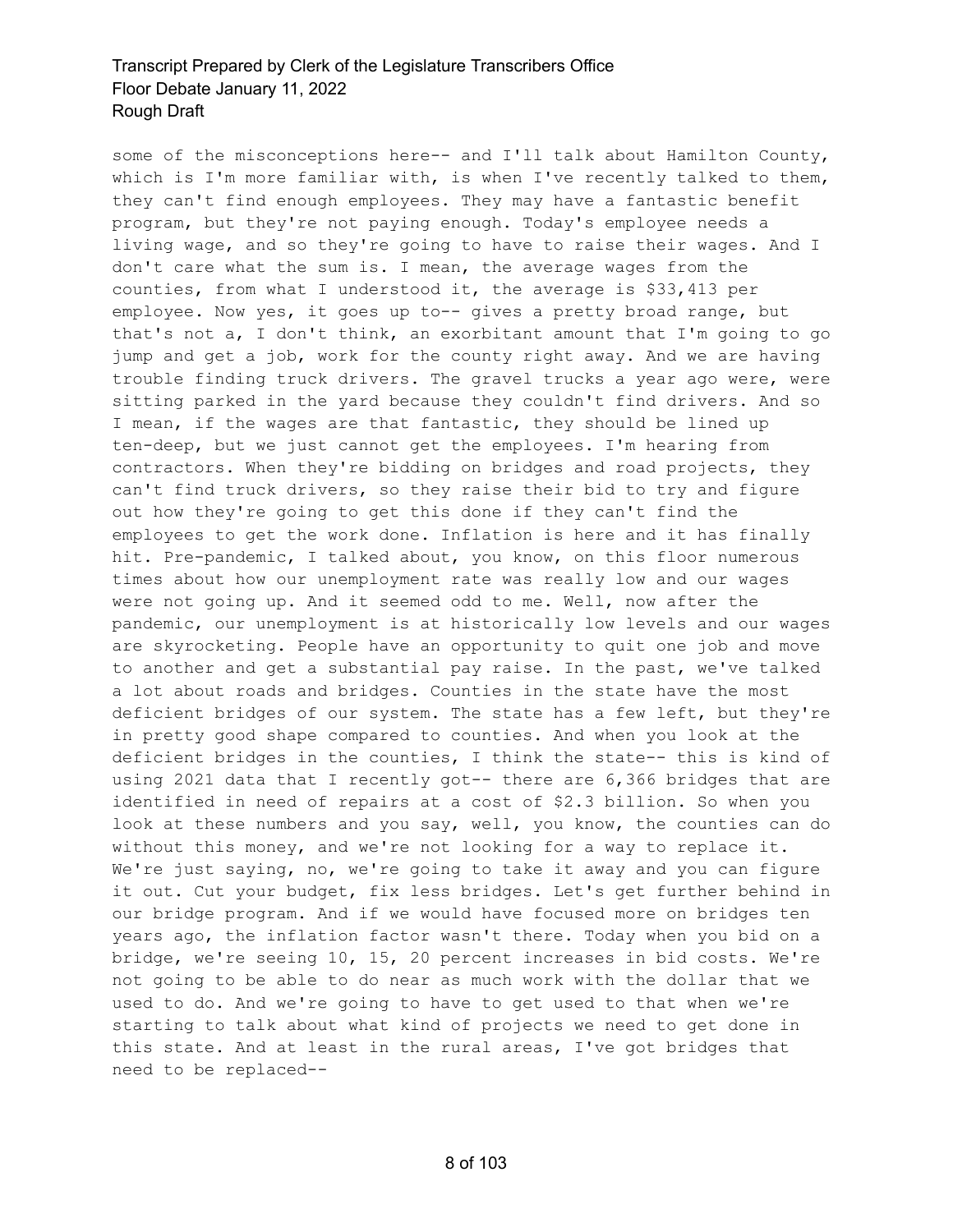some of the misconceptions here-- and I'll talk about Hamilton County, which is I'm more familiar with, is when I've recently talked to them, they can't find enough employees. They may have a fantastic benefit program, but they're not paying enough. Today's employee needs a living wage, and so they're going to have to raise their wages. And I don't care what the sum is. I mean, the average wages from the counties, from what I understood it, the average is $33,413 per employee. Now yes, it goes up to-- gives a pretty broad range, but that's not a, I don't think, an exorbitant amount that I'm going to go jump and get a job, work for the county right away. And we are having trouble finding truck drivers. The gravel trucks a year ago were, were sitting parked in the yard because they couldn't find drivers. And so I mean, if the wages are that fantastic, they should be lined up ten-deep, but we just cannot get the employees. I'm hearing from contractors. When they're bidding on bridges and road projects, they can't find truck drivers, so they raise their bid to try and figure out how they're going to get this done if they can't find the employees to get the work done. Inflation is here and it has finally hit. Pre-pandemic, I talked about, you know, on this floor numerous times about how our unemployment rate was really low and our wages were not going up. And it seemed odd to me. Well, now after the pandemic, our unemployment is at historically low levels and our wages are skyrocketing. People have an opportunity to quit one job and move to another and get a substantial pay raise. In the past, we've talked a lot about roads and bridges. Counties in the state have the most deficient bridges of our system. The state has a few left, but they're in pretty good shape compared to counties. And when you look at the deficient bridges in the counties, I think the state-- this is kind of using 2021 data that I recently got-- there are 6,366 bridges that are identified in need of repairs at a cost of $2.3 billion. So when you look at these numbers and you say, well, you know, the counties can do without this money, and we're not looking for a way to replace it. We're just saying, no, we're going to take it away and you can figure it out. Cut your budget, fix less bridges. Let's get further behind in our bridge program. And if we would have focused more on bridges ten years ago, the inflation factor wasn't there. Today when you bid on a bridge, we're seeing 10, 15, 20 percent increases in bid costs. We're not going to be able to do near as much work with the dollar that we used to do. And we're going to have to get used to that when we're starting to talk about what kind of projects we need to get done in this state. And at least in the rural areas, I've got bridges that need to be replaced--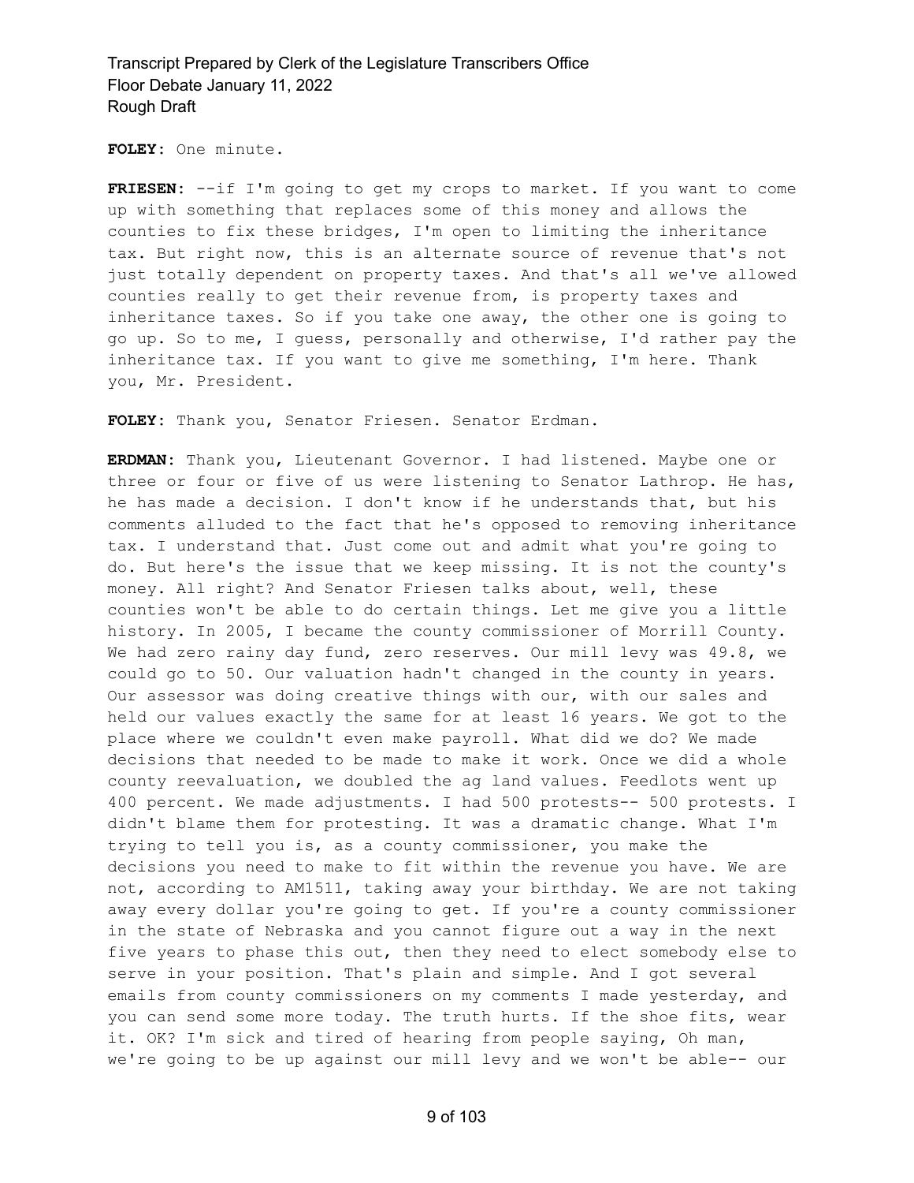**FOLEY:** One minute.

**FRIESEN:** --if I'm going to get my crops to market. If you want to come up with something that replaces some of this money and allows the counties to fix these bridges, I'm open to limiting the inheritance tax. But right now, this is an alternate source of revenue that's not just totally dependent on property taxes. And that's all we've allowed counties really to get their revenue from, is property taxes and inheritance taxes. So if you take one away, the other one is going to go up. So to me, I guess, personally and otherwise, I'd rather pay the inheritance tax. If you want to give me something, I'm here. Thank you, Mr. President.

**FOLEY:** Thank you, Senator Friesen. Senator Erdman.

**ERDMAN:** Thank you, Lieutenant Governor. I had listened. Maybe one or three or four or five of us were listening to Senator Lathrop. He has, he has made a decision. I don't know if he understands that, but his comments alluded to the fact that he's opposed to removing inheritance tax. I understand that. Just come out and admit what you're going to do. But here's the issue that we keep missing. It is not the county's money. All right? And Senator Friesen talks about, well, these counties won't be able to do certain things. Let me give you a little history. In 2005, I became the county commissioner of Morrill County. We had zero rainy day fund, zero reserves. Our mill levy was 49.8, we could go to 50. Our valuation hadn't changed in the county in years. Our assessor was doing creative things with our, with our sales and held our values exactly the same for at least 16 years. We got to the place where we couldn't even make payroll. What did we do? We made decisions that needed to be made to make it work. Once we did a whole county reevaluation, we doubled the ag land values. Feedlots went up 400 percent. We made adjustments. I had 500 protests-- 500 protests. I didn't blame them for protesting. It was a dramatic change. What I'm trying to tell you is, as a county commissioner, you make the decisions you need to make to fit within the revenue you have. We are not, according to AM1511, taking away your birthday. We are not taking away every dollar you're going to get. If you're a county commissioner in the state of Nebraska and you cannot figure out a way in the next five years to phase this out, then they need to elect somebody else to serve in your position. That's plain and simple. And I got several emails from county commissioners on my comments I made yesterday, and you can send some more today. The truth hurts. If the shoe fits, wear it. OK? I'm sick and tired of hearing from people saying, Oh man, we're going to be up against our mill levy and we won't be able-- our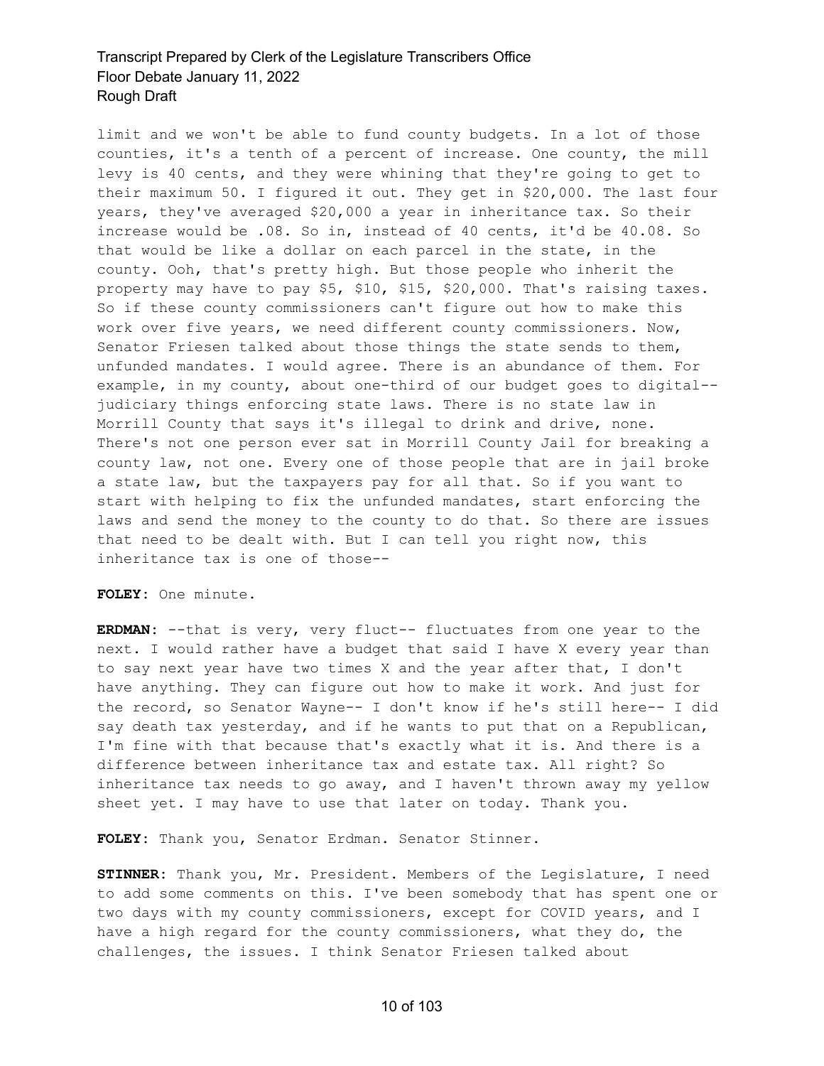limit and we won't be able to fund county budgets. In a lot of those counties, it's a tenth of a percent of increase. One county, the mill levy is 40 cents, and they were whining that they're going to get to their maximum 50. I figured it out. They get in $20,000. The last four years, they've averaged $20,000 a year in inheritance tax. So their increase would be .08. So in, instead of 40 cents, it'd be 40.08. So that would be like a dollar on each parcel in the state, in the county. Ooh, that's pretty high. But those people who inherit the property may have to pay $5, $10, $15, $20,000. That's raising taxes. So if these county commissioners can't figure out how to make this work over five years, we need different county commissioners. Now, Senator Friesen talked about those things the state sends to them, unfunded mandates. I would agree. There is an abundance of them. For example, in my county, about one-third of our budget goes to digital-- judiciary things enforcing state laws. There is no state law in Morrill County that says it's illegal to drink and drive, none. There's not one person ever sat in Morrill County Jail for breaking a county law, not one. Every one of those people that are in jail broke a state law, but the taxpayers pay for all that. So if you want to start with helping to fix the unfunded mandates, start enforcing the laws and send the money to the county to do that. So there are issues that need to be dealt with. But I can tell you right now, this inheritance tax is one of those--

**FOLEY:** One minute.

**ERDMAN:** --that is very, very fluct-- fluctuates from one year to the next. I would rather have a budget that said I have X every year than to say next year have two times X and the year after that, I don't have anything. They can figure out how to make it work. And just for the record, so Senator Wayne-- I don't know if he's still here-- I did say death tax yesterday, and if he wants to put that on a Republican, I'm fine with that because that's exactly what it is. And there is a difference between inheritance tax and estate tax. All right? So inheritance tax needs to go away, and I haven't thrown away my yellow sheet yet. I may have to use that later on today. Thank you.

**FOLEY:** Thank you, Senator Erdman. Senator Stinner.

**STINNER:** Thank you, Mr. President. Members of the Legislature, I need to add some comments on this. I've been somebody that has spent one or two days with my county commissioners, except for COVID years, and I have a high regard for the county commissioners, what they do, the challenges, the issues. I think Senator Friesen talked about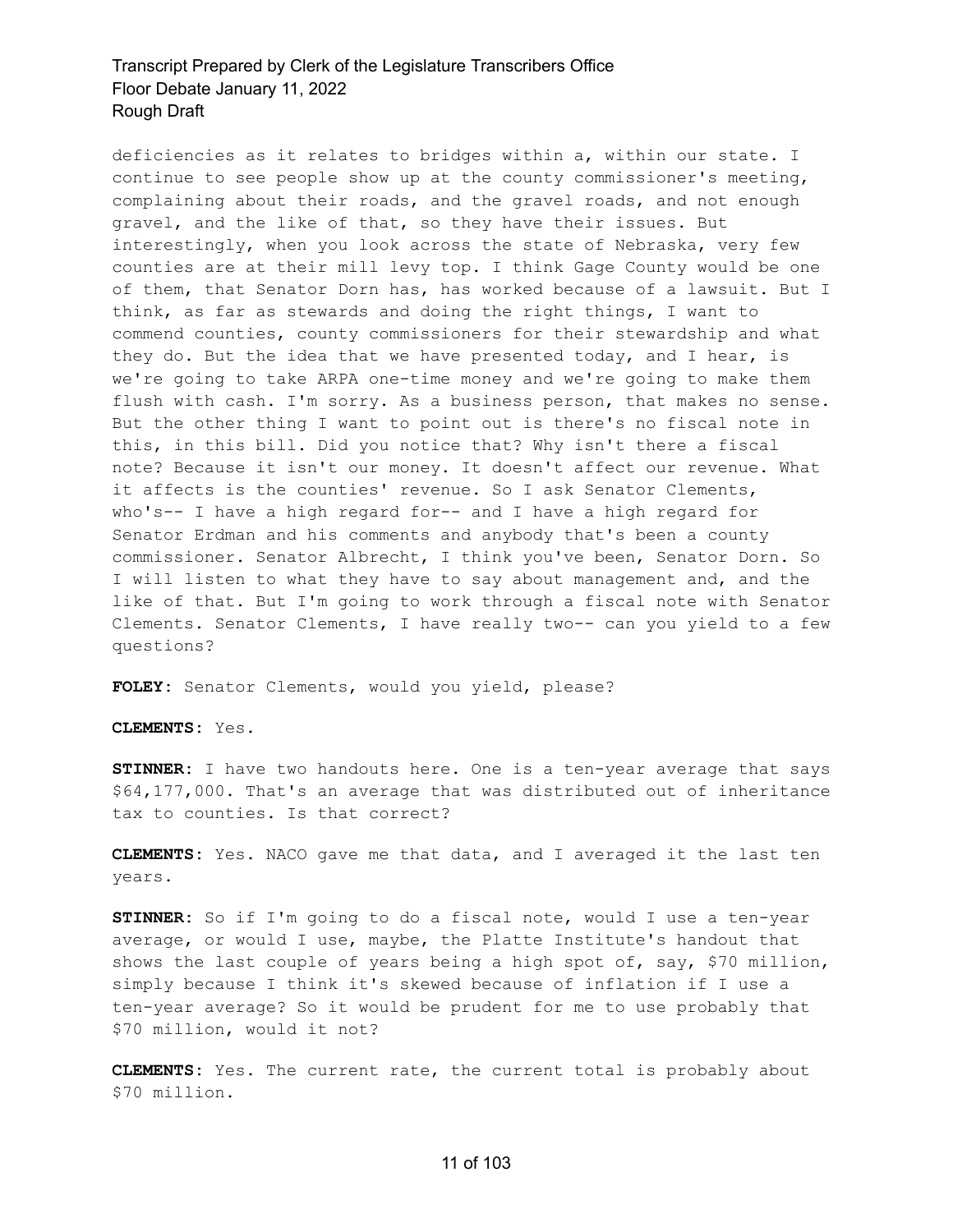deficiencies as it relates to bridges within a, within our state. I continue to see people show up at the county commissioner's meeting, complaining about their roads, and the gravel roads, and not enough gravel, and the like of that, so they have their issues. But interestingly, when you look across the state of Nebraska, very few counties are at their mill levy top. I think Gage County would be one of them, that Senator Dorn has, has worked because of a lawsuit. But I think, as far as stewards and doing the right things, I want to commend counties, county commissioners for their stewardship and what they do. But the idea that we have presented today, and I hear, is we're going to take ARPA one-time money and we're going to make them flush with cash. I'm sorry. As a business person, that makes no sense. But the other thing I want to point out is there's no fiscal note in this, in this bill. Did you notice that? Why isn't there a fiscal note? Because it isn't our money. It doesn't affect our revenue. What it affects is the counties' revenue. So I ask Senator Clements, who's-- I have a high regard for-- and I have a high regard for Senator Erdman and his comments and anybody that's been a county commissioner. Senator Albrecht, I think you've been, Senator Dorn. So I will listen to what they have to say about management and, and the like of that. But I'm going to work through a fiscal note with Senator Clements. Senator Clements, I have really two-- can you yield to a few questions?

**FOLEY:** Senator Clements, would you yield, please?

**CLEMENTS:** Yes.

**STINNER:** I have two handouts here. One is a ten-year average that says $64,177,000. That's an average that was distributed out of inheritance tax to counties. Is that correct?

**CLEMENTS:** Yes. NACO gave me that data, and I averaged it the last ten years.

**STINNER:** So if I'm going to do a fiscal note, would I use a ten-year average, or would I use, maybe, the Platte Institute's handout that shows the last couple of years being a high spot of, say, $70 million, simply because I think it's skewed because of inflation if I use a ten-year average? So it would be prudent for me to use probably that $70 million, would it not?

**CLEMENTS:** Yes. The current rate, the current total is probably about $70 million.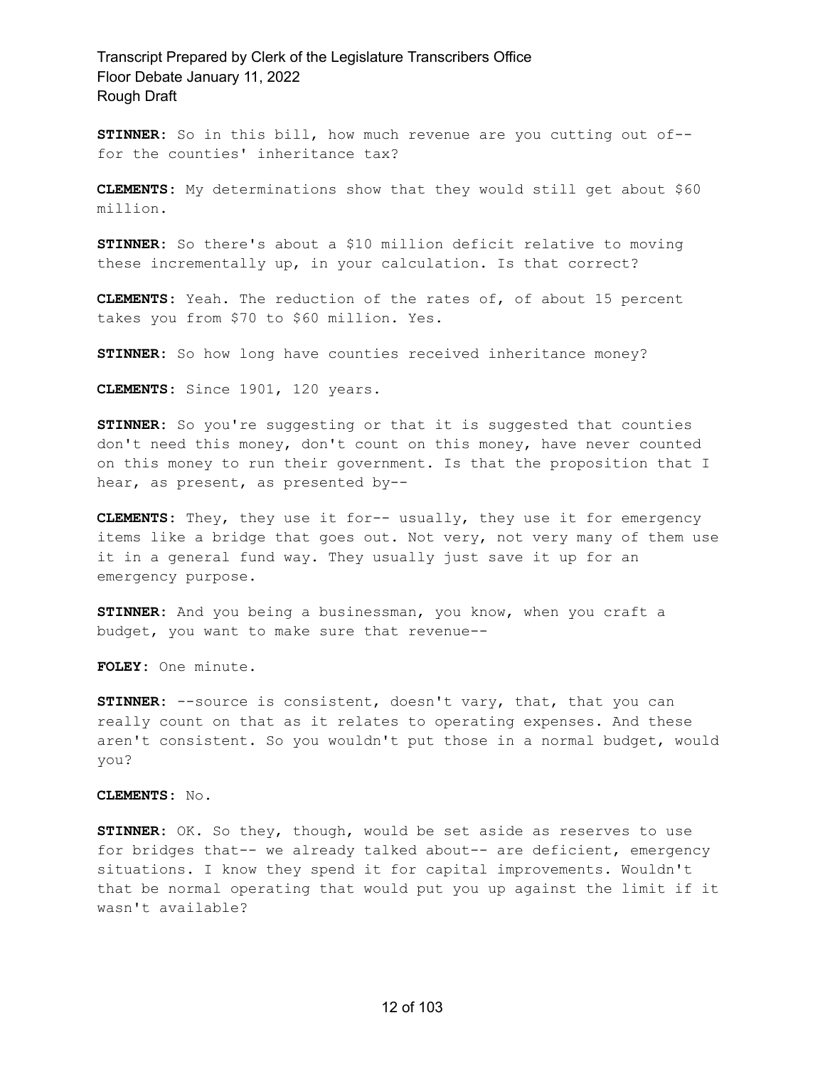**STINNER:** So in this bill, how much revenue are you cutting out of-- for the counties' inheritance tax?

**CLEMENTS:** My determinations show that they would still get about $60 million.

**STINNER:** So there's about a $10 million deficit relative to moving these incrementally up, in your calculation. Is that correct?

**CLEMENTS:** Yeah. The reduction of the rates of, of about 15 percent takes you from $70 to $60 million. Yes.

**STINNER:** So how long have counties received inheritance money?

**CLEMENTS:** Since 1901, 120 years.

**STINNER:** So you're suggesting or that it is suggested that counties don't need this money, don't count on this money, have never counted on this money to run their government. Is that the proposition that I hear, as present, as presented by--

**CLEMENTS:** They, they use it for-- usually, they use it for emergency items like a bridge that goes out. Not very, not very many of them use it in a general fund way. They usually just save it up for an emergency purpose.

**STINNER:** And you being a businessman, you know, when you craft a budget, you want to make sure that revenue--

**FOLEY:** One minute.

**STINNER:** --source is consistent, doesn't vary, that, that you can really count on that as it relates to operating expenses. And these aren't consistent. So you wouldn't put those in a normal budget, would you?

**CLEMENTS:** No.

**STINNER:** OK. So they, though, would be set aside as reserves to use for bridges that-- we already talked about-- are deficient, emergency situations. I know they spend it for capital improvements. Wouldn't that be normal operating that would put you up against the limit if it wasn't available?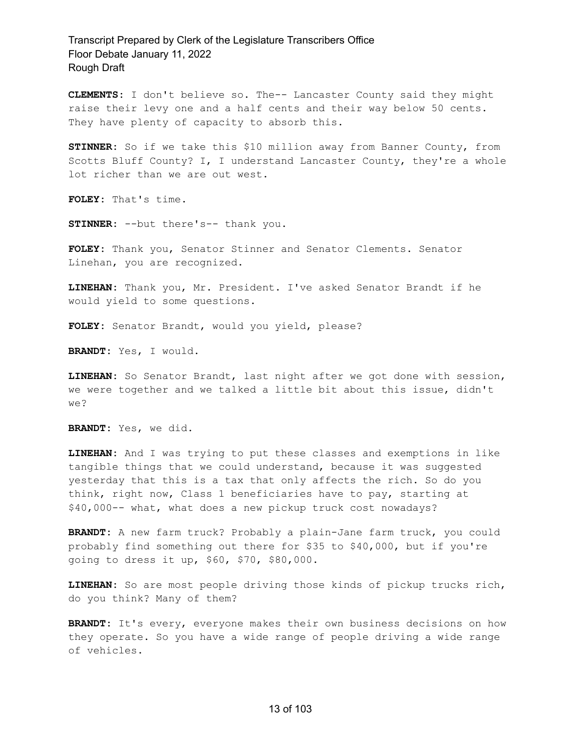**CLEMENTS:** I don't believe so. The-- Lancaster County said they might raise their levy one and a half cents and their way below 50 cents. They have plenty of capacity to absorb this.

**STINNER:** So if we take this $10 million away from Banner County, from Scotts Bluff County? I, I understand Lancaster County, they're a whole lot richer than we are out west.

**FOLEY:** That's time.

**STINNER:** --but there's-- thank you.

**FOLEY:** Thank you, Senator Stinner and Senator Clements. Senator Linehan, you are recognized.

**LINEHAN:** Thank you, Mr. President. I've asked Senator Brandt if he would yield to some questions.

**FOLEY:** Senator Brandt, would you yield, please?

**BRANDT:** Yes, I would.

**LINEHAN:** So Senator Brandt, last night after we got done with session, we were together and we talked a little bit about this issue, didn't we?

**BRANDT:** Yes, we did.

**LINEHAN:** And I was trying to put these classes and exemptions in like tangible things that we could understand, because it was suggested yesterday that this is a tax that only affects the rich. So do you think, right now, Class 1 beneficiaries have to pay, starting at $40,000-- what, what does a new pickup truck cost nowadays?

**BRANDT:** A new farm truck? Probably a plain-Jane farm truck, you could probably find something out there for $35 to $40,000, but if you're going to dress it up, $60, $70, $80,000.

**LINEHAN:** So are most people driving those kinds of pickup trucks rich, do you think? Many of them?

**BRANDT:** It's every, everyone makes their own business decisions on how they operate. So you have a wide range of people driving a wide range of vehicles.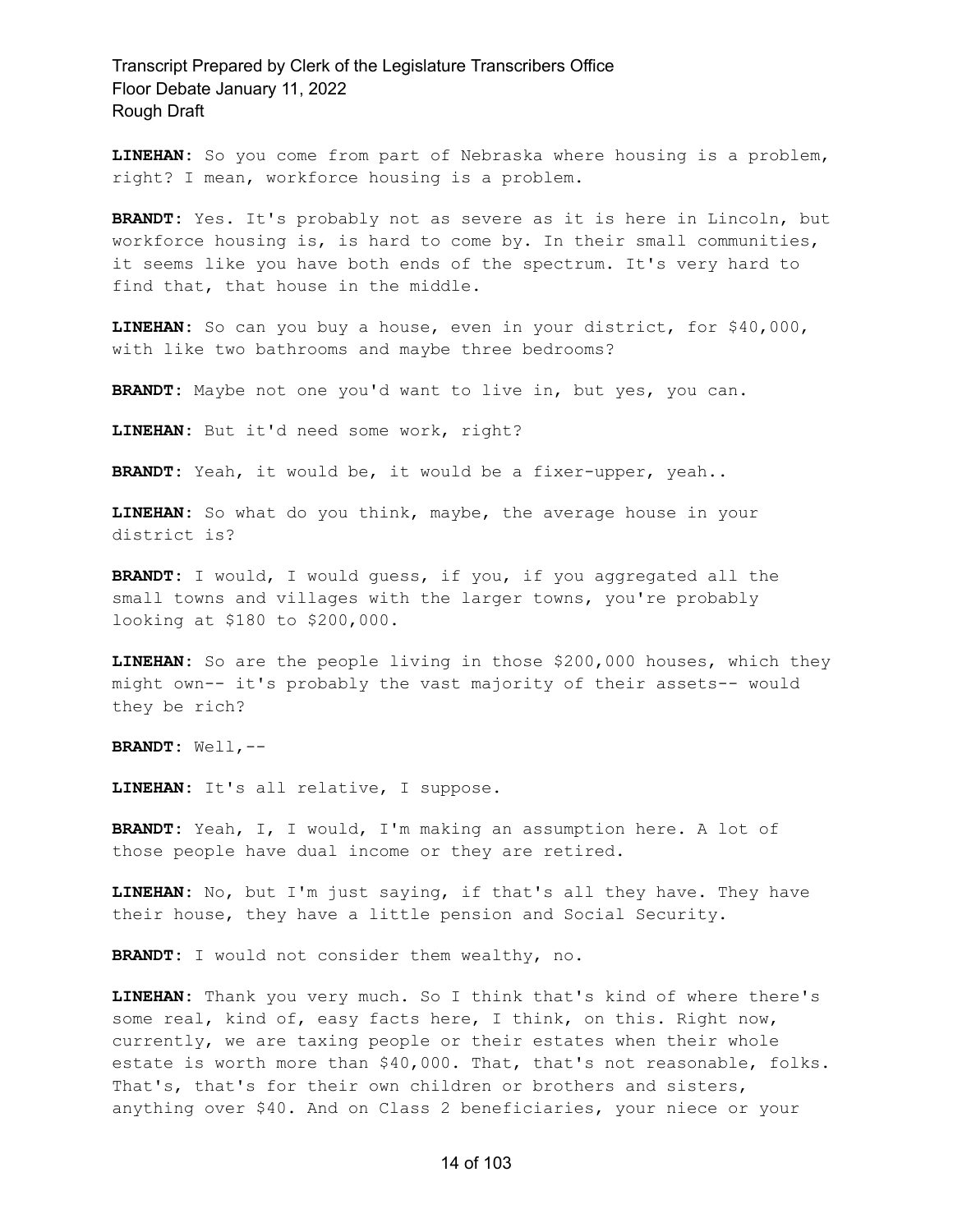**LINEHAN:** So you come from part of Nebraska where housing is a problem, right? I mean, workforce housing is a problem.

**BRANDT:** Yes. It's probably not as severe as it is here in Lincoln, but workforce housing is, is hard to come by. In their small communities, it seems like you have both ends of the spectrum. It's very hard to find that, that house in the middle.

**LINEHAN:** So can you buy a house, even in your district, for $40,000, with like two bathrooms and maybe three bedrooms?

**BRANDT:** Maybe not one you'd want to live in, but yes, you can.

**LINEHAN:** But it'd need some work, right?

**BRANDT:** Yeah, it would be, it would be a fixer-upper, yeah..

**LINEHAN:** So what do you think, maybe, the average house in your district is?

**BRANDT:** I would, I would guess, if you, if you aggregated all the small towns and villages with the larger towns, you're probably looking at $180 to $200,000.

**LINEHAN:** So are the people living in those $200,000 houses, which they might own-- it's probably the vast majority of their assets-- would they be rich?

**BRANDT:** Well,--

**LINEHAN:** It's all relative, I suppose.

**BRANDT:** Yeah, I, I would, I'm making an assumption here. A lot of those people have dual income or they are retired.

**LINEHAN:** No, but I'm just saying, if that's all they have. They have their house, they have a little pension and Social Security.

**BRANDT:** I would not consider them wealthy, no.

**LINEHAN:** Thank you very much. So I think that's kind of where there's some real, kind of, easy facts here, I think, on this. Right now, currently, we are taxing people or their estates when their whole estate is worth more than $40,000. That, that's not reasonable, folks. That's, that's for their own children or brothers and sisters, anything over $40. And on Class 2 beneficiaries, your niece or your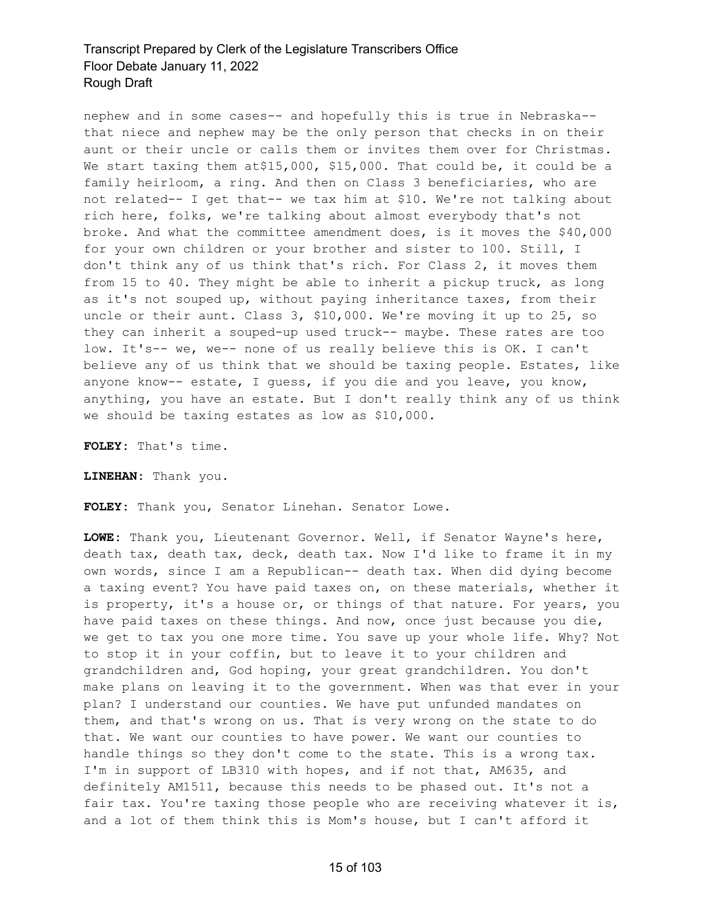nephew and in some cases-- and hopefully this is true in Nebraska-- that niece and nephew may be the only person that checks in on their aunt or their uncle or calls them or invites them over for Christmas. We start taxing them at$15,000, $15,000. That could be, it could be a family heirloom, a ring. And then on Class 3 beneficiaries, who are not related-- I get that-- we tax him at $10. We're not talking about rich here, folks, we're talking about almost everybody that's not broke. And what the committee amendment does, is it moves the $40,000 for your own children or your brother and sister to 100. Still, I don't think any of us think that's rich. For Class 2, it moves them from 15 to 40. They might be able to inherit a pickup truck, as long as it's not souped up, without paying inheritance taxes, from their uncle or their aunt. Class 3, $10,000. We're moving it up to 25, so they can inherit a souped-up used truck-- maybe. These rates are too low. It's-- we, we-- none of us really believe this is OK. I can't believe any of us think that we should be taxing people. Estates, like anyone know-- estate, I guess, if you die and you leave, you know, anything, you have an estate. But I don't really think any of us think we should be taxing estates as low as $10,000.

**FOLEY:** That's time.

**LINEHAN:** Thank you.

**FOLEY:** Thank you, Senator Linehan. Senator Lowe.

**LOWE:** Thank you, Lieutenant Governor. Well, if Senator Wayne's here, death tax, death tax, deck, death tax. Now I'd like to frame it in my own words, since I am a Republican-- death tax. When did dying become a taxing event? You have paid taxes on, on these materials, whether it is property, it's a house or, or things of that nature. For years, you have paid taxes on these things. And now, once just because you die, we get to tax you one more time. You save up your whole life. Why? Not to stop it in your coffin, but to leave it to your children and grandchildren and, God hoping, your great grandchildren. You don't make plans on leaving it to the government. When was that ever in your plan? I understand our counties. We have put unfunded mandates on them, and that's wrong on us. That is very wrong on the state to do that. We want our counties to have power. We want our counties to handle things so they don't come to the state. This is a wrong tax. I'm in support of LB310 with hopes, and if not that, AM635, and definitely AM1511, because this needs to be phased out. It's not a fair tax. You're taxing those people who are receiving whatever it is, and a lot of them think this is Mom's house, but I can't afford it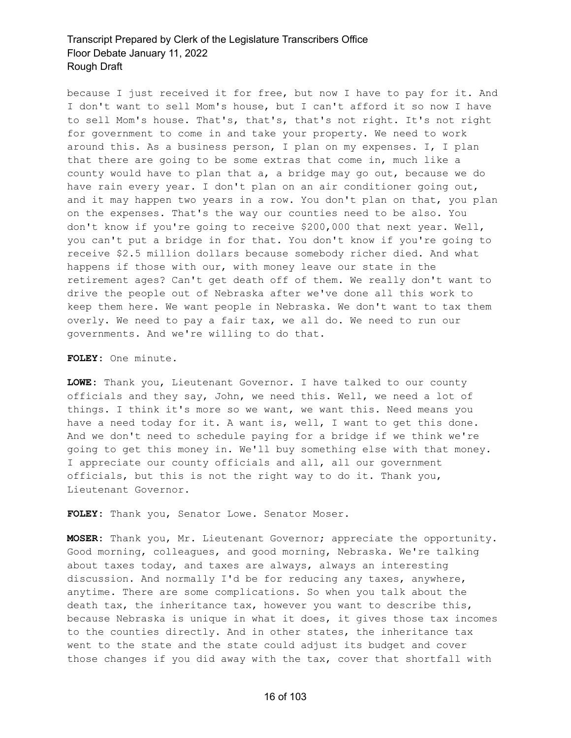because I just received it for free, but now I have to pay for it. And I don't want to sell Mom's house, but I can't afford it so now I have to sell Mom's house. That's, that's, that's not right. It's not right for government to come in and take your property. We need to work around this. As a business person, I plan on my expenses. I, I plan that there are going to be some extras that come in, much like a county would have to plan that a, a bridge may go out, because we do have rain every year. I don't plan on an air conditioner going out, and it may happen two years in a row. You don't plan on that, you plan on the expenses. That's the way our counties need to be also. You don't know if you're going to receive $200,000 that next year. Well, you can't put a bridge in for that. You don't know if you're going to receive $2.5 million dollars because somebody richer died. And what happens if those with our, with money leave our state in the retirement ages? Can't get death off of them. We really don't want to drive the people out of Nebraska after we've done all this work to keep them here. We want people in Nebraska. We don't want to tax them overly. We need to pay a fair tax, we all do. We need to run our governments. And we're willing to do that.

**FOLEY:** One minute.

**LOWE:** Thank you, Lieutenant Governor. I have talked to our county officials and they say, John, we need this. Well, we need a lot of things. I think it's more so we want, we want this. Need means you have a need today for it. A want is, well, I want to get this done. And we don't need to schedule paying for a bridge if we think we're going to get this money in. We'll buy something else with that money. I appreciate our county officials and all, all our government officials, but this is not the right way to do it. Thank you, Lieutenant Governor.

**FOLEY:** Thank you, Senator Lowe. Senator Moser.

**MOSER:** Thank you, Mr. Lieutenant Governor; appreciate the opportunity. Good morning, colleagues, and good morning, Nebraska. We're talking about taxes today, and taxes are always, always an interesting discussion. And normally I'd be for reducing any taxes, anywhere, anytime. There are some complications. So when you talk about the death tax, the inheritance tax, however you want to describe this, because Nebraska is unique in what it does, it gives those tax incomes to the counties directly. And in other states, the inheritance tax went to the state and the state could adjust its budget and cover those changes if you did away with the tax, cover that shortfall with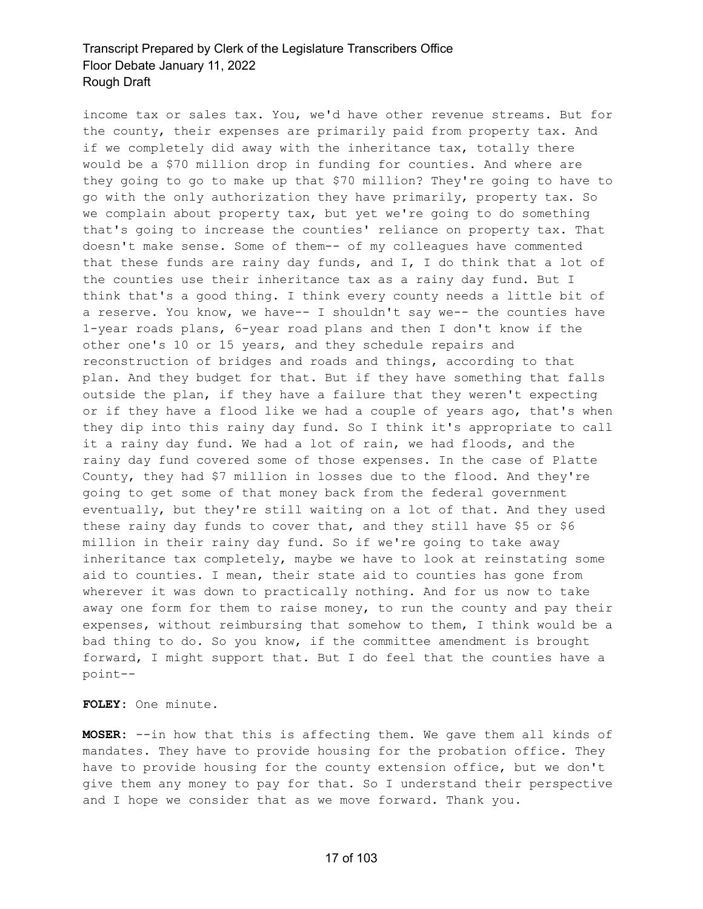income tax or sales tax. You, we'd have other revenue streams. But for the county, their expenses are primarily paid from property tax. And if we completely did away with the inheritance tax, totally there would be a $70 million drop in funding for counties. And where are they going to go to make up that $70 million? They're going to have to go with the only authorization they have primarily, property tax. So we complain about property tax, but yet we're going to do something that's going to increase the counties' reliance on property tax. That doesn't make sense. Some of them-- of my colleagues have commented that these funds are rainy day funds, and I, I do think that a lot of the counties use their inheritance tax as a rainy day fund. But I think that's a good thing. I think every county needs a little bit of a reserve. You know, we have-- I shouldn't say we-- the counties have 1-year roads plans, 6-year road plans and then I don't know if the other one's 10 or 15 years, and they schedule repairs and reconstruction of bridges and roads and things, according to that plan. And they budget for that. But if they have something that falls outside the plan, if they have a failure that they weren't expecting or if they have a flood like we had a couple of years ago, that's when they dip into this rainy day fund. So I think it's appropriate to call it a rainy day fund. We had a lot of rain, we had floods, and the rainy day fund covered some of those expenses. In the case of Platte County, they had $7 million in losses due to the flood. And they're going to get some of that money back from the federal government eventually, but they're still waiting on a lot of that. And they used these rainy day funds to cover that, and they still have $5 or $6 million in their rainy day fund. So if we're going to take away inheritance tax completely, maybe we have to look at reinstating some aid to counties. I mean, their state aid to counties has gone from wherever it was down to practically nothing. And for us now to take away one form for them to raise money, to run the county and pay their expenses, without reimbursing that somehow to them, I think would be a bad thing to do. So you know, if the committee amendment is brought forward, I might support that. But I do feel that the counties have a point--

**FOLEY:** One minute.

**MOSER:** --in how that this is affecting them. We gave them all kinds of mandates. They have to provide housing for the probation office. They have to provide housing for the county extension office, but we don't give them any money to pay for that. So I understand their perspective and I hope we consider that as we move forward. Thank you.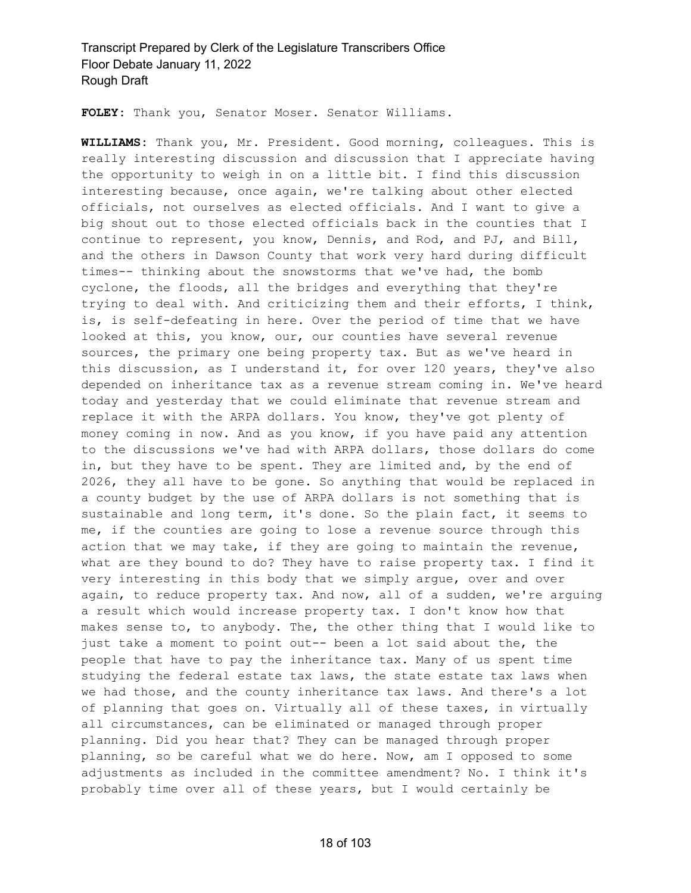**FOLEY:** Thank you, Senator Moser. Senator Williams.

**WILLIAMS:** Thank you, Mr. President. Good morning, colleagues. This is really interesting discussion and discussion that I appreciate having the opportunity to weigh in on a little bit. I find this discussion interesting because, once again, we're talking about other elected officials, not ourselves as elected officials. And I want to give a big shout out to those elected officials back in the counties that I continue to represent, you know, Dennis, and Rod, and PJ, and Bill, and the others in Dawson County that work very hard during difficult times-- thinking about the snowstorms that we've had, the bomb cyclone, the floods, all the bridges and everything that they're trying to deal with. And criticizing them and their efforts, I think, is, is self-defeating in here. Over the period of time that we have looked at this, you know, our, our counties have several revenue sources, the primary one being property tax. But as we've heard in this discussion, as I understand it, for over 120 years, they've also depended on inheritance tax as a revenue stream coming in. We've heard today and yesterday that we could eliminate that revenue stream and replace it with the ARPA dollars. You know, they've got plenty of money coming in now. And as you know, if you have paid any attention to the discussions we've had with ARPA dollars, those dollars do come in, but they have to be spent. They are limited and, by the end of 2026, they all have to be gone. So anything that would be replaced in a county budget by the use of ARPA dollars is not something that is sustainable and long term, it's done. So the plain fact, it seems to me, if the counties are going to lose a revenue source through this action that we may take, if they are going to maintain the revenue, what are they bound to do? They have to raise property tax. I find it very interesting in this body that we simply argue, over and over again, to reduce property tax. And now, all of a sudden, we're arguing a result which would increase property tax. I don't know how that makes sense to, to anybody. The, the other thing that I would like to just take a moment to point out-- been a lot said about the, the people that have to pay the inheritance tax. Many of us spent time studying the federal estate tax laws, the state estate tax laws when we had those, and the county inheritance tax laws. And there's a lot of planning that goes on. Virtually all of these taxes, in virtually all circumstances, can be eliminated or managed through proper planning. Did you hear that? They can be managed through proper planning, so be careful what we do here. Now, am I opposed to some adjustments as included in the committee amendment? No. I think it's probably time over all of these years, but I would certainly be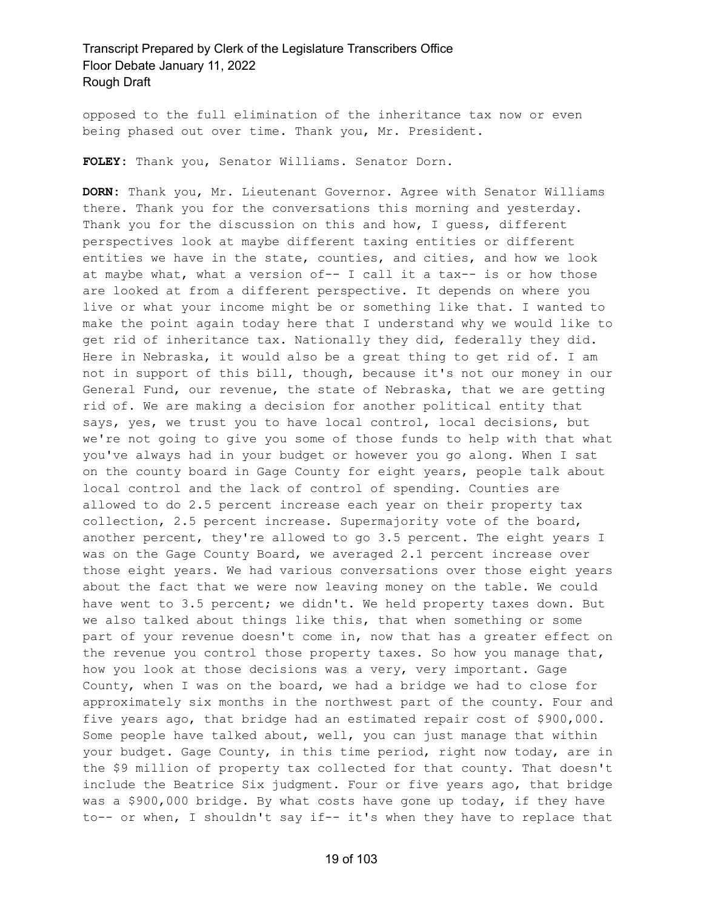opposed to the full elimination of the inheritance tax now or even being phased out over time. Thank you, Mr. President.

**FOLEY:** Thank you, Senator Williams. Senator Dorn.

**DORN:** Thank you, Mr. Lieutenant Governor. Agree with Senator Williams there. Thank you for the conversations this morning and yesterday. Thank you for the discussion on this and how, I guess, different perspectives look at maybe different taxing entities or different entities we have in the state, counties, and cities, and how we look at maybe what, what a version of-- I call it a tax-- is or how those are looked at from a different perspective. It depends on where you live or what your income might be or something like that. I wanted to make the point again today here that I understand why we would like to get rid of inheritance tax. Nationally they did, federally they did. Here in Nebraska, it would also be a great thing to get rid of. I am not in support of this bill, though, because it's not our money in our General Fund, our revenue, the state of Nebraska, that we are getting rid of. We are making a decision for another political entity that says, yes, we trust you to have local control, local decisions, but we're not going to give you some of those funds to help with that what you've always had in your budget or however you go along. When I sat on the county board in Gage County for eight years, people talk about local control and the lack of control of spending. Counties are allowed to do 2.5 percent increase each year on their property tax collection, 2.5 percent increase. Supermajority vote of the board, another percent, they're allowed to go 3.5 percent. The eight years I was on the Gage County Board, we averaged 2.1 percent increase over those eight years. We had various conversations over those eight years about the fact that we were now leaving money on the table. We could have went to 3.5 percent; we didn't. We held property taxes down. But we also talked about things like this, that when something or some part of your revenue doesn't come in, now that has a greater effect on the revenue you control those property taxes. So how you manage that, how you look at those decisions was a very, very important. Gage County, when I was on the board, we had a bridge we had to close for approximately six months in the northwest part of the county. Four and five years ago, that bridge had an estimated repair cost of $900,000. Some people have talked about, well, you can just manage that within your budget. Gage County, in this time period, right now today, are in the $9 million of property tax collected for that county. That doesn't include the Beatrice Six judgment. Four or five years ago, that bridge was a $900,000 bridge. By what costs have gone up today, if they have to-- or when, I shouldn't say if-- it's when they have to replace that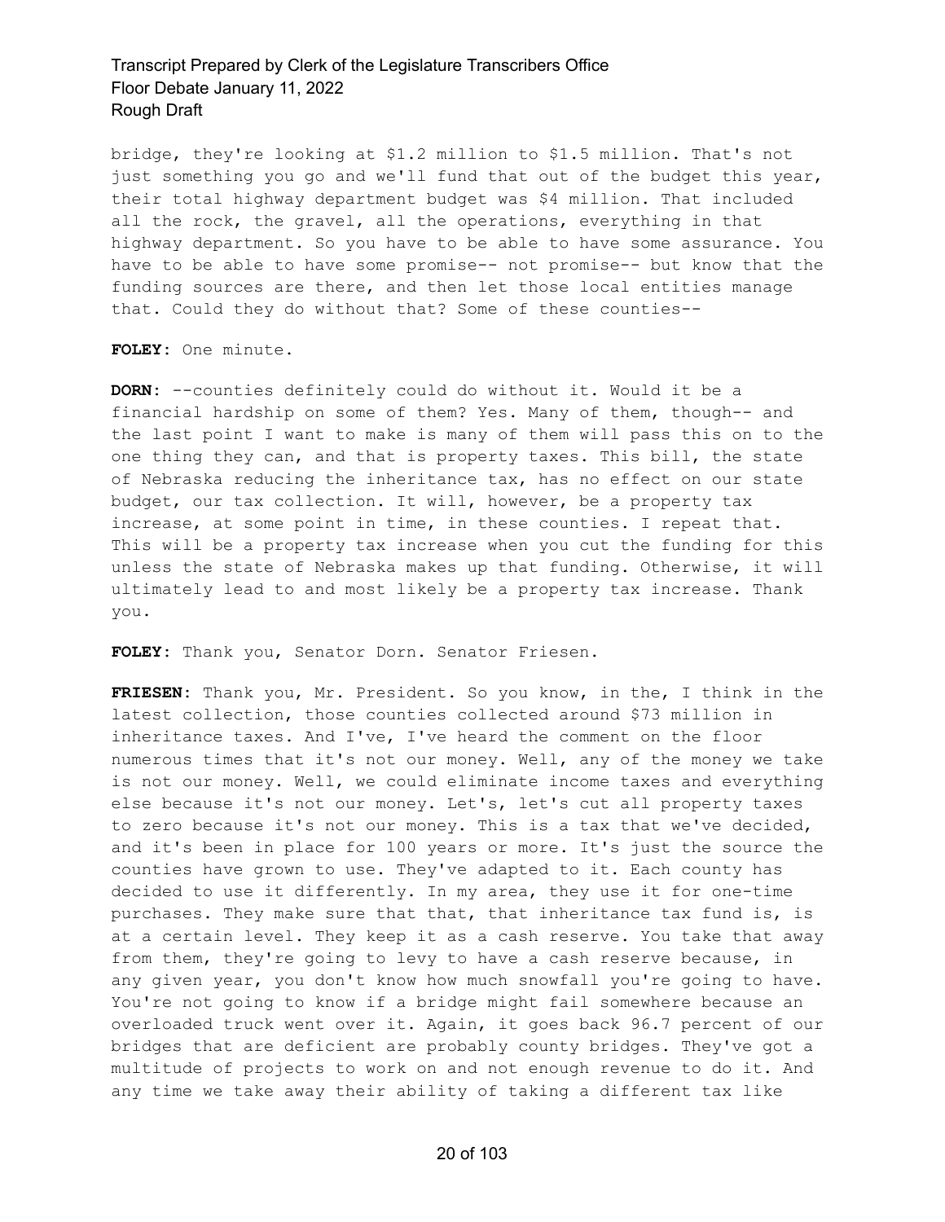bridge, they're looking at $1.2 million to $1.5 million. That's not just something you go and we'll fund that out of the budget this year, their total highway department budget was $4 million. That included all the rock, the gravel, all the operations, everything in that highway department. So you have to be able to have some assurance. You have to be able to have some promise-- not promise-- but know that the funding sources are there, and then let those local entities manage that. Could they do without that? Some of these counties--

**FOLEY:** One minute.

**DORN:** --counties definitely could do without it. Would it be a financial hardship on some of them? Yes. Many of them, though-- and the last point I want to make is many of them will pass this on to the one thing they can, and that is property taxes. This bill, the state of Nebraska reducing the inheritance tax, has no effect on our state budget, our tax collection. It will, however, be a property tax increase, at some point in time, in these counties. I repeat that. This will be a property tax increase when you cut the funding for this unless the state of Nebraska makes up that funding. Otherwise, it will ultimately lead to and most likely be a property tax increase. Thank you.

**FOLEY:** Thank you, Senator Dorn. Senator Friesen.

**FRIESEN:** Thank you, Mr. President. So you know, in the, I think in the latest collection, those counties collected around $73 million in inheritance taxes. And I've, I've heard the comment on the floor numerous times that it's not our money. Well, any of the money we take is not our money. Well, we could eliminate income taxes and everything else because it's not our money. Let's, let's cut all property taxes to zero because it's not our money. This is a tax that we've decided, and it's been in place for 100 years or more. It's just the source the counties have grown to use. They've adapted to it. Each county has decided to use it differently. In my area, they use it for one-time purchases. They make sure that that, that inheritance tax fund is, is at a certain level. They keep it as a cash reserve. You take that away from them, they're going to levy to have a cash reserve because, in any given year, you don't know how much snowfall you're going to have. You're not going to know if a bridge might fail somewhere because an overloaded truck went over it. Again, it goes back 96.7 percent of our bridges that are deficient are probably county bridges. They've got a multitude of projects to work on and not enough revenue to do it. And any time we take away their ability of taking a different tax like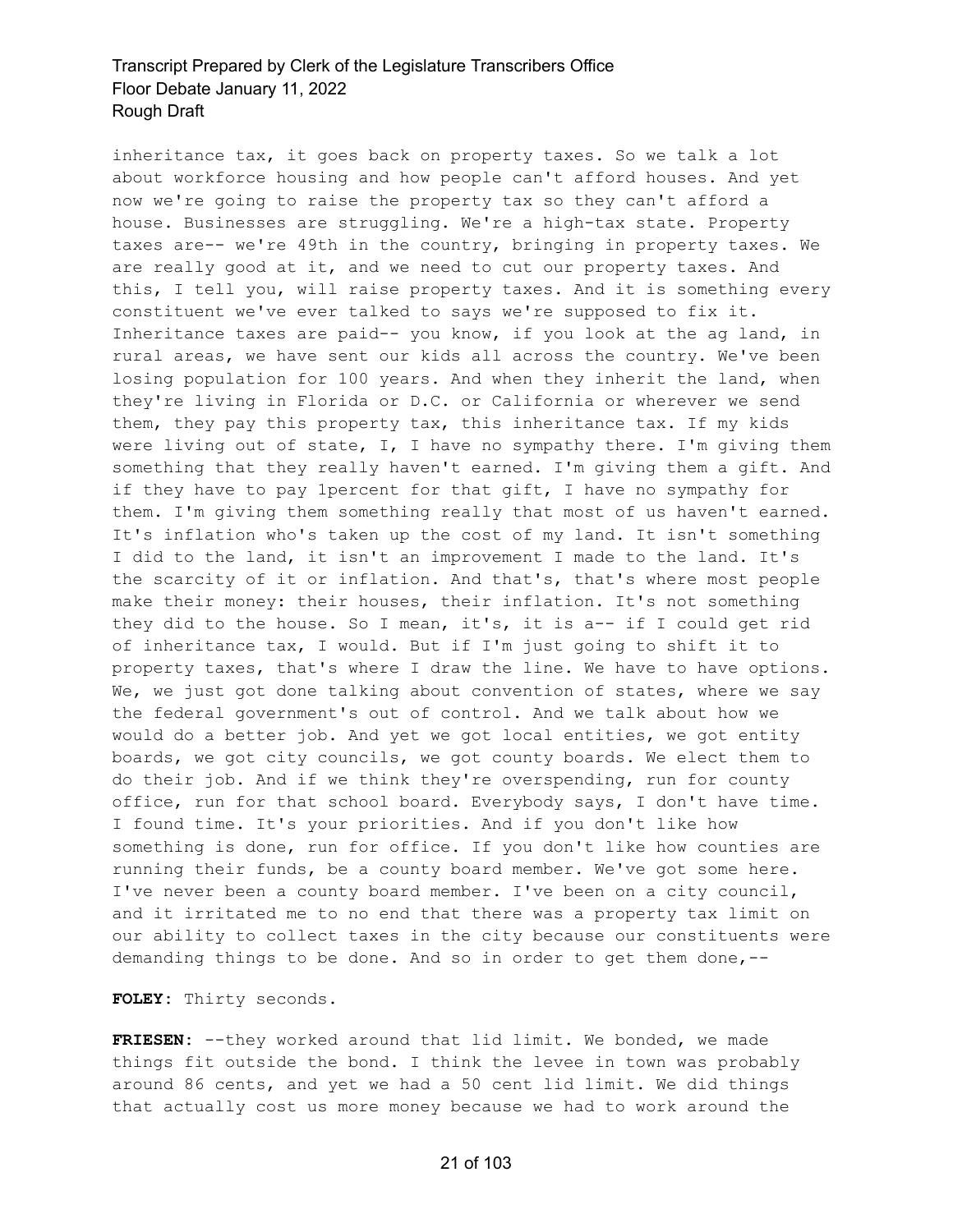inheritance tax, it goes back on property taxes. So we talk a lot about workforce housing and how people can't afford houses. And yet now we're going to raise the property tax so they can't afford a house. Businesses are struggling. We're a high-tax state. Property taxes are-- we're 49th in the country, bringing in property taxes. We are really good at it, and we need to cut our property taxes. And this, I tell you, will raise property taxes. And it is something every constituent we've ever talked to says we're supposed to fix it. Inheritance taxes are paid-- you know, if you look at the ag land, in rural areas, we have sent our kids all across the country. We've been losing population for 100 years. And when they inherit the land, when they're living in Florida or D.C. or California or wherever we send them, they pay this property tax, this inheritance tax. If my kids were living out of state, I, I have no sympathy there. I'm giving them something that they really haven't earned. I'm giving them a gift. And if they have to pay 1percent for that gift, I have no sympathy for them. I'm giving them something really that most of us haven't earned. It's inflation who's taken up the cost of my land. It isn't something I did to the land, it isn't an improvement I made to the land. It's the scarcity of it or inflation. And that's, that's where most people make their money: their houses, their inflation. It's not something they did to the house. So I mean, it's, it is a-- if I could get rid of inheritance tax, I would. But if I'm just going to shift it to property taxes, that's where I draw the line. We have to have options. We, we just got done talking about convention of states, where we say the federal government's out of control. And we talk about how we would do a better job. And yet we got local entities, we got entity boards, we got city councils, we got county boards. We elect them to do their job. And if we think they're overspending, run for county office, run for that school board. Everybody says, I don't have time. I found time. It's your priorities. And if you don't like how something is done, run for office. If you don't like how counties are running their funds, be a county board member. We've got some here. I've never been a county board member. I've been on a city council, and it irritated me to no end that there was a property tax limit on our ability to collect taxes in the city because our constituents were demanding things to be done. And so in order to get them done,--

**FOLEY:** Thirty seconds.

**FRIESEN:** --they worked around that lid limit. We bonded, we made things fit outside the bond. I think the levee in town was probably around 86 cents, and yet we had a 50 cent lid limit. We did things that actually cost us more money because we had to work around the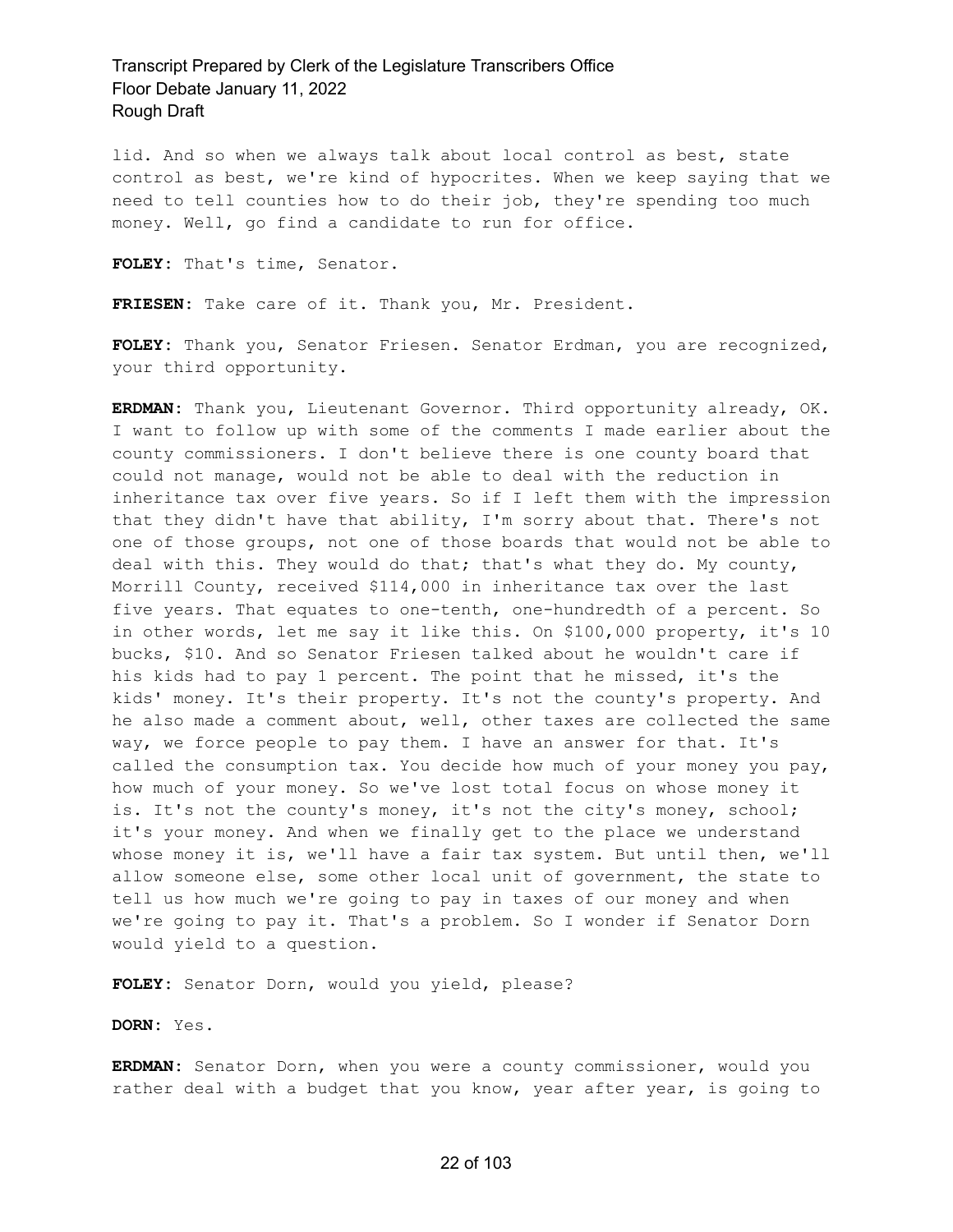lid. And so when we always talk about local control as best, state control as best, we're kind of hypocrites. When we keep saying that we need to tell counties how to do their job, they're spending too much money. Well, go find a candidate to run for office.

**FOLEY:** That's time, Senator.

**FRIESEN:** Take care of it. Thank you, Mr. President.

**FOLEY:** Thank you, Senator Friesen. Senator Erdman, you are recognized, your third opportunity.

**ERDMAN:** Thank you, Lieutenant Governor. Third opportunity already, OK. I want to follow up with some of the comments I made earlier about the county commissioners. I don't believe there is one county board that could not manage, would not be able to deal with the reduction in inheritance tax over five years. So if I left them with the impression that they didn't have that ability, I'm sorry about that. There's not one of those groups, not one of those boards that would not be able to deal with this. They would do that; that's what they do. My county, Morrill County, received $114,000 in inheritance tax over the last five years. That equates to one-tenth, one-hundredth of a percent. So in other words, let me say it like this. On $100,000 property, it's 10 bucks, $10. And so Senator Friesen talked about he wouldn't care if his kids had to pay 1 percent. The point that he missed, it's the kids' money. It's their property. It's not the county's property. And he also made a comment about, well, other taxes are collected the same way, we force people to pay them. I have an answer for that. It's called the consumption tax. You decide how much of your money you pay, how much of your money. So we've lost total focus on whose money it is. It's not the county's money, it's not the city's money, school; it's your money. And when we finally get to the place we understand whose money it is, we'll have a fair tax system. But until then, we'll allow someone else, some other local unit of government, the state to tell us how much we're going to pay in taxes of our money and when we're going to pay it. That's a problem. So I wonder if Senator Dorn would yield to a question.

**FOLEY:** Senator Dorn, would you yield, please?

**DORN:** Yes.

**ERDMAN:** Senator Dorn, when you were a county commissioner, would you rather deal with a budget that you know, year after year, is going to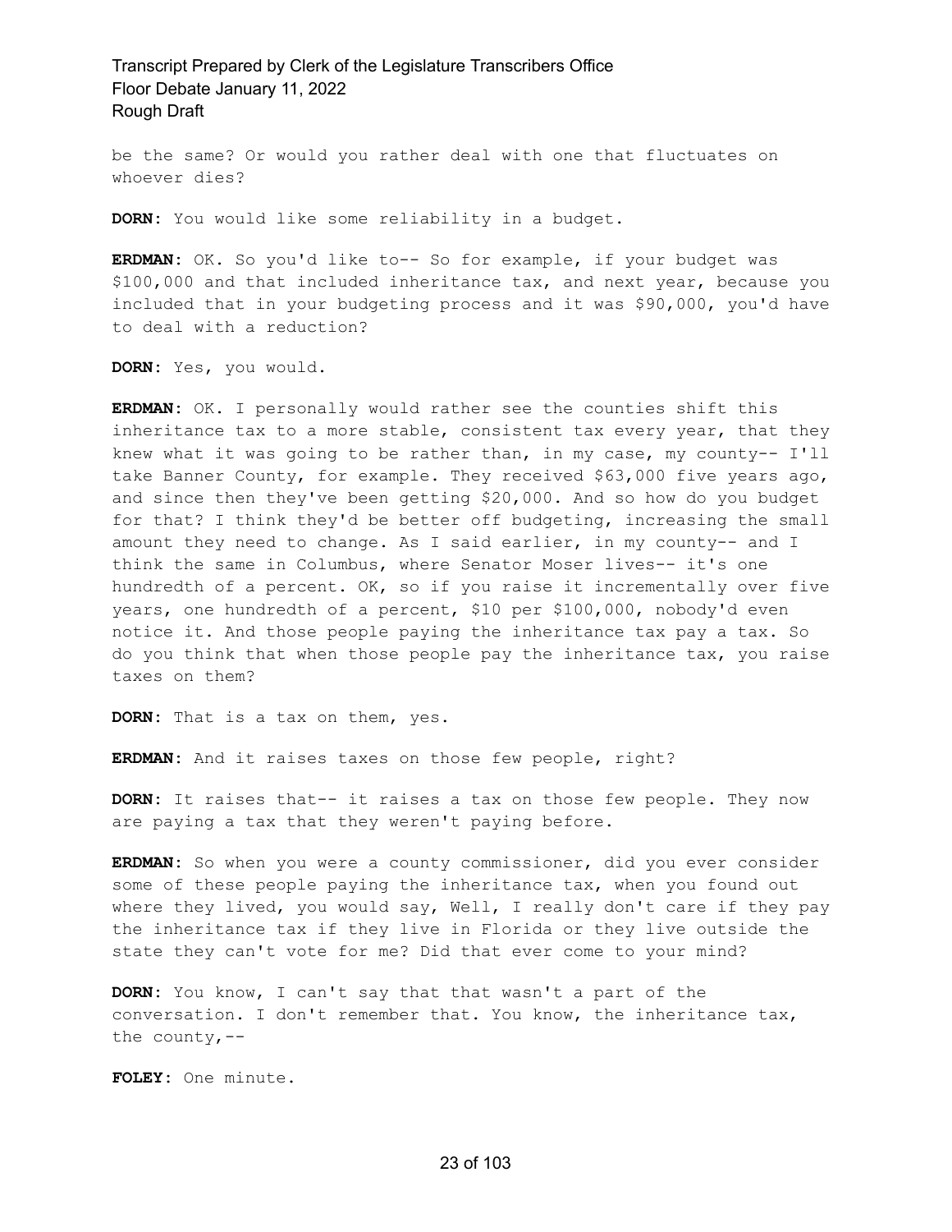be the same? Or would you rather deal with one that fluctuates on whoever dies?

**DORN:** You would like some reliability in a budget.

**ERDMAN:** OK. So you'd like to-- So for example, if your budget was $100,000 and that included inheritance tax, and next year, because you included that in your budgeting process and it was $90,000, you'd have to deal with a reduction?

**DORN:** Yes, you would.

**ERDMAN:** OK. I personally would rather see the counties shift this inheritance tax to a more stable, consistent tax every year, that they knew what it was going to be rather than, in my case, my county-- I'll take Banner County, for example. They received $63,000 five years ago, and since then they've been getting $20,000. And so how do you budget for that? I think they'd be better off budgeting, increasing the small amount they need to change. As I said earlier, in my county-- and I think the same in Columbus, where Senator Moser lives-- it's one hundredth of a percent. OK, so if you raise it incrementally over five years, one hundredth of a percent, $10 per $100,000, nobody'd even notice it. And those people paying the inheritance tax pay a tax. So do you think that when those people pay the inheritance tax, you raise taxes on them?

**DORN:** That is a tax on them, yes.

**ERDMAN:** And it raises taxes on those few people, right?

**DORN:** It raises that-- it raises a tax on those few people. They now are paying a tax that they weren't paying before.

**ERDMAN:** So when you were a county commissioner, did you ever consider some of these people paying the inheritance tax, when you found out where they lived, you would say, Well, I really don't care if they pay the inheritance tax if they live in Florida or they live outside the state they can't vote for me? Did that ever come to your mind?

**DORN:** You know, I can't say that that wasn't a part of the conversation. I don't remember that. You know, the inheritance tax, the county,--

**FOLEY:** One minute.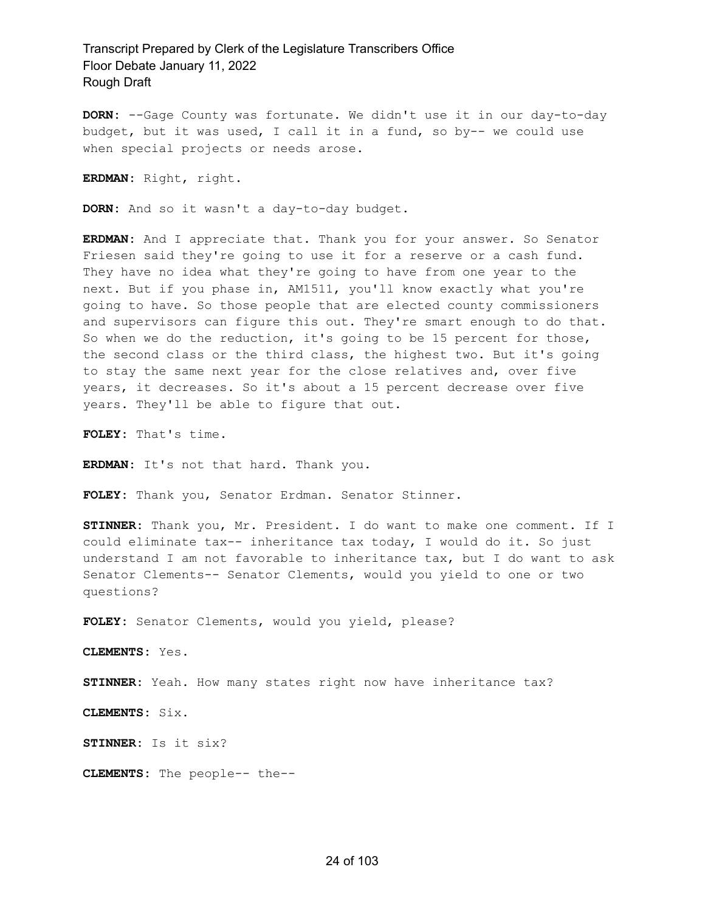**DORN:** --Gage County was fortunate. We didn't use it in our day-to-day budget, but it was used, I call it in a fund, so by-- we could use when special projects or needs arose.

**ERDMAN:** Right, right.

**DORN:** And so it wasn't a day-to-day budget.

**ERDMAN:** And I appreciate that. Thank you for your answer. So Senator Friesen said they're going to use it for a reserve or a cash fund. They have no idea what they're going to have from one year to the next. But if you phase in, AM1511, you'll know exactly what you're going to have. So those people that are elected county commissioners and supervisors can figure this out. They're smart enough to do that. So when we do the reduction, it's going to be 15 percent for those, the second class or the third class, the highest two. But it's going to stay the same next year for the close relatives and, over five years, it decreases. So it's about a 15 percent decrease over five years. They'll be able to figure that out.

**FOLEY:** That's time.

**ERDMAN:** It's not that hard. Thank you.

**FOLEY:** Thank you, Senator Erdman. Senator Stinner.

**STINNER:** Thank you, Mr. President. I do want to make one comment. If I could eliminate tax-- inheritance tax today, I would do it. So just understand I am not favorable to inheritance tax, but I do want to ask Senator Clements-- Senator Clements, would you yield to one or two questions?

**FOLEY:** Senator Clements, would you yield, please?

**CLEMENTS:** Yes.

**STINNER:** Yeah. How many states right now have inheritance tax?

**CLEMENTS:** Six.

**STINNER:** Is it six?

**CLEMENTS:** The people-- the--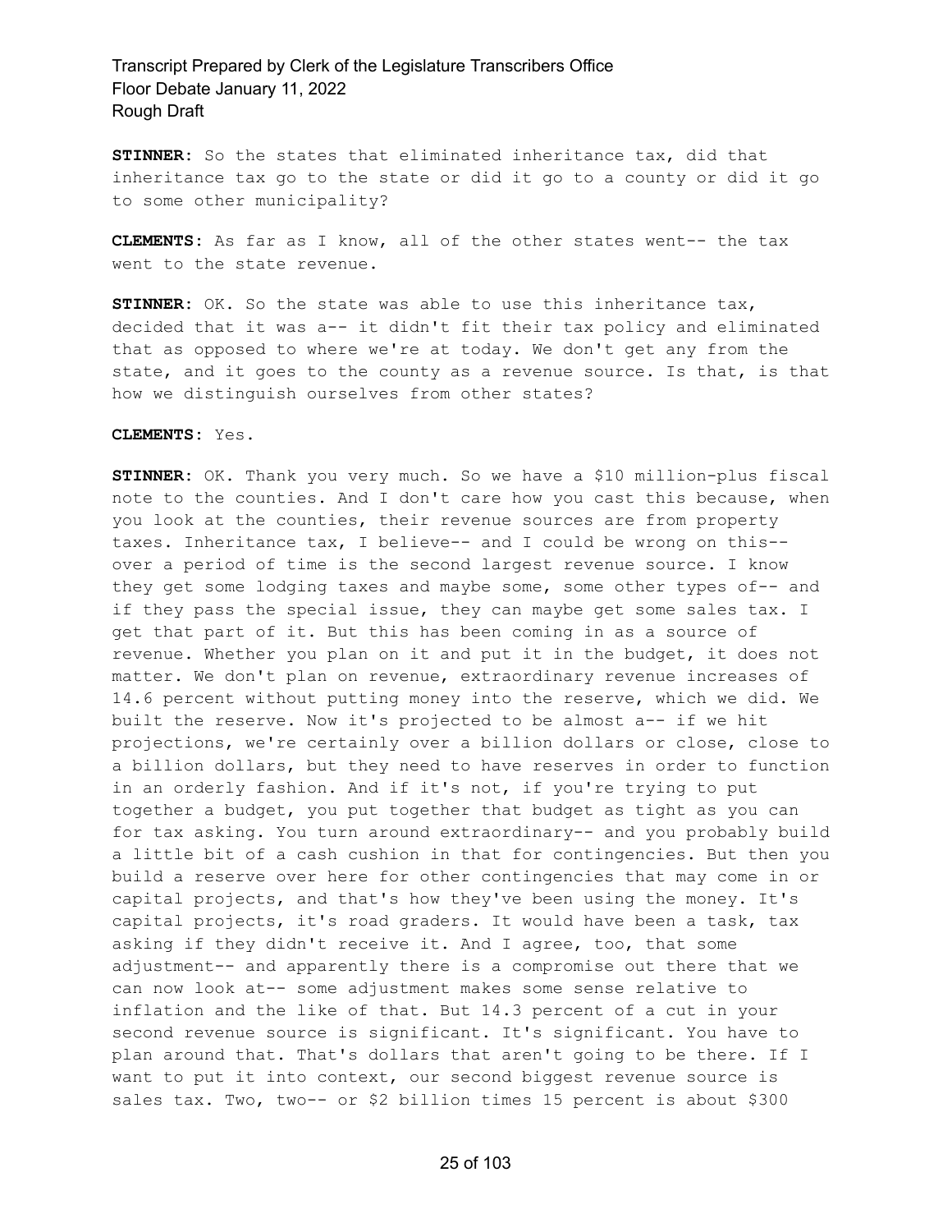**STINNER:** So the states that eliminated inheritance tax, did that inheritance tax go to the state or did it go to a county or did it go to some other municipality?

**CLEMENTS:** As far as I know, all of the other states went-- the tax went to the state revenue.

**STINNER:** OK. So the state was able to use this inheritance tax, decided that it was a-- it didn't fit their tax policy and eliminated that as opposed to where we're at today. We don't get any from the state, and it goes to the county as a revenue source. Is that, is that how we distinguish ourselves from other states?

**CLEMENTS:** Yes.

**STINNER:** OK. Thank you very much. So we have a $10 million-plus fiscal note to the counties. And I don't care how you cast this because, when you look at the counties, their revenue sources are from property taxes. Inheritance tax, I believe-- and I could be wrong on this-- over a period of time is the second largest revenue source. I know they get some lodging taxes and maybe some, some other types of-- and if they pass the special issue, they can maybe get some sales tax. I get that part of it. But this has been coming in as a source of revenue. Whether you plan on it and put it in the budget, it does not matter. We don't plan on revenue, extraordinary revenue increases of 14.6 percent without putting money into the reserve, which we did. We built the reserve. Now it's projected to be almost a-- if we hit projections, we're certainly over a billion dollars or close, close to a billion dollars, but they need to have reserves in order to function in an orderly fashion. And if it's not, if you're trying to put together a budget, you put together that budget as tight as you can for tax asking. You turn around extraordinary-- and you probably build a little bit of a cash cushion in that for contingencies. But then you build a reserve over here for other contingencies that may come in or capital projects, and that's how they've been using the money. It's capital projects, it's road graders. It would have been a task, tax asking if they didn't receive it. And I agree, too, that some adjustment-- and apparently there is a compromise out there that we can now look at-- some adjustment makes some sense relative to inflation and the like of that. But 14.3 percent of a cut in your second revenue source is significant. It's significant. You have to plan around that. That's dollars that aren't going to be there. If I want to put it into context, our second biggest revenue source is sales tax. Two, two-- or $2 billion times 15 percent is about $300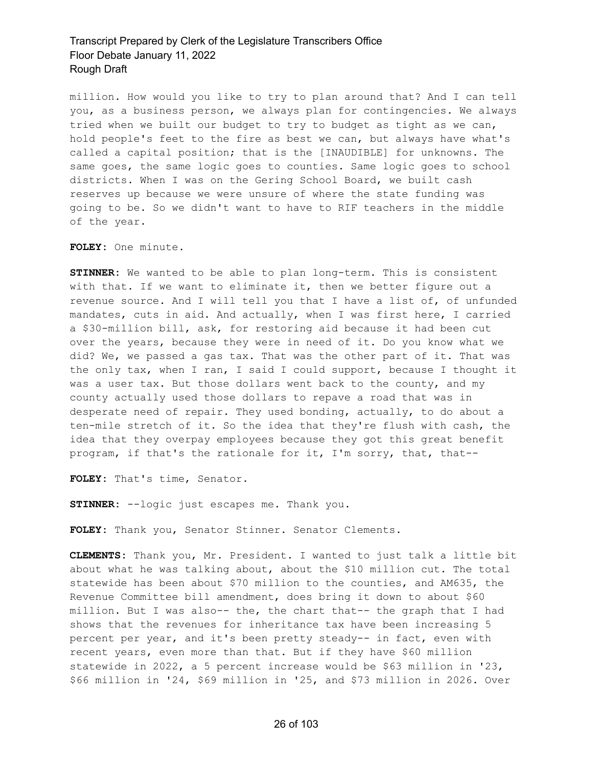million. How would you like to try to plan around that? And I can tell you, as a business person, we always plan for contingencies. We always tried when we built our budget to try to budget as tight as we can, hold people's feet to the fire as best we can, but always have what's called a capital position; that is the [INAUDIBLE] for unknowns. The same goes, the same logic goes to counties. Same logic goes to school districts. When I was on the Gering School Board, we built cash reserves up because we were unsure of where the state funding was going to be. So we didn't want to have to RIF teachers in the middle of the year.

**FOLEY:** One minute.

**STINNER:** We wanted to be able to plan long-term. This is consistent with that. If we want to eliminate it, then we better figure out a revenue source. And I will tell you that I have a list of, of unfunded mandates, cuts in aid. And actually, when I was first here, I carried a $30-million bill, ask, for restoring aid because it had been cut over the years, because they were in need of it. Do you know what we did? We, we passed a gas tax. That was the other part of it. That was the only tax, when I ran, I said I could support, because I thought it was a user tax. But those dollars went back to the county, and my county actually used those dollars to repave a road that was in desperate need of repair. They used bonding, actually, to do about a ten-mile stretch of it. So the idea that they're flush with cash, the idea that they overpay employees because they got this great benefit program, if that's the rationale for it, I'm sorry, that, that--

**FOLEY:** That's time, Senator.

**STINNER:** --logic just escapes me. Thank you.

**FOLEY:** Thank you, Senator Stinner. Senator Clements.

**CLEMENTS:** Thank you, Mr. President. I wanted to just talk a little bit about what he was talking about, about the $10 million cut. The total statewide has been about $70 million to the counties, and AM635, the Revenue Committee bill amendment, does bring it down to about $60 million. But I was also-- the, the chart that-- the graph that I had shows that the revenues for inheritance tax have been increasing 5 percent per year, and it's been pretty steady-- in fact, even with recent years, even more than that. But if they have $60 million statewide in 2022, a 5 percent increase would be $63 million in '23, $66 million in '24, $69 million in '25, and $73 million in 2026. Over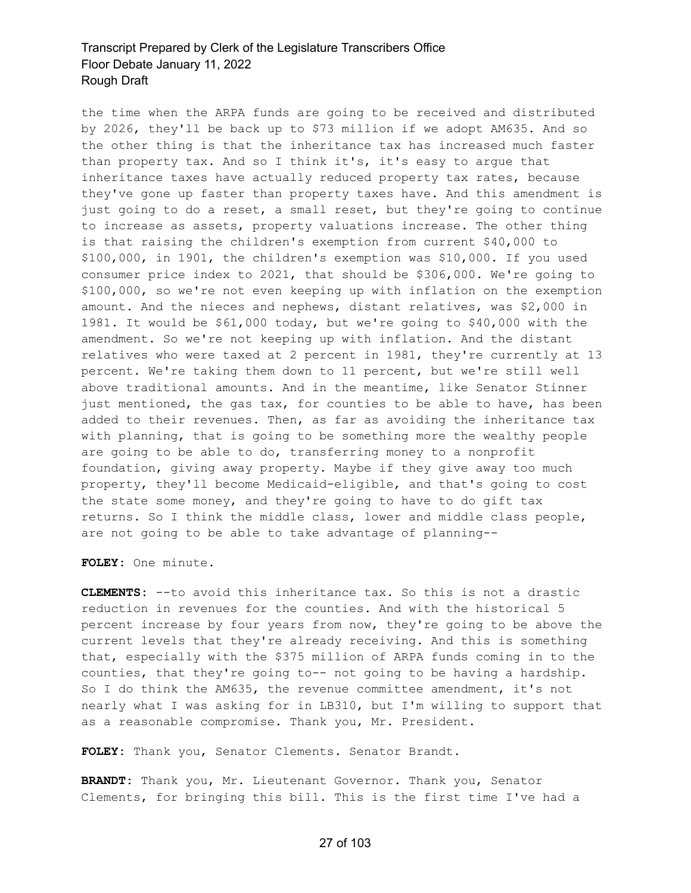the time when the ARPA funds are going to be received and distributed by 2026, they'll be back up to $73 million if we adopt AM635. And so the other thing is that the inheritance tax has increased much faster than property tax. And so I think it's, it's easy to argue that inheritance taxes have actually reduced property tax rates, because they've gone up faster than property taxes have. And this amendment is just going to do a reset, a small reset, but they're going to continue to increase as assets, property valuations increase. The other thing is that raising the children's exemption from current $40,000 to $100,000, in 1901, the children's exemption was $10,000. If you used consumer price index to 2021, that should be $306,000. We're going to $100,000, so we're not even keeping up with inflation on the exemption amount. And the nieces and nephews, distant relatives, was $2,000 in 1981. It would be $61,000 today, but we're going to $40,000 with the amendment. So we're not keeping up with inflation. And the distant relatives who were taxed at 2 percent in 1981, they're currently at 13 percent. We're taking them down to 11 percent, but we're still well above traditional amounts. And in the meantime, like Senator Stinner just mentioned, the gas tax, for counties to be able to have, has been added to their revenues. Then, as far as avoiding the inheritance tax with planning, that is going to be something more the wealthy people are going to be able to do, transferring money to a nonprofit foundation, giving away property. Maybe if they give away too much property, they'll become Medicaid-eligible, and that's going to cost the state some money, and they're going to have to do gift tax returns. So I think the middle class, lower and middle class people, are not going to be able to take advantage of planning--

**FOLEY:** One minute.

**CLEMENTS:** --to avoid this inheritance tax. So this is not a drastic reduction in revenues for the counties. And with the historical 5 percent increase by four years from now, they're going to be above the current levels that they're already receiving. And this is something that, especially with the $375 million of ARPA funds coming in to the counties, that they're going to-- not going to be having a hardship. So I do think the AM635, the revenue committee amendment, it's not nearly what I was asking for in LB310, but I'm willing to support that as a reasonable compromise. Thank you, Mr. President.

**FOLEY:** Thank you, Senator Clements. Senator Brandt.

**BRANDT:** Thank you, Mr. Lieutenant Governor. Thank you, Senator Clements, for bringing this bill. This is the first time I've had a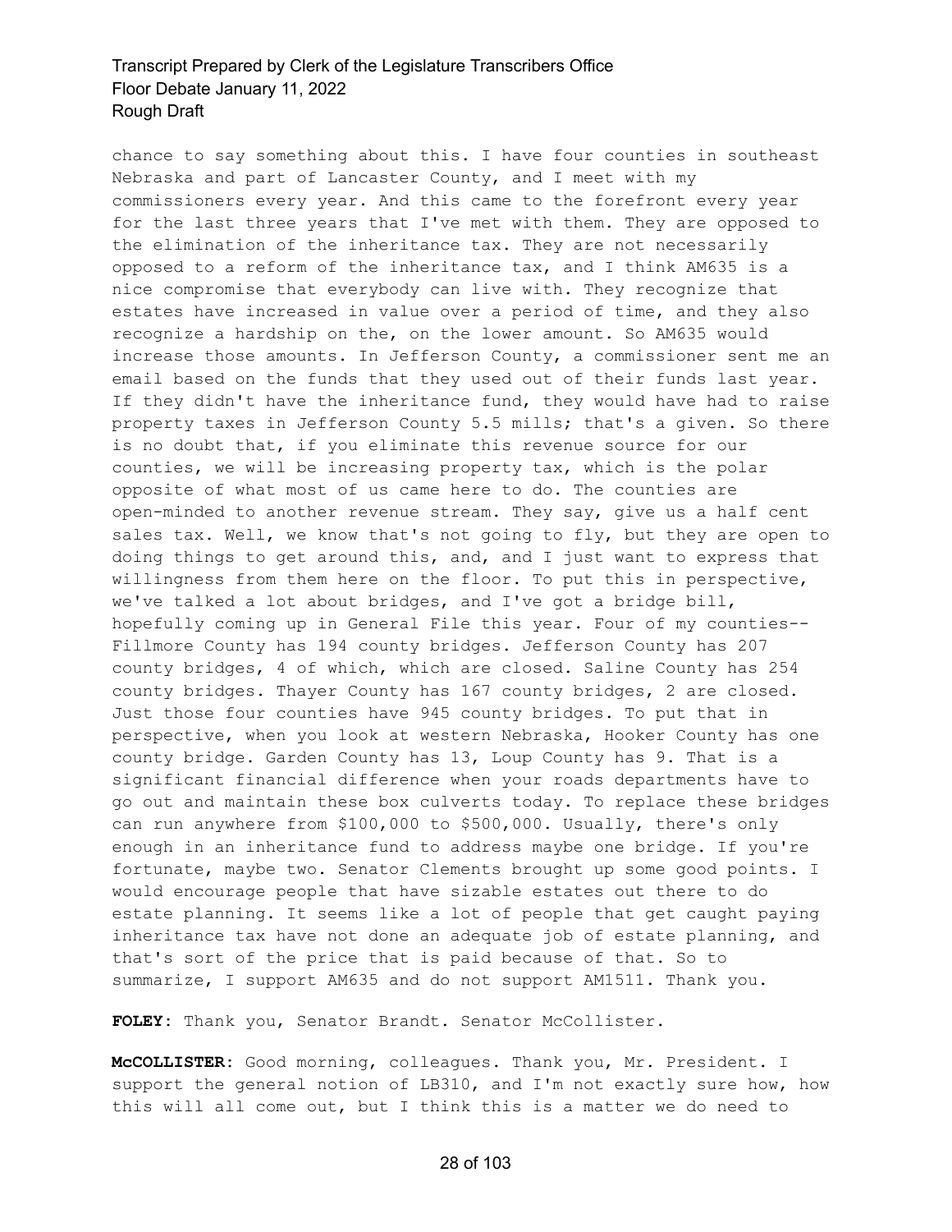chance to say something about this. I have four counties in southeast Nebraska and part of Lancaster County, and I meet with my commissioners every year. And this came to the forefront every year for the last three years that I've met with them. They are opposed to the elimination of the inheritance tax. They are not necessarily opposed to a reform of the inheritance tax, and I think AM635 is a nice compromise that everybody can live with. They recognize that estates have increased in value over a period of time, and they also recognize a hardship on the, on the lower amount. So AM635 would increase those amounts. In Jefferson County, a commissioner sent me an email based on the funds that they used out of their funds last year. If they didn't have the inheritance fund, they would have had to raise property taxes in Jefferson County 5.5 mills; that's a given. So there is no doubt that, if you eliminate this revenue source for our counties, we will be increasing property tax, which is the polar opposite of what most of us came here to do. The counties are open-minded to another revenue stream. They say, give us a half cent sales tax. Well, we know that's not going to fly, but they are open to doing things to get around this, and, and I just want to express that willingness from them here on the floor. To put this in perspective, we've talked a lot about bridges, and I've got a bridge bill, hopefully coming up in General File this year. Four of my counties-- Fillmore County has 194 county bridges. Jefferson County has 207 county bridges, 4 of which, which are closed. Saline County has 254 county bridges. Thayer County has 167 county bridges, 2 are closed. Just those four counties have 945 county bridges. To put that in perspective, when you look at western Nebraska, Hooker County has one county bridge. Garden County has 13, Loup County has 9. That is a significant financial difference when your roads departments have to go out and maintain these box culverts today. To replace these bridges can run anywhere from $100,000 to $500,000. Usually, there's only enough in an inheritance fund to address maybe one bridge. If you're fortunate, maybe two. Senator Clements brought up some good points. I would encourage people that have sizable estates out there to do estate planning. It seems like a lot of people that get caught paying inheritance tax have not done an adequate job of estate planning, and that's sort of the price that is paid because of that. So to summarize, I support AM635 and do not support AM1511. Thank you.

**FOLEY:** Thank you, Senator Brandt. Senator McCollister.

**McCOLLISTER:** Good morning, colleagues. Thank you, Mr. President. I support the general notion of LB310, and I'm not exactly sure how, how this will all come out, but I think this is a matter we do need to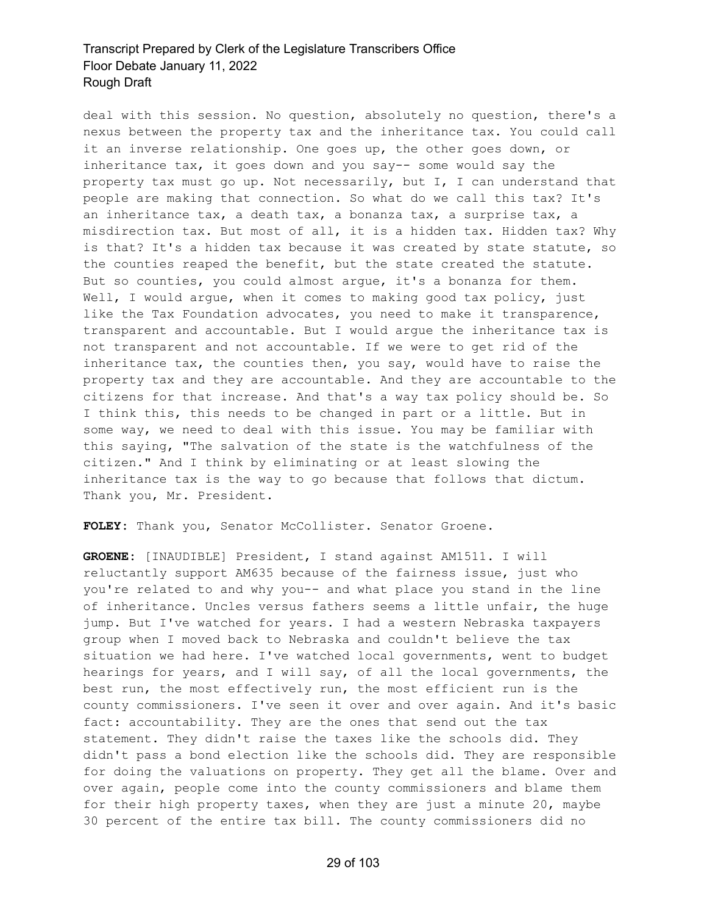deal with this session. No question, absolutely no question, there's a nexus between the property tax and the inheritance tax. You could call it an inverse relationship. One goes up, the other goes down, or inheritance tax, it goes down and you say-- some would say the property tax must go up. Not necessarily, but I, I can understand that people are making that connection. So what do we call this tax? It's an inheritance tax, a death tax, a bonanza tax, a surprise tax, a misdirection tax. But most of all, it is a hidden tax. Hidden tax? Why is that? It's a hidden tax because it was created by state statute, so the counties reaped the benefit, but the state created the statute. But so counties, you could almost argue, it's a bonanza for them. Well, I would argue, when it comes to making good tax policy, just like the Tax Foundation advocates, you need to make it transparence, transparent and accountable. But I would argue the inheritance tax is not transparent and not accountable. If we were to get rid of the inheritance tax, the counties then, you say, would have to raise the property tax and they are accountable. And they are accountable to the citizens for that increase. And that's a way tax policy should be. So I think this, this needs to be changed in part or a little. But in some way, we need to deal with this issue. You may be familiar with this saying, "The salvation of the state is the watchfulness of the citizen." And I think by eliminating or at least slowing the inheritance tax is the way to go because that follows that dictum. Thank you, Mr. President.

**FOLEY:** Thank you, Senator McCollister. Senator Groene.

**GROENE:** [INAUDIBLE] President, I stand against AM1511. I will reluctantly support AM635 because of the fairness issue, just who you're related to and why you-- and what place you stand in the line of inheritance. Uncles versus fathers seems a little unfair, the huge jump. But I've watched for years. I had a western Nebraska taxpayers group when I moved back to Nebraska and couldn't believe the tax situation we had here. I've watched local governments, went to budget hearings for years, and I will say, of all the local governments, the best run, the most effectively run, the most efficient run is the county commissioners. I've seen it over and over again. And it's basic fact: accountability. They are the ones that send out the tax statement. They didn't raise the taxes like the schools did. They didn't pass a bond election like the schools did. They are responsible for doing the valuations on property. They get all the blame. Over and over again, people come into the county commissioners and blame them for their high property taxes, when they are just a minute 20, maybe 30 percent of the entire tax bill. The county commissioners did no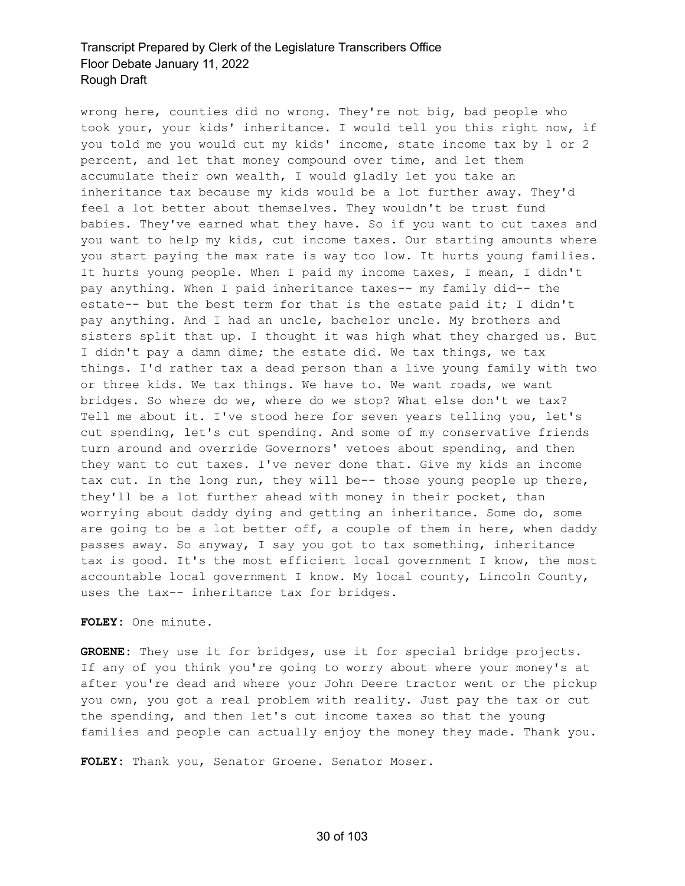wrong here, counties did no wrong. They're not big, bad people who took your, your kids' inheritance. I would tell you this right now, if you told me you would cut my kids' income, state income tax by 1 or 2 percent, and let that money compound over time, and let them accumulate their own wealth, I would gladly let you take an inheritance tax because my kids would be a lot further away. They'd feel a lot better about themselves. They wouldn't be trust fund babies. They've earned what they have. So if you want to cut taxes and you want to help my kids, cut income taxes. Our starting amounts where you start paying the max rate is way too low. It hurts young families. It hurts young people. When I paid my income taxes, I mean, I didn't pay anything. When I paid inheritance taxes-- my family did-- the estate-- but the best term for that is the estate paid it; I didn't pay anything. And I had an uncle, bachelor uncle. My brothers and sisters split that up. I thought it was high what they charged us. But I didn't pay a damn dime; the estate did. We tax things, we tax things. I'd rather tax a dead person than a live young family with two or three kids. We tax things. We have to. We want roads, we want bridges. So where do we, where do we stop? What else don't we tax? Tell me about it. I've stood here for seven years telling you, let's cut spending, let's cut spending. And some of my conservative friends turn around and override Governors' vetoes about spending, and then they want to cut taxes. I've never done that. Give my kids an income tax cut. In the long run, they will be-- those young people up there, they'll be a lot further ahead with money in their pocket, than worrying about daddy dying and getting an inheritance. Some do, some are going to be a lot better off, a couple of them in here, when daddy passes away. So anyway, I say you got to tax something, inheritance tax is good. It's the most efficient local government I know, the most accountable local government I know. My local county, Lincoln County, uses the tax-- inheritance tax for bridges.

**FOLEY:** One minute.

**GROENE:** They use it for bridges, use it for special bridge projects. If any of you think you're going to worry about where your money's at after you're dead and where your John Deere tractor went or the pickup you own, you got a real problem with reality. Just pay the tax or cut the spending, and then let's cut income taxes so that the young families and people can actually enjoy the money they made. Thank you.

**FOLEY:** Thank you, Senator Groene. Senator Moser.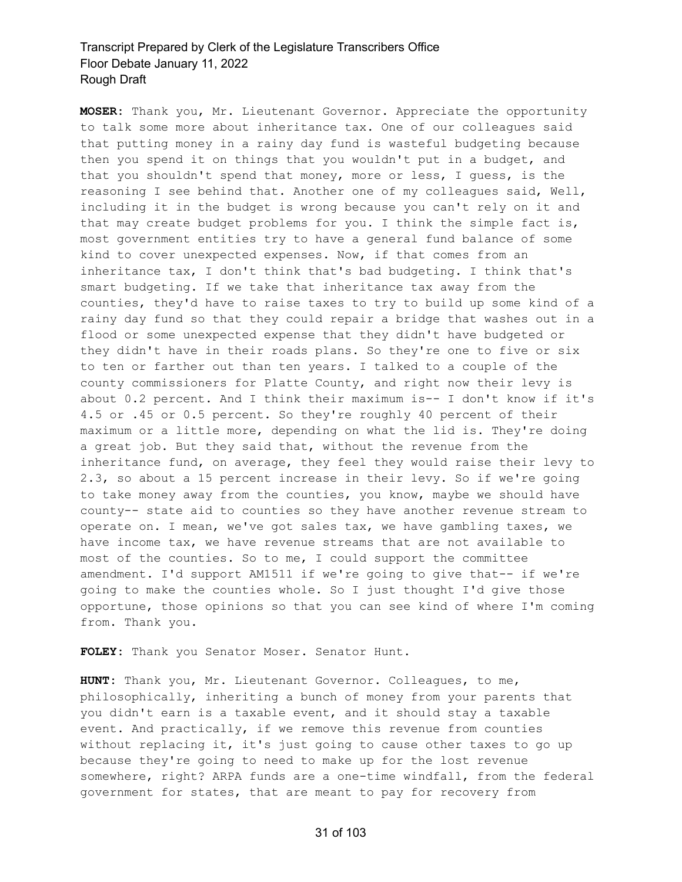**MOSER:** Thank you, Mr. Lieutenant Governor. Appreciate the opportunity to talk some more about inheritance tax. One of our colleagues said that putting money in a rainy day fund is wasteful budgeting because then you spend it on things that you wouldn't put in a budget, and that you shouldn't spend that money, more or less, I guess, is the reasoning I see behind that. Another one of my colleagues said, Well, including it in the budget is wrong because you can't rely on it and that may create budget problems for you. I think the simple fact is, most government entities try to have a general fund balance of some kind to cover unexpected expenses. Now, if that comes from an inheritance tax, I don't think that's bad budgeting. I think that's smart budgeting. If we take that inheritance tax away from the counties, they'd have to raise taxes to try to build up some kind of a rainy day fund so that they could repair a bridge that washes out in a flood or some unexpected expense that they didn't have budgeted or they didn't have in their roads plans. So they're one to five or six to ten or farther out than ten years. I talked to a couple of the county commissioners for Platte County, and right now their levy is about 0.2 percent. And I think their maximum is-- I don't know if it's 4.5 or .45 or 0.5 percent. So they're roughly 40 percent of their maximum or a little more, depending on what the lid is. They're doing a great job. But they said that, without the revenue from the inheritance fund, on average, they feel they would raise their levy to 2.3, so about a 15 percent increase in their levy. So if we're going to take money away from the counties, you know, maybe we should have county-- state aid to counties so they have another revenue stream to operate on. I mean, we've got sales tax, we have gambling taxes, we have income tax, we have revenue streams that are not available to most of the counties. So to me, I could support the committee amendment. I'd support AM1511 if we're going to give that-- if we're going to make the counties whole. So I just thought I'd give those opportune, those opinions so that you can see kind of where I'm coming from. Thank you.

**FOLEY:** Thank you Senator Moser. Senator Hunt.

**HUNT:** Thank you, Mr. Lieutenant Governor. Colleagues, to me, philosophically, inheriting a bunch of money from your parents that you didn't earn is a taxable event, and it should stay a taxable event. And practically, if we remove this revenue from counties without replacing it, it's just going to cause other taxes to go up because they're going to need to make up for the lost revenue somewhere, right? ARPA funds are a one-time windfall, from the federal government for states, that are meant to pay for recovery from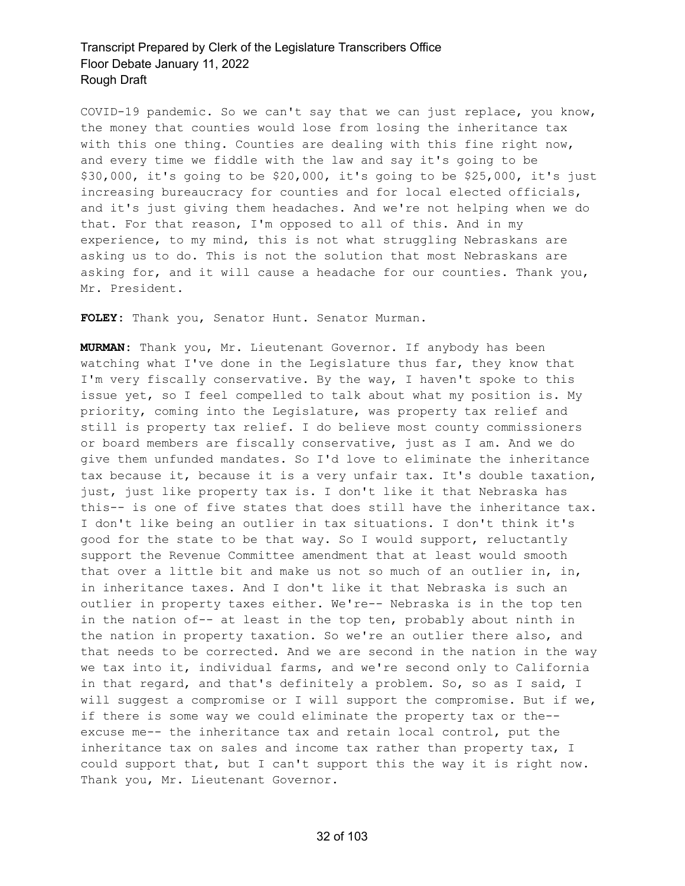COVID-19 pandemic. So we can't say that we can just replace, you know, the money that counties would lose from losing the inheritance tax with this one thing. Counties are dealing with this fine right now, and every time we fiddle with the law and say it's going to be $30,000, it's going to be $20,000, it's going to be $25,000, it's just increasing bureaucracy for counties and for local elected officials, and it's just giving them headaches. And we're not helping when we do that. For that reason, I'm opposed to all of this. And in my experience, to my mind, this is not what struggling Nebraskans are asking us to do. This is not the solution that most Nebraskans are asking for, and it will cause a headache for our counties. Thank you, Mr. President.

**FOLEY:** Thank you, Senator Hunt. Senator Murman.

**MURMAN:** Thank you, Mr. Lieutenant Governor. If anybody has been watching what I've done in the Legislature thus far, they know that I'm very fiscally conservative. By the way, I haven't spoke to this issue yet, so I feel compelled to talk about what my position is. My priority, coming into the Legislature, was property tax relief and still is property tax relief. I do believe most county commissioners or board members are fiscally conservative, just as I am. And we do give them unfunded mandates. So I'd love to eliminate the inheritance tax because it, because it is a very unfair tax. It's double taxation, just, just like property tax is. I don't like it that Nebraska has this-- is one of five states that does still have the inheritance tax. I don't like being an outlier in tax situations. I don't think it's good for the state to be that way. So I would support, reluctantly support the Revenue Committee amendment that at least would smooth that over a little bit and make us not so much of an outlier in, in, in inheritance taxes. And I don't like it that Nebraska is such an outlier in property taxes either. We're-- Nebraska is in the top ten in the nation of-- at least in the top ten, probably about ninth in the nation in property taxation. So we're an outlier there also, and that needs to be corrected. And we are second in the nation in the way we tax into it, individual farms, and we're second only to California in that regard, and that's definitely a problem. So, so as I said, I will suggest a compromise or I will support the compromise. But if we, if there is some way we could eliminate the property tax or the-- excuse me-- the inheritance tax and retain local control, put the inheritance tax on sales and income tax rather than property tax, I could support that, but I can't support this the way it is right now. Thank you, Mr. Lieutenant Governor.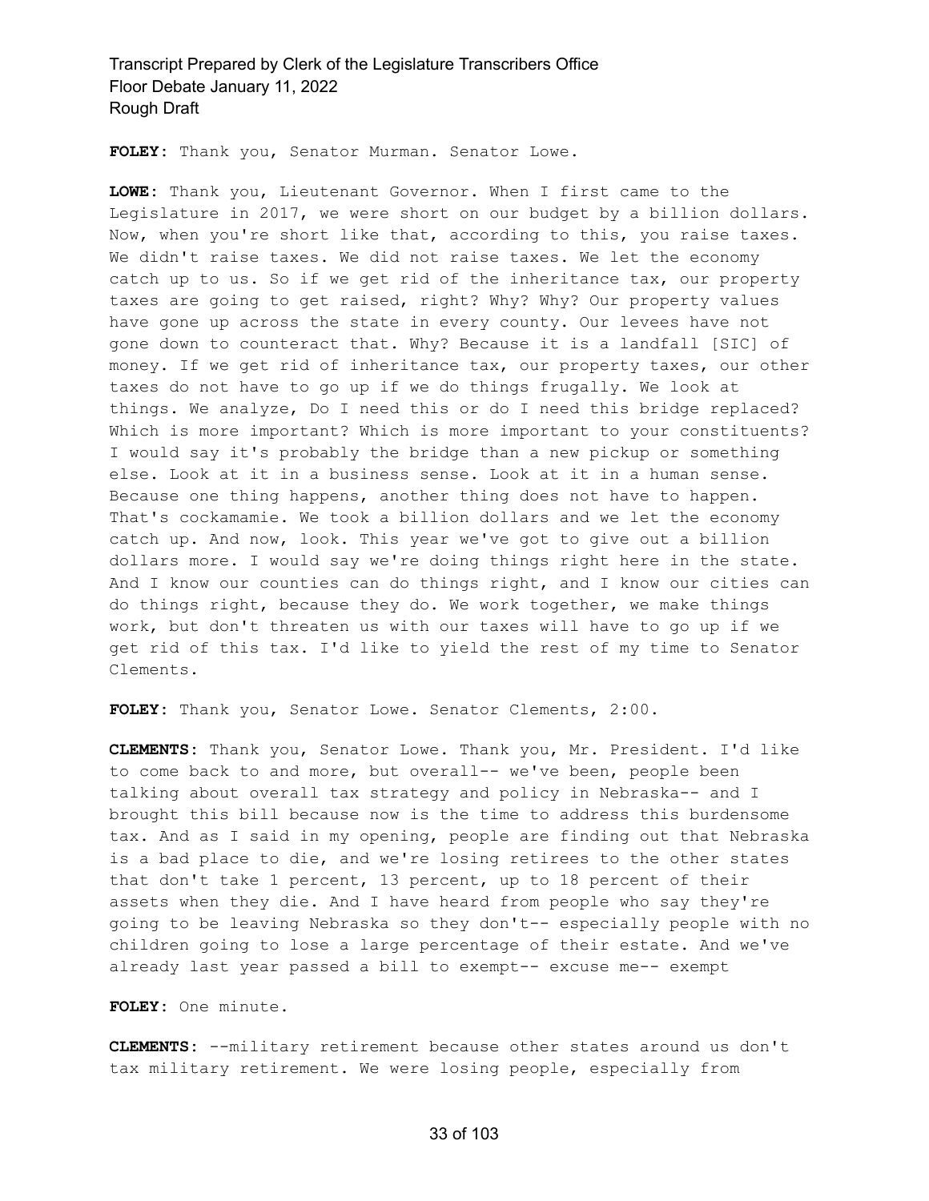**FOLEY:** Thank you, Senator Murman. Senator Lowe.

**LOWE:** Thank you, Lieutenant Governor. When I first came to the Legislature in 2017, we were short on our budget by a billion dollars. Now, when you're short like that, according to this, you raise taxes. We didn't raise taxes. We did not raise taxes. We let the economy catch up to us. So if we get rid of the inheritance tax, our property taxes are going to get raised, right? Why? Why? Our property values have gone up across the state in every county. Our levees have not gone down to counteract that. Why? Because it is a landfall [SIC] of money. If we get rid of inheritance tax, our property taxes, our other taxes do not have to go up if we do things frugally. We look at things. We analyze, Do I need this or do I need this bridge replaced? Which is more important? Which is more important to your constituents? I would say it's probably the bridge than a new pickup or something else. Look at it in a business sense. Look at it in a human sense. Because one thing happens, another thing does not have to happen. That's cockamamie. We took a billion dollars and we let the economy catch up. And now, look. This year we've got to give out a billion dollars more. I would say we're doing things right here in the state. And I know our counties can do things right, and I know our cities can do things right, because they do. We work together, we make things work, but don't threaten us with our taxes will have to go up if we get rid of this tax. I'd like to yield the rest of my time to Senator Clements.

**FOLEY:** Thank you, Senator Lowe. Senator Clements, 2:00.

**CLEMENTS:** Thank you, Senator Lowe. Thank you, Mr. President. I'd like to come back to and more, but overall-- we've been, people been talking about overall tax strategy and policy in Nebraska-- and I brought this bill because now is the time to address this burdensome tax. And as I said in my opening, people are finding out that Nebraska is a bad place to die, and we're losing retirees to the other states that don't take 1 percent, 13 percent, up to 18 percent of their assets when they die. And I have heard from people who say they're going to be leaving Nebraska so they don't-- especially people with no children going to lose a large percentage of their estate. And we've already last year passed a bill to exempt-- excuse me-- exempt

**FOLEY:** One minute.

**CLEMENTS:** --military retirement because other states around us don't tax military retirement. We were losing people, especially from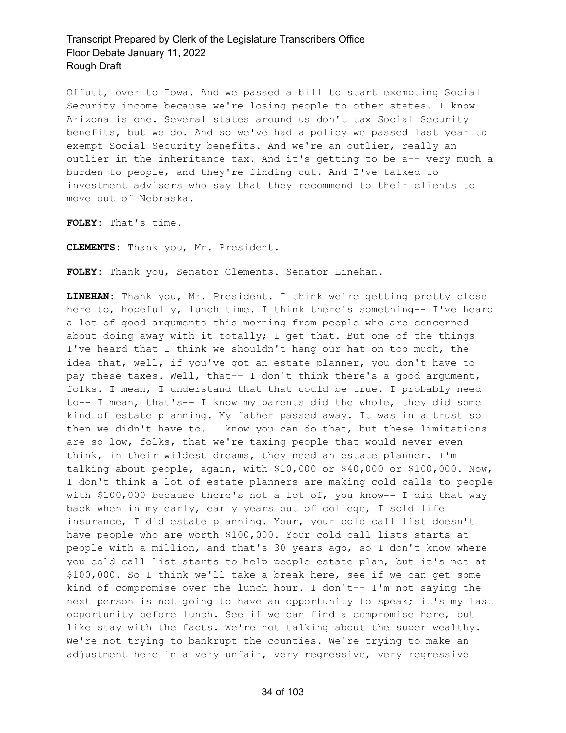Offutt, over to Iowa. And we passed a bill to start exempting Social Security income because we're losing people to other states. I know Arizona is one. Several states around us don't tax Social Security benefits, but we do. And so we've had a policy we passed last year to exempt Social Security benefits. And we're an outlier, really an outlier in the inheritance tax. And it's getting to be a-- very much a burden to people, and they're finding out. And I've talked to investment advisers who say that they recommend to their clients to move out of Nebraska.

**FOLEY:** That's time.

**CLEMENTS:** Thank you, Mr. President.

**FOLEY:** Thank you, Senator Clements. Senator Linehan.

**LINEHAN:** Thank you, Mr. President. I think we're getting pretty close here to, hopefully, lunch time. I think there's something-- I've heard a lot of good arguments this morning from people who are concerned about doing away with it totally; I get that. But one of the things I've heard that I think we shouldn't hang our hat on too much, the idea that, well, if you've got an estate planner, you don't have to pay these taxes. Well, that-- I don't think there's a good argument, folks. I mean, I understand that that could be true. I probably need to-- I mean, that's-- I know my parents did the whole, they did some kind of estate planning. My father passed away. It was in a trust so then we didn't have to. I know you can do that, but these limitations are so low, folks, that we're taxing people that would never even think, in their wildest dreams, they need an estate planner. I'm talking about people, again, with $10,000 or $40,000 or $100,000. Now, I don't think a lot of estate planners are making cold calls to people with $100,000 because there's not a lot of, you know-- I did that way back when in my early, early years out of college, I sold life insurance, I did estate planning. Your, your cold call list doesn't have people who are worth $100,000. Your cold call lists starts at people with a million, and that's 30 years ago, so I don't know where you cold call list starts to help people estate plan, but it's not at $100,000. So I think we'll take a break here, see if we can get some kind of compromise over the lunch hour. I don't-- I'm not saying the next person is not going to have an opportunity to speak; it's my last opportunity before lunch. See if we can find a compromise here, but like stay with the facts. We're not talking about the super wealthy. We're not trying to bankrupt the counties. We're trying to make an adjustment here in a very unfair, very regressive, very regressive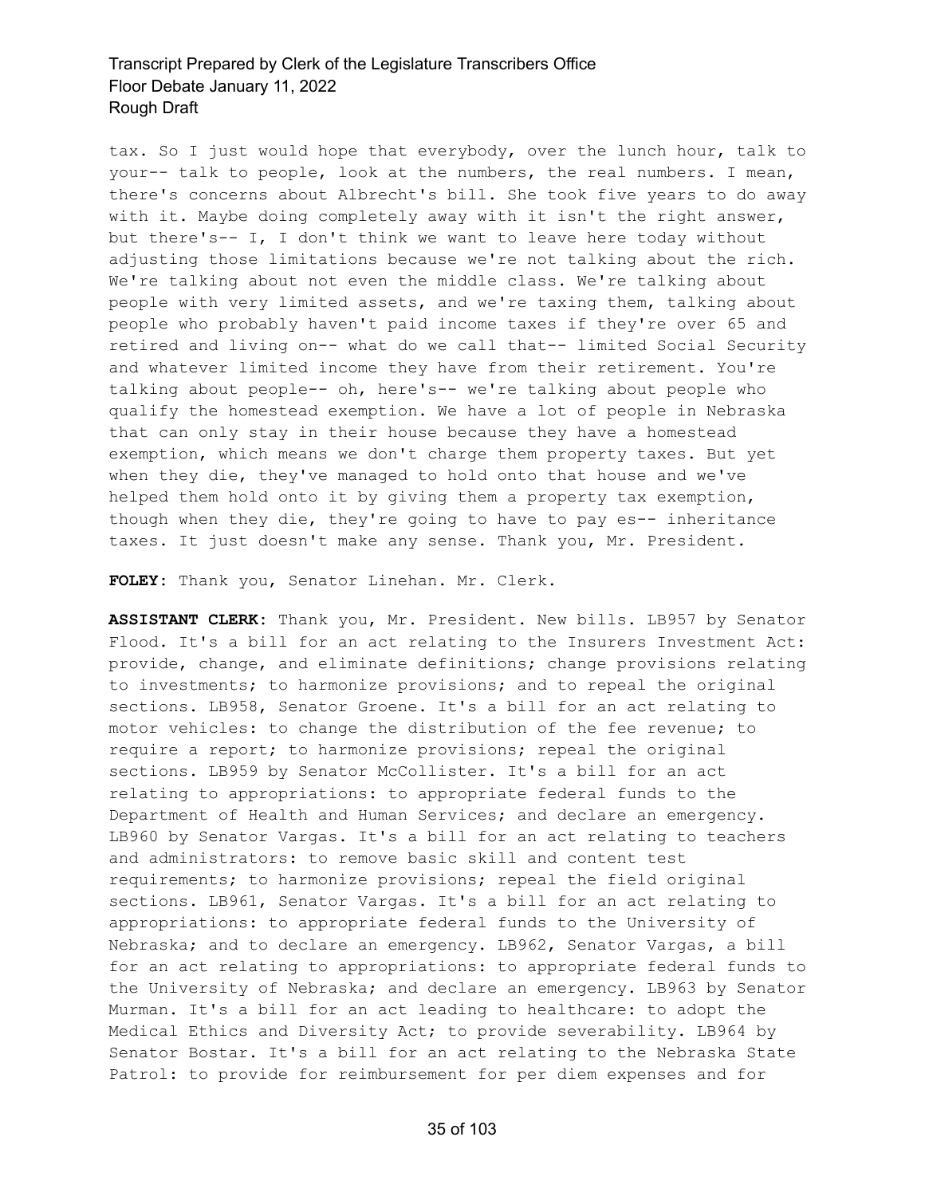tax. So I just would hope that everybody, over the lunch hour, talk to your-- talk to people, look at the numbers, the real numbers. I mean, there's concerns about Albrecht's bill. She took five years to do away with it. Maybe doing completely away with it isn't the right answer, but there's-- I, I don't think we want to leave here today without adjusting those limitations because we're not talking about the rich. We're talking about not even the middle class. We're talking about people with very limited assets, and we're taxing them, talking about people who probably haven't paid income taxes if they're over 65 and retired and living on-- what do we call that-- limited Social Security and whatever limited income they have from their retirement. You're talking about people-- oh, here's-- we're talking about people who qualify the homestead exemption. We have a lot of people in Nebraska that can only stay in their house because they have a homestead exemption, which means we don't charge them property taxes. But yet when they die, they've managed to hold onto that house and we've helped them hold onto it by giving them a property tax exemption, though when they die, they're going to have to pay es-- inheritance taxes. It just doesn't make any sense. Thank you, Mr. President.

**FOLEY**: Thank you, Senator Linehan. Mr. Clerk.

**ASSISTANT CLERK**: Thank you, Mr. President. New bills. LB957 by Senator Flood. It's a bill for an act relating to the Insurers Investment Act: provide, change, and eliminate definitions; change provisions relating to investments; to harmonize provisions; and to repeal the original sections. LB958, Senator Groene. It's a bill for an act relating to motor vehicles: to change the distribution of the fee revenue; to require a report; to harmonize provisions; repeal the original sections. LB959 by Senator McCollister. It's a bill for an act relating to appropriations: to appropriate federal funds to the Department of Health and Human Services; and declare an emergency. LB960 by Senator Vargas. It's a bill for an act relating to teachers and administrators: to remove basic skill and content test requirements; to harmonize provisions; repeal the field original sections. LB961, Senator Vargas. It's a bill for an act relating to appropriations: to appropriate federal funds to the University of Nebraska; and to declare an emergency. LB962, Senator Vargas, a bill for an act relating to appropriations: to appropriate federal funds to the University of Nebraska; and declare an emergency. LB963 by Senator Murman. It's a bill for an act leading to healthcare: to adopt the Medical Ethics and Diversity Act; to provide severability. LB964 by Senator Bostar. It's a bill for an act relating to the Nebraska State Patrol: to provide for reimbursement for per diem expenses and for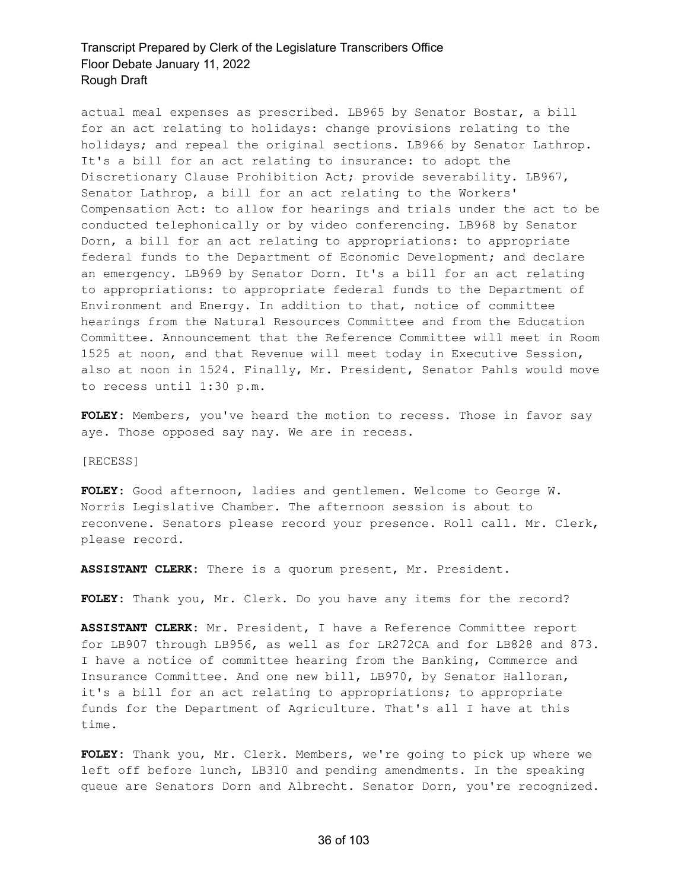actual meal expenses as prescribed. LB965 by Senator Bostar, a bill for an act relating to holidays: change provisions relating to the holidays; and repeal the original sections. LB966 by Senator Lathrop. It's a bill for an act relating to insurance: to adopt the Discretionary Clause Prohibition Act; provide severability. LB967, Senator Lathrop, a bill for an act relating to the Workers' Compensation Act: to allow for hearings and trials under the act to be conducted telephonically or by video conferencing. LB968 by Senator Dorn, a bill for an act relating to appropriations: to appropriate federal funds to the Department of Economic Development; and declare an emergency. LB969 by Senator Dorn. It's a bill for an act relating to appropriations: to appropriate federal funds to the Department of Environment and Energy. In addition to that, notice of committee hearings from the Natural Resources Committee and from the Education Committee. Announcement that the Reference Committee will meet in Room 1525 at noon, and that Revenue will meet today in Executive Session, also at noon in 1524. Finally, Mr. President, Senator Pahls would move to recess until 1:30 p.m.

**FOLEY:** Members, you've heard the motion to recess. Those in favor say aye. Those opposed say nay. We are in recess.

[RECESS]

**FOLEY:** Good afternoon, ladies and gentlemen. Welcome to George W. Norris Legislative Chamber. The afternoon session is about to reconvene. Senators please record your presence. Roll call. Mr. Clerk, please record.

**ASSISTANT CLERK:** There is a quorum present, Mr. President.

**FOLEY:** Thank you, Mr. Clerk. Do you have any items for the record?

**ASSISTANT CLERK:** Mr. President, I have a Reference Committee report for LB907 through LB956, as well as for LR272CA and for LB828 and 873. I have a notice of committee hearing from the Banking, Commerce and Insurance Committee. And one new bill, LB970, by Senator Halloran, it's a bill for an act relating to appropriations; to appropriate funds for the Department of Agriculture. That's all I have at this time.

**FOLEY:** Thank you, Mr. Clerk. Members, we're going to pick up where we left off before lunch, LB310 and pending amendments. In the speaking queue are Senators Dorn and Albrecht. Senator Dorn, you're recognized.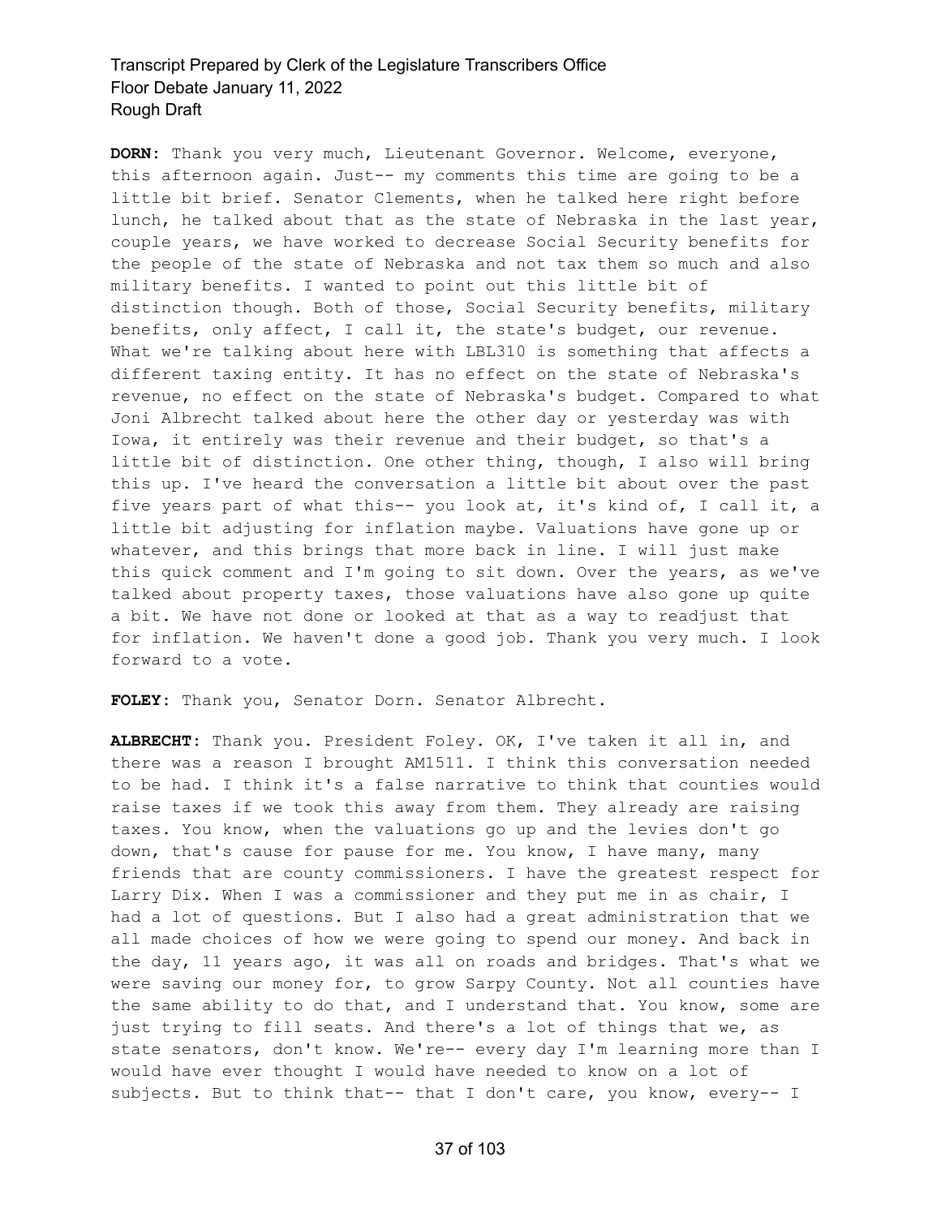**DORN:** Thank you very much, Lieutenant Governor. Welcome, everyone, this afternoon again. Just-- my comments this time are going to be a little bit brief. Senator Clements, when he talked here right before lunch, he talked about that as the state of Nebraska in the last year, couple years, we have worked to decrease Social Security benefits for the people of the state of Nebraska and not tax them so much and also military benefits. I wanted to point out this little bit of distinction though. Both of those, Social Security benefits, military benefits, only affect, I call it, the state's budget, our revenue. What we're talking about here with LBL310 is something that affects a different taxing entity. It has no effect on the state of Nebraska's revenue, no effect on the state of Nebraska's budget. Compared to what Joni Albrecht talked about here the other day or yesterday was with Iowa, it entirely was their revenue and their budget, so that's a little bit of distinction. One other thing, though, I also will bring this up. I've heard the conversation a little bit about over the past five years part of what this-- you look at, it's kind of, I call it, a little bit adjusting for inflation maybe. Valuations have gone up or whatever, and this brings that more back in line. I will just make this quick comment and I'm going to sit down. Over the years, as we've talked about property taxes, those valuations have also gone up quite a bit. We have not done or looked at that as a way to readjust that for inflation. We haven't done a good job. Thank you very much. I look forward to a vote.

**FOLEY:** Thank you, Senator Dorn. Senator Albrecht.

**ALBRECHT:** Thank you. President Foley. OK, I've taken it all in, and there was a reason I brought AM1511. I think this conversation needed to be had. I think it's a false narrative to think that counties would raise taxes if we took this away from them. They already are raising taxes. You know, when the valuations go up and the levies don't go down, that's cause for pause for me. You know, I have many, many friends that are county commissioners. I have the greatest respect for Larry Dix. When I was a commissioner and they put me in as chair, I had a lot of questions. But I also had a great administration that we all made choices of how we were going to spend our money. And back in the day, 11 years ago, it was all on roads and bridges. That's what we were saving our money for, to grow Sarpy County. Not all counties have the same ability to do that, and I understand that. You know, some are just trying to fill seats. And there's a lot of things that we, as state senators, don't know. We're-- every day I'm learning more than I would have ever thought I would have needed to know on a lot of subjects. But to think that-- that I don't care, you know, every-- I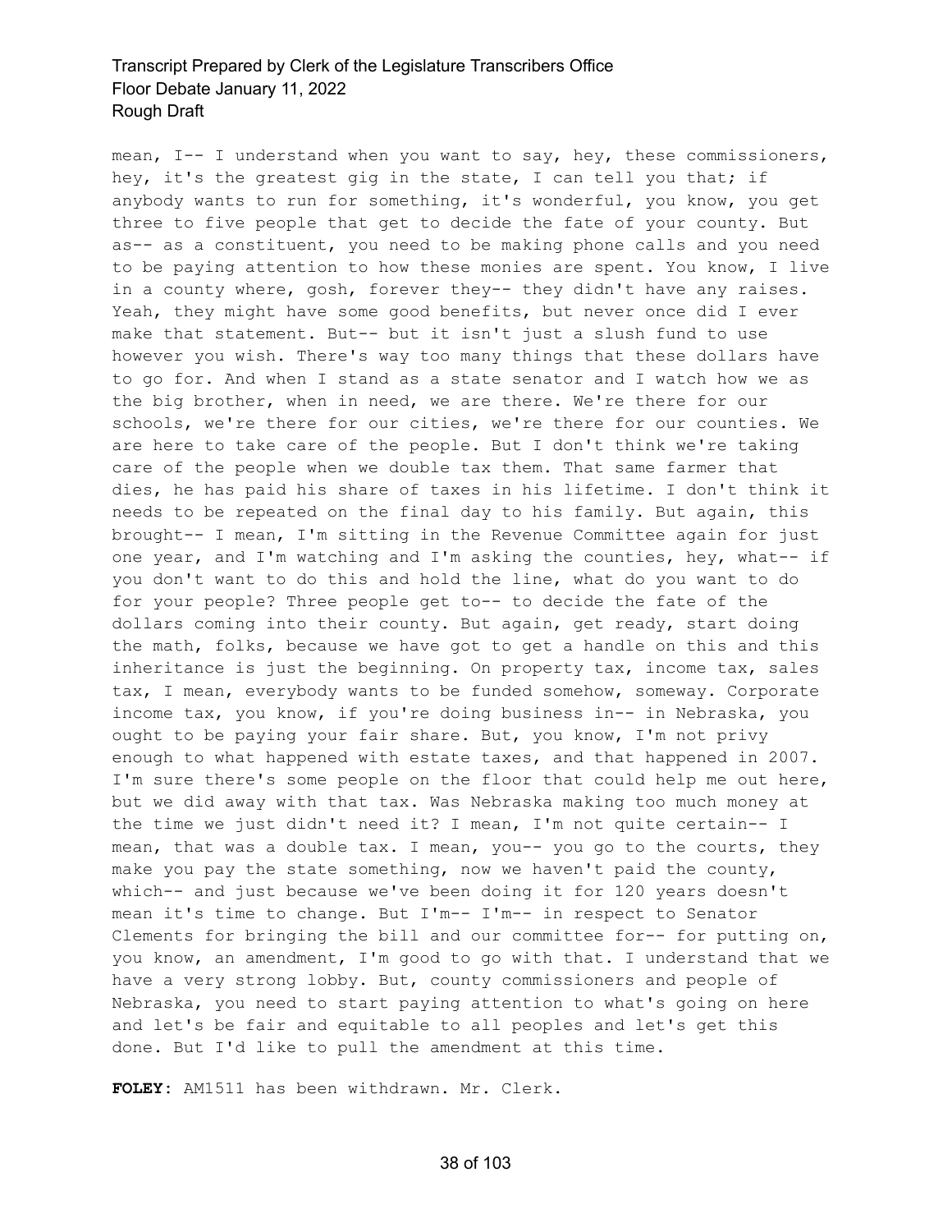mean, I-- I understand when you want to say, hey, these commissioners, hey, it's the greatest gig in the state, I can tell you that; if anybody wants to run for something, it's wonderful, you know, you get three to five people that get to decide the fate of your county. But as-- as a constituent, you need to be making phone calls and you need to be paying attention to how these monies are spent. You know, I live in a county where, gosh, forever they-- they didn't have any raises. Yeah, they might have some good benefits, but never once did I ever make that statement. But-- but it isn't just a slush fund to use however you wish. There's way too many things that these dollars have to go for. And when I stand as a state senator and I watch how we as the big brother, when in need, we are there. We're there for our schools, we're there for our cities, we're there for our counties. We are here to take care of the people. But I don't think we're taking care of the people when we double tax them. That same farmer that dies, he has paid his share of taxes in his lifetime. I don't think it needs to be repeated on the final day to his family. But again, this brought-- I mean, I'm sitting in the Revenue Committee again for just one year, and I'm watching and I'm asking the counties, hey, what-- if you don't want to do this and hold the line, what do you want to do for your people? Three people get to-- to decide the fate of the dollars coming into their county. But again, get ready, start doing the math, folks, because we have got to get a handle on this and this inheritance is just the beginning. On property tax, income tax, sales tax, I mean, everybody wants to be funded somehow, someway. Corporate income tax, you know, if you're doing business in-- in Nebraska, you ought to be paying your fair share. But, you know, I'm not privy enough to what happened with estate taxes, and that happened in 2007. I'm sure there's some people on the floor that could help me out here, but we did away with that tax. Was Nebraska making too much money at the time we just didn't need it? I mean, I'm not quite certain-- I mean, that was a double tax. I mean, you-- you go to the courts, they make you pay the state something, now we haven't paid the county, which-- and just because we've been doing it for 120 years doesn't mean it's time to change. But I'm-- I'm-- in respect to Senator Clements for bringing the bill and our committee for-- for putting on, you know, an amendment, I'm good to go with that. I understand that we have a very strong lobby. But, county commissioners and people of Nebraska, you need to start paying attention to what's going on here and let's be fair and equitable to all peoples and let's get this done. But I'd like to pull the amendment at this time.

**FOLEY:** AM1511 has been withdrawn. Mr. Clerk.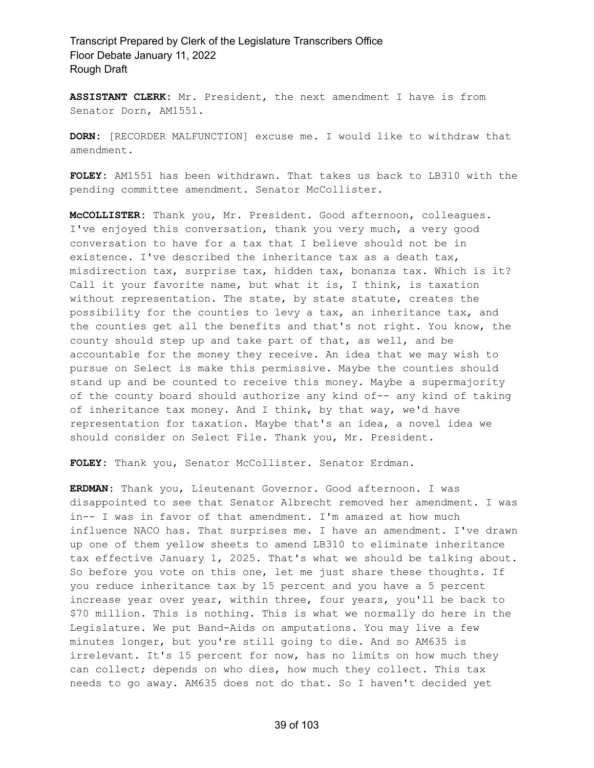**ASSISTANT CLERK:** Mr. President, the next amendment I have is from Senator Dorn, AM1551.

**DORN:** [RECORDER MALFUNCTION] excuse me. I would like to withdraw that amendment.

**FOLEY:** AM1551 has been withdrawn. That takes us back to LB310 with the pending committee amendment. Senator McCollister.

**McCOLLISTER:** Thank you, Mr. President. Good afternoon, colleagues. I've enjoyed this conversation, thank you very much, a very good conversation to have for a tax that I believe should not be in existence. I've described the inheritance tax as a death tax, misdirection tax, surprise tax, hidden tax, bonanza tax. Which is it? Call it your favorite name, but what it is, I think, is taxation without representation. The state, by state statute, creates the possibility for the counties to levy a tax, an inheritance tax, and the counties get all the benefits and that's not right. You know, the county should step up and take part of that, as well, and be accountable for the money they receive. An idea that we may wish to pursue on Select is make this permissive. Maybe the counties should stand up and be counted to receive this money. Maybe a supermajority of the county board should authorize any kind of-- any kind of taking of inheritance tax money. And I think, by that way, we'd have representation for taxation. Maybe that's an idea, a novel idea we should consider on Select File. Thank you, Mr. President.

**FOLEY:** Thank you, Senator McCollister. Senator Erdman.

**ERDMAN:** Thank you, Lieutenant Governor. Good afternoon. I was disappointed to see that Senator Albrecht removed her amendment. I was in-- I was in favor of that amendment. I'm amazed at how much influence NACO has. That surprises me. I have an amendment. I've drawn up one of them yellow sheets to amend LB310 to eliminate inheritance tax effective January 1, 2025. That's what we should be talking about. So before you vote on this one, let me just share these thoughts. If you reduce inheritance tax by 15 percent and you have a 5 percent increase year over year, within three, four years, you'll be back to $70 million. This is nothing. This is what we normally do here in the Legislature. We put Band-Aids on amputations. You may live a few minutes longer, but you're still going to die. And so AM635 is irrelevant. It's 15 percent for now, has no limits on how much they can collect; depends on who dies, how much they collect. This tax needs to go away. AM635 does not do that. So I haven't decided yet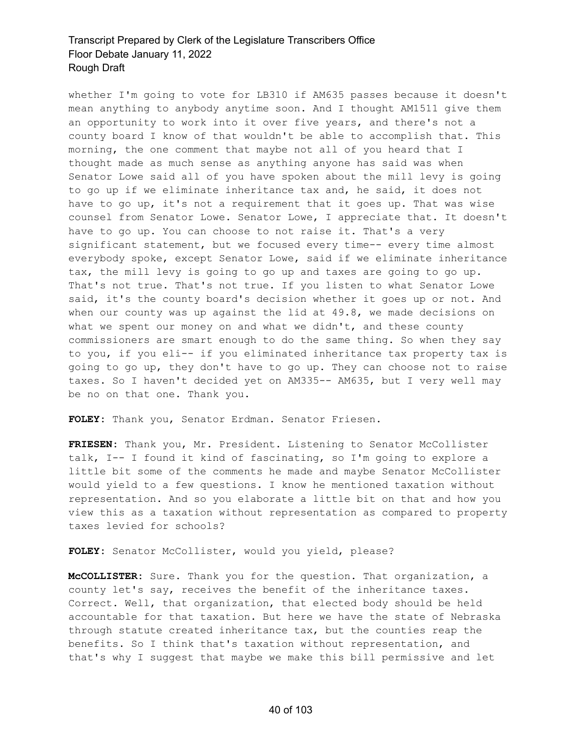whether I'm going to vote for LB310 if AM635 passes because it doesn't mean anything to anybody anytime soon. And I thought AM1511 give them an opportunity to work into it over five years, and there's not a county board I know of that wouldn't be able to accomplish that. This morning, the one comment that maybe not all of you heard that I thought made as much sense as anything anyone has said was when Senator Lowe said all of you have spoken about the mill levy is going to go up if we eliminate inheritance tax and, he said, it does not have to go up, it's not a requirement that it goes up. That was wise counsel from Senator Lowe. Senator Lowe, I appreciate that. It doesn't have to go up. You can choose to not raise it. That's a very significant statement, but we focused every time-- every time almost everybody spoke, except Senator Lowe, said if we eliminate inheritance tax, the mill levy is going to go up and taxes are going to go up. That's not true. That's not true. If you listen to what Senator Lowe said, it's the county board's decision whether it goes up or not. And when our county was up against the lid at 49.8, we made decisions on what we spent our money on and what we didn't, and these county commissioners are smart enough to do the same thing. So when they say to you, if you eli-- if you eliminated inheritance tax property tax is going to go up, they don't have to go up. They can choose not to raise taxes. So I haven't decided yet on AM335-- AM635, but I very well may be no on that one. Thank you.

**FOLEY**: Thank you, Senator Erdman. Senator Friesen.

**FRIESEN**: Thank you, Mr. President. Listening to Senator McCollister talk, I-- I found it kind of fascinating, so I'm going to explore a little bit some of the comments he made and maybe Senator McCollister would yield to a few questions. I know he mentioned taxation without representation. And so you elaborate a little bit on that and how you view this as a taxation without representation as compared to property taxes levied for schools?

**FOLEY**: Senator McCollister, would you yield, please?

**McCOLLISTER**: Sure. Thank you for the question. That organization, a county let's say, receives the benefit of the inheritance taxes. Correct. Well, that organization, that elected body should be held accountable for that taxation. But here we have the state of Nebraska through statute created inheritance tax, but the counties reap the benefits. So I think that's taxation without representation, and that's why I suggest that maybe we make this bill permissive and let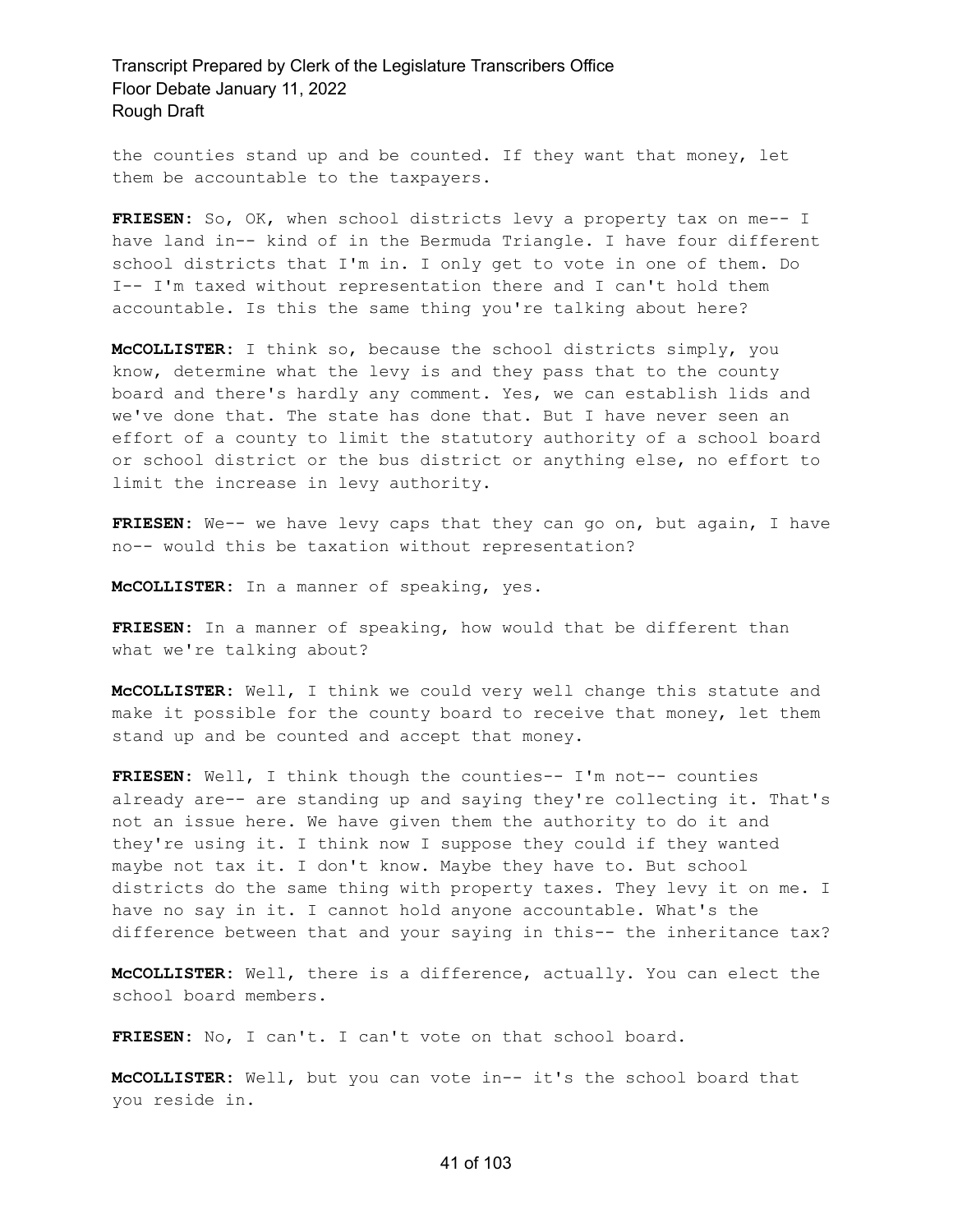the counties stand up and be counted. If they want that money, let them be accountable to the taxpayers.

**FRIESEN:** So, OK, when school districts levy a property tax on me-- I have land in-- kind of in the Bermuda Triangle. I have four different school districts that I'm in. I only get to vote in one of them. Do I-- I'm taxed without representation there and I can't hold them accountable. Is this the same thing you're talking about here?

**McCOLLISTER:** I think so, because the school districts simply, you know, determine what the levy is and they pass that to the county board and there's hardly any comment. Yes, we can establish lids and we've done that. The state has done that. But I have never seen an effort of a county to limit the statutory authority of a school board or school district or the bus district or anything else, no effort to limit the increase in levy authority.

**FRIESEN:** We-- we have levy caps that they can go on, but again, I have no-- would this be taxation without representation?

**McCOLLISTER:** In a manner of speaking, yes.

**FRIESEN:** In a manner of speaking, how would that be different than what we're talking about?

**McCOLLISTER:** Well, I think we could very well change this statute and make it possible for the county board to receive that money, let them stand up and be counted and accept that money.

**FRIESEN:** Well, I think though the counties-- I'm not-- counties already are-- are standing up and saying they're collecting it. That's not an issue here. We have given them the authority to do it and they're using it. I think now I suppose they could if they wanted maybe not tax it. I don't know. Maybe they have to. But school districts do the same thing with property taxes. They levy it on me. I have no say in it. I cannot hold anyone accountable. What's the difference between that and your saying in this-- the inheritance tax?

**McCOLLISTER:** Well, there is a difference, actually. You can elect the school board members.

**FRIESEN:** No, I can't. I can't vote on that school board.

**McCOLLISTER:** Well, but you can vote in-- it's the school board that you reside in.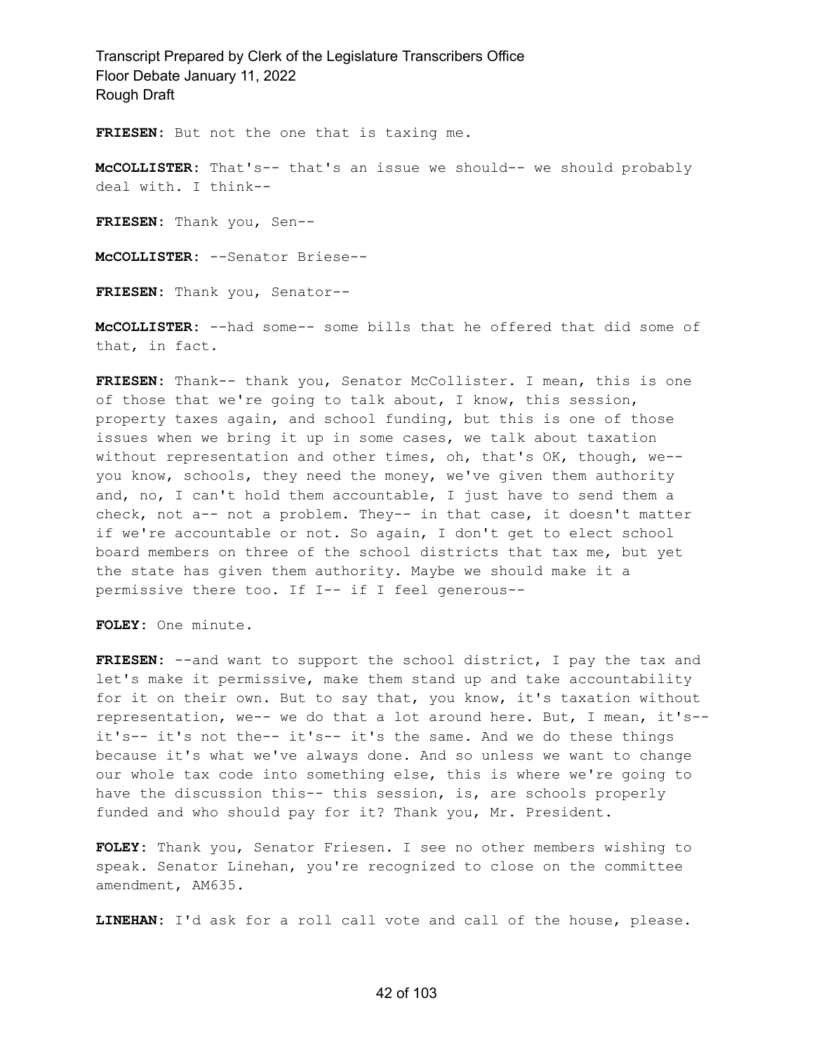**FRIESEN:** But not the one that is taxing me.

**McCOLLISTER:** That's-- that's an issue we should-- we should probably deal with. I think--

**FRIESEN:** Thank you, Sen--

**McCOLLISTER:** --Senator Briese--

**FRIESEN:** Thank you, Senator--

**McCOLLISTER:** --had some-- some bills that he offered that did some of that, in fact.

**FRIESEN:** Thank-- thank you, Senator McCollister. I mean, this is one of those that we're going to talk about, I know, this session, property taxes again, and school funding, but this is one of those issues when we bring it up in some cases, we talk about taxation without representation and other times, oh, that's OK, though, we-- you know, schools, they need the money, we've given them authority and, no, I can't hold them accountable, I just have to send them a check, not a-- not a problem. They-- in that case, it doesn't matter if we're accountable or not. So again, I don't get to elect school board members on three of the school districts that tax me, but yet the state has given them authority. Maybe we should make it a permissive there too. If I-- if I feel generous--

**FOLEY:** One minute.

**FRIESEN:** --and want to support the school district, I pay the tax and let's make it permissive, make them stand up and take accountability for it on their own. But to say that, you know, it's taxation without representation, we-- we do that a lot around here. But, I mean, it's-- it's-- it's not the-- it's-- it's the same. And we do these things because it's what we've always done. And so unless we want to change our whole tax code into something else, this is where we're going to have the discussion this-- this session, is, are schools properly funded and who should pay for it? Thank you, Mr. President.

**FOLEY:** Thank you, Senator Friesen. I see no other members wishing to speak. Senator Linehan, you're recognized to close on the committee amendment, AM635.

**LINEHAN:** I'd ask for a roll call vote and call of the house, please.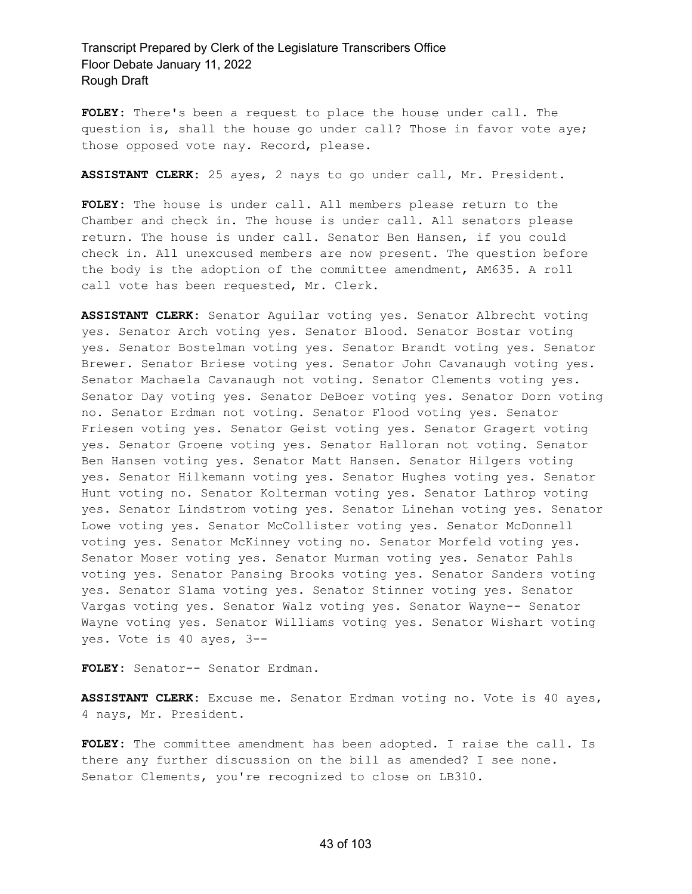**FOLEY:** There's been a request to place the house under call. The question is, shall the house go under call? Those in favor vote aye; those opposed vote nay. Record, please.

**ASSISTANT CLERK:** 25 ayes, 2 nays to go under call, Mr. President.

**FOLEY:** The house is under call. All members please return to the Chamber and check in. The house is under call. All senators please return. The house is under call. Senator Ben Hansen, if you could check in. All unexcused members are now present. The question before the body is the adoption of the committee amendment, AM635. A roll call vote has been requested, Mr. Clerk.

**ASSISTANT CLERK:** Senator Aguilar voting yes. Senator Albrecht voting yes. Senator Arch voting yes. Senator Blood. Senator Bostar voting yes. Senator Bostelman voting yes. Senator Brandt voting yes. Senator Brewer. Senator Briese voting yes. Senator John Cavanaugh voting yes. Senator Machaela Cavanaugh not voting. Senator Clements voting yes. Senator Day voting yes. Senator DeBoer voting yes. Senator Dorn voting no. Senator Erdman not voting. Senator Flood voting yes. Senator Friesen voting yes. Senator Geist voting yes. Senator Gragert voting yes. Senator Groene voting yes. Senator Halloran not voting. Senator Ben Hansen voting yes. Senator Matt Hansen. Senator Hilgers voting yes. Senator Hilkemann voting yes. Senator Hughes voting yes. Senator Hunt voting no. Senator Kolterman voting yes. Senator Lathrop voting yes. Senator Lindstrom voting yes. Senator Linehan voting yes. Senator Lowe voting yes. Senator McCollister voting yes. Senator McDonnell voting yes. Senator McKinney voting no. Senator Morfeld voting yes. Senator Moser voting yes. Senator Murman voting yes. Senator Pahls voting yes. Senator Pansing Brooks voting yes. Senator Sanders voting yes. Senator Slama voting yes. Senator Stinner voting yes. Senator Vargas voting yes. Senator Walz voting yes. Senator Wayne-- Senator Wayne voting yes. Senator Williams voting yes. Senator Wishart voting yes. Vote is 40 ayes, 3--

**FOLEY:** Senator-- Senator Erdman.

**ASSISTANT CLERK:** Excuse me. Senator Erdman voting no. Vote is 40 ayes, 4 nays, Mr. President.

**FOLEY:** The committee amendment has been adopted. I raise the call. Is there any further discussion on the bill as amended? I see none. Senator Clements, you're recognized to close on LB310.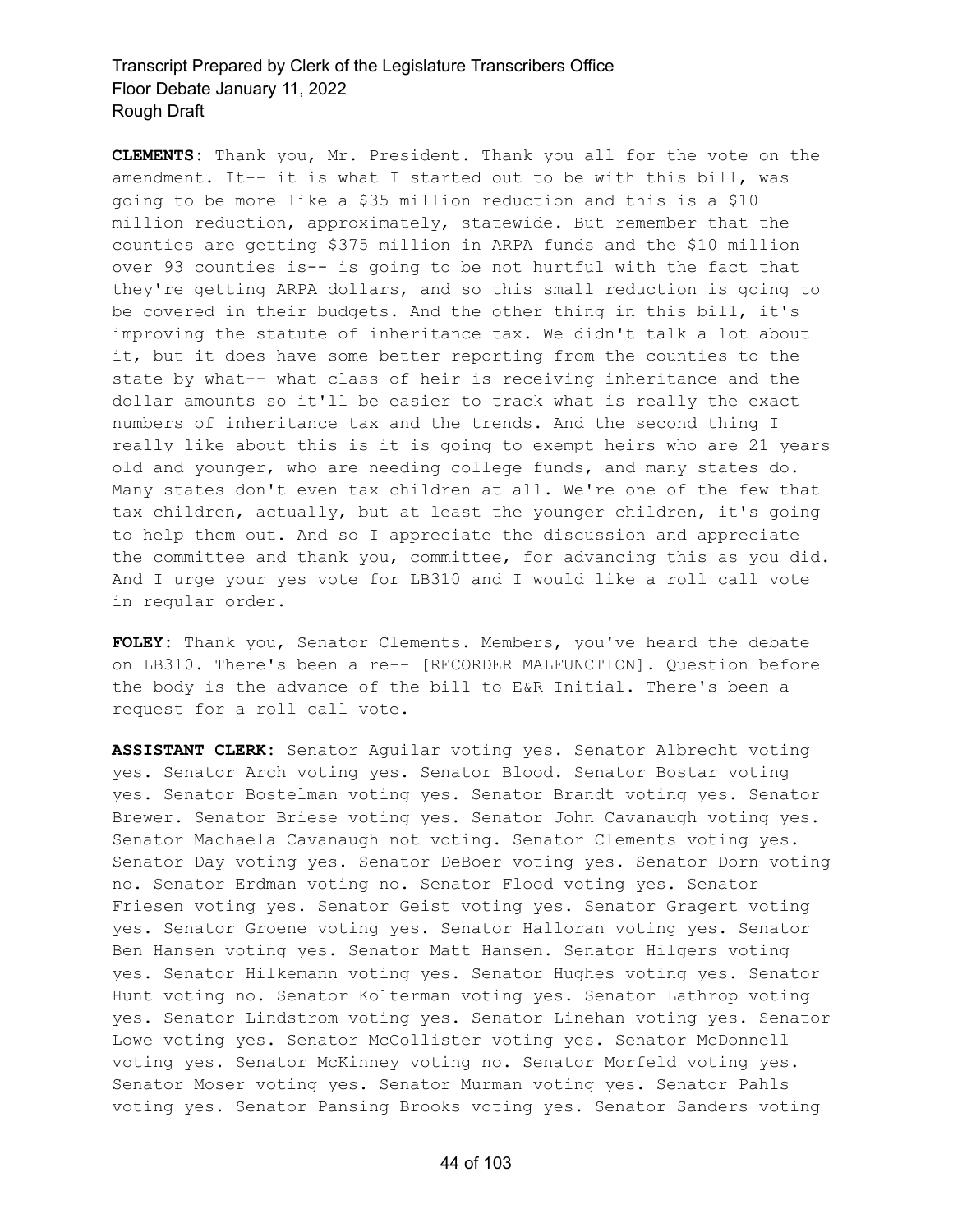**CLEMENTS:** Thank you, Mr. President. Thank you all for the vote on the amendment. It-- it is what I started out to be with this bill, was going to be more like a $35 million reduction and this is a $10 million reduction, approximately, statewide. But remember that the counties are getting $375 million in ARPA funds and the $10 million over 93 counties is-- is going to be not hurtful with the fact that they're getting ARPA dollars, and so this small reduction is going to be covered in their budgets. And the other thing in this bill, it's improving the statute of inheritance tax. We didn't talk a lot about it, but it does have some better reporting from the counties to the state by what-- what class of heir is receiving inheritance and the dollar amounts so it'll be easier to track what is really the exact numbers of inheritance tax and the trends. And the second thing I really like about this is it is going to exempt heirs who are 21 years old and younger, who are needing college funds, and many states do. Many states don't even tax children at all. We're one of the few that tax children, actually, but at least the younger children, it's going to help them out. And so I appreciate the discussion and appreciate the committee and thank you, committee, for advancing this as you did. And I urge your yes vote for LB310 and I would like a roll call vote in regular order.

**FOLEY:** Thank you, Senator Clements. Members, you've heard the debate on LB310. There's been a re-- [RECORDER MALFUNCTION]. Question before the body is the advance of the bill to E&R Initial. There's been a request for a roll call vote.

**ASSISTANT CLERK:** Senator Aguilar voting yes. Senator Albrecht voting yes. Senator Arch voting yes. Senator Blood. Senator Bostar voting yes. Senator Bostelman voting yes. Senator Brandt voting yes. Senator Brewer. Senator Briese voting yes. Senator John Cavanaugh voting yes. Senator Machaela Cavanaugh not voting. Senator Clements voting yes. Senator Day voting yes. Senator DeBoer voting yes. Senator Dorn voting no. Senator Erdman voting no. Senator Flood voting yes. Senator Friesen voting yes. Senator Geist voting yes. Senator Gragert voting yes. Senator Groene voting yes. Senator Halloran voting yes. Senator Ben Hansen voting yes. Senator Matt Hansen. Senator Hilgers voting yes. Senator Hilkemann voting yes. Senator Hughes voting yes. Senator Hunt voting no. Senator Kolterman voting yes. Senator Lathrop voting yes. Senator Lindstrom voting yes. Senator Linehan voting yes. Senator Lowe voting yes. Senator McCollister voting yes. Senator McDonnell voting yes. Senator McKinney voting no. Senator Morfeld voting yes. Senator Moser voting yes. Senator Murman voting yes. Senator Pahls voting yes. Senator Pansing Brooks voting yes. Senator Sanders voting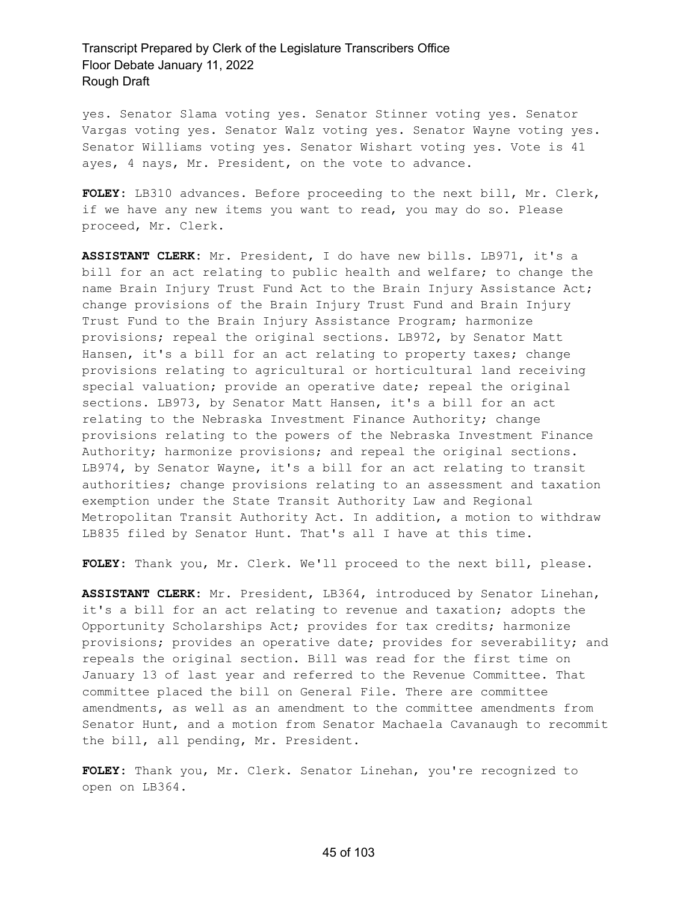yes. Senator Slama voting yes. Senator Stinner voting yes. Senator Vargas voting yes. Senator Walz voting yes. Senator Wayne voting yes. Senator Williams voting yes. Senator Wishart voting yes. Vote is 41 ayes, 4 nays, Mr. President, on the vote to advance.

**FOLEY:** LB310 advances. Before proceeding to the next bill, Mr. Clerk, if we have any new items you want to read, you may do so. Please proceed, Mr. Clerk.

**ASSISTANT CLERK:** Mr. President, I do have new bills. LB971, it's a bill for an act relating to public health and welfare; to change the name Brain Injury Trust Fund Act to the Brain Injury Assistance Act; change provisions of the Brain Injury Trust Fund and Brain Injury Trust Fund to the Brain Injury Assistance Program; harmonize provisions; repeal the original sections. LB972, by Senator Matt Hansen, it's a bill for an act relating to property taxes; change provisions relating to agricultural or horticultural land receiving special valuation; provide an operative date; repeal the original sections. LB973, by Senator Matt Hansen, it's a bill for an act relating to the Nebraska Investment Finance Authority; change provisions relating to the powers of the Nebraska Investment Finance Authority; harmonize provisions; and repeal the original sections. LB974, by Senator Wayne, it's a bill for an act relating to transit authorities; change provisions relating to an assessment and taxation exemption under the State Transit Authority Law and Regional Metropolitan Transit Authority Act. In addition, a motion to withdraw LB835 filed by Senator Hunt. That's all I have at this time.

**FOLEY:** Thank you, Mr. Clerk. We'll proceed to the next bill, please.

**ASSISTANT CLERK:** Mr. President, LB364, introduced by Senator Linehan, it's a bill for an act relating to revenue and taxation; adopts the Opportunity Scholarships Act; provides for tax credits; harmonize provisions; provides an operative date; provides for severability; and repeals the original section. Bill was read for the first time on January 13 of last year and referred to the Revenue Committee. That committee placed the bill on General File. There are committee amendments, as well as an amendment to the committee amendments from Senator Hunt, and a motion from Senator Machaela Cavanaugh to recommit the bill, all pending, Mr. President.

**FOLEY:** Thank you, Mr. Clerk. Senator Linehan, you're recognized to open on LB364.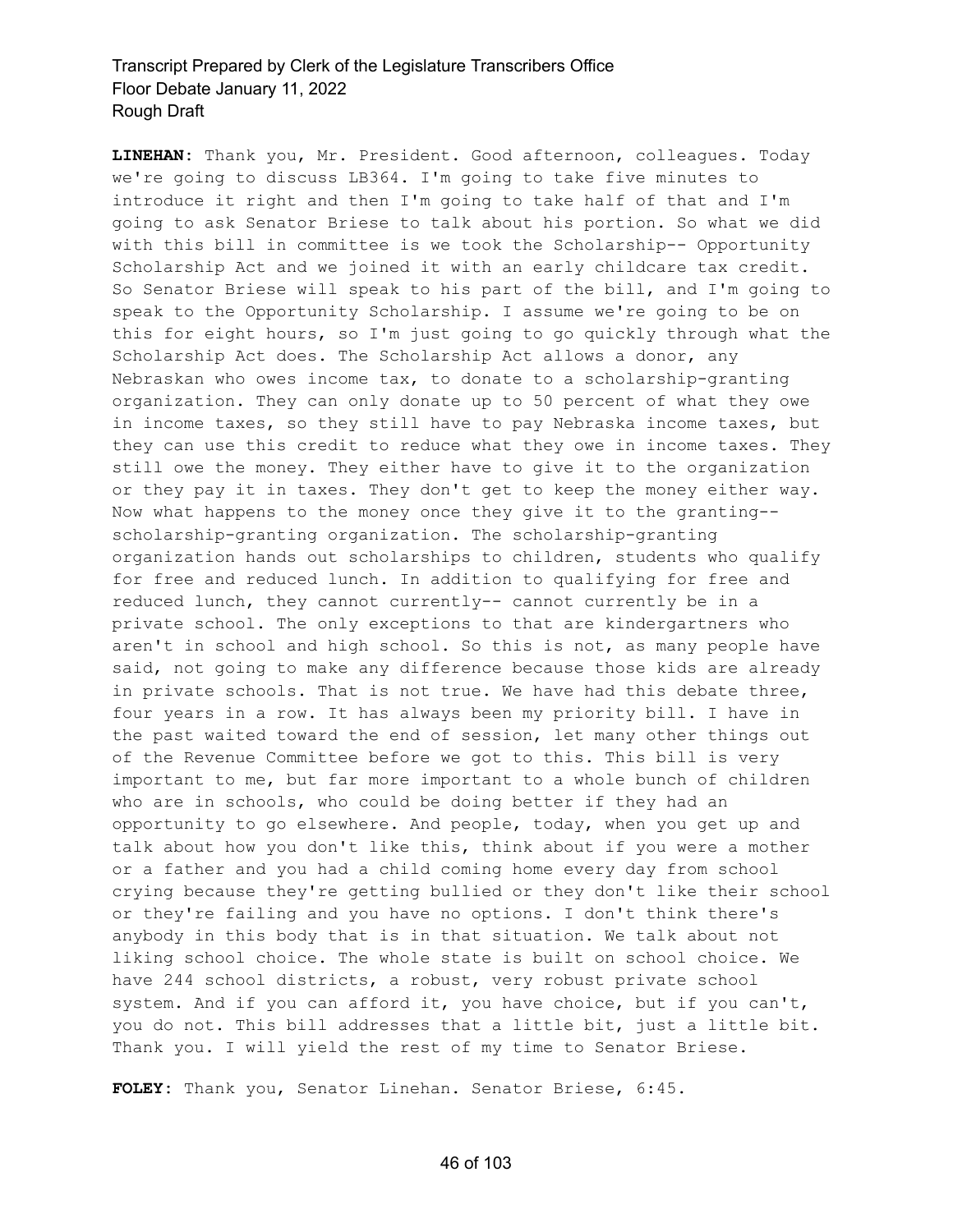**LINEHAN**: Thank you, Mr. President. Good afternoon, colleagues. Today we're going to discuss LB364. I'm going to take five minutes to introduce it right and then I'm going to take half of that and I'm going to ask Senator Briese to talk about his portion. So what we did with this bill in committee is we took the Scholarship-- Opportunity Scholarship Act and we joined it with an early childcare tax credit. So Senator Briese will speak to his part of the bill, and I'm going to speak to the Opportunity Scholarship. I assume we're going to be on this for eight hours, so I'm just going to go quickly through what the Scholarship Act does. The Scholarship Act allows a donor, any Nebraskan who owes income tax, to donate to a scholarship-granting organization. They can only donate up to 50 percent of what they owe in income taxes, so they still have to pay Nebraska income taxes, but they can use this credit to reduce what they owe in income taxes. They still owe the money. They either have to give it to the organization or they pay it in taxes. They don't get to keep the money either way. Now what happens to the money once they give it to the granting-- scholarship-granting organization. The scholarship-granting organization hands out scholarships to children, students who qualify for free and reduced lunch. In addition to qualifying for free and reduced lunch, they cannot currently-- cannot currently be in a private school. The only exceptions to that are kindergartners who aren't in school and high school. So this is not, as many people have said, not going to make any difference because those kids are already in private schools. That is not true. We have had this debate three, four years in a row. It has always been my priority bill. I have in the past waited toward the end of session, let many other things out of the Revenue Committee before we got to this. This bill is very important to me, but far more important to a whole bunch of children who are in schools, who could be doing better if they had an opportunity to go elsewhere. And people, today, when you get up and talk about how you don't like this, think about if you were a mother or a father and you had a child coming home every day from school crying because they're getting bullied or they don't like their school or they're failing and you have no options. I don't think there's anybody in this body that is in that situation. We talk about not liking school choice. The whole state is built on school choice. We have 244 school districts, a robust, very robust private school system. And if you can afford it, you have choice, but if you can't, you do not. This bill addresses that a little bit, just a little bit. Thank you. I will yield the rest of my time to Senator Briese.

**FOLEY**: Thank you, Senator Linehan. Senator Briese, 6:45.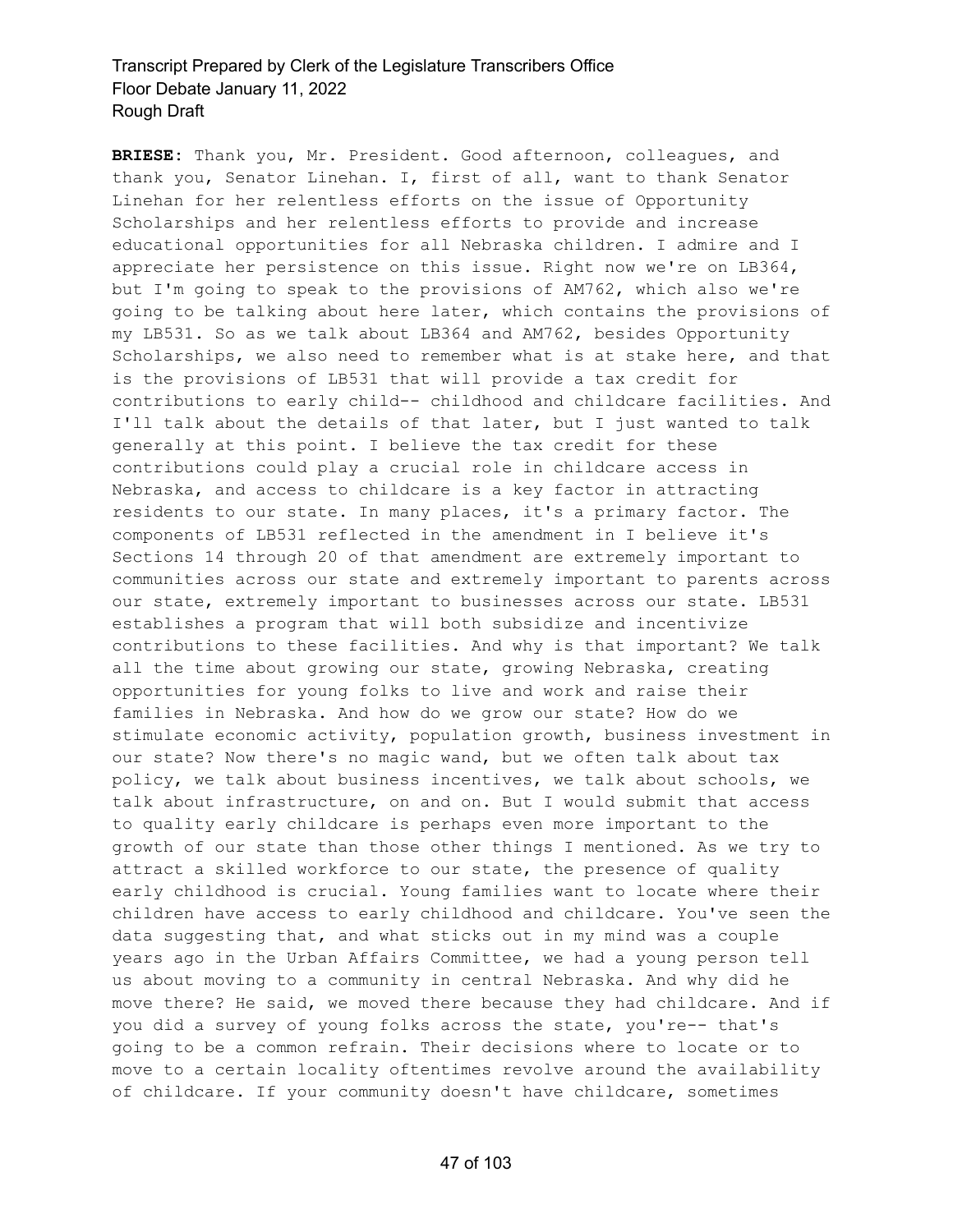**BRIESE:** Thank you, Mr. President. Good afternoon, colleagues, and thank you, Senator Linehan. I, first of all, want to thank Senator Linehan for her relentless efforts on the issue of Opportunity Scholarships and her relentless efforts to provide and increase educational opportunities for all Nebraska children. I admire and I appreciate her persistence on this issue. Right now we're on LB364, but I'm going to speak to the provisions of AM762, which also we're going to be talking about here later, which contains the provisions of my LB531. So as we talk about LB364 and AM762, besides Opportunity Scholarships, we also need to remember what is at stake here, and that is the provisions of LB531 that will provide a tax credit for contributions to early child-- childhood and childcare facilities. And I'll talk about the details of that later, but I just wanted to talk generally at this point. I believe the tax credit for these contributions could play a crucial role in childcare access in Nebraska, and access to childcare is a key factor in attracting residents to our state. In many places, it's a primary factor. The components of LB531 reflected in the amendment in I believe it's Sections 14 through 20 of that amendment are extremely important to communities across our state and extremely important to parents across our state, extremely important to businesses across our state. LB531 establishes a program that will both subsidize and incentivize contributions to these facilities. And why is that important? We talk all the time about growing our state, growing Nebraska, creating opportunities for young folks to live and work and raise their families in Nebraska. And how do we grow our state? How do we stimulate economic activity, population growth, business investment in our state? Now there's no magic wand, but we often talk about tax policy, we talk about business incentives, we talk about schools, we talk about infrastructure, on and on. But I would submit that access to quality early childcare is perhaps even more important to the growth of our state than those other things I mentioned. As we try to attract a skilled workforce to our state, the presence of quality early childhood is crucial. Young families want to locate where their children have access to early childhood and childcare. You've seen the data suggesting that, and what sticks out in my mind was a couple years ago in the Urban Affairs Committee, we had a young person tell us about moving to a community in central Nebraska. And why did he move there? He said, we moved there because they had childcare. And if you did a survey of young folks across the state, you're-- that's going to be a common refrain. Their decisions where to locate or to move to a certain locality oftentimes revolve around the availability of childcare. If your community doesn't have childcare, sometimes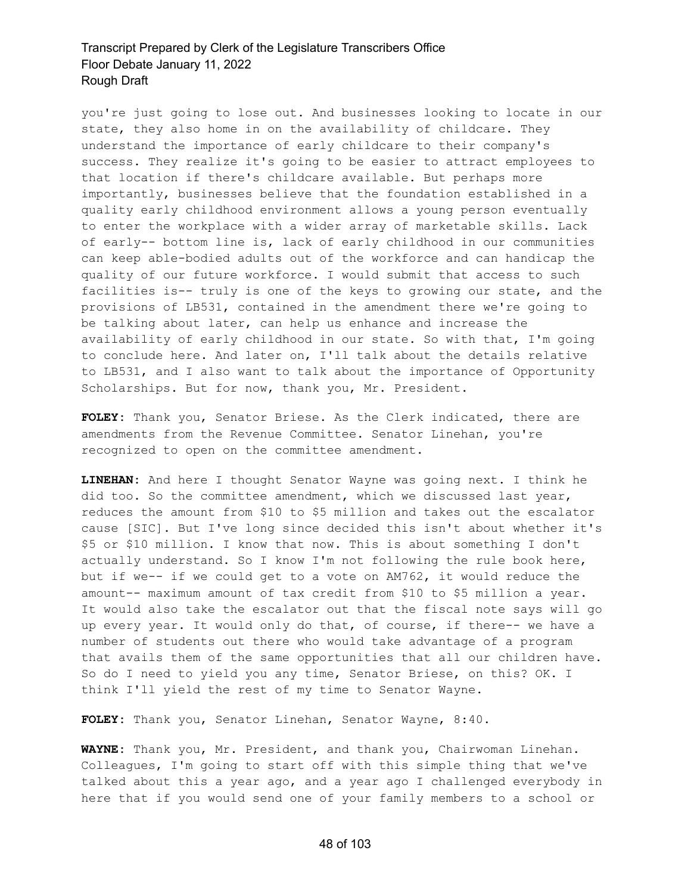you're just going to lose out. And businesses looking to locate in our state, they also home in on the availability of childcare. They understand the importance of early childcare to their company's success. They realize it's going to be easier to attract employees to that location if there's childcare available. But perhaps more importantly, businesses believe that the foundation established in a quality early childhood environment allows a young person eventually to enter the workplace with a wider array of marketable skills. Lack of early-- bottom line is, lack of early childhood in our communities can keep able-bodied adults out of the workforce and can handicap the quality of our future workforce. I would submit that access to such facilities is-- truly is one of the keys to growing our state, and the provisions of LB531, contained in the amendment there we're going to be talking about later, can help us enhance and increase the availability of early childhood in our state. So with that, I'm going to conclude here. And later on, I'll talk about the details relative to LB531, and I also want to talk about the importance of Opportunity Scholarships. But for now, thank you, Mr. President.

**FOLEY:** Thank you, Senator Briese. As the Clerk indicated, there are amendments from the Revenue Committee. Senator Linehan, you're recognized to open on the committee amendment.

**LINEHAN:** And here I thought Senator Wayne was going next. I think he did too. So the committee amendment, which we discussed last year, reduces the amount from $10 to $5 million and takes out the escalator cause [SIC]. But I've long since decided this isn't about whether it's $5 or $10 million. I know that now. This is about something I don't actually understand. So I know I'm not following the rule book here, but if we-- if we could get to a vote on AM762, it would reduce the amount-- maximum amount of tax credit from $10 to $5 million a year. It would also take the escalator out that the fiscal note says will go up every year. It would only do that, of course, if there-- we have a number of students out there who would take advantage of a program that avails them of the same opportunities that all our children have. So do I need to yield you any time, Senator Briese, on this? OK. I think I'll yield the rest of my time to Senator Wayne.

**FOLEY:** Thank you, Senator Linehan, Senator Wayne, 8:40.

**WAYNE:** Thank you, Mr. President, and thank you, Chairwoman Linehan. Colleagues, I'm going to start off with this simple thing that we've talked about this a year ago, and a year ago I challenged everybody in here that if you would send one of your family members to a school or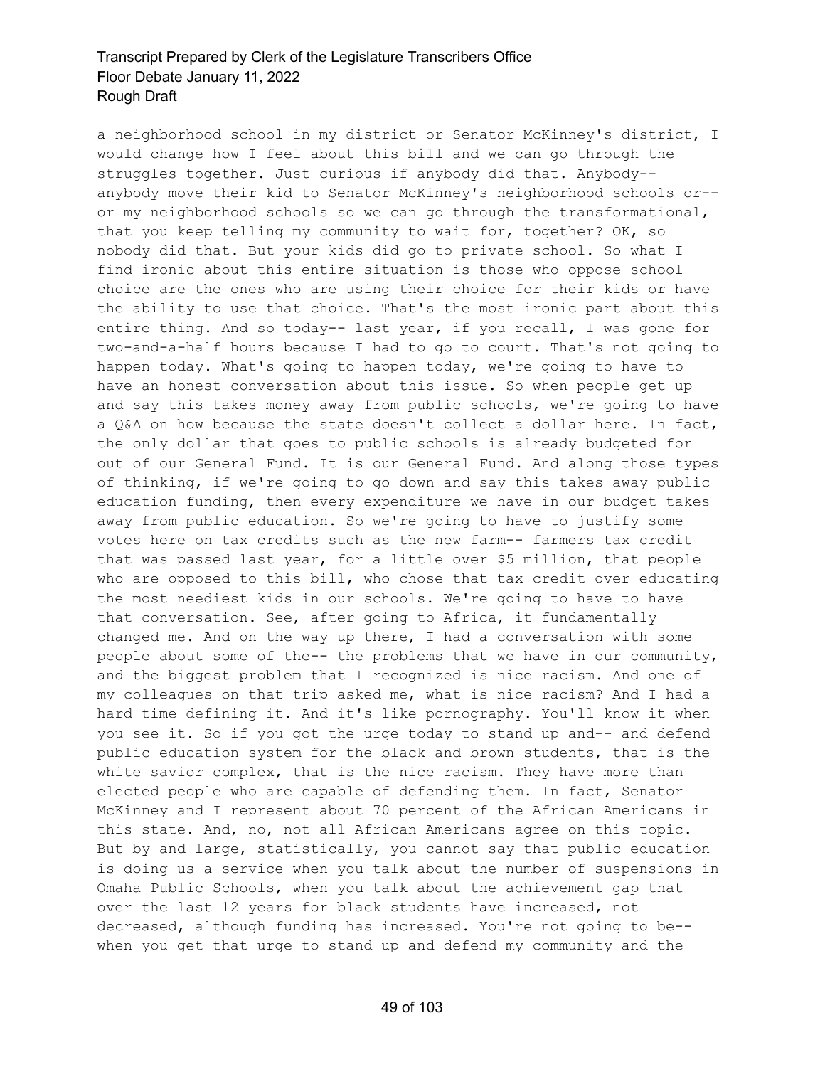a neighborhood school in my district or Senator McKinney's district, I would change how I feel about this bill and we can go through the struggles together. Just curious if anybody did that. Anybody-- anybody move their kid to Senator McKinney's neighborhood schools or-- or my neighborhood schools so we can go through the transformational, that you keep telling my community to wait for, together? OK, so nobody did that. But your kids did go to private school. So what I find ironic about this entire situation is those who oppose school choice are the ones who are using their choice for their kids or have the ability to use that choice. That's the most ironic part about this entire thing. And so today-- last year, if you recall, I was gone for two-and-a-half hours because I had to go to court. That's not going to happen today. What's going to happen today, we're going to have to have an honest conversation about this issue. So when people get up and say this takes money away from public schools, we're going to have a Q&A on how because the state doesn't collect a dollar here. In fact, the only dollar that goes to public schools is already budgeted for out of our General Fund. It is our General Fund. And along those types of thinking, if we're going to go down and say this takes away public education funding, then every expenditure we have in our budget takes away from public education. So we're going to have to justify some votes here on tax credits such as the new farm-- farmers tax credit that was passed last year, for a little over $5 million, that people who are opposed to this bill, who chose that tax credit over educating the most neediest kids in our schools. We're going to have to have that conversation. See, after going to Africa, it fundamentally changed me. And on the way up there, I had a conversation with some people about some of the-- the problems that we have in our community, and the biggest problem that I recognized is nice racism. And one of my colleagues on that trip asked me, what is nice racism? And I had a hard time defining it. And it's like pornography. You'll know it when you see it. So if you got the urge today to stand up and-- and defend public education system for the black and brown students, that is the white savior complex, that is the nice racism. They have more than elected people who are capable of defending them. In fact, Senator McKinney and I represent about 70 percent of the African Americans in this state. And, no, not all African Americans agree on this topic. But by and large, statistically, you cannot say that public education is doing us a service when you talk about the number of suspensions in Omaha Public Schools, when you talk about the achievement gap that over the last 12 years for black students have increased, not decreased, although funding has increased. You're not going to be-- when you get that urge to stand up and defend my community and the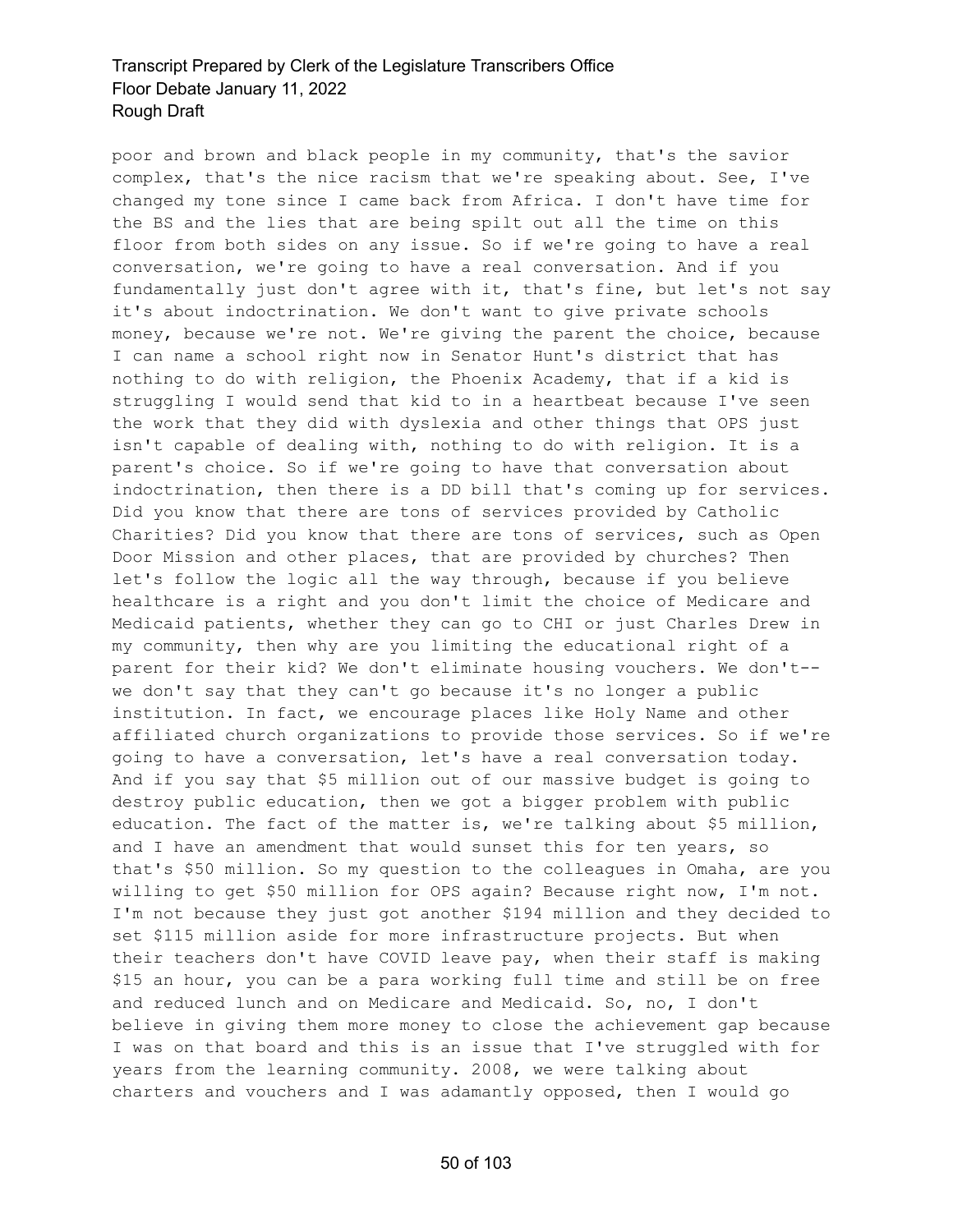poor and brown and black people in my community, that's the savior complex, that's the nice racism that we're speaking about. See, I've changed my tone since I came back from Africa. I don't have time for the BS and the lies that are being spilt out all the time on this floor from both sides on any issue. So if we're going to have a real conversation, we're going to have a real conversation. And if you fundamentally just don't agree with it, that's fine, but let's not say it's about indoctrination. We don't want to give private schools money, because we're not. We're giving the parent the choice, because I can name a school right now in Senator Hunt's district that has nothing to do with religion, the Phoenix Academy, that if a kid is struggling I would send that kid to in a heartbeat because I've seen the work that they did with dyslexia and other things that OPS just isn't capable of dealing with, nothing to do with religion. It is a parent's choice. So if we're going to have that conversation about indoctrination, then there is a DD bill that's coming up for services. Did you know that there are tons of services provided by Catholic Charities? Did you know that there are tons of services, such as Open Door Mission and other places, that are provided by churches? Then let's follow the logic all the way through, because if you believe healthcare is a right and you don't limit the choice of Medicare and Medicaid patients, whether they can go to CHI or just Charles Drew in my community, then why are you limiting the educational right of a parent for their kid? We don't eliminate housing vouchers. We don't-- we don't say that they can't go because it's no longer a public institution. In fact, we encourage places like Holy Name and other affiliated church organizations to provide those services. So if we're going to have a conversation, let's have a real conversation today. And if you say that $5 million out of our massive budget is going to destroy public education, then we got a bigger problem with public education. The fact of the matter is, we're talking about $5 million, and I have an amendment that would sunset this for ten years, so that's $50 million. So my question to the colleagues in Omaha, are you willing to get $50 million for OPS again? Because right now, I'm not. I'm not because they just got another $194 million and they decided to set $115 million aside for more infrastructure projects. But when their teachers don't have COVID leave pay, when their staff is making $15 an hour, you can be a para working full time and still be on free and reduced lunch and on Medicare and Medicaid. So, no, I don't believe in giving them more money to close the achievement gap because I was on that board and this is an issue that I've struggled with for years from the learning community. 2008, we were talking about charters and vouchers and I was adamantly opposed, then I would go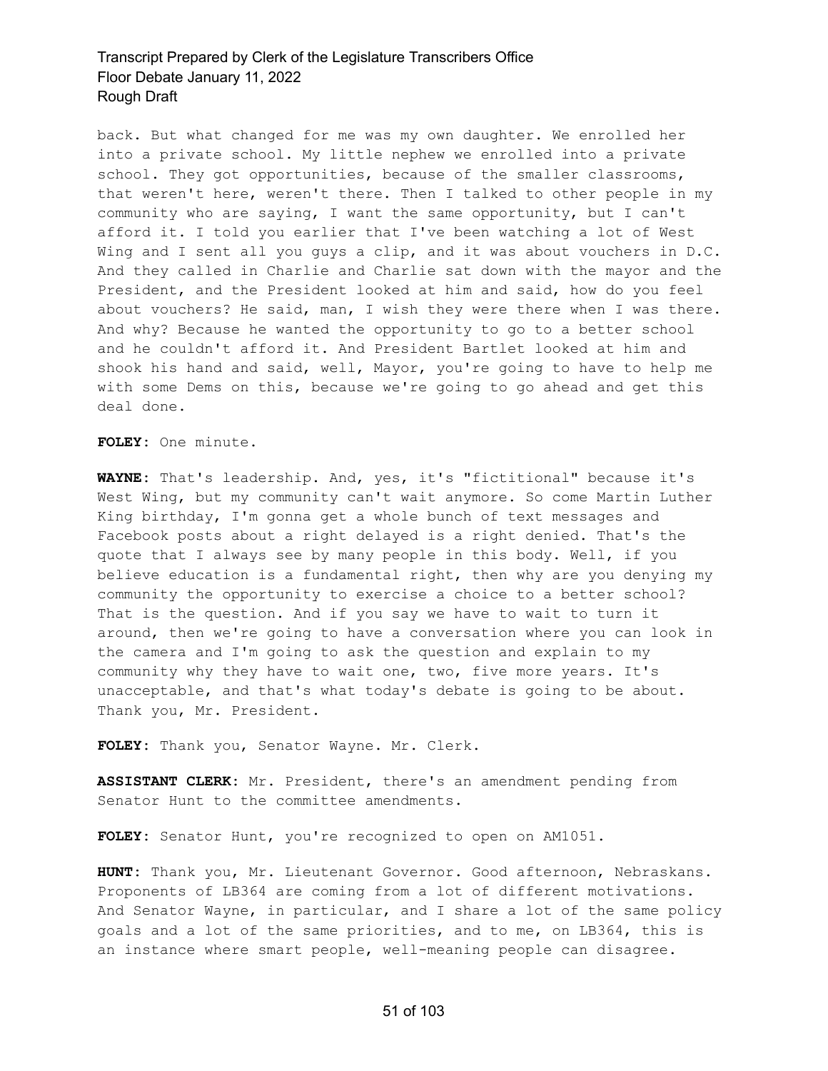back. But what changed for me was my own daughter. We enrolled her into a private school. My little nephew we enrolled into a private school. They got opportunities, because of the smaller classrooms, that weren't here, weren't there. Then I talked to other people in my community who are saying, I want the same opportunity, but I can't afford it. I told you earlier that I've been watching a lot of West Wing and I sent all you guys a clip, and it was about vouchers in D.C. And they called in Charlie and Charlie sat down with the mayor and the President, and the President looked at him and said, how do you feel about vouchers? He said, man, I wish they were there when I was there. And why? Because he wanted the opportunity to go to a better school and he couldn't afford it. And President Bartlet looked at him and shook his hand and said, well, Mayor, you're going to have to help me with some Dems on this, because we're going to go ahead and get this deal done.

**FOLEY:** One minute.

**WAYNE:** That's leadership. And, yes, it's "fictitional" because it's West Wing, but my community can't wait anymore. So come Martin Luther King birthday, I'm gonna get a whole bunch of text messages and Facebook posts about a right delayed is a right denied. That's the quote that I always see by many people in this body. Well, if you believe education is a fundamental right, then why are you denying my community the opportunity to exercise a choice to a better school? That is the question. And if you say we have to wait to turn it around, then we're going to have a conversation where you can look in the camera and I'm going to ask the question and explain to my community why they have to wait one, two, five more years. It's unacceptable, and that's what today's debate is going to be about. Thank you, Mr. President.

**FOLEY:** Thank you, Senator Wayne. Mr. Clerk.

**ASSISTANT CLERK:** Mr. President, there's an amendment pending from Senator Hunt to the committee amendments.

**FOLEY:** Senator Hunt, you're recognized to open on AM1051.

**HUNT:** Thank you, Mr. Lieutenant Governor. Good afternoon, Nebraskans. Proponents of LB364 are coming from a lot of different motivations. And Senator Wayne, in particular, and I share a lot of the same policy goals and a lot of the same priorities, and to me, on LB364, this is an instance where smart people, well-meaning people can disagree.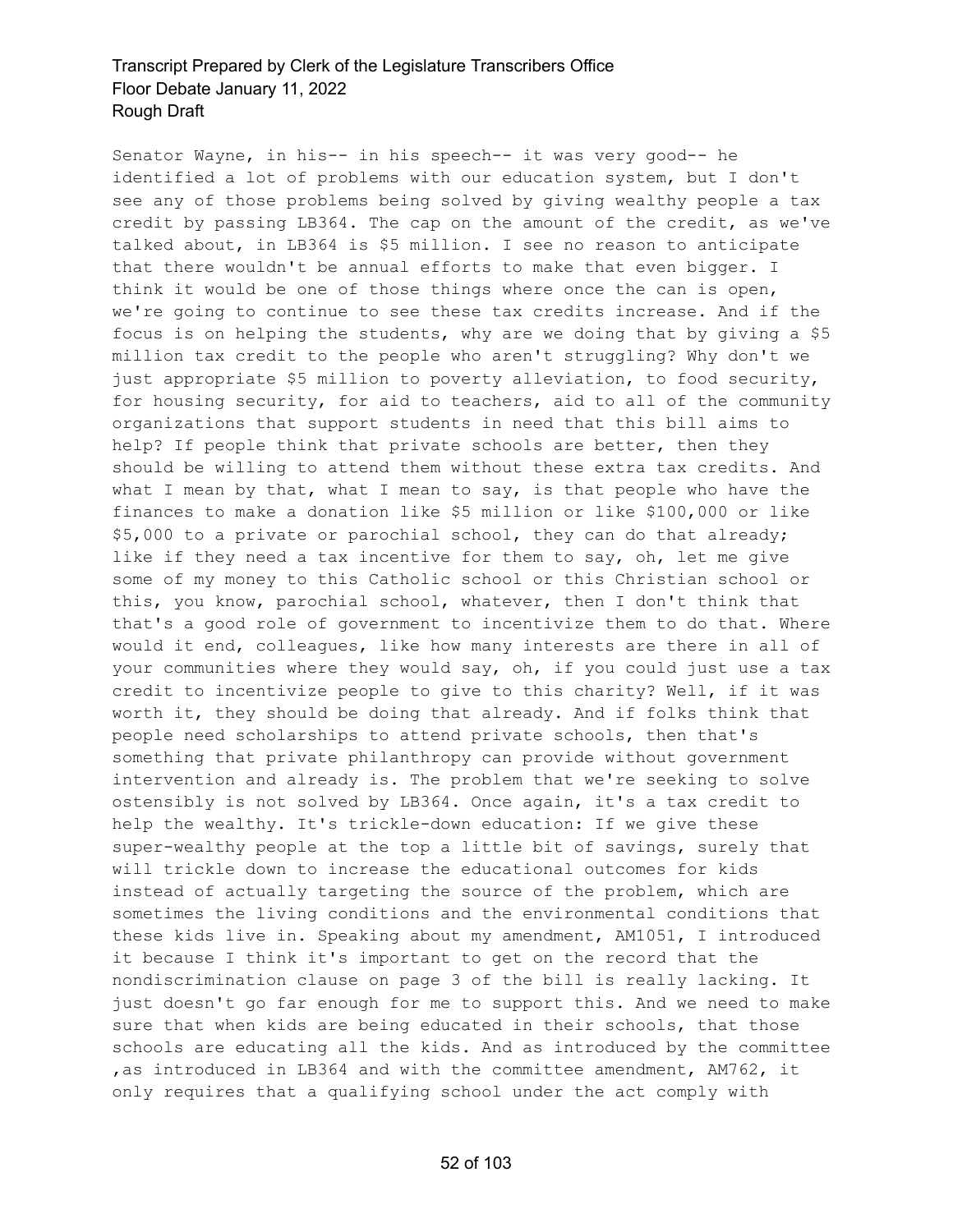Senator Wayne, in his-- in his speech-- it was very good-- he identified a lot of problems with our education system, but I don't see any of those problems being solved by giving wealthy people a tax credit by passing LB364. The cap on the amount of the credit, as we've talked about, in LB364 is $5 million. I see no reason to anticipate that there wouldn't be annual efforts to make that even bigger. I think it would be one of those things where once the can is open, we're going to continue to see these tax credits increase. And if the focus is on helping the students, why are we doing that by giving a $5 million tax credit to the people who aren't struggling? Why don't we just appropriate $5 million to poverty alleviation, to food security, for housing security, for aid to teachers, aid to all of the community organizations that support students in need that this bill aims to help? If people think that private schools are better, then they should be willing to attend them without these extra tax credits. And what I mean by that, what I mean to say, is that people who have the finances to make a donation like $5 million or like $100,000 or like $5,000 to a private or parochial school, they can do that already; like if they need a tax incentive for them to say, oh, let me give some of my money to this Catholic school or this Christian school or this, you know, parochial school, whatever, then I don't think that that's a good role of government to incentivize them to do that. Where would it end, colleagues, like how many interests are there in all of your communities where they would say, oh, if you could just use a tax credit to incentivize people to give to this charity? Well, if it was worth it, they should be doing that already. And if folks think that people need scholarships to attend private schools, then that's something that private philanthropy can provide without government intervention and already is. The problem that we're seeking to solve ostensibly is not solved by LB364. Once again, it's a tax credit to help the wealthy. It's trickle-down education: If we give these super-wealthy people at the top a little bit of savings, surely that will trickle down to increase the educational outcomes for kids instead of actually targeting the source of the problem, which are sometimes the living conditions and the environmental conditions that these kids live in. Speaking about my amendment, AM1051, I introduced it because I think it's important to get on the record that the nondiscrimination clause on page 3 of the bill is really lacking. It just doesn't go far enough for me to support this. And we need to make sure that when kids are being educated in their schools, that those schools are educating all the kids. And as introduced by the committee ,as introduced in LB364 and with the committee amendment, AM762, it only requires that a qualifying school under the act comply with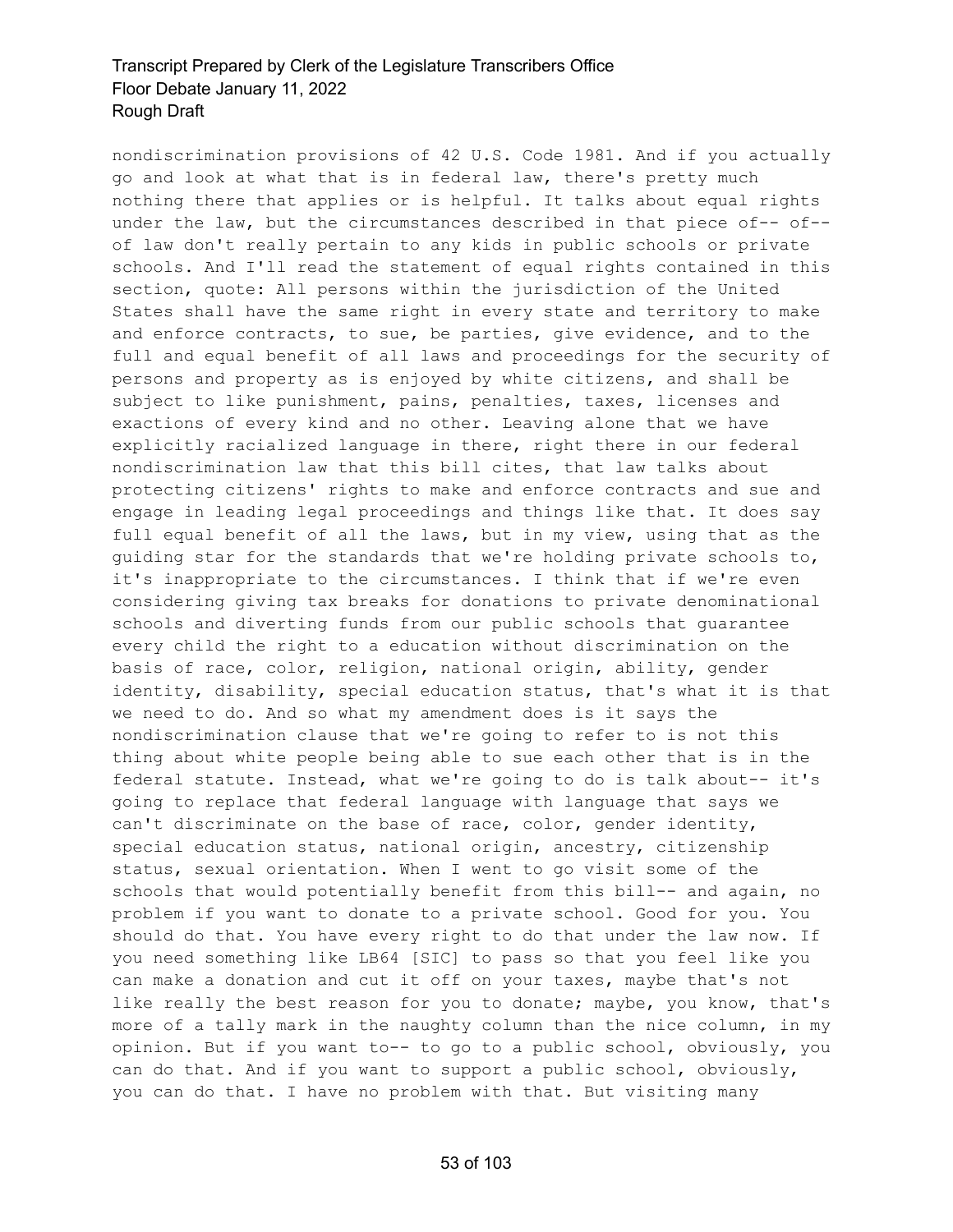nondiscrimination provisions of 42 U.S. Code 1981. And if you actually go and look at what that is in federal law, there's pretty much nothing there that applies or is helpful. It talks about equal rights under the law, but the circumstances described in that piece of-- of-- of law don't really pertain to any kids in public schools or private schools. And I'll read the statement of equal rights contained in this section, quote: All persons within the jurisdiction of the United States shall have the same right in every state and territory to make and enforce contracts, to sue, be parties, give evidence, and to the full and equal benefit of all laws and proceedings for the security of persons and property as is enjoyed by white citizens, and shall be subject to like punishment, pains, penalties, taxes, licenses and exactions of every kind and no other. Leaving alone that we have explicitly racialized language in there, right there in our federal nondiscrimination law that this bill cites, that law talks about protecting citizens' rights to make and enforce contracts and sue and engage in leading legal proceedings and things like that. It does say full equal benefit of all the laws, but in my view, using that as the guiding star for the standards that we're holding private schools to, it's inappropriate to the circumstances. I think that if we're even considering giving tax breaks for donations to private denominational schools and diverting funds from our public schools that guarantee every child the right to a education without discrimination on the basis of race, color, religion, national origin, ability, gender identity, disability, special education status, that's what it is that we need to do. And so what my amendment does is it says the nondiscrimination clause that we're going to refer to is not this thing about white people being able to sue each other that is in the federal statute. Instead, what we're going to do is talk about-- it's going to replace that federal language with language that says we can't discriminate on the base of race, color, gender identity, special education status, national origin, ancestry, citizenship status, sexual orientation. When I went to go visit some of the schools that would potentially benefit from this bill-- and again, no problem if you want to donate to a private school. Good for you. You should do that. You have every right to do that under the law now. If you need something like LB64 [SIC] to pass so that you feel like you can make a donation and cut it off on your taxes, maybe that's not like really the best reason for you to donate; maybe, you know, that's more of a tally mark in the naughty column than the nice column, in my opinion. But if you want to-- to go to a public school, obviously, you can do that. And if you want to support a public school, obviously, you can do that. I have no problem with that. But visiting many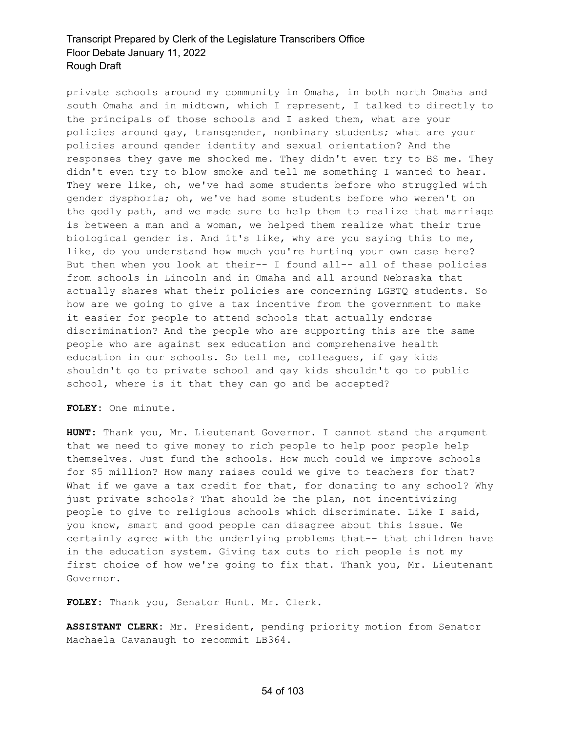private schools around my community in Omaha, in both north Omaha and south Omaha and in midtown, which I represent, I talked to directly to the principals of those schools and I asked them, what are your policies around gay, transgender, nonbinary students; what are your policies around gender identity and sexual orientation? And the responses they gave me shocked me. They didn't even try to BS me. They didn't even try to blow smoke and tell me something I wanted to hear. They were like, oh, we've had some students before who struggled with gender dysphoria; oh, we've had some students before who weren't on the godly path, and we made sure to help them to realize that marriage is between a man and a woman, we helped them realize what their true biological gender is. And it's like, why are you saying this to me, like, do you understand how much you're hurting your own case here? But then when you look at their-- I found all-- all of these policies from schools in Lincoln and in Omaha and all around Nebraska that actually shares what their policies are concerning LGBTQ students. So how are we going to give a tax incentive from the government to make it easier for people to attend schools that actually endorse discrimination? And the people who are supporting this are the same people who are against sex education and comprehensive health education in our schools. So tell me, colleagues, if gay kids shouldn't go to private school and gay kids shouldn't go to public school, where is it that they can go and be accepted?

**FOLEY:** One minute.

**HUNT:** Thank you, Mr. Lieutenant Governor. I cannot stand the argument that we need to give money to rich people to help poor people help themselves. Just fund the schools. How much could we improve schools for $5 million? How many raises could we give to teachers for that? What if we gave a tax credit for that, for donating to any school? Why just private schools? That should be the plan, not incentivizing people to give to religious schools which discriminate. Like I said, you know, smart and good people can disagree about this issue. We certainly agree with the underlying problems that-- that children have in the education system. Giving tax cuts to rich people is not my first choice of how we're going to fix that. Thank you, Mr. Lieutenant Governor.

**FOLEY:** Thank you, Senator Hunt. Mr. Clerk.

**ASSISTANT CLERK:** Mr. President, pending priority motion from Senator Machaela Cavanaugh to recommit LB364.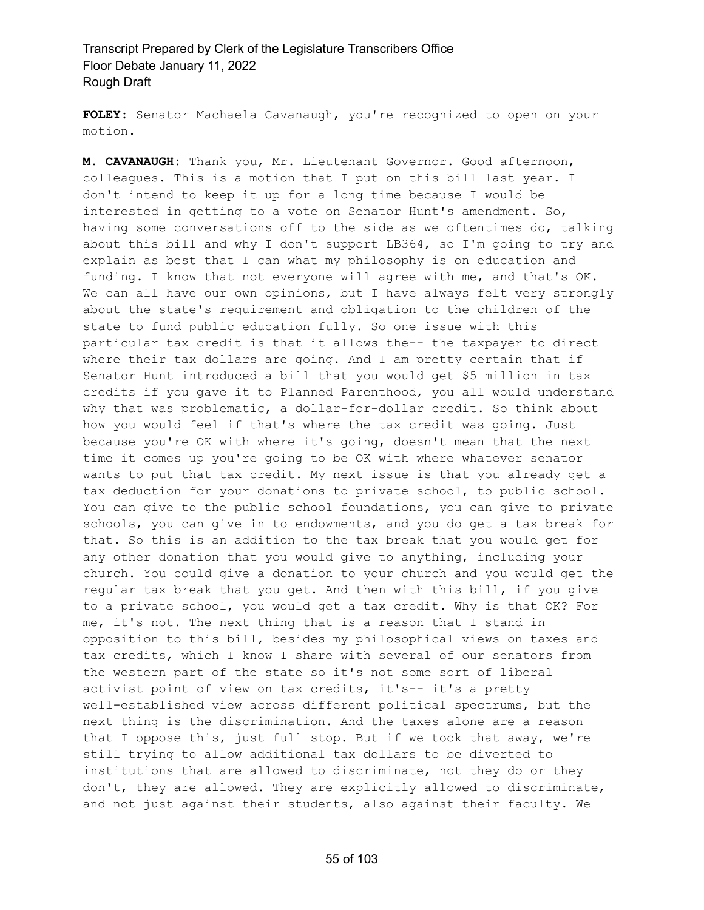**FOLEY:** Senator Machaela Cavanaugh, you're recognized to open on your motion.

**M. CAVANAUGH:** Thank you, Mr. Lieutenant Governor. Good afternoon, colleagues. This is a motion that I put on this bill last year. I don't intend to keep it up for a long time because I would be interested in getting to a vote on Senator Hunt's amendment. So, having some conversations off to the side as we oftentimes do, talking about this bill and why I don't support LB364, so I'm going to try and explain as best that I can what my philosophy is on education and funding. I know that not everyone will agree with me, and that's OK. We can all have our own opinions, but I have always felt very strongly about the state's requirement and obligation to the children of the state to fund public education fully. So one issue with this particular tax credit is that it allows the-- the taxpayer to direct where their tax dollars are going. And I am pretty certain that if Senator Hunt introduced a bill that you would get $5 million in tax credits if you gave it to Planned Parenthood, you all would understand why that was problematic, a dollar-for-dollar credit. So think about how you would feel if that's where the tax credit was going. Just because you're OK with where it's going, doesn't mean that the next time it comes up you're going to be OK with where whatever senator wants to put that tax credit. My next issue is that you already get a tax deduction for your donations to private school, to public school. You can give to the public school foundations, you can give to private schools, you can give in to endowments, and you do get a tax break for that. So this is an addition to the tax break that you would get for any other donation that you would give to anything, including your church. You could give a donation to your church and you would get the regular tax break that you get. And then with this bill, if you give to a private school, you would get a tax credit. Why is that OK? For me, it's not. The next thing that is a reason that I stand in opposition to this bill, besides my philosophical views on taxes and tax credits, which I know I share with several of our senators from the western part of the state so it's not some sort of liberal activist point of view on tax credits, it's-- it's a pretty well-established view across different political spectrums, but the next thing is the discrimination. And the taxes alone are a reason that I oppose this, just full stop. But if we took that away, we're still trying to allow additional tax dollars to be diverted to institutions that are allowed to discriminate, not they do or they don't, they are allowed. They are explicitly allowed to discriminate, and not just against their students, also against their faculty. We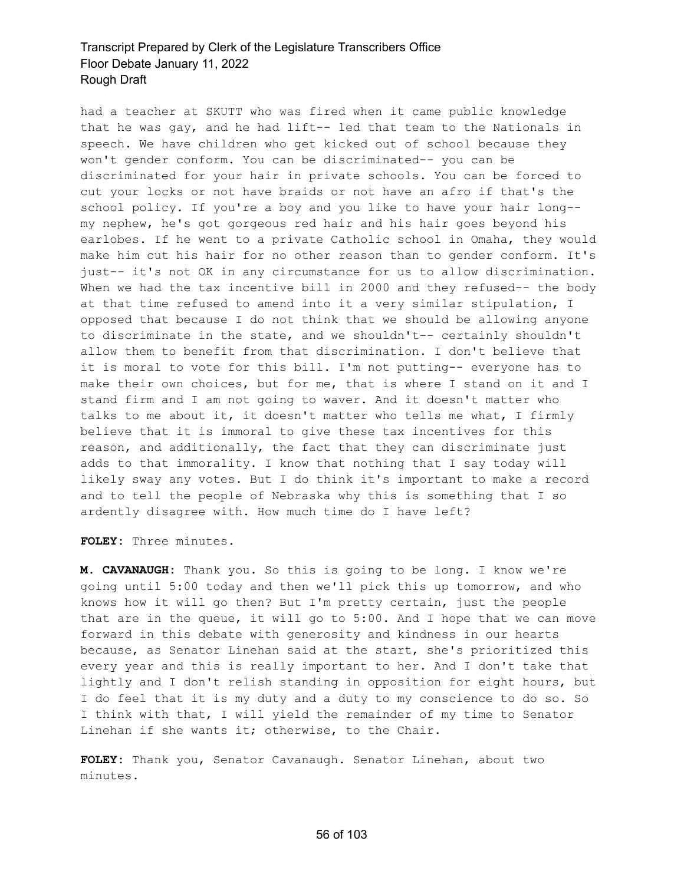had a teacher at SKUTT who was fired when it came public knowledge that he was gay, and he had lift-- led that team to the Nationals in speech. We have children who get kicked out of school because they won't gender conform. You can be discriminated-- you can be discriminated for your hair in private schools. You can be forced to cut your locks or not have braids or not have an afro if that's the school policy. If you're a boy and you like to have your hair long-- my nephew, he's got gorgeous red hair and his hair goes beyond his earlobes. If he went to a private Catholic school in Omaha, they would make him cut his hair for no other reason than to gender conform. It's just-- it's not OK in any circumstance for us to allow discrimination. When we had the tax incentive bill in 2000 and they refused-- the body at that time refused to amend into it a very similar stipulation, I opposed that because I do not think that we should be allowing anyone to discriminate in the state, and we shouldn't-- certainly shouldn't allow them to benefit from that discrimination. I don't believe that it is moral to vote for this bill. I'm not putting-- everyone has to make their own choices, but for me, that is where I stand on it and I stand firm and I am not going to waver. And it doesn't matter who talks to me about it, it doesn't matter who tells me what, I firmly believe that it is immoral to give these tax incentives for this reason, and additionally, the fact that they can discriminate just adds to that immorality. I know that nothing that I say today will likely sway any votes. But I do think it's important to make a record and to tell the people of Nebraska why this is something that I so ardently disagree with. How much time do I have left?

**FOLEY:** Three minutes.

**M. CAVANAUGH:** Thank you. So this is going to be long. I know we're going until 5:00 today and then we'll pick this up tomorrow, and who knows how it will go then? But I'm pretty certain, just the people that are in the queue, it will go to 5:00. And I hope that we can move forward in this debate with generosity and kindness in our hearts because, as Senator Linehan said at the start, she's prioritized this every year and this is really important to her. And I don't take that lightly and I don't relish standing in opposition for eight hours, but I do feel that it is my duty and a duty to my conscience to do so. So I think with that, I will yield the remainder of my time to Senator Linehan if she wants it; otherwise, to the Chair.

**FOLEY:** Thank you, Senator Cavanaugh. Senator Linehan, about two minutes.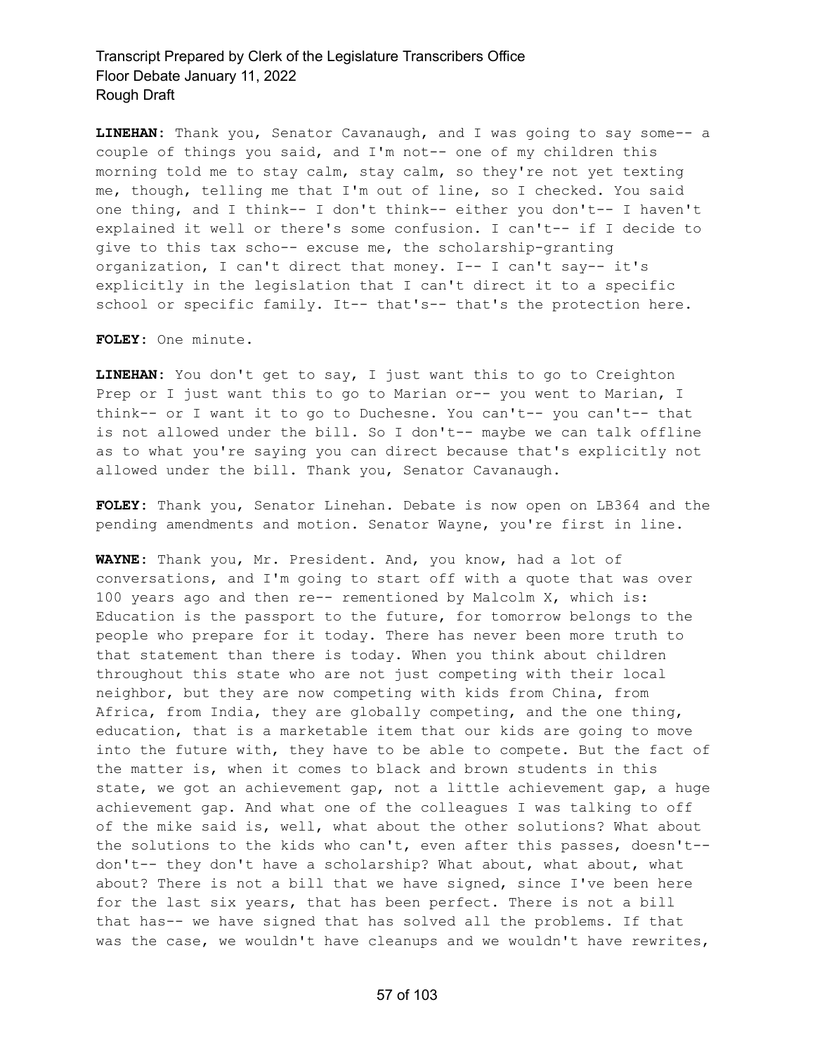**LINEHAN:** Thank you, Senator Cavanaugh, and I was going to say some-- a couple of things you said, and I'm not-- one of my children this morning told me to stay calm, stay calm, so they're not yet texting me, though, telling me that I'm out of line, so I checked. You said one thing, and I think-- I don't think-- either you don't-- I haven't explained it well or there's some confusion. I can't-- if I decide to give to this tax scho-- excuse me, the scholarship-granting organization, I can't direct that money. I-- I can't say-- it's explicitly in the legislation that I can't direct it to a specific school or specific family. It-- that's-- that's the protection here.

**FOLEY:** One minute.

**LINEHAN:** You don't get to say, I just want this to go to Creighton Prep or I just want this to go to Marian or-- you went to Marian, I think-- or I want it to go to Duchesne. You can't-- you can't-- that is not allowed under the bill. So I don't-- maybe we can talk offline as to what you're saying you can direct because that's explicitly not allowed under the bill. Thank you, Senator Cavanaugh.

**FOLEY:** Thank you, Senator Linehan. Debate is now open on LB364 and the pending amendments and motion. Senator Wayne, you're first in line.

**WAYNE:** Thank you, Mr. President. And, you know, had a lot of conversations, and I'm going to start off with a quote that was over 100 years ago and then re-- rementioned by Malcolm X, which is: Education is the passport to the future, for tomorrow belongs to the people who prepare for it today. There has never been more truth to that statement than there is today. When you think about children throughout this state who are not just competing with their local neighbor, but they are now competing with kids from China, from Africa, from India, they are globally competing, and the one thing, education, that is a marketable item that our kids are going to move into the future with, they have to be able to compete. But the fact of the matter is, when it comes to black and brown students in this state, we got an achievement gap, not a little achievement gap, a huge achievement gap. And what one of the colleagues I was talking to off of the mike said is, well, what about the other solutions? What about the solutions to the kids who can't, even after this passes, doesn't-- don't-- they don't have a scholarship? What about, what about, what about? There is not a bill that we have signed, since I've been here for the last six years, that has been perfect. There is not a bill that has-- we have signed that has solved all the problems. If that was the case, we wouldn't have cleanups and we wouldn't have rewrites,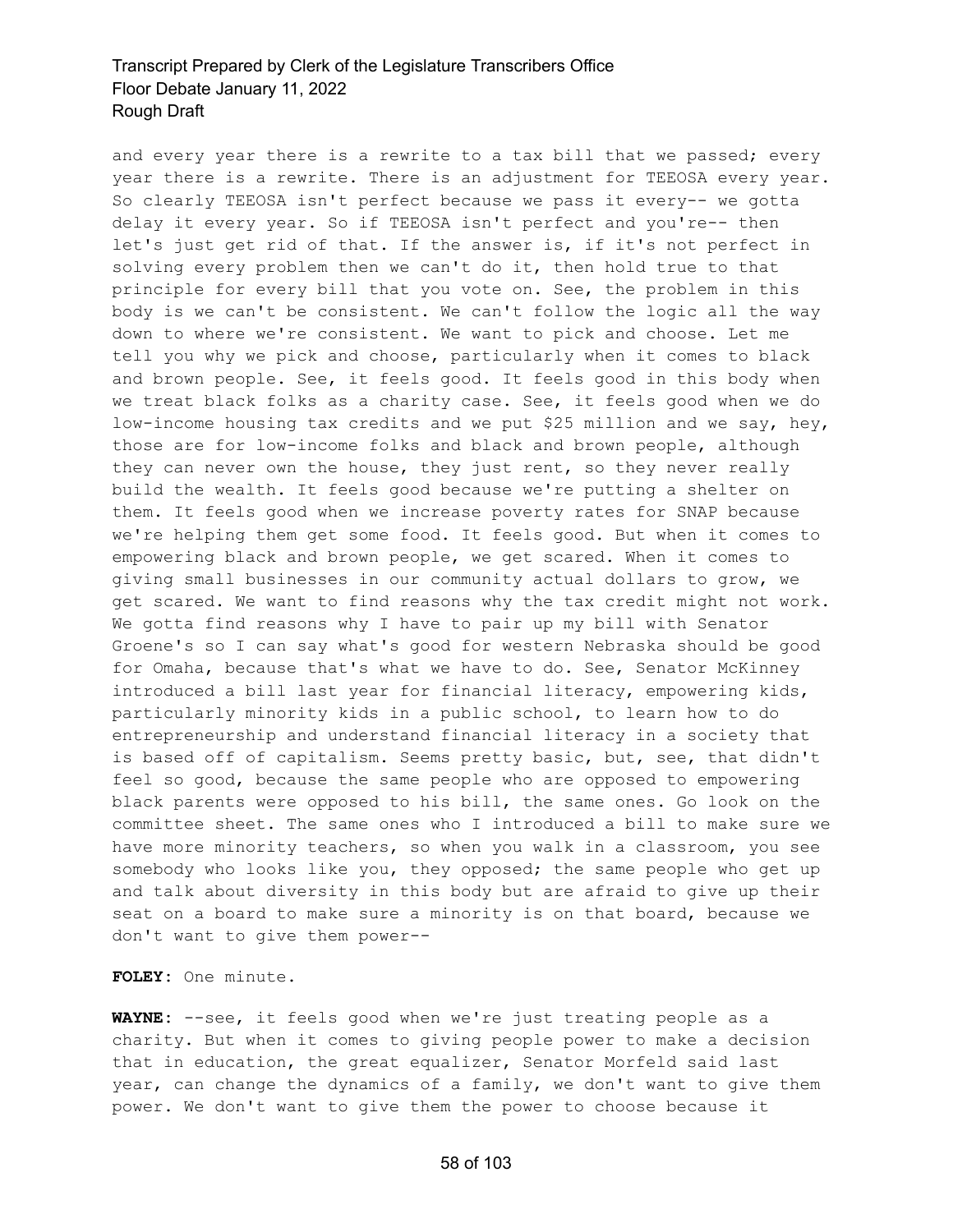and every year there is a rewrite to a tax bill that we passed; every year there is a rewrite. There is an adjustment for TEEOSA every year. So clearly TEEOSA isn't perfect because we pass it every-- we gotta delay it every year. So if TEEOSA isn't perfect and you're-- then let's just get rid of that. If the answer is, if it's not perfect in solving every problem then we can't do it, then hold true to that principle for every bill that you vote on. See, the problem in this body is we can't be consistent. We can't follow the logic all the way down to where we're consistent. We want to pick and choose. Let me tell you why we pick and choose, particularly when it comes to black and brown people. See, it feels good. It feels good in this body when we treat black folks as a charity case. See, it feels good when we do low-income housing tax credits and we put $25 million and we say, hey, those are for low-income folks and black and brown people, although they can never own the house, they just rent, so they never really build the wealth. It feels good because we're putting a shelter on them. It feels good when we increase poverty rates for SNAP because we're helping them get some food. It feels good. But when it comes to empowering black and brown people, we get scared. When it comes to giving small businesses in our community actual dollars to grow, we get scared. We want to find reasons why the tax credit might not work. We gotta find reasons why I have to pair up my bill with Senator Groene's so I can say what's good for western Nebraska should be good for Omaha, because that's what we have to do. See, Senator McKinney introduced a bill last year for financial literacy, empowering kids, particularly minority kids in a public school, to learn how to do entrepreneurship and understand financial literacy in a society that is based off of capitalism. Seems pretty basic, but, see, that didn't feel so good, because the same people who are opposed to empowering black parents were opposed to his bill, the same ones. Go look on the committee sheet. The same ones who I introduced a bill to make sure we have more minority teachers, so when you walk in a classroom, you see somebody who looks like you, they opposed; the same people who get up and talk about diversity in this body but are afraid to give up their seat on a board to make sure a minority is on that board, because we don't want to give them power--

**FOLEY:** One minute.

**WAYNE:** --see, it feels good when we're just treating people as a charity. But when it comes to giving people power to make a decision that in education, the great equalizer, Senator Morfeld said last year, can change the dynamics of a family, we don't want to give them power. We don't want to give them the power to choose because it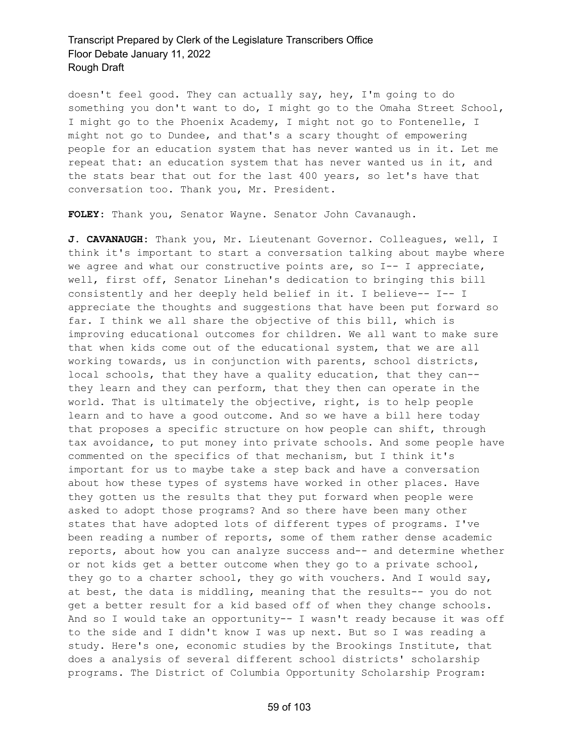doesn't feel good. They can actually say, hey, I'm going to do something you don't want to do, I might go to the Omaha Street School, I might go to the Phoenix Academy, I might not go to Fontenelle, I might not go to Dundee, and that's a scary thought of empowering people for an education system that has never wanted us in it. Let me repeat that: an education system that has never wanted us in it, and the stats bear that out for the last 400 years, so let's have that conversation too. Thank you, Mr. President.

**FOLEY:** Thank you, Senator Wayne. Senator John Cavanaugh.

**J. CAVANAUGH:** Thank you, Mr. Lieutenant Governor. Colleagues, well, I think it's important to start a conversation talking about maybe where we agree and what our constructive points are, so I-- I appreciate, well, first off, Senator Linehan's dedication to bringing this bill consistently and her deeply held belief in it. I believe-- I-- I appreciate the thoughts and suggestions that have been put forward so far. I think we all share the objective of this bill, which is improving educational outcomes for children. We all want to make sure that when kids come out of the educational system, that we are all working towards, us in conjunction with parents, school districts, local schools, that they have a quality education, that they can-- they learn and they can perform, that they then can operate in the world. That is ultimately the objective, right, is to help people learn and to have a good outcome. And so we have a bill here today that proposes a specific structure on how people can shift, through tax avoidance, to put money into private schools. And some people have commented on the specifics of that mechanism, but I think it's important for us to maybe take a step back and have a conversation about how these types of systems have worked in other places. Have they gotten us the results that they put forward when people were asked to adopt those programs? And so there have been many other states that have adopted lots of different types of programs. I've been reading a number of reports, some of them rather dense academic reports, about how you can analyze success and-- and determine whether or not kids get a better outcome when they go to a private school, they go to a charter school, they go with vouchers. And I would say, at best, the data is middling, meaning that the results-- you do not get a better result for a kid based off of when they change schools. And so I would take an opportunity-- I wasn't ready because it was off to the side and I didn't know I was up next. But so I was reading a study. Here's one, economic studies by the Brookings Institute, that does a analysis of several different school districts' scholarship programs. The District of Columbia Opportunity Scholarship Program: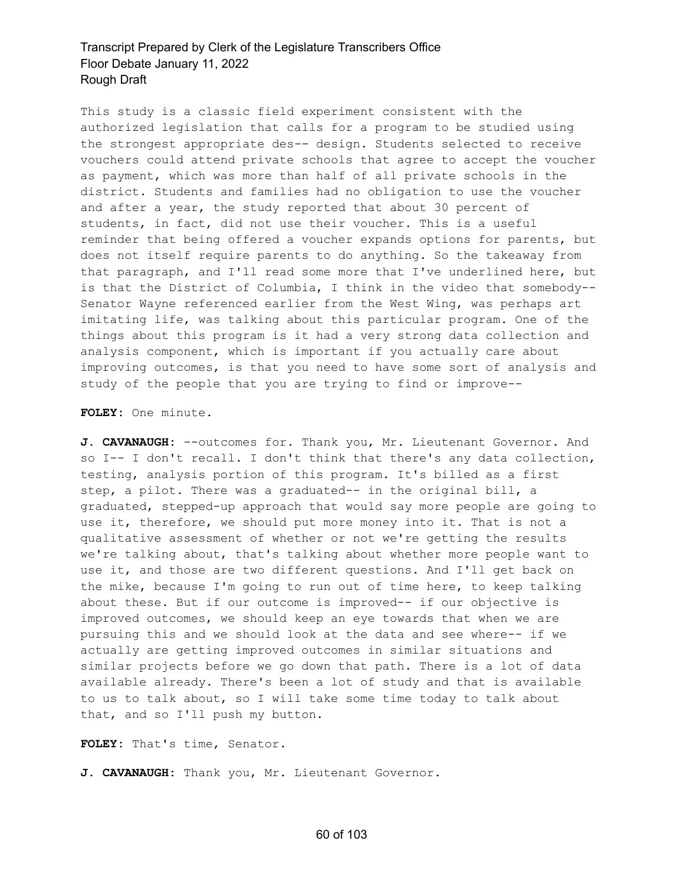This study is a classic field experiment consistent with the authorized legislation that calls for a program to be studied using the strongest appropriate des-- design. Students selected to receive vouchers could attend private schools that agree to accept the voucher as payment, which was more than half of all private schools in the district. Students and families had no obligation to use the voucher and after a year, the study reported that about 30 percent of students, in fact, did not use their voucher. This is a useful reminder that being offered a voucher expands options for parents, but does not itself require parents to do anything. So the takeaway from that paragraph, and I'll read some more that I've underlined here, but is that the District of Columbia, I think in the video that somebody-- Senator Wayne referenced earlier from the West Wing, was perhaps art imitating life, was talking about this particular program. One of the things about this program is it had a very strong data collection and analysis component, which is important if you actually care about improving outcomes, is that you need to have some sort of analysis and study of the people that you are trying to find or improve--

**FOLEY:** One minute.

**J. CAVANAUGH:** --outcomes for. Thank you, Mr. Lieutenant Governor. And so I-- I don't recall. I don't think that there's any data collection, testing, analysis portion of this program. It's billed as a first step, a pilot. There was a graduated-- in the original bill, a graduated, stepped-up approach that would say more people are going to use it, therefore, we should put more money into it. That is not a qualitative assessment of whether or not we're getting the results we're talking about, that's talking about whether more people want to use it, and those are two different questions. And I'll get back on the mike, because I'm going to run out of time here, to keep talking about these. But if our outcome is improved-- if our objective is improved outcomes, we should keep an eye towards that when we are pursuing this and we should look at the data and see where-- if we actually are getting improved outcomes in similar situations and similar projects before we go down that path. There is a lot of data available already. There's been a lot of study and that is available to us to talk about, so I will take some time today to talk about that, and so I'll push my button.

**FOLEY:** That's time, Senator.

**J. CAVANAUGH:** Thank you, Mr. Lieutenant Governor.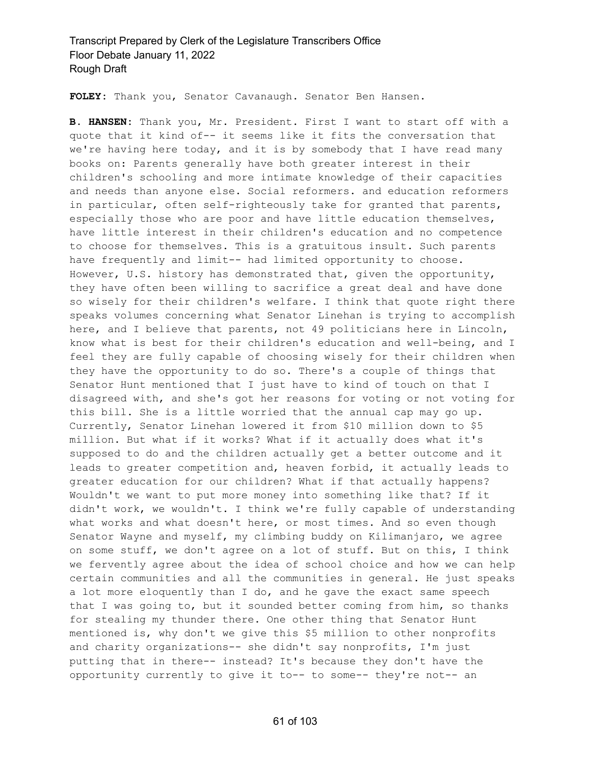**FOLEY:** Thank you, Senator Cavanaugh. Senator Ben Hansen.

**B. HANSEN:** Thank you, Mr. President. First I want to start off with a quote that it kind of-- it seems like it fits the conversation that we're having here today, and it is by somebody that I have read many books on: Parents generally have both greater interest in their children's schooling and more intimate knowledge of their capacities and needs than anyone else. Social reformers. and education reformers in particular, often self-righteously take for granted that parents, especially those who are poor and have little education themselves, have little interest in their children's education and no competence to choose for themselves. This is a gratuitous insult. Such parents have frequently and limit-- had limited opportunity to choose. However, U.S. history has demonstrated that, given the opportunity, they have often been willing to sacrifice a great deal and have done so wisely for their children's welfare. I think that quote right there speaks volumes concerning what Senator Linehan is trying to accomplish here, and I believe that parents, not 49 politicians here in Lincoln, know what is best for their children's education and well-being, and I feel they are fully capable of choosing wisely for their children when they have the opportunity to do so. There's a couple of things that Senator Hunt mentioned that I just have to kind of touch on that I disagreed with, and she's got her reasons for voting or not voting for this bill. She is a little worried that the annual cap may go up. Currently, Senator Linehan lowered it from $10 million down to $5 million. But what if it works? What if it actually does what it's supposed to do and the children actually get a better outcome and it leads to greater competition and, heaven forbid, it actually leads to greater education for our children? What if that actually happens? Wouldn't we want to put more money into something like that? If it didn't work, we wouldn't. I think we're fully capable of understanding what works and what doesn't here, or most times. And so even though Senator Wayne and myself, my climbing buddy on Kilimanjaro, we agree on some stuff, we don't agree on a lot of stuff. But on this, I think we fervently agree about the idea of school choice and how we can help certain communities and all the communities in general. He just speaks a lot more eloquently than I do, and he gave the exact same speech that I was going to, but it sounded better coming from him, so thanks for stealing my thunder there. One other thing that Senator Hunt mentioned is, why don't we give this $5 million to other nonprofits and charity organizations-- she didn't say nonprofits, I'm just putting that in there-- instead? It's because they don't have the opportunity currently to give it to-- to some-- they're not-- an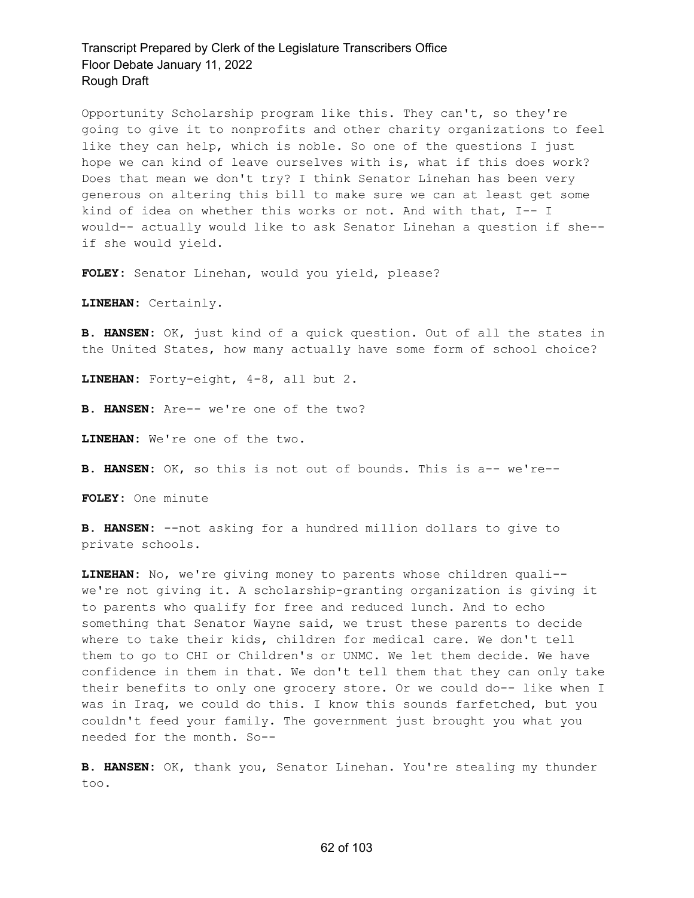Opportunity Scholarship program like this. They can't, so they're going to give it to nonprofits and other charity organizations to feel like they can help, which is noble. So one of the questions I just hope we can kind of leave ourselves with is, what if this does work? Does that mean we don't try? I think Senator Linehan has been very generous on altering this bill to make sure we can at least get some kind of idea on whether this works or not. And with that, I-- I would-- actually would like to ask Senator Linehan a question if she-- if she would yield.

**FOLEY:** Senator Linehan, would you yield, please?

**LINEHAN:** Certainly.

**B. HANSEN:** OK, just kind of a quick question. Out of all the states in the United States, how many actually have some form of school choice?

**LINEHAN:** Forty-eight, 4-8, all but 2.

**B. HANSEN:** Are-- we're one of the two?

**LINEHAN:** We're one of the two.

**B. HANSEN:** OK, so this is not out of bounds. This is a-- we're--

**FOLEY:** One minute

**B. HANSEN:** --not asking for a hundred million dollars to give to private schools.

**LINEHAN:** No, we're giving money to parents whose children quali-- we're not giving it. A scholarship-granting organization is giving it to parents who qualify for free and reduced lunch. And to echo something that Senator Wayne said, we trust these parents to decide where to take their kids, children for medical care. We don't tell them to go to CHI or Children's or UNMC. We let them decide. We have confidence in them in that. We don't tell them that they can only take their benefits to only one grocery store. Or we could do-- like when I was in Iraq, we could do this. I know this sounds farfetched, but you couldn't feed your family. The government just brought you what you needed for the month. So--

**B. HANSEN:** OK, thank you, Senator Linehan. You're stealing my thunder too.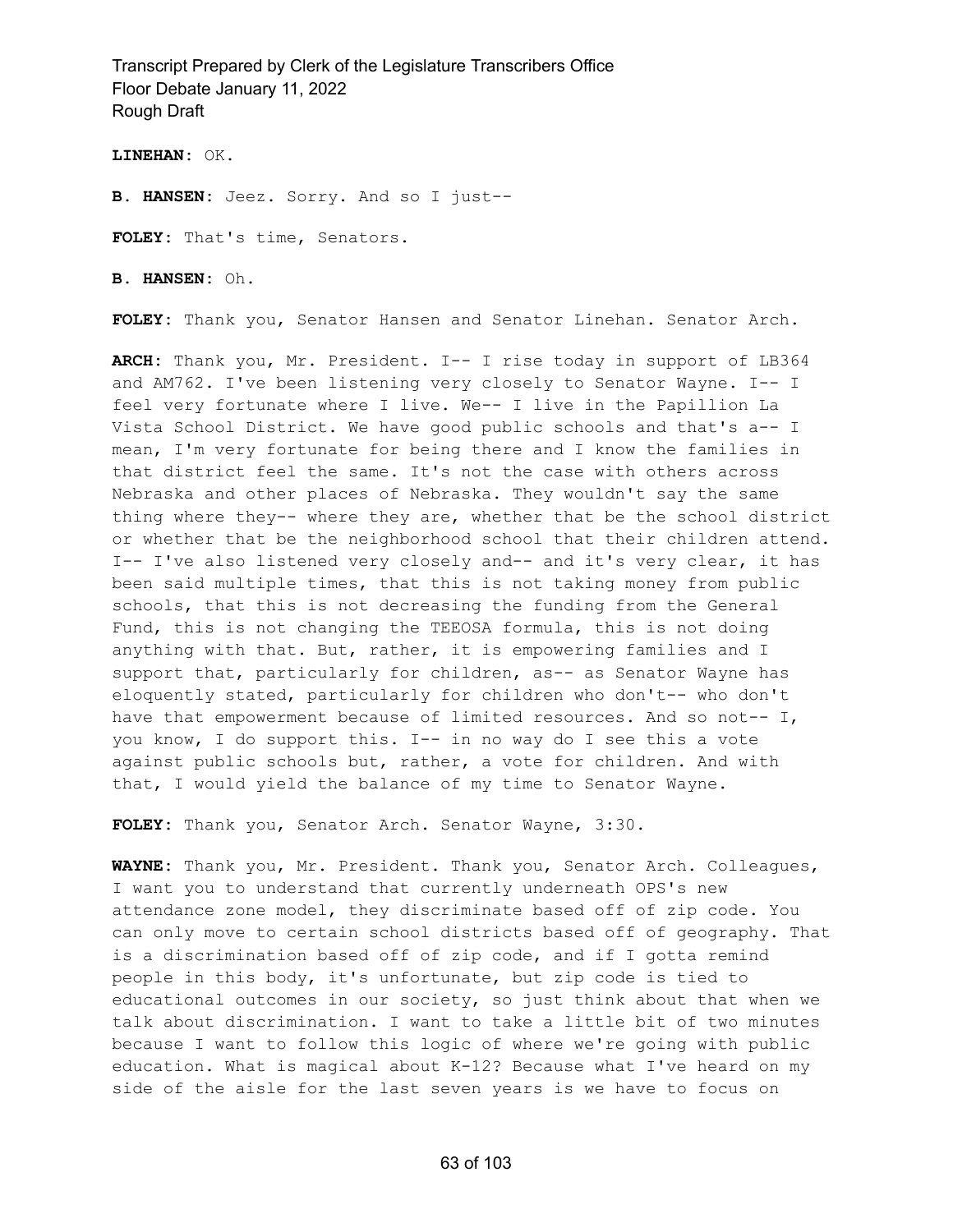**LINEHAN:** OK.

**B. HANSEN:** Jeez. Sorry. And so I just--

**FOLEY:** That's time, Senators.

**B. HANSEN:** Oh.

**FOLEY:** Thank you, Senator Hansen and Senator Linehan. Senator Arch.

**ARCH:** Thank you, Mr. President. I-- I rise today in support of LB364 and AM762. I've been listening very closely to Senator Wayne. I-- I feel very fortunate where I live. We-- I live in the Papillion La Vista School District. We have good public schools and that's a-- I mean, I'm very fortunate for being there and I know the families in that district feel the same. It's not the case with others across Nebraska and other places of Nebraska. They wouldn't say the same thing where they-- where they are, whether that be the school district or whether that be the neighborhood school that their children attend. I-- I've also listened very closely and-- and it's very clear, it has been said multiple times, that this is not taking money from public schools, that this is not decreasing the funding from the General Fund, this is not changing the TEEOSA formula, this is not doing anything with that. But, rather, it is empowering families and I support that, particularly for children, as-- as Senator Wayne has eloquently stated, particularly for children who don't-- who don't have that empowerment because of limited resources. And so not-- I, you know, I do support this. I-- in no way do I see this a vote against public schools but, rather, a vote for children. And with that, I would yield the balance of my time to Senator Wayne.

**FOLEY:** Thank you, Senator Arch. Senator Wayne, 3:30.

**WAYNE:** Thank you, Mr. President. Thank you, Senator Arch. Colleagues, I want you to understand that currently underneath OPS's new attendance zone model, they discriminate based off of zip code. You can only move to certain school districts based off of geography. That is a discrimination based off of zip code, and if I gotta remind people in this body, it's unfortunate, but zip code is tied to educational outcomes in our society, so just think about that when we talk about discrimination. I want to take a little bit of two minutes because I want to follow this logic of where we're going with public education. What is magical about K-12? Because what I've heard on my side of the aisle for the last seven years is we have to focus on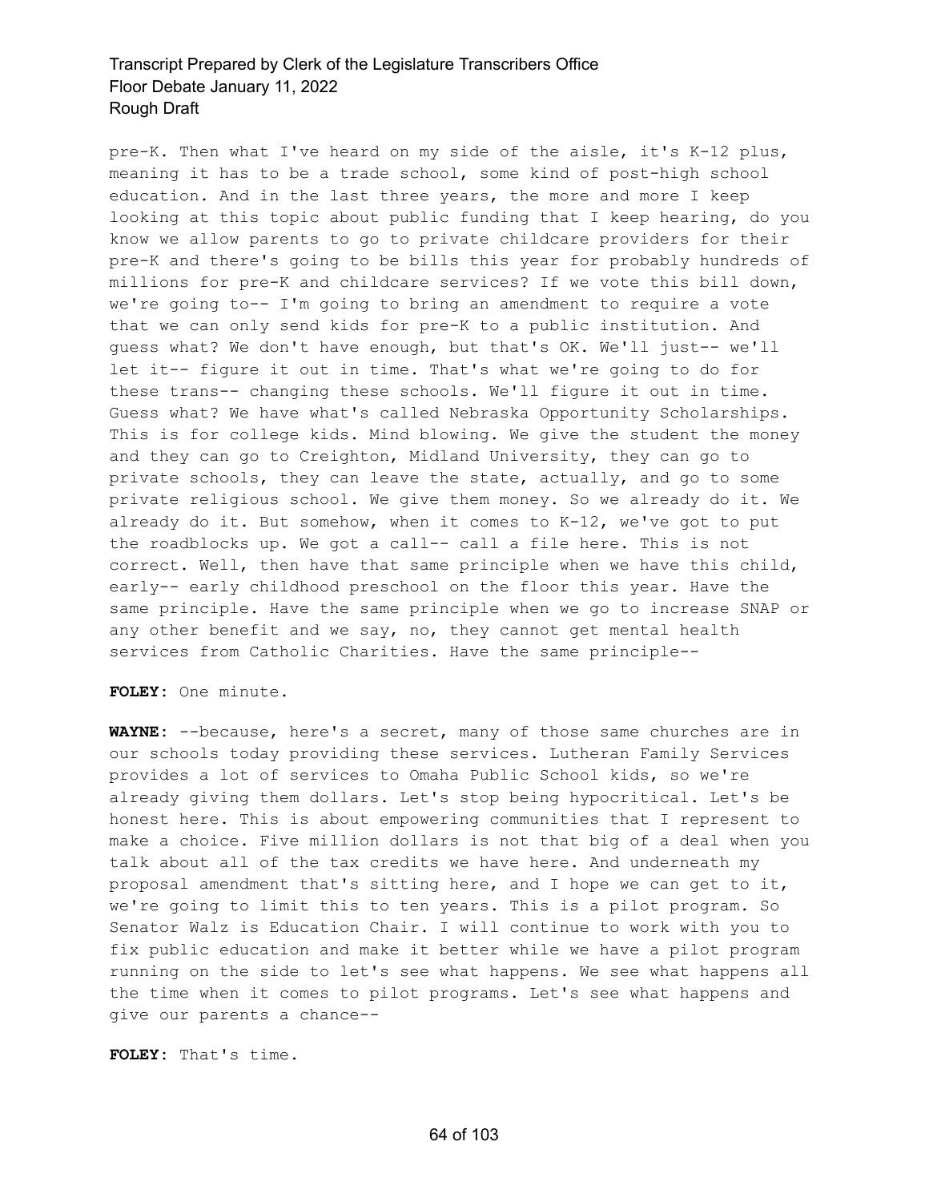pre-K. Then what I've heard on my side of the aisle, it's K-12 plus, meaning it has to be a trade school, some kind of post-high school education. And in the last three years, the more and more I keep looking at this topic about public funding that I keep hearing, do you know we allow parents to go to private childcare providers for their pre-K and there's going to be bills this year for probably hundreds of millions for pre-K and childcare services? If we vote this bill down, we're going to-- I'm going to bring an amendment to require a vote that we can only send kids for pre-K to a public institution. And guess what? We don't have enough, but that's OK. We'll just-- we'll let it-- figure it out in time. That's what we're going to do for these trans-- changing these schools. We'll figure it out in time. Guess what? We have what's called Nebraska Opportunity Scholarships. This is for college kids. Mind blowing. We give the student the money and they can go to Creighton, Midland University, they can go to private schools, they can leave the state, actually, and go to some private religious school. We give them money. So we already do it. We already do it. But somehow, when it comes to K-12, we've got to put the roadblocks up. We got a call-- call a file here. This is not correct. Well, then have that same principle when we have this child, early-- early childhood preschool on the floor this year. Have the same principle. Have the same principle when we go to increase SNAP or any other benefit and we say, no, they cannot get mental health services from Catholic Charities. Have the same principle--

**FOLEY:** One minute.

**WAYNE:** --because, here's a secret, many of those same churches are in our schools today providing these services. Lutheran Family Services provides a lot of services to Omaha Public School kids, so we're already giving them dollars. Let's stop being hypocritical. Let's be honest here. This is about empowering communities that I represent to make a choice. Five million dollars is not that big of a deal when you talk about all of the tax credits we have here. And underneath my proposal amendment that's sitting here, and I hope we can get to it, we're going to limit this to ten years. This is a pilot program. So Senator Walz is Education Chair. I will continue to work with you to fix public education and make it better while we have a pilot program running on the side to let's see what happens. We see what happens all the time when it comes to pilot programs. Let's see what happens and give our parents a chance--

**FOLEY:** That's time.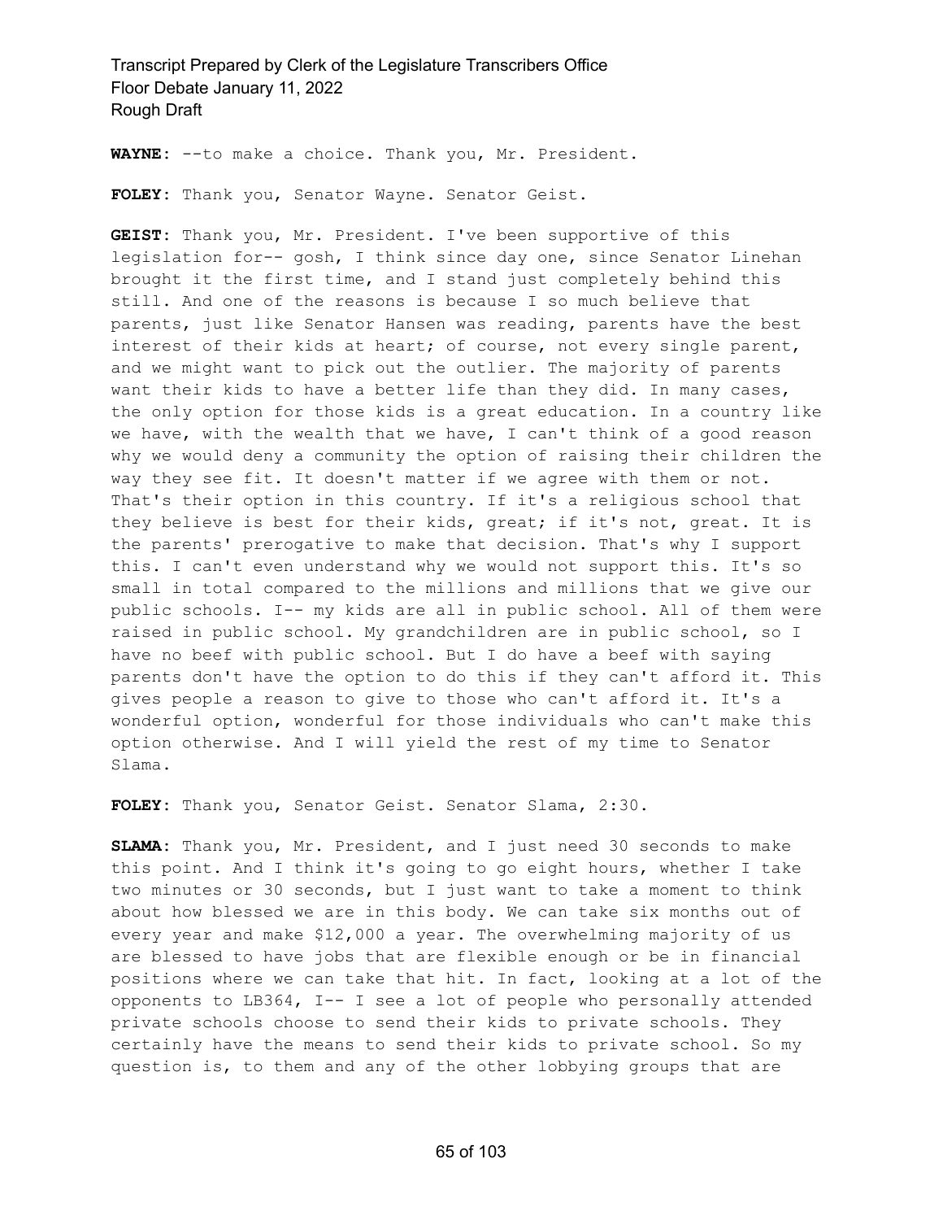**WAYNE:** --to make a choice. Thank you, Mr. President.

**FOLEY:** Thank you, Senator Wayne. Senator Geist.

**GEIST:** Thank you, Mr. President. I've been supportive of this legislation for-- gosh, I think since day one, since Senator Linehan brought it the first time, and I stand just completely behind this still. And one of the reasons is because I so much believe that parents, just like Senator Hansen was reading, parents have the best interest of their kids at heart; of course, not every single parent, and we might want to pick out the outlier. The majority of parents want their kids to have a better life than they did. In many cases, the only option for those kids is a great education. In a country like we have, with the wealth that we have, I can't think of a good reason why we would deny a community the option of raising their children the way they see fit. It doesn't matter if we agree with them or not. That's their option in this country. If it's a religious school that they believe is best for their kids, great; if it's not, great. It is the parents' prerogative to make that decision. That's why I support this. I can't even understand why we would not support this. It's so small in total compared to the millions and millions that we give our public schools. I-- my kids are all in public school. All of them were raised in public school. My grandchildren are in public school, so I have no beef with public school. But I do have a beef with saying parents don't have the option to do this if they can't afford it. This gives people a reason to give to those who can't afford it. It's a wonderful option, wonderful for those individuals who can't make this option otherwise. And I will yield the rest of my time to Senator Slama.

**FOLEY:** Thank you, Senator Geist. Senator Slama, 2:30.

**SLAMA:** Thank you, Mr. President, and I just need 30 seconds to make this point. And I think it's going to go eight hours, whether I take two minutes or 30 seconds, but I just want to take a moment to think about how blessed we are in this body. We can take six months out of every year and make $12,000 a year. The overwhelming majority of us are blessed to have jobs that are flexible enough or be in financial positions where we can take that hit. In fact, looking at a lot of the opponents to LB364, I-- I see a lot of people who personally attended private schools choose to send their kids to private schools. They certainly have the means to send their kids to private school. So my question is, to them and any of the other lobbying groups that are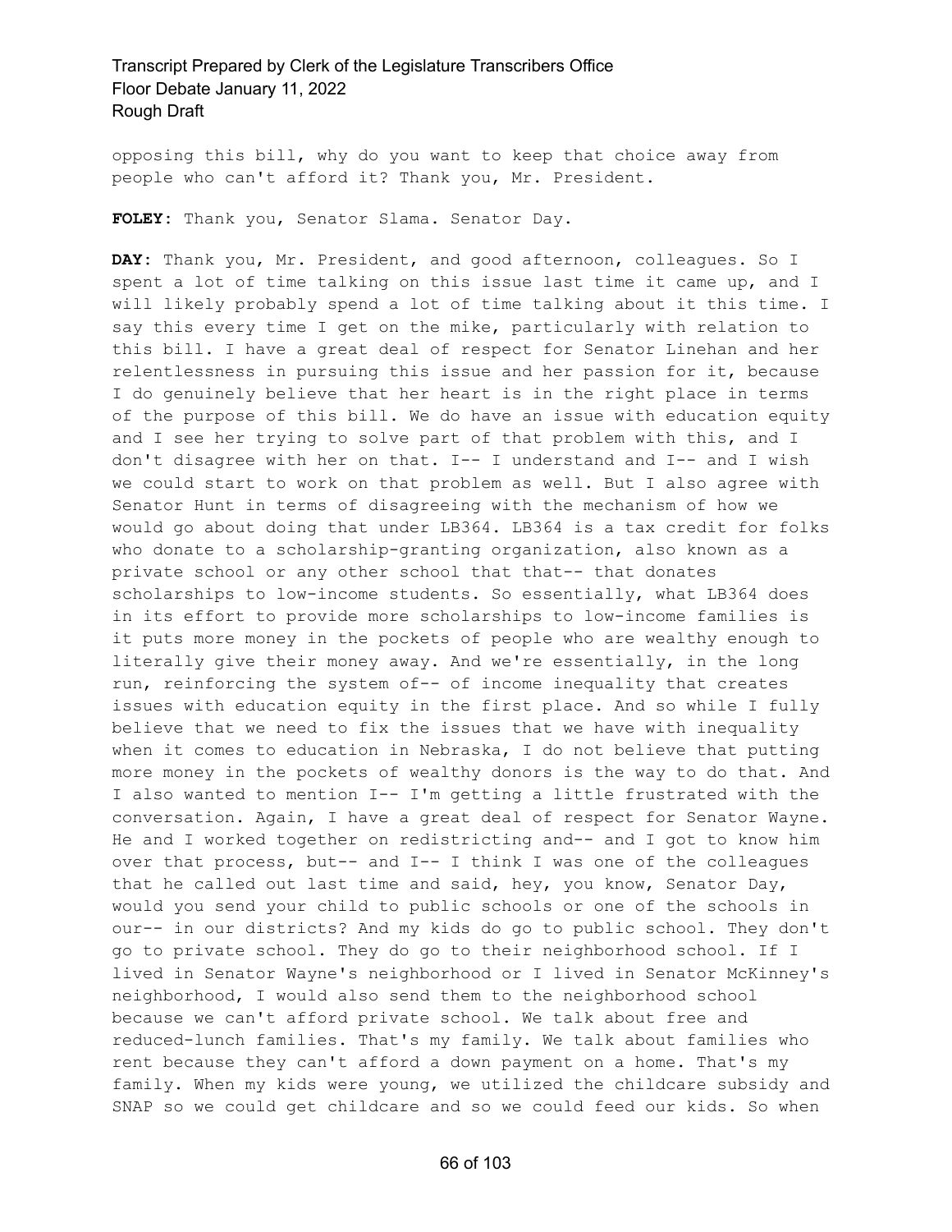opposing this bill, why do you want to keep that choice away from people who can't afford it? Thank you, Mr. President.

**FOLEY:** Thank you, Senator Slama. Senator Day.

**DAY:** Thank you, Mr. President, and good afternoon, colleagues. So I spent a lot of time talking on this issue last time it came up, and I will likely probably spend a lot of time talking about it this time. I say this every time I get on the mike, particularly with relation to this bill. I have a great deal of respect for Senator Linehan and her relentlessness in pursuing this issue and her passion for it, because I do genuinely believe that her heart is in the right place in terms of the purpose of this bill. We do have an issue with education equity and I see her trying to solve part of that problem with this, and I don't disagree with her on that. I-- I understand and I-- and I wish we could start to work on that problem as well. But I also agree with Senator Hunt in terms of disagreeing with the mechanism of how we would go about doing that under LB364. LB364 is a tax credit for folks who donate to a scholarship-granting organization, also known as a private school or any other school that that-- that donates scholarships to low-income students. So essentially, what LB364 does in its effort to provide more scholarships to low-income families is it puts more money in the pockets of people who are wealthy enough to literally give their money away. And we're essentially, in the long run, reinforcing the system of-- of income inequality that creates issues with education equity in the first place. And so while I fully believe that we need to fix the issues that we have with inequality when it comes to education in Nebraska, I do not believe that putting more money in the pockets of wealthy donors is the way to do that. And I also wanted to mention I-- I'm getting a little frustrated with the conversation. Again, I have a great deal of respect for Senator Wayne. He and I worked together on redistricting and-- and I got to know him over that process, but-- and I-- I think I was one of the colleagues that he called out last time and said, hey, you know, Senator Day, would you send your child to public schools or one of the schools in our-- in our districts? And my kids do go to public school. They don't go to private school. They do go to their neighborhood school. If I lived in Senator Wayne's neighborhood or I lived in Senator McKinney's neighborhood, I would also send them to the neighborhood school because we can't afford private school. We talk about free and reduced-lunch families. That's my family. We talk about families who rent because they can't afford a down payment on a home. That's my family. When my kids were young, we utilized the childcare subsidy and SNAP so we could get childcare and so we could feed our kids. So when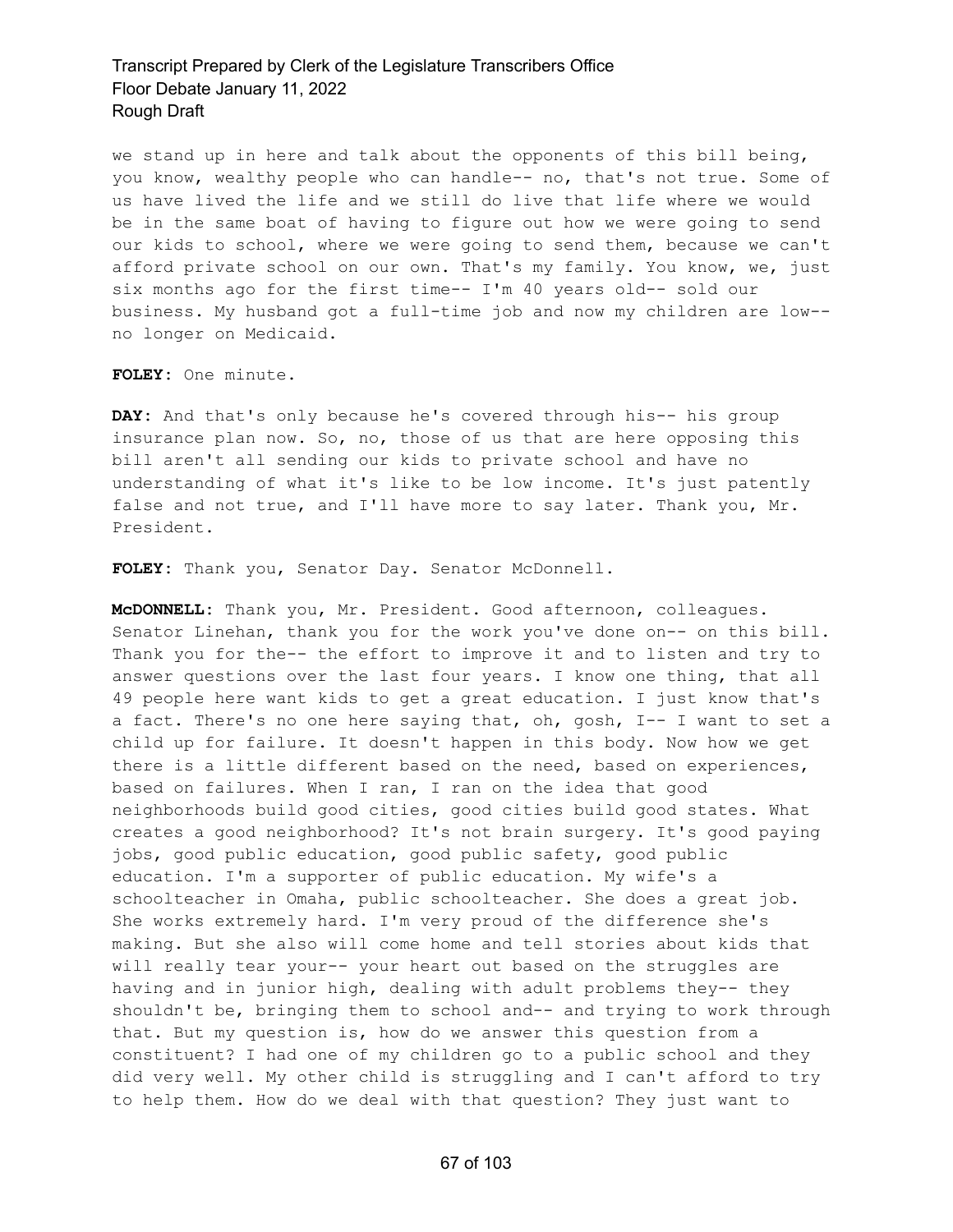we stand up in here and talk about the opponents of this bill being, you know, wealthy people who can handle-- no, that's not true. Some of us have lived the life and we still do live that life where we would be in the same boat of having to figure out how we were going to send our kids to school, where we were going to send them, because we can't afford private school on our own. That's my family. You know, we, just six months ago for the first time-- I'm 40 years old-- sold our business. My husband got a full-time job and now my children are low-- no longer on Medicaid.

**FOLEY:** One minute.

**DAY:** And that's only because he's covered through his-- his group insurance plan now. So, no, those of us that are here opposing this bill aren't all sending our kids to private school and have no understanding of what it's like to be low income. It's just patently false and not true, and I'll have more to say later. Thank you, Mr. President.

**FOLEY:** Thank you, Senator Day. Senator McDonnell.

**McDONNELL:** Thank you, Mr. President. Good afternoon, colleagues. Senator Linehan, thank you for the work you've done on-- on this bill. Thank you for the-- the effort to improve it and to listen and try to answer questions over the last four years. I know one thing, that all 49 people here want kids to get a great education. I just know that's a fact. There's no one here saying that, oh, gosh, I-- I want to set a child up for failure. It doesn't happen in this body. Now how we get there is a little different based on the need, based on experiences, based on failures. When I ran, I ran on the idea that good neighborhoods build good cities, good cities build good states. What creates a good neighborhood? It's not brain surgery. It's good paying jobs, good public education, good public safety, good public education. I'm a supporter of public education. My wife's a schoolteacher in Omaha, public schoolteacher. She does a great job. She works extremely hard. I'm very proud of the difference she's making. But she also will come home and tell stories about kids that will really tear your-- your heart out based on the struggles are having and in junior high, dealing with adult problems they-- they shouldn't be, bringing them to school and-- and trying to work through that. But my question is, how do we answer this question from a constituent? I had one of my children go to a public school and they did very well. My other child is struggling and I can't afford to try to help them. How do we deal with that question? They just want to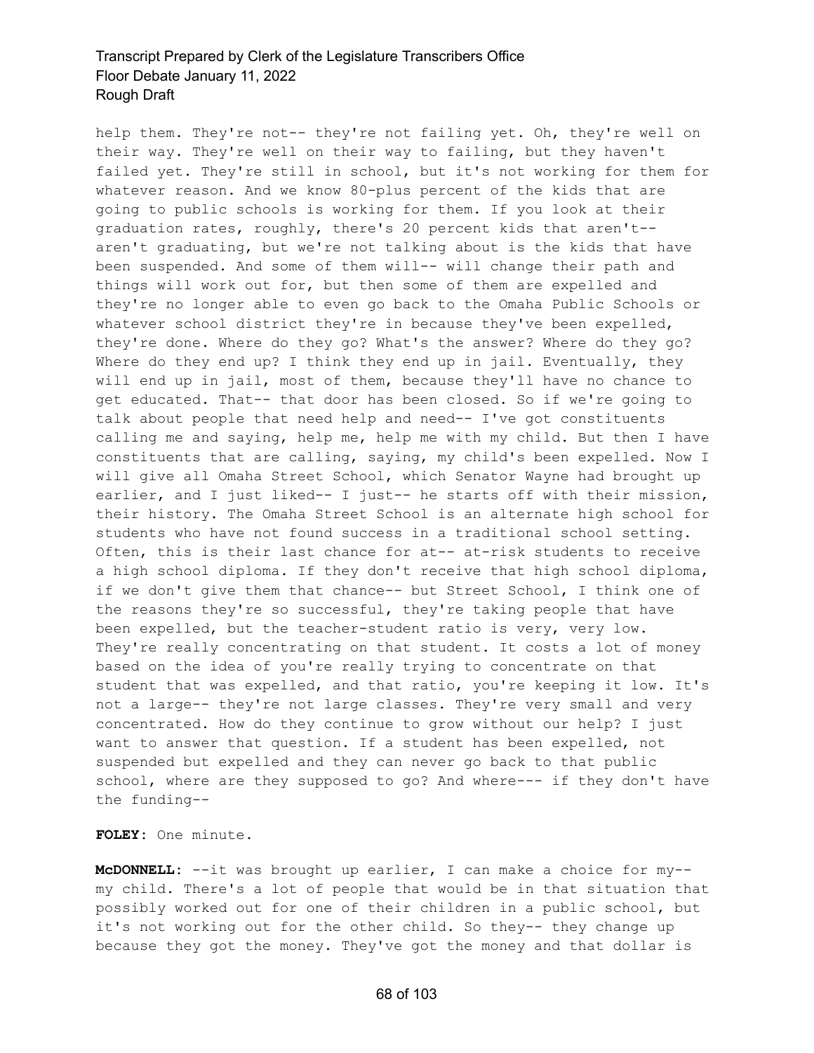help them. They're not-- they're not failing yet. Oh, they're well on their way. They're well on their way to failing, but they haven't failed yet. They're still in school, but it's not working for them for whatever reason. And we know 80-plus percent of the kids that are going to public schools is working for them. If you look at their graduation rates, roughly, there's 20 percent kids that aren't-- aren't graduating, but we're not talking about is the kids that have been suspended. And some of them will-- will change their path and things will work out for, but then some of them are expelled and they're no longer able to even go back to the Omaha Public Schools or whatever school district they're in because they've been expelled, they're done. Where do they go? What's the answer? Where do they go? Where do they end up? I think they end up in jail. Eventually, they will end up in jail, most of them, because they'll have no chance to get educated. That-- that door has been closed. So if we're going to talk about people that need help and need-- I've got constituents calling me and saying, help me, help me with my child. But then I have constituents that are calling, saying, my child's been expelled. Now I will give all Omaha Street School, which Senator Wayne had brought up earlier, and I just liked-- I just-- he starts off with their mission, their history. The Omaha Street School is an alternate high school for students who have not found success in a traditional school setting. Often, this is their last chance for at-- at-risk students to receive a high school diploma. If they don't receive that high school diploma, if we don't give them that chance-- but Street School, I think one of the reasons they're so successful, they're taking people that have been expelled, but the teacher-student ratio is very, very low. They're really concentrating on that student. It costs a lot of money based on the idea of you're really trying to concentrate on that student that was expelled, and that ratio, you're keeping it low. It's not a large-- they're not large classes. They're very small and very concentrated. How do they continue to grow without our help? I just want to answer that question. If a student has been expelled, not suspended but expelled and they can never go back to that public school, where are they supposed to go? And where--- if they don't have the funding--

**FOLEY:** One minute.

**McDONNELL:** --it was brought up earlier, I can make a choice for my-- my child. There's a lot of people that would be in that situation that possibly worked out for one of their children in a public school, but it's not working out for the other child. So they-- they change up because they got the money. They've got the money and that dollar is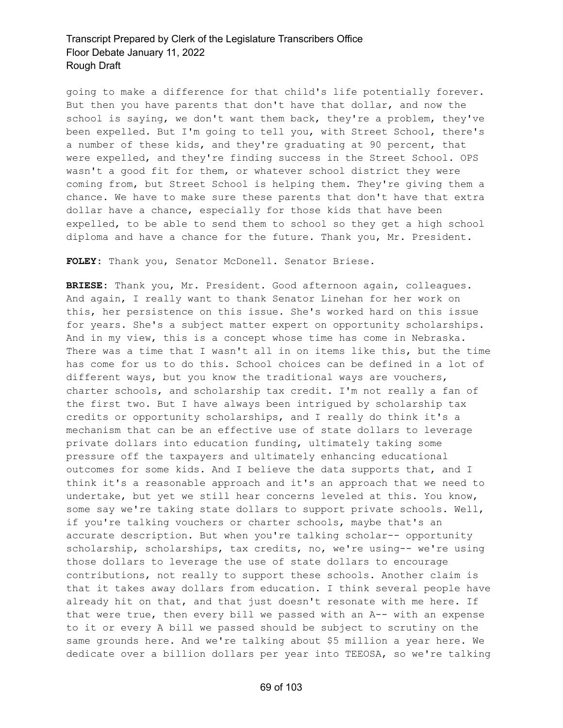going to make a difference for that child's life potentially forever. But then you have parents that don't have that dollar, and now the school is saying, we don't want them back, they're a problem, they've been expelled. But I'm going to tell you, with Street School, there's a number of these kids, and they're graduating at 90 percent, that were expelled, and they're finding success in the Street School. OPS wasn't a good fit for them, or whatever school district they were coming from, but Street School is helping them. They're giving them a chance. We have to make sure these parents that don't have that extra dollar have a chance, especially for those kids that have been expelled, to be able to send them to school so they get a high school diploma and have a chance for the future. Thank you, Mr. President.

**FOLEY:** Thank you, Senator McDonell. Senator Briese.

**BRIESE:** Thank you, Mr. President. Good afternoon again, colleagues. And again, I really want to thank Senator Linehan for her work on this, her persistence on this issue. She's worked hard on this issue for years. She's a subject matter expert on opportunity scholarships. And in my view, this is a concept whose time has come in Nebraska. There was a time that I wasn't all in on items like this, but the time has come for us to do this. School choices can be defined in a lot of different ways, but you know the traditional ways are vouchers, charter schools, and scholarship tax credit. I'm not really a fan of the first two. But I have always been intrigued by scholarship tax credits or opportunity scholarships, and I really do think it's a mechanism that can be an effective use of state dollars to leverage private dollars into education funding, ultimately taking some pressure off the taxpayers and ultimately enhancing educational outcomes for some kids. And I believe the data supports that, and I think it's a reasonable approach and it's an approach that we need to undertake, but yet we still hear concerns leveled at this. You know, some say we're taking state dollars to support private schools. Well, if you're talking vouchers or charter schools, maybe that's an accurate description. But when you're talking scholar-- opportunity scholarship, scholarships, tax credits, no, we're using-- we're using those dollars to leverage the use of state dollars to encourage contributions, not really to support these schools. Another claim is that it takes away dollars from education. I think several people have already hit on that, and that just doesn't resonate with me here. If that were true, then every bill we passed with an A-- with an expense to it or every A bill we passed should be subject to scrutiny on the same grounds here. And we're talking about $5 million a year here. We dedicate over a billion dollars per year into TEEOSA, so we're talking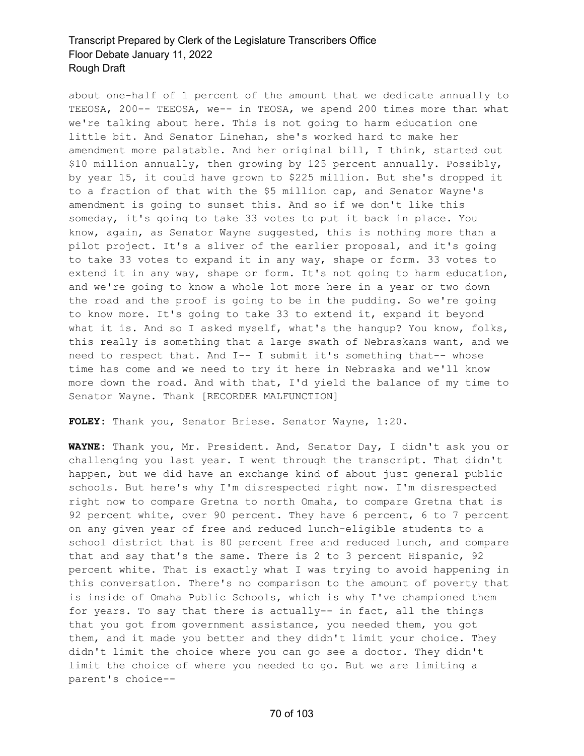about one-half of 1 percent of the amount that we dedicate annually to TEEOSA, 200-- TEEOSA, we-- in TEOSA, we spend 200 times more than what we're talking about here. This is not going to harm education one little bit. And Senator Linehan, she's worked hard to make her amendment more palatable. And her original bill, I think, started out $10 million annually, then growing by 125 percent annually. Possibly, by year 15, it could have grown to $225 million. But she's dropped it to a fraction of that with the $5 million cap, and Senator Wayne's amendment is going to sunset this. And so if we don't like this someday, it's going to take 33 votes to put it back in place. You know, again, as Senator Wayne suggested, this is nothing more than a pilot project. It's a sliver of the earlier proposal, and it's going to take 33 votes to expand it in any way, shape or form. 33 votes to extend it in any way, shape or form. It's not going to harm education, and we're going to know a whole lot more here in a year or two down the road and the proof is going to be in the pudding. So we're going to know more. It's going to take 33 to extend it, expand it beyond what it is. And so I asked myself, what's the hangup? You know, folks, this really is something that a large swath of Nebraskans want, and we need to respect that. And I-- I submit it's something that-- whose time has come and we need to try it here in Nebraska and we'll know more down the road. And with that, I'd yield the balance of my time to Senator Wayne. Thank [RECORDER MALFUNCTION]

**FOLEY**: Thank you, Senator Briese. Senator Wayne, 1:20.

**WAYNE**: Thank you, Mr. President. And, Senator Day, I didn't ask you or challenging you last year. I went through the transcript. That didn't happen, but we did have an exchange kind of about just general public schools. But here's why I'm disrespected right now. I'm disrespected right now to compare Gretna to north Omaha, to compare Gretna that is 92 percent white, over 90 percent. They have 6 percent, 6 to 7 percent on any given year of free and reduced lunch-eligible students to a school district that is 80 percent free and reduced lunch, and compare that and say that's the same. There is 2 to 3 percent Hispanic, 92 percent white. That is exactly what I was trying to avoid happening in this conversation. There's no comparison to the amount of poverty that is inside of Omaha Public Schools, which is why I've championed them for years. To say that there is actually-- in fact, all the things that you got from government assistance, you needed them, you got them, and it made you better and they didn't limit your choice. They didn't limit the choice where you can go see a doctor. They didn't limit the choice of where you needed to go. But we are limiting a parent's choice--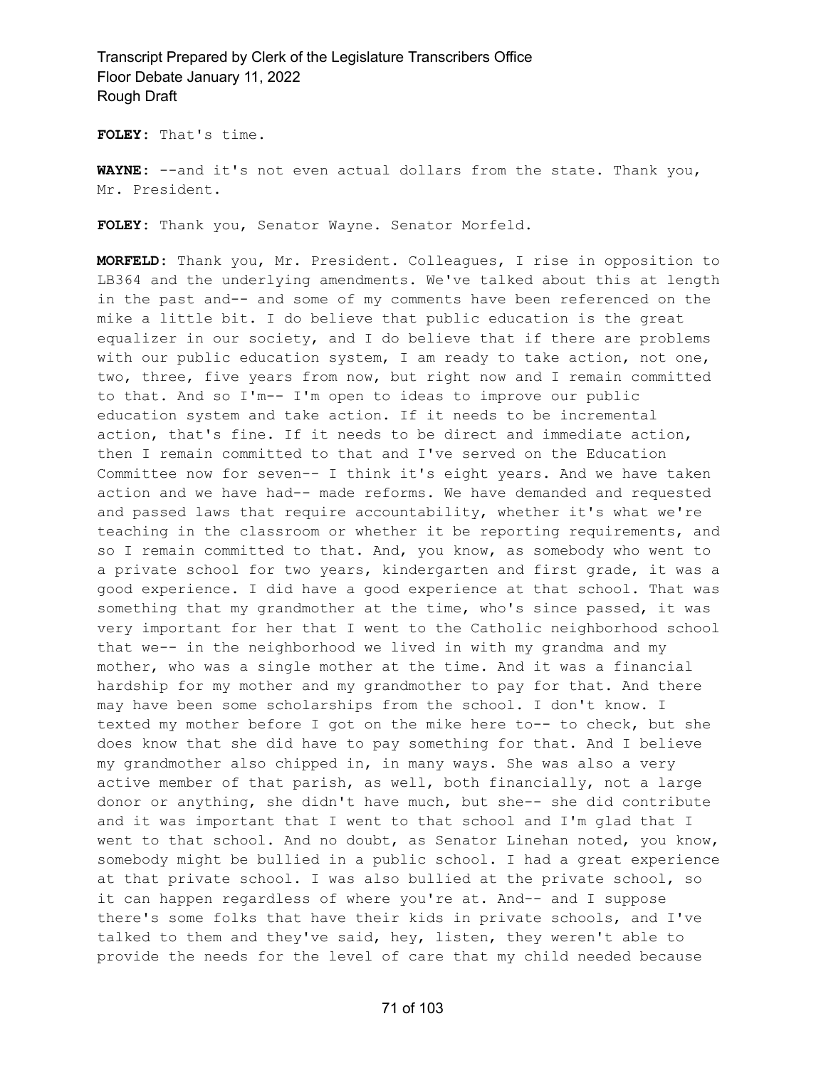**FOLEY:** That's time.

**WAYNE:** --and it's not even actual dollars from the state. Thank you, Mr. President.

**FOLEY:** Thank you, Senator Wayne. Senator Morfeld.

**MORFELD:** Thank you, Mr. President. Colleagues, I rise in opposition to LB364 and the underlying amendments. We've talked about this at length in the past and-- and some of my comments have been referenced on the mike a little bit. I do believe that public education is the great equalizer in our society, and I do believe that if there are problems with our public education system, I am ready to take action, not one, two, three, five years from now, but right now and I remain committed to that. And so I'm-- I'm open to ideas to improve our public education system and take action. If it needs to be incremental action, that's fine. If it needs to be direct and immediate action, then I remain committed to that and I've served on the Education Committee now for seven-- I think it's eight years. And we have taken action and we have had-- made reforms. We have demanded and requested and passed laws that require accountability, whether it's what we're teaching in the classroom or whether it be reporting requirements, and so I remain committed to that. And, you know, as somebody who went to a private school for two years, kindergarten and first grade, it was a good experience. I did have a good experience at that school. That was something that my grandmother at the time, who's since passed, it was very important for her that I went to the Catholic neighborhood school that we-- in the neighborhood we lived in with my grandma and my mother, who was a single mother at the time. And it was a financial hardship for my mother and my grandmother to pay for that. And there may have been some scholarships from the school. I don't know. I texted my mother before I got on the mike here to-- to check, but she does know that she did have to pay something for that. And I believe my grandmother also chipped in, in many ways. She was also a very active member of that parish, as well, both financially, not a large donor or anything, she didn't have much, but she-- she did contribute and it was important that I went to that school and I'm glad that I went to that school. And no doubt, as Senator Linehan noted, you know, somebody might be bullied in a public school. I had a great experience at that private school. I was also bullied at the private school, so it can happen regardless of where you're at. And-- and I suppose there's some folks that have their kids in private schools, and I've talked to them and they've said, hey, listen, they weren't able to provide the needs for the level of care that my child needed because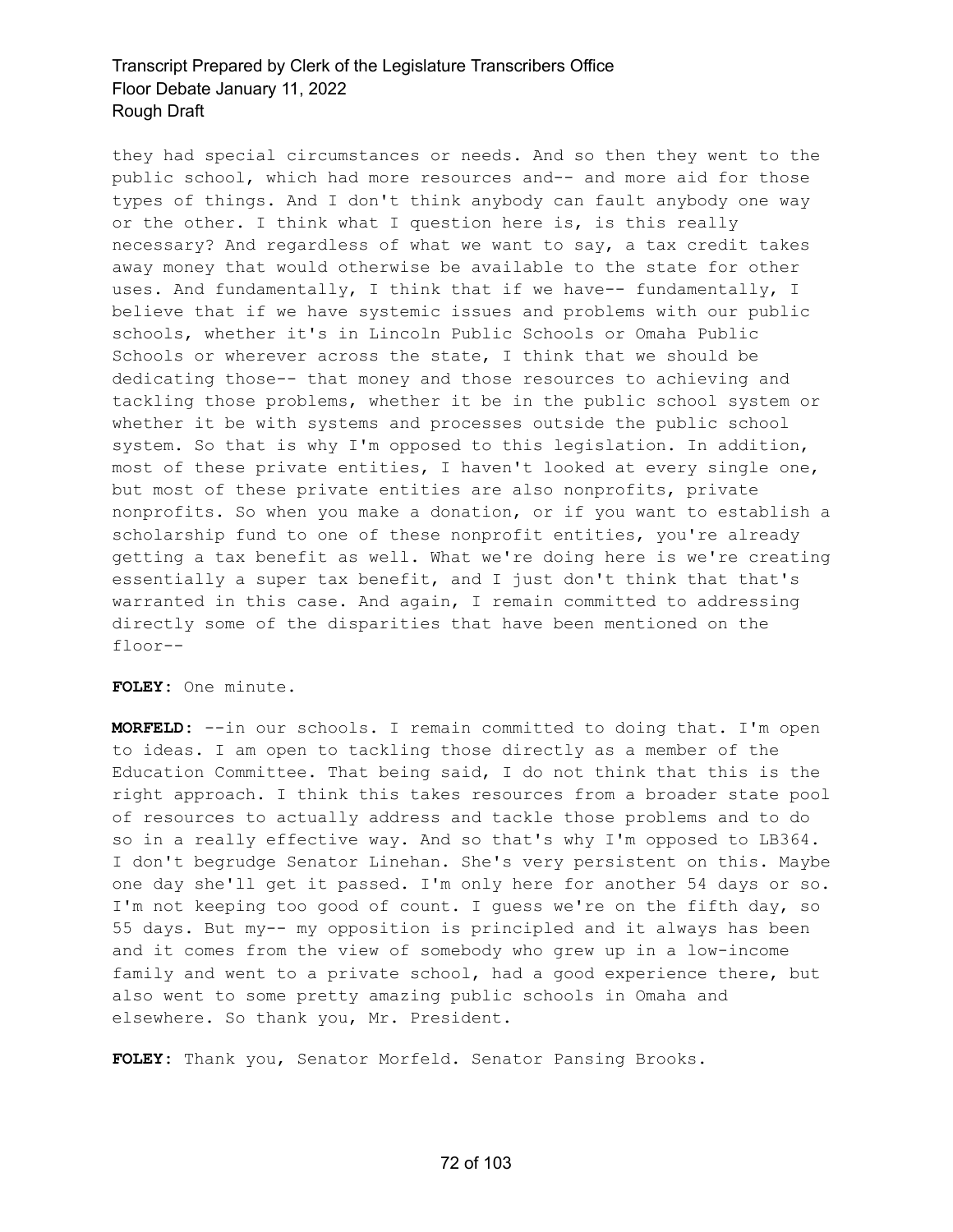they had special circumstances or needs. And so then they went to the public school, which had more resources and-- and more aid for those types of things. And I don't think anybody can fault anybody one way or the other. I think what I question here is, is this really necessary? And regardless of what we want to say, a tax credit takes away money that would otherwise be available to the state for other uses. And fundamentally, I think that if we have-- fundamentally, I believe that if we have systemic issues and problems with our public schools, whether it's in Lincoln Public Schools or Omaha Public Schools or wherever across the state, I think that we should be dedicating those-- that money and those resources to achieving and tackling those problems, whether it be in the public school system or whether it be with systems and processes outside the public school system. So that is why I'm opposed to this legislation. In addition, most of these private entities, I haven't looked at every single one, but most of these private entities are also nonprofits, private nonprofits. So when you make a donation, or if you want to establish a scholarship fund to one of these nonprofit entities, you're already getting a tax benefit as well. What we're doing here is we're creating essentially a super tax benefit, and I just don't think that that's warranted in this case. And again, I remain committed to addressing directly some of the disparities that have been mentioned on the floor--

**FOLEY:** One minute.

**MORFELD:** --in our schools. I remain committed to doing that. I'm open to ideas. I am open to tackling those directly as a member of the Education Committee. That being said, I do not think that this is the right approach. I think this takes resources from a broader state pool of resources to actually address and tackle those problems and to do so in a really effective way. And so that's why I'm opposed to LB364. I don't begrudge Senator Linehan. She's very persistent on this. Maybe one day she'll get it passed. I'm only here for another 54 days or so. I'm not keeping too good of count. I guess we're on the fifth day, so 55 days. But my-- my opposition is principled and it always has been and it comes from the view of somebody who grew up in a low-income family and went to a private school, had a good experience there, but also went to some pretty amazing public schools in Omaha and elsewhere. So thank you, Mr. President.

**FOLEY:** Thank you, Senator Morfeld. Senator Pansing Brooks.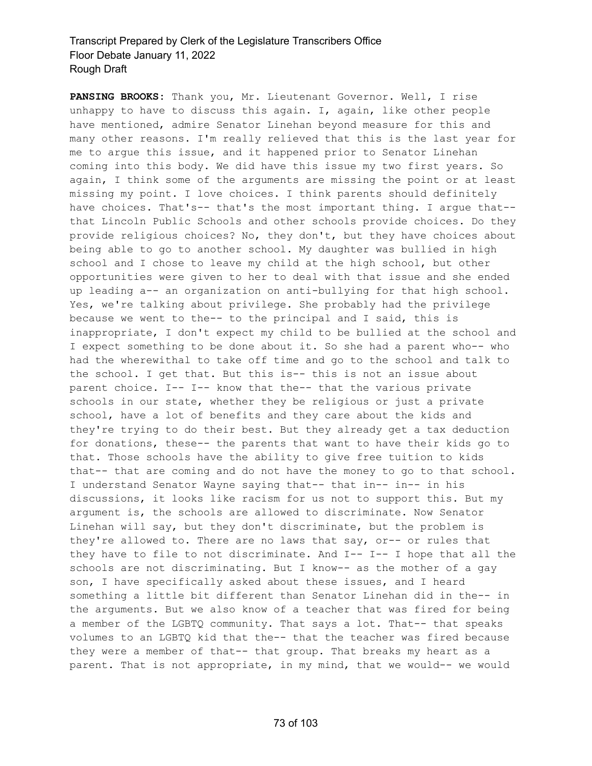**PANSING BROOKS:** Thank you, Mr. Lieutenant Governor. Well, I rise unhappy to have to discuss this again. I, again, like other people have mentioned, admire Senator Linehan beyond measure for this and many other reasons. I'm really relieved that this is the last year for me to argue this issue, and it happened prior to Senator Linehan coming into this body. We did have this issue my two first years. So again, I think some of the arguments are missing the point or at least missing my point. I love choices. I think parents should definitely have choices. That's-- that's the most important thing. I argue that-- that Lincoln Public Schools and other schools provide choices. Do they provide religious choices? No, they don't, but they have choices about being able to go to another school. My daughter was bullied in high school and I chose to leave my child at the high school, but other opportunities were given to her to deal with that issue and she ended up leading a-- an organization on anti-bullying for that high school. Yes, we're talking about privilege. She probably had the privilege because we went to the-- to the principal and I said, this is inappropriate, I don't expect my child to be bullied at the school and I expect something to be done about it. So she had a parent who-- who had the wherewithal to take off time and go to the school and talk to the school. I get that. But this is-- this is not an issue about parent choice. I-- I-- know that the-- that the various private schools in our state, whether they be religious or just a private school, have a lot of benefits and they care about the kids and they're trying to do their best. But they already get a tax deduction for donations, these-- the parents that want to have their kids go to that. Those schools have the ability to give free tuition to kids that-- that are coming and do not have the money to go to that school. I understand Senator Wayne saying that-- that in-- in-- in his discussions, it looks like racism for us not to support this. But my argument is, the schools are allowed to discriminate. Now Senator Linehan will say, but they don't discriminate, but the problem is they're allowed to. There are no laws that say, or-- or rules that they have to file to not discriminate. And I-- I-- I hope that all the schools are not discriminating. But I know-- as the mother of a gay son, I have specifically asked about these issues, and I heard something a little bit different than Senator Linehan did in the-- in the arguments. But we also know of a teacher that was fired for being a member of the LGBTQ community. That says a lot. That-- that speaks volumes to an LGBTQ kid that the-- that the teacher was fired because they were a member of that-- that group. That breaks my heart as a parent. That is not appropriate, in my mind, that we would-- we would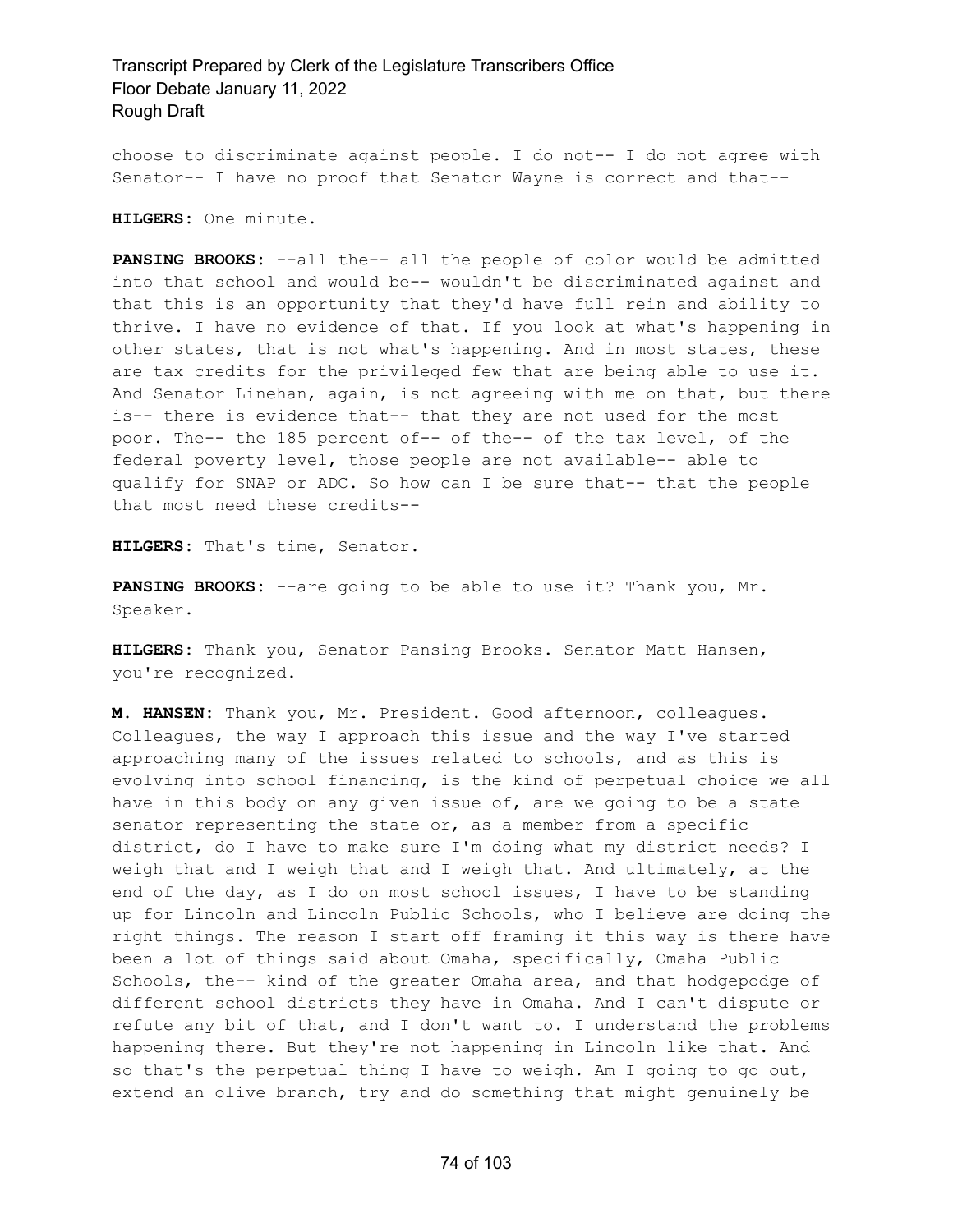choose to discriminate against people. I do not-- I do not agree with Senator-- I have no proof that Senator Wayne is correct and that--

**HILGERS:** One minute.

**PANSING BROOKS:** --all the-- all the people of color would be admitted into that school and would be-- wouldn't be discriminated against and that this is an opportunity that they'd have full rein and ability to thrive. I have no evidence of that. If you look at what's happening in other states, that is not what's happening. And in most states, these are tax credits for the privileged few that are being able to use it. And Senator Linehan, again, is not agreeing with me on that, but there is-- there is evidence that-- that they are not used for the most poor. The-- the 185 percent of-- of the-- of the tax level, of the federal poverty level, those people are not available-- able to qualify for SNAP or ADC. So how can I be sure that-- that the people that most need these credits--

**HILGERS:** That's time, Senator.

**PANSING BROOKS:** --are going to be able to use it? Thank you, Mr. Speaker.

**HILGERS:** Thank you, Senator Pansing Brooks. Senator Matt Hansen, you're recognized.

**M. HANSEN:** Thank you, Mr. President. Good afternoon, colleagues. Colleagues, the way I approach this issue and the way I've started approaching many of the issues related to schools, and as this is evolving into school financing, is the kind of perpetual choice we all have in this body on any given issue of, are we going to be a state senator representing the state or, as a member from a specific district, do I have to make sure I'm doing what my district needs? I weigh that and I weigh that and I weigh that. And ultimately, at the end of the day, as I do on most school issues, I have to be standing up for Lincoln and Lincoln Public Schools, who I believe are doing the right things. The reason I start off framing it this way is there have been a lot of things said about Omaha, specifically, Omaha Public Schools, the-- kind of the greater Omaha area, and that hodgepodge of different school districts they have in Omaha. And I can't dispute or refute any bit of that, and I don't want to. I understand the problems happening there. But they're not happening in Lincoln like that. And so that's the perpetual thing I have to weigh. Am I going to go out, extend an olive branch, try and do something that might genuinely be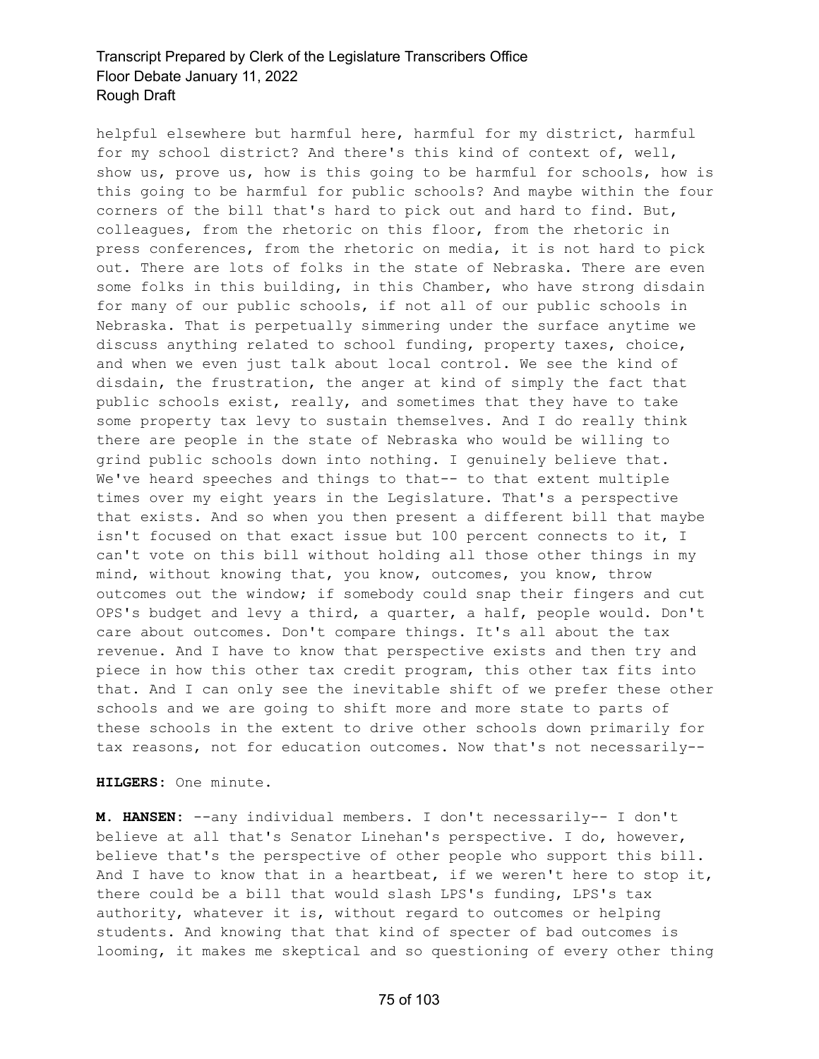helpful elsewhere but harmful here, harmful for my district, harmful for my school district? And there's this kind of context of, well, show us, prove us, how is this going to be harmful for schools, how is this going to be harmful for public schools? And maybe within the four corners of the bill that's hard to pick out and hard to find. But, colleagues, from the rhetoric on this floor, from the rhetoric in press conferences, from the rhetoric on media, it is not hard to pick out. There are lots of folks in the state of Nebraska. There are even some folks in this building, in this Chamber, who have strong disdain for many of our public schools, if not all of our public schools in Nebraska. That is perpetually simmering under the surface anytime we discuss anything related to school funding, property taxes, choice, and when we even just talk about local control. We see the kind of disdain, the frustration, the anger at kind of simply the fact that public schools exist, really, and sometimes that they have to take some property tax levy to sustain themselves. And I do really think there are people in the state of Nebraska who would be willing to grind public schools down into nothing. I genuinely believe that. We've heard speeches and things to that-- to that extent multiple times over my eight years in the Legislature. That's a perspective that exists. And so when you then present a different bill that maybe isn't focused on that exact issue but 100 percent connects to it, I can't vote on this bill without holding all those other things in my mind, without knowing that, you know, outcomes, you know, throw outcomes out the window; if somebody could snap their fingers and cut OPS's budget and levy a third, a quarter, a half, people would. Don't care about outcomes. Don't compare things. It's all about the tax revenue. And I have to know that perspective exists and then try and piece in how this other tax credit program, this other tax fits into that. And I can only see the inevitable shift of we prefer these other schools and we are going to shift more and more state to parts of these schools in the extent to drive other schools down primarily for tax reasons, not for education outcomes. Now that's not necessarily--

**HILGERS:** One minute.

**M. HANSEN:** --any individual members. I don't necessarily-- I don't believe at all that's Senator Linehan's perspective. I do, however, believe that's the perspective of other people who support this bill. And I have to know that in a heartbeat, if we weren't here to stop it, there could be a bill that would slash LPS's funding, LPS's tax authority, whatever it is, without regard to outcomes or helping students. And knowing that that kind of specter of bad outcomes is looming, it makes me skeptical and so questioning of every other thing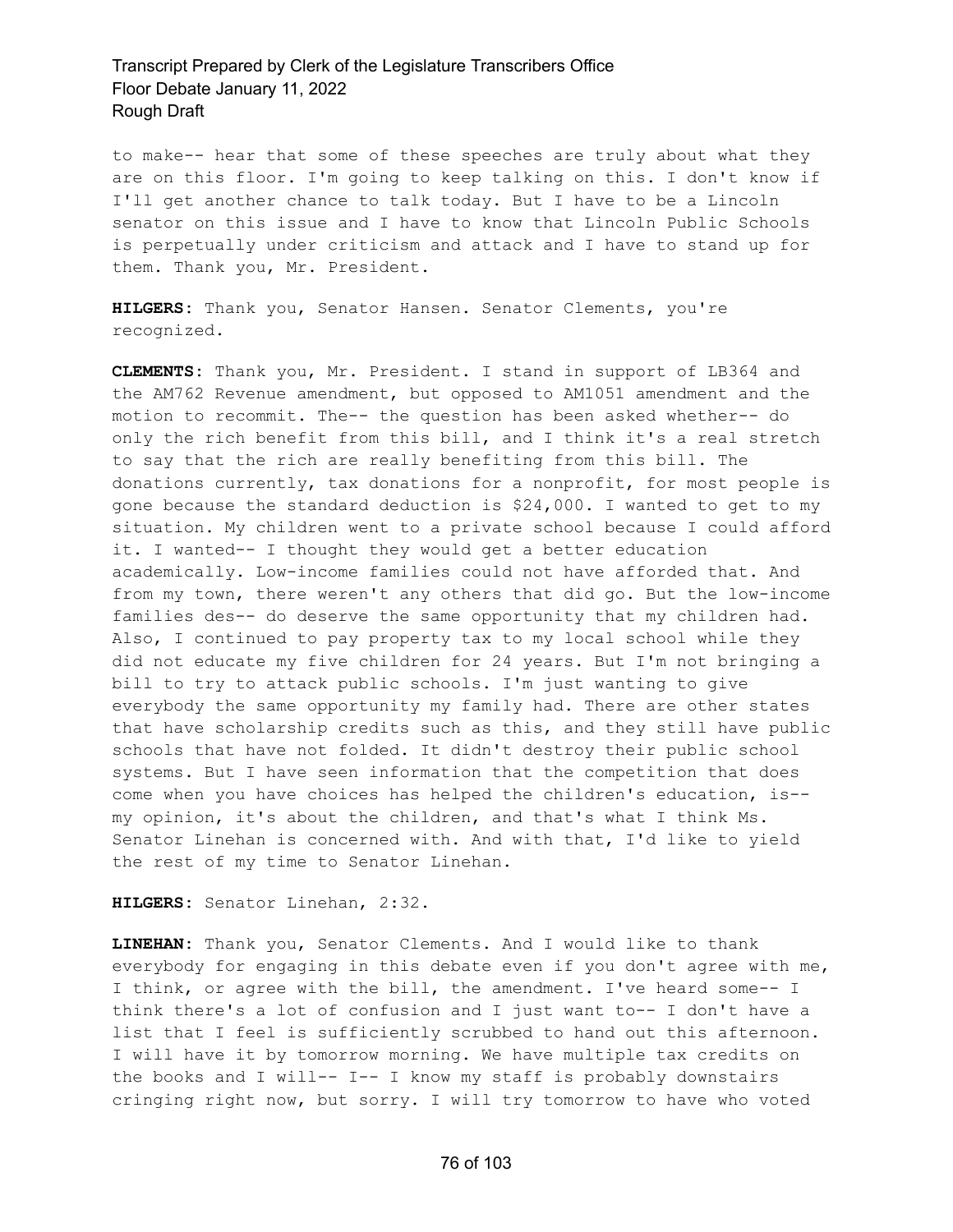to make-- hear that some of these speeches are truly about what they are on this floor. I'm going to keep talking on this. I don't know if I'll get another chance to talk today. But I have to be a Lincoln senator on this issue and I have to know that Lincoln Public Schools is perpetually under criticism and attack and I have to stand up for them. Thank you, Mr. President.

**HILGERS:** Thank you, Senator Hansen. Senator Clements, you're recognized.

**CLEMENTS:** Thank you, Mr. President. I stand in support of LB364 and the AM762 Revenue amendment, but opposed to AM1051 amendment and the motion to recommit. The-- the question has been asked whether-- do only the rich benefit from this bill, and I think it's a real stretch to say that the rich are really benefiting from this bill. The donations currently, tax donations for a nonprofit, for most people is gone because the standard deduction is $24,000. I wanted to get to my situation. My children went to a private school because I could afford it. I wanted-- I thought they would get a better education academically. Low-income families could not have afforded that. And from my town, there weren't any others that did go. But the low-income families des-- do deserve the same opportunity that my children had. Also, I continued to pay property tax to my local school while they did not educate my five children for 24 years. But I'm not bringing a bill to try to attack public schools. I'm just wanting to give everybody the same opportunity my family had. There are other states that have scholarship credits such as this, and they still have public schools that have not folded. It didn't destroy their public school systems. But I have seen information that the competition that does come when you have choices has helped the children's education, is-- my opinion, it's about the children, and that's what I think Ms. Senator Linehan is concerned with. And with that, I'd like to yield the rest of my time to Senator Linehan.

**HILGERS:** Senator Linehan, 2:32.

**LINEHAN:** Thank you, Senator Clements. And I would like to thank everybody for engaging in this debate even if you don't agree with me, I think, or agree with the bill, the amendment. I've heard some-- I think there's a lot of confusion and I just want to-- I don't have a list that I feel is sufficiently scrubbed to hand out this afternoon. I will have it by tomorrow morning. We have multiple tax credits on the books and I will-- I-- I know my staff is probably downstairs cringing right now, but sorry. I will try tomorrow to have who voted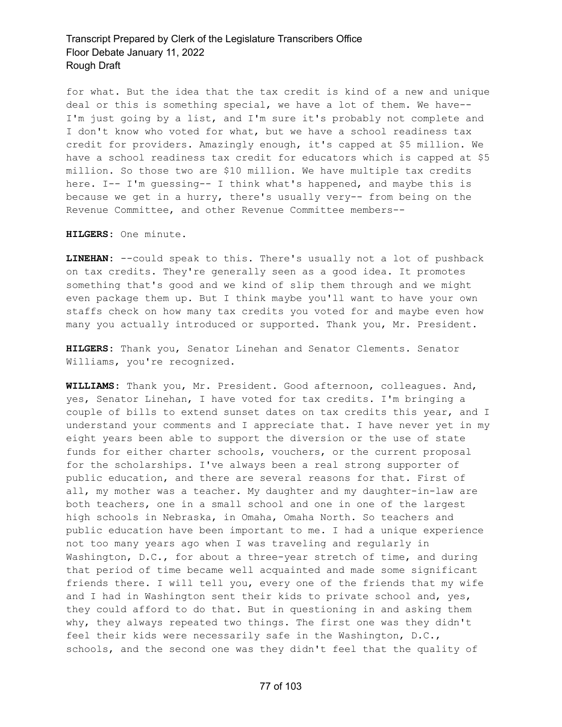for what. But the idea that the tax credit is kind of a new and unique deal or this is something special, we have a lot of them. We have-- I'm just going by a list, and I'm sure it's probably not complete and I don't know who voted for what, but we have a school readiness tax credit for providers. Amazingly enough, it's capped at $5 million. We have a school readiness tax credit for educators which is capped at $5 million. So those two are $10 million. We have multiple tax credits here. I-- I'm guessing-- I think what's happened, and maybe this is because we get in a hurry, there's usually very-- from being on the Revenue Committee, and other Revenue Committee members--

**HILGERS:** One minute.

**LINEHAN:** --could speak to this. There's usually not a lot of pushback on tax credits. They're generally seen as a good idea. It promotes something that's good and we kind of slip them through and we might even package them up. But I think maybe you'll want to have your own staffs check on how many tax credits you voted for and maybe even how many you actually introduced or supported. Thank you, Mr. President.

**HILGERS:** Thank you, Senator Linehan and Senator Clements. Senator Williams, you're recognized.

**WILLIAMS:** Thank you, Mr. President. Good afternoon, colleagues. And, yes, Senator Linehan, I have voted for tax credits. I'm bringing a couple of bills to extend sunset dates on tax credits this year, and I understand your comments and I appreciate that. I have never yet in my eight years been able to support the diversion or the use of state funds for either charter schools, vouchers, or the current proposal for the scholarships. I've always been a real strong supporter of public education, and there are several reasons for that. First of all, my mother was a teacher. My daughter and my daughter-in-law are both teachers, one in a small school and one in one of the largest high schools in Nebraska, in Omaha, Omaha North. So teachers and public education have been important to me. I had a unique experience not too many years ago when I was traveling and regularly in Washington, D.C., for about a three-year stretch of time, and during that period of time became well acquainted and made some significant friends there. I will tell you, every one of the friends that my wife and I had in Washington sent their kids to private school and, yes, they could afford to do that. But in questioning in and asking them why, they always repeated two things. The first one was they didn't feel their kids were necessarily safe in the Washington, D.C., schools, and the second one was they didn't feel that the quality of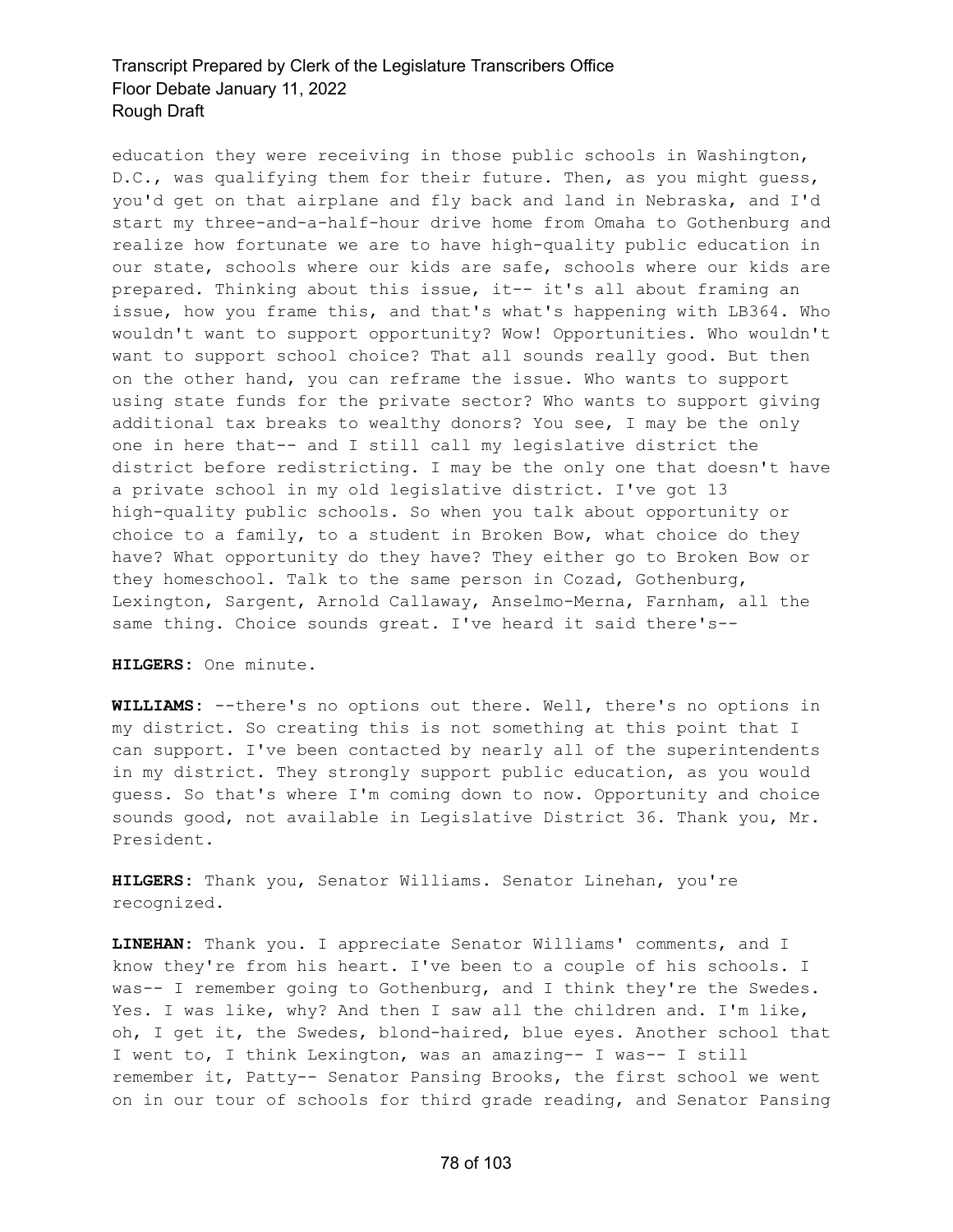education they were receiving in those public schools in Washington, D.C., was qualifying them for their future. Then, as you might guess, you'd get on that airplane and fly back and land in Nebraska, and I'd start my three-and-a-half-hour drive home from Omaha to Gothenburg and realize how fortunate we are to have high-quality public education in our state, schools where our kids are safe, schools where our kids are prepared. Thinking about this issue, it-- it's all about framing an issue, how you frame this, and that's what's happening with LB364. Who wouldn't want to support opportunity? Wow! Opportunities. Who wouldn't want to support school choice? That all sounds really good. But then on the other hand, you can reframe the issue. Who wants to support using state funds for the private sector? Who wants to support giving additional tax breaks to wealthy donors? You see, I may be the only one in here that-- and I still call my legislative district the district before redistricting. I may be the only one that doesn't have a private school in my old legislative district. I've got 13 high-quality public schools. So when you talk about opportunity or choice to a family, to a student in Broken Bow, what choice do they have? What opportunity do they have? They either go to Broken Bow or they homeschool. Talk to the same person in Cozad, Gothenburg, Lexington, Sargent, Arnold Callaway, Anselmo-Merna, Farnham, all the same thing. Choice sounds great. I've heard it said there's--

**HILGERS:** One minute.

**WILLIAMS:** --there's no options out there. Well, there's no options in my district. So creating this is not something at this point that I can support. I've been contacted by nearly all of the superintendents in my district. They strongly support public education, as you would guess. So that's where I'm coming down to now. Opportunity and choice sounds good, not available in Legislative District 36. Thank you, Mr. President.

**HILGERS:** Thank you, Senator Williams. Senator Linehan, you're recognized.

**LINEHAN:** Thank you. I appreciate Senator Williams' comments, and I know they're from his heart. I've been to a couple of his schools. I was-- I remember going to Gothenburg, and I think they're the Swedes. Yes. I was like, why? And then I saw all the children and. I'm like, oh, I get it, the Swedes, blond-haired, blue eyes. Another school that I went to, I think Lexington, was an amazing-- I was-- I still remember it, Patty-- Senator Pansing Brooks, the first school we went on in our tour of schools for third grade reading, and Senator Pansing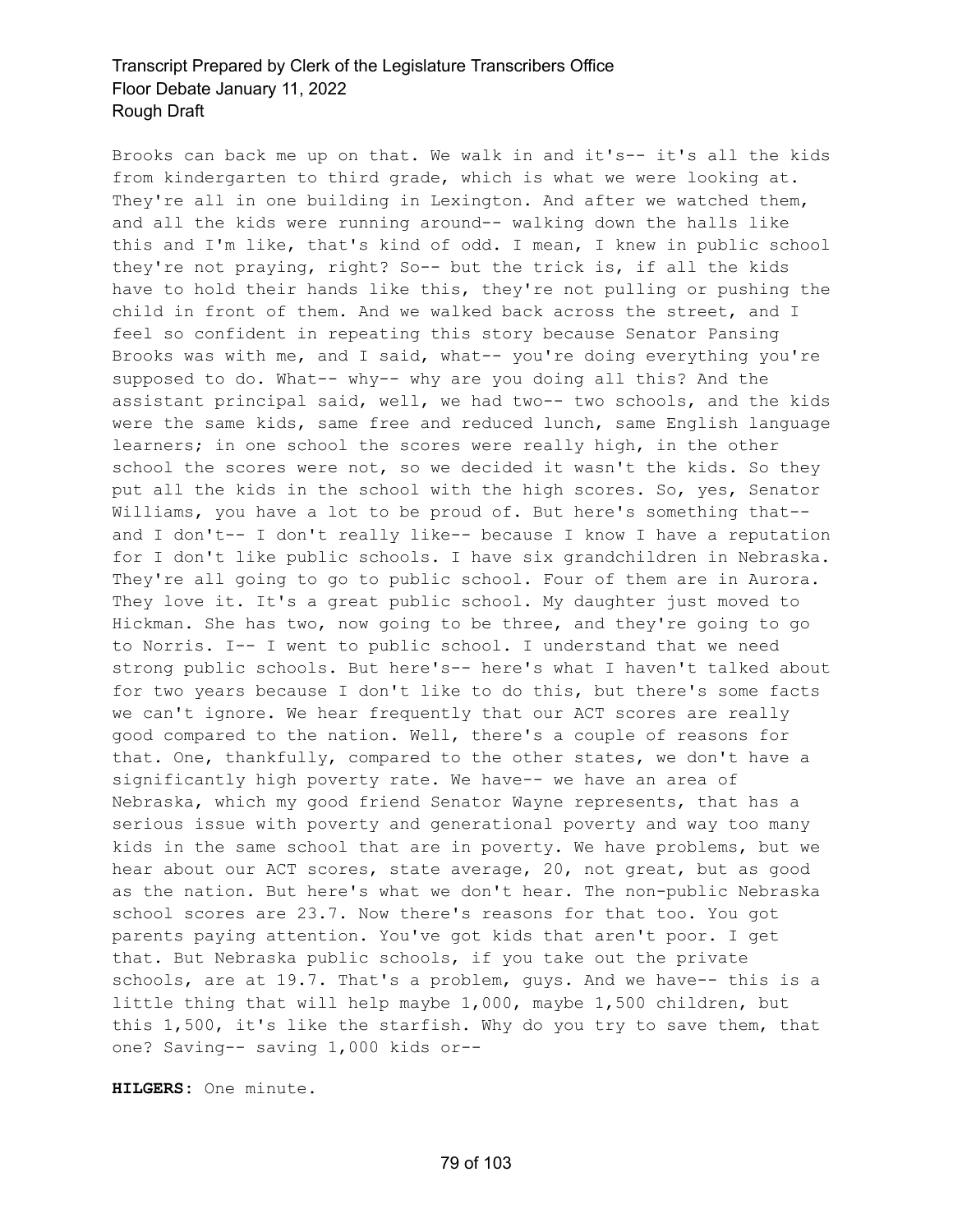Brooks can back me up on that. We walk in and it's-- it's all the kids from kindergarten to third grade, which is what we were looking at. They're all in one building in Lexington. And after we watched them, and all the kids were running around-- walking down the halls like this and I'm like, that's kind of odd. I mean, I knew in public school they're not praying, right? So-- but the trick is, if all the kids have to hold their hands like this, they're not pulling or pushing the child in front of them. And we walked back across the street, and I feel so confident in repeating this story because Senator Pansing Brooks was with me, and I said, what-- you're doing everything you're supposed to do. What-- why-- why are you doing all this? And the assistant principal said, well, we had two-- two schools, and the kids were the same kids, same free and reduced lunch, same English language learners; in one school the scores were really high, in the other school the scores were not, so we decided it wasn't the kids. So they put all the kids in the school with the high scores. So, yes, Senator Williams, you have a lot to be proud of. But here's something that-- and I don't-- I don't really like-- because I know I have a reputation for I don't like public schools. I have six grandchildren in Nebraska. They're all going to go to public school. Four of them are in Aurora. They love it. It's a great public school. My daughter just moved to Hickman. She has two, now going to be three, and they're going to go to Norris. I-- I went to public school. I understand that we need strong public schools. But here's-- here's what I haven't talked about for two years because I don't like to do this, but there's some facts we can't ignore. We hear frequently that our ACT scores are really good compared to the nation. Well, there's a couple of reasons for that. One, thankfully, compared to the other states, we don't have a significantly high poverty rate. We have-- we have an area of Nebraska, which my good friend Senator Wayne represents, that has a serious issue with poverty and generational poverty and way too many kids in the same school that are in poverty. We have problems, but we hear about our ACT scores, state average, 20, not great, but as good as the nation. But here's what we don't hear. The non-public Nebraska school scores are 23.7. Now there's reasons for that too. You got parents paying attention. You've got kids that aren't poor. I get that. But Nebraska public schools, if you take out the private schools, are at 19.7. That's a problem, guys. And we have-- this is a little thing that will help maybe 1,000, maybe 1,500 children, but this 1,500, it's like the starfish. Why do you try to save them, that one? Saving-- saving 1,000 kids or--

**HILGERS:** One minute.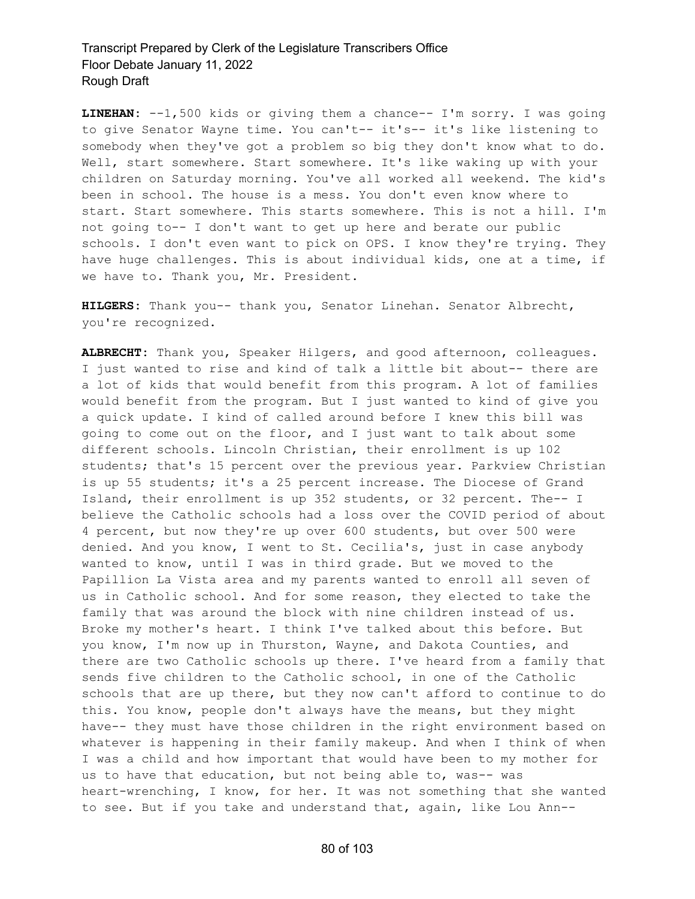**LINEHAN:** --1,500 kids or giving them a chance-- I'm sorry. I was going to give Senator Wayne time. You can't-- it's-- it's like listening to somebody when they've got a problem so big they don't know what to do. Well, start somewhere. Start somewhere. It's like waking up with your children on Saturday morning. You've all worked all weekend. The kid's been in school. The house is a mess. You don't even know where to start. Start somewhere. This starts somewhere. This is not a hill. I'm not going to-- I don't want to get up here and berate our public schools. I don't even want to pick on OPS. I know they're trying. They have huge challenges. This is about individual kids, one at a time, if we have to. Thank you, Mr. President.

**HILGERS:** Thank you-- thank you, Senator Linehan. Senator Albrecht, you're recognized.

**ALBRECHT:** Thank you, Speaker Hilgers, and good afternoon, colleagues. I just wanted to rise and kind of talk a little bit about-- there are a lot of kids that would benefit from this program. A lot of families would benefit from the program. But I just wanted to kind of give you a quick update. I kind of called around before I knew this bill was going to come out on the floor, and I just want to talk about some different schools. Lincoln Christian, their enrollment is up 102 students; that's 15 percent over the previous year. Parkview Christian is up 55 students; it's a 25 percent increase. The Diocese of Grand Island, their enrollment is up 352 students, or 32 percent. The-- I believe the Catholic schools had a loss over the COVID period of about 4 percent, but now they're up over 600 students, but over 500 were denied. And you know, I went to St. Cecilia's, just in case anybody wanted to know, until I was in third grade. But we moved to the Papillion La Vista area and my parents wanted to enroll all seven of us in Catholic school. And for some reason, they elected to take the family that was around the block with nine children instead of us. Broke my mother's heart. I think I've talked about this before. But you know, I'm now up in Thurston, Wayne, and Dakota Counties, and there are two Catholic schools up there. I've heard from a family that sends five children to the Catholic school, in one of the Catholic schools that are up there, but they now can't afford to continue to do this. You know, people don't always have the means, but they might have-- they must have those children in the right environment based on whatever is happening in their family makeup. And when I think of when I was a child and how important that would have been to my mother for us to have that education, but not being able to, was-- was heart-wrenching, I know, for her. It was not something that she wanted to see. But if you take and understand that, again, like Lou Ann--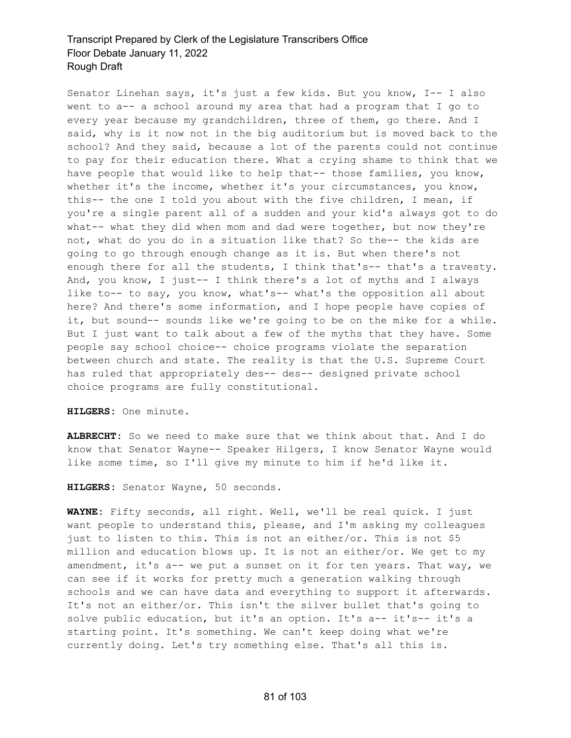Senator Linehan says, it's just a few kids. But you know, I-- I also went to a-- a school around my area that had a program that I go to every year because my grandchildren, three of them, go there. And I said, why is it now not in the big auditorium but is moved back to the school? And they said, because a lot of the parents could not continue to pay for their education there. What a crying shame to think that we have people that would like to help that-- those families, you know, whether it's the income, whether it's your circumstances, you know, this-- the one I told you about with the five children, I mean, if you're a single parent all of a sudden and your kid's always got to do what-- what they did when mom and dad were together, but now they're not, what do you do in a situation like that? So the-- the kids are going to go through enough change as it is. But when there's not enough there for all the students, I think that's-- that's a travesty. And, you know, I just-- I think there's a lot of myths and I always like to-- to say, you know, what's-- what's the opposition all about here? And there's some information, and I hope people have copies of it, but sound-- sounds like we're going to be on the mike for a while. But I just want to talk about a few of the myths that they have. Some people say school choice-- choice programs violate the separation between church and state. The reality is that the U.S. Supreme Court has ruled that appropriately des-- des-- designed private school choice programs are fully constitutional.

**HILGERS:** One minute.

**ALBRECHT:** So we need to make sure that we think about that. And I do know that Senator Wayne-- Speaker Hilgers, I know Senator Wayne would like some time, so I'll give my minute to him if he'd like it.

**HILGERS:** Senator Wayne, 50 seconds.

**WAYNE:** Fifty seconds, all right. Well, we'll be real quick. I just want people to understand this, please, and I'm asking my colleagues just to listen to this. This is not an either/or. This is not $5 million and education blows up. It is not an either/or. We get to my amendment, it's a-- we put a sunset on it for ten years. That way, we can see if it works for pretty much a generation walking through schools and we can have data and everything to support it afterwards. It's not an either/or. This isn't the silver bullet that's going to solve public education, but it's an option. It's a-- it's-- it's a starting point. It's something. We can't keep doing what we're currently doing. Let's try something else. That's all this is.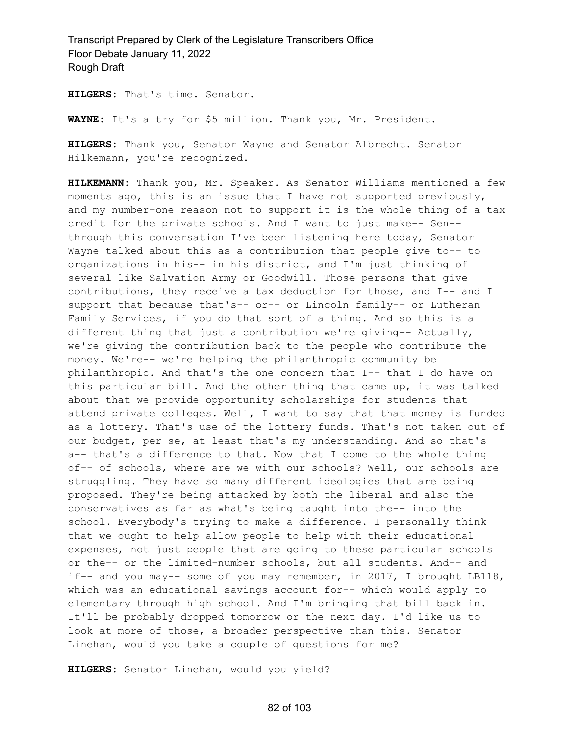**HILGERS:** That's time. Senator.

**WAYNE:** It's a try for $5 million. Thank you, Mr. President.

**HILGERS:** Thank you, Senator Wayne and Senator Albrecht. Senator Hilkemann, you're recognized.

**HILKEMANN:** Thank you, Mr. Speaker. As Senator Williams mentioned a few moments ago, this is an issue that I have not supported previously, and my number-one reason not to support it is the whole thing of a tax credit for the private schools. And I want to just make-- Sen-- through this conversation I've been listening here today, Senator Wayne talked about this as a contribution that people give to-- to organizations in his-- in his district, and I'm just thinking of several like Salvation Army or Goodwill. Those persons that give contributions, they receive a tax deduction for those, and I-- and I support that because that's-- or-- or Lincoln family-- or Lutheran Family Services, if you do that sort of a thing. And so this is a different thing that just a contribution we're giving-- Actually, we're giving the contribution back to the people who contribute the money. We're-- we're helping the philanthropic community be philanthropic. And that's the one concern that I-- that I do have on this particular bill. And the other thing that came up, it was talked about that we provide opportunity scholarships for students that attend private colleges. Well, I want to say that that money is funded as a lottery. That's use of the lottery funds. That's not taken out of our budget, per se, at least that's my understanding. And so that's a-- that's a difference to that. Now that I come to the whole thing of-- of schools, where are we with our schools? Well, our schools are struggling. They have so many different ideologies that are being proposed. They're being attacked by both the liberal and also the conservatives as far as what's being taught into the-- into the school. Everybody's trying to make a difference. I personally think that we ought to help allow people to help with their educational expenses, not just people that are going to these particular schools or the-- or the limited-number schools, but all students. And-- and if-- and you may-- some of you may remember, in 2017, I brought LB118, which was an educational savings account for-- which would apply to elementary through high school. And I'm bringing that bill back in. It'll be probably dropped tomorrow or the next day. I'd like us to look at more of those, a broader perspective than this. Senator Linehan, would you take a couple of questions for me?

**HILGERS:** Senator Linehan, would you yield?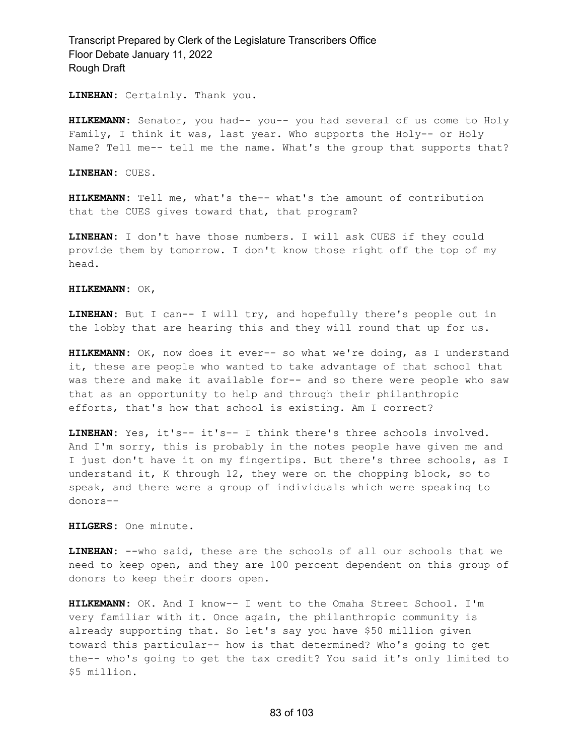**LINEHAN:** Certainly. Thank you.

**HILKEMANN:** Senator, you had-- you-- you had several of us come to Holy Family, I think it was, last year. Who supports the Holy-- or Holy Name? Tell me-- tell me the name. What's the group that supports that?

**LINEHAN:** CUES.

**HILKEMANN:** Tell me, what's the-- what's the amount of contribution that the CUES gives toward that, that program?

**LINEHAN:** I don't have those numbers. I will ask CUES if they could provide them by tomorrow. I don't know those right off the top of my head.

**HILKEMANN:** OK,

**LINEHAN:** But I can-- I will try, and hopefully there's people out in the lobby that are hearing this and they will round that up for us.

**HILKEMANN:** OK, now does it ever-- so what we're doing, as I understand it, these are people who wanted to take advantage of that school that was there and make it available for-- and so there were people who saw that as an opportunity to help and through their philanthropic efforts, that's how that school is existing. Am I correct?

**LINEHAN:** Yes, it's-- it's-- I think there's three schools involved. And I'm sorry, this is probably in the notes people have given me and I just don't have it on my fingertips. But there's three schools, as I understand it, K through 12, they were on the chopping block, so to speak, and there were a group of individuals which were speaking to donors--

**HILGERS:** One minute.

**LINEHAN:** --who said, these are the schools of all our schools that we need to keep open, and they are 100 percent dependent on this group of donors to keep their doors open.

**HILKEMANN:** OK. And I know-- I went to the Omaha Street School. I'm very familiar with it. Once again, the philanthropic community is already supporting that. So let's say you have $50 million given toward this particular-- how is that determined? Who's going to get the-- who's going to get the tax credit? You said it's only limited to $5 million.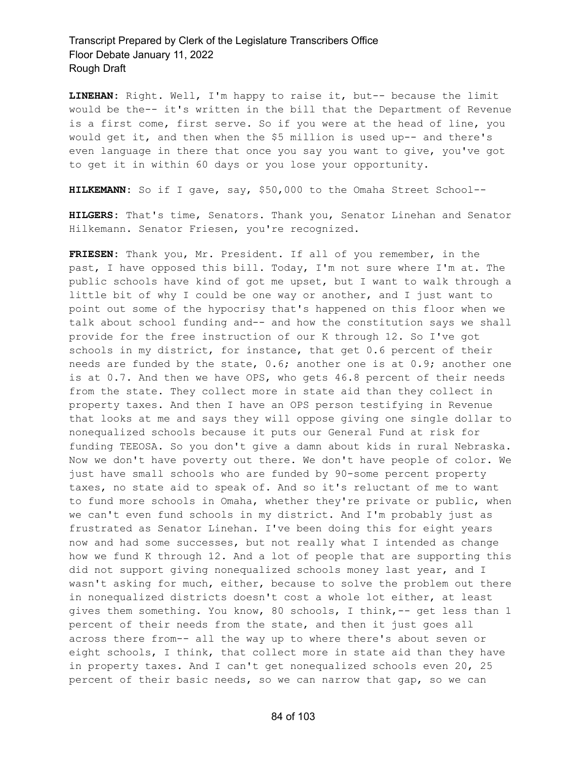**LINEHAN:** Right. Well, I'm happy to raise it, but-- because the limit would be the-- it's written in the bill that the Department of Revenue is a first come, first serve. So if you were at the head of line, you would get it, and then when the $5 million is used up-- and there's even language in there that once you say you want to give, you've got to get it in within 60 days or you lose your opportunity.

**HILKEMANN:** So if I gave, say, $50,000 to the Omaha Street School--

**HILGERS:** That's time, Senators. Thank you, Senator Linehan and Senator Hilkemann. Senator Friesen, you're recognized.

**FRIESEN:** Thank you, Mr. President. If all of you remember, in the past, I have opposed this bill. Today, I'm not sure where I'm at. The public schools have kind of got me upset, but I want to walk through a little bit of why I could be one way or another, and I just want to point out some of the hypocrisy that's happened on this floor when we talk about school funding and-- and how the constitution says we shall provide for the free instruction of our K through 12. So I've got schools in my district, for instance, that get 0.6 percent of their needs are funded by the state, 0.6; another one is at 0.9; another one is at 0.7. And then we have OPS, who gets 46.8 percent of their needs from the state. They collect more in state aid than they collect in property taxes. And then I have an OPS person testifying in Revenue that looks at me and says they will oppose giving one single dollar to nonequalized schools because it puts our General Fund at risk for funding TEEOSA. So you don't give a damn about kids in rural Nebraska. Now we don't have poverty out there. We don't have people of color. We just have small schools who are funded by 90-some percent property taxes, no state aid to speak of. And so it's reluctant of me to want to fund more schools in Omaha, whether they're private or public, when we can't even fund schools in my district. And I'm probably just as frustrated as Senator Linehan. I've been doing this for eight years now and had some successes, but not really what I intended as change how we fund K through 12. And a lot of people that are supporting this did not support giving nonequalized schools money last year, and I wasn't asking for much, either, because to solve the problem out there in nonequalized districts doesn't cost a whole lot either, at least gives them something. You know, 80 schools, I think,-- get less than 1 percent of their needs from the state, and then it just goes all across there from-- all the way up to where there's about seven or eight schools, I think, that collect more in state aid than they have in property taxes. And I can't get nonequalized schools even 20, 25 percent of their basic needs, so we can narrow that gap, so we can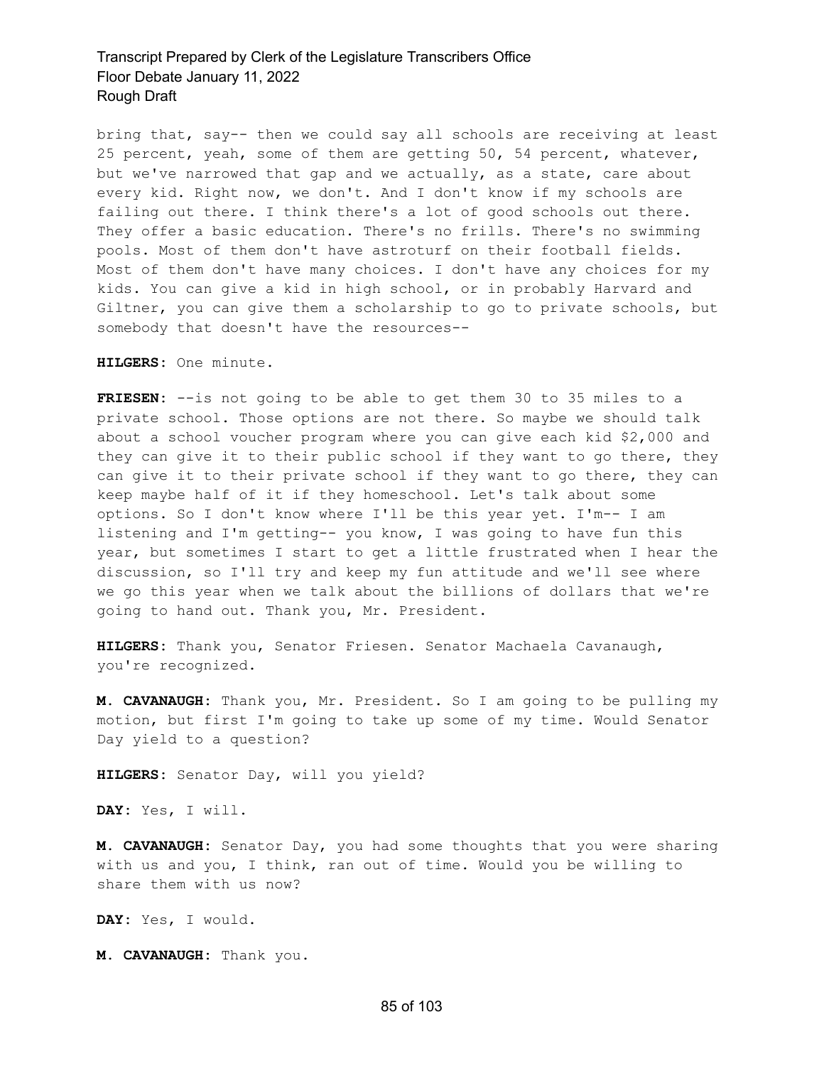bring that, say-- then we could say all schools are receiving at least 25 percent, yeah, some of them are getting 50, 54 percent, whatever, but we've narrowed that gap and we actually, as a state, care about every kid. Right now, we don't. And I don't know if my schools are failing out there. I think there's a lot of good schools out there. They offer a basic education. There's no frills. There's no swimming pools. Most of them don't have astroturf on their football fields. Most of them don't have many choices. I don't have any choices for my kids. You can give a kid in high school, or in probably Harvard and Giltner, you can give them a scholarship to go to private schools, but somebody that doesn't have the resources--

**HILGERS:** One minute.

**FRIESEN:** --is not going to be able to get them 30 to 35 miles to a private school. Those options are not there. So maybe we should talk about a school voucher program where you can give each kid $2,000 and they can give it to their public school if they want to go there, they can give it to their private school if they want to go there, they can keep maybe half of it if they homeschool. Let's talk about some options. So I don't know where I'll be this year yet. I'm-- I am listening and I'm getting-- you know, I was going to have fun this year, but sometimes I start to get a little frustrated when I hear the discussion, so I'll try and keep my fun attitude and we'll see where we go this year when we talk about the billions of dollars that we're going to hand out. Thank you, Mr. President.

**HILGERS:** Thank you, Senator Friesen. Senator Machaela Cavanaugh, you're recognized.

**M. CAVANAUGH:** Thank you, Mr. President. So I am going to be pulling my motion, but first I'm going to take up some of my time. Would Senator Day yield to a question?

**HILGERS:** Senator Day, will you yield?

**DAY:** Yes, I will.

**M. CAVANAUGH:** Senator Day, you had some thoughts that you were sharing with us and you, I think, ran out of time. Would you be willing to share them with us now?

**DAY:** Yes, I would.

**M. CAVANAUGH:** Thank you.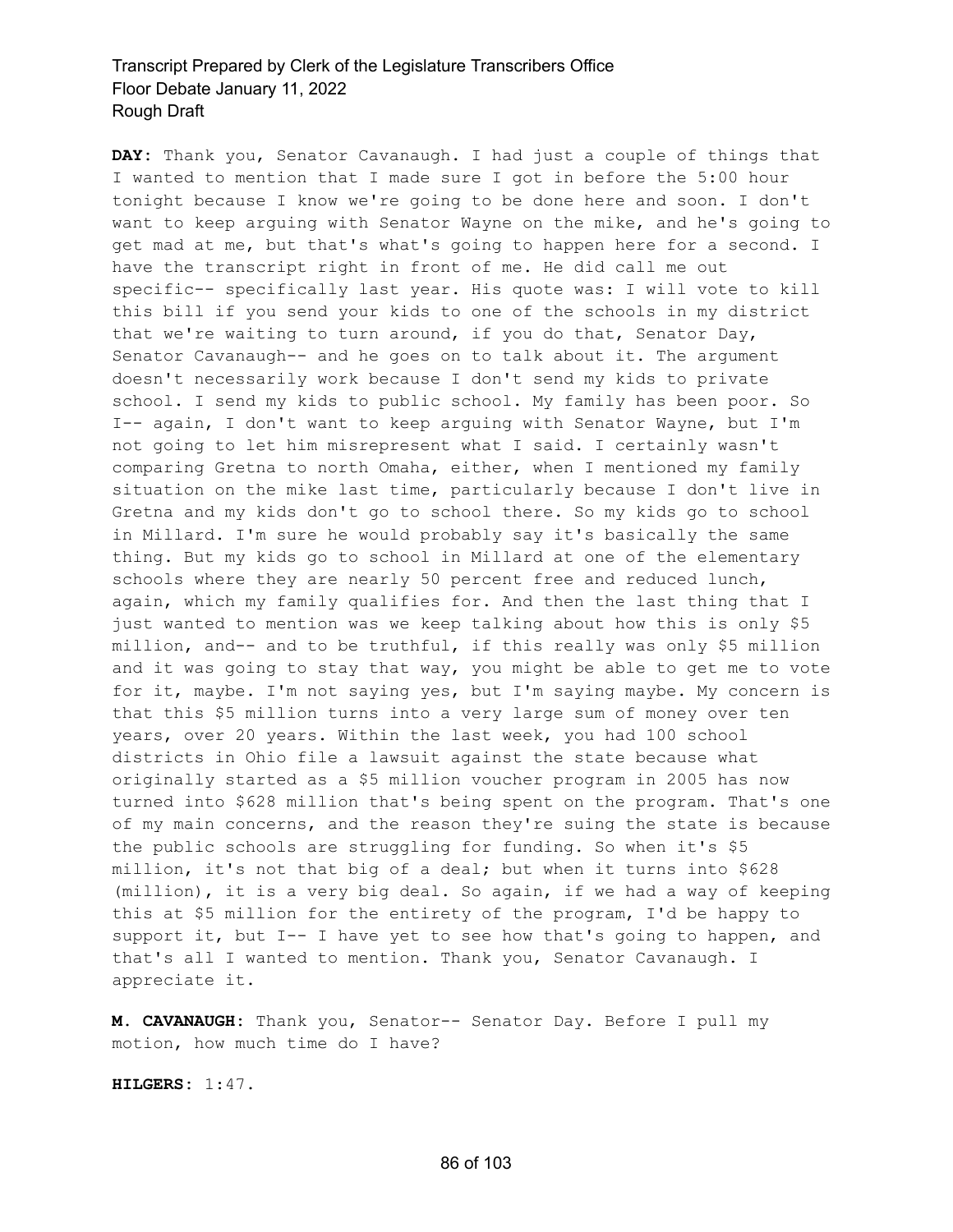**DAY:** Thank you, Senator Cavanaugh. I had just a couple of things that I wanted to mention that I made sure I got in before the 5:00 hour tonight because I know we're going to be done here and soon. I don't want to keep arguing with Senator Wayne on the mike, and he's going to get mad at me, but that's what's going to happen here for a second. I have the transcript right in front of me. He did call me out specific-- specifically last year. His quote was: I will vote to kill this bill if you send your kids to one of the schools in my district that we're waiting to turn around, if you do that, Senator Day, Senator Cavanaugh-- and he goes on to talk about it. The argument doesn't necessarily work because I don't send my kids to private school. I send my kids to public school. My family has been poor. So I-- again, I don't want to keep arguing with Senator Wayne, but I'm not going to let him misrepresent what I said. I certainly wasn't comparing Gretna to north Omaha, either, when I mentioned my family situation on the mike last time, particularly because I don't live in Gretna and my kids don't go to school there. So my kids go to school in Millard. I'm sure he would probably say it's basically the same thing. But my kids go to school in Millard at one of the elementary schools where they are nearly 50 percent free and reduced lunch, again, which my family qualifies for. And then the last thing that I just wanted to mention was we keep talking about how this is only $5 million, and-- and to be truthful, if this really was only $5 million and it was going to stay that way, you might be able to get me to vote for it, maybe. I'm not saying yes, but I'm saying maybe. My concern is that this $5 million turns into a very large sum of money over ten years, over 20 years. Within the last week, you had 100 school districts in Ohio file a lawsuit against the state because what originally started as a $5 million voucher program in 2005 has now turned into $628 million that's being spent on the program. That's one of my main concerns, and the reason they're suing the state is because the public schools are struggling for funding. So when it's $5 million, it's not that big of a deal; but when it turns into $628 (million), it is a very big deal. So again, if we had a way of keeping this at $5 million for the entirety of the program, I'd be happy to support it, but I-- I have yet to see how that's going to happen, and that's all I wanted to mention. Thank you, Senator Cavanaugh. I appreciate it.

**M. CAVANAUGH:** Thank you, Senator-- Senator Day. Before I pull my motion, how much time do I have?

**HILGERS:** 1:47.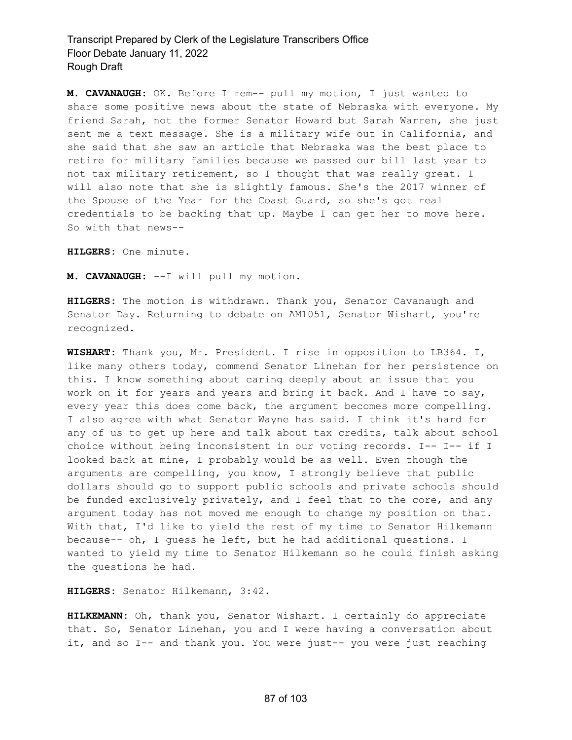**M. CAVANAUGH:** OK. Before I rem-- pull my motion, I just wanted to share some positive news about the state of Nebraska with everyone. My friend Sarah, not the former Senator Howard but Sarah Warren, she just sent me a text message. She is a military wife out in California, and she said that she saw an article that Nebraska was the best place to retire for military families because we passed our bill last year to not tax military retirement, so I thought that was really great. I will also note that she is slightly famous. She's the 2017 winner of the Spouse of the Year for the Coast Guard, so she's got real credentials to be backing that up. Maybe I can get her to move here. So with that news--

**HILGERS:** One minute.

**M. CAVANAUGH:** --I will pull my motion.

**HILGERS:** The motion is withdrawn. Thank you, Senator Cavanaugh and Senator Day. Returning to debate on AM1051, Senator Wishart, you're recognized.

**WISHART:** Thank you, Mr. President. I rise in opposition to LB364. I, like many others today, commend Senator Linehan for her persistence on this. I know something about caring deeply about an issue that you work on it for years and years and bring it back. And I have to say, every year this does come back, the argument becomes more compelling. I also agree with what Senator Wayne has said. I think it's hard for any of us to get up here and talk about tax credits, talk about school choice without being inconsistent in our voting records. I-- I-- if I looked back at mine, I probably would be as well. Even though the arguments are compelling, you know, I strongly believe that public dollars should go to support public schools and private schools should be funded exclusively privately, and I feel that to the core, and any argument today has not moved me enough to change my position on that. With that, I'd like to yield the rest of my time to Senator Hilkemann because-- oh, I guess he left, but he had additional questions. I wanted to yield my time to Senator Hilkemann so he could finish asking the questions he had.

**HILGERS:** Senator Hilkemann, 3:42.

**HILKEMANN:** Oh, thank you, Senator Wishart. I certainly do appreciate that. So, Senator Linehan, you and I were having a conversation about it, and so I-- and thank you. You were just-- you were just reaching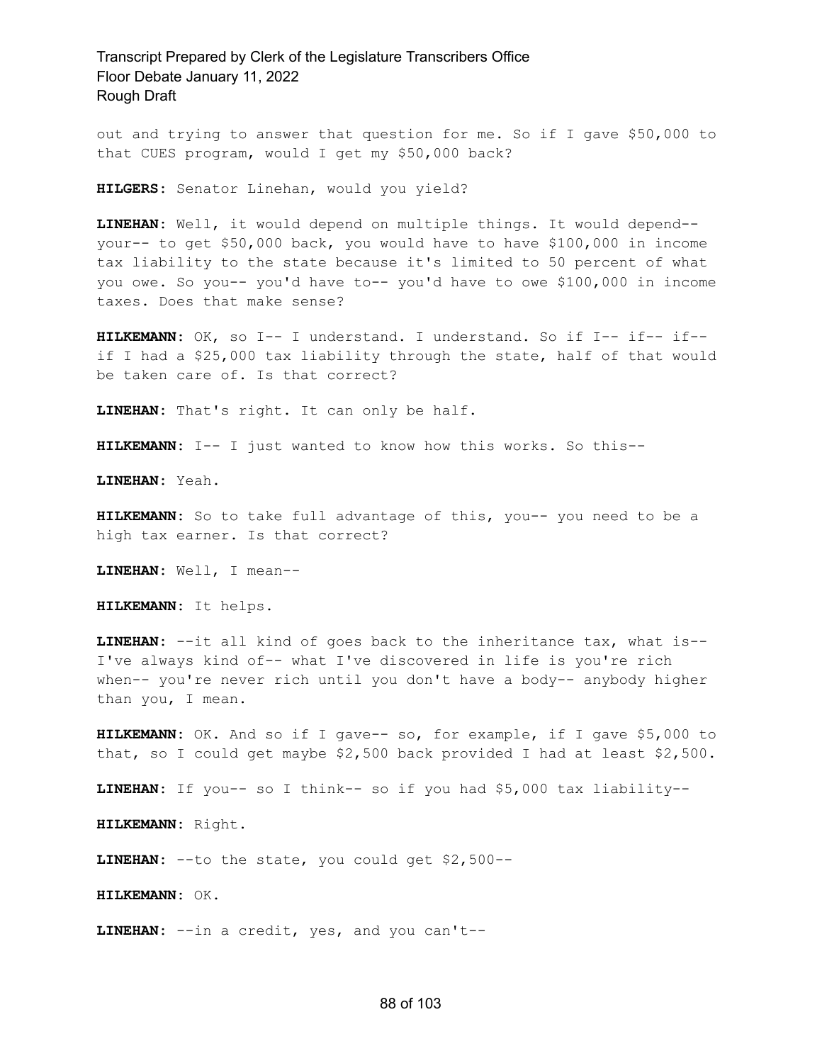out and trying to answer that question for me. So if I gave $50,000 to that CUES program, would I get my $50,000 back?

**HILGERS:** Senator Linehan, would you yield?

**LINEHAN:** Well, it would depend on multiple things. It would depend-- your-- to get $50,000 back, you would have to have $100,000 in income tax liability to the state because it's limited to 50 percent of what you owe. So you-- you'd have to-- you'd have to owe $100,000 in income taxes. Does that make sense?

**HILKEMANN:** OK, so I-- I understand. I understand. So if I-- if-- if-- if I had a $25,000 tax liability through the state, half of that would be taken care of. Is that correct?

**LINEHAN:** That's right. It can only be half.

**HILKEMANN:** I-- I just wanted to know how this works. So this--

**LINEHAN:** Yeah.

**HILKEMANN:** So to take full advantage of this, you-- you need to be a high tax earner. Is that correct?

**LINEHAN:** Well, I mean--

**HILKEMANN:** It helps.

**LINEHAN:** --it all kind of goes back to the inheritance tax, what is-- I've always kind of-- what I've discovered in life is you're rich when-- you're never rich until you don't have a body-- anybody higher than you, I mean.

**HILKEMANN:** OK. And so if I gave-- so, for example, if I gave $5,000 to that, so I could get maybe $2,500 back provided I had at least $2,500.

**LINEHAN:** If you-- so I think-- so if you had $5,000 tax liability--

**HILKEMANN:** Right.

**LINEHAN:** --to the state, you could get $2,500--

**HILKEMANN:** OK.

**LINEHAN:** --in a credit, yes, and you can't--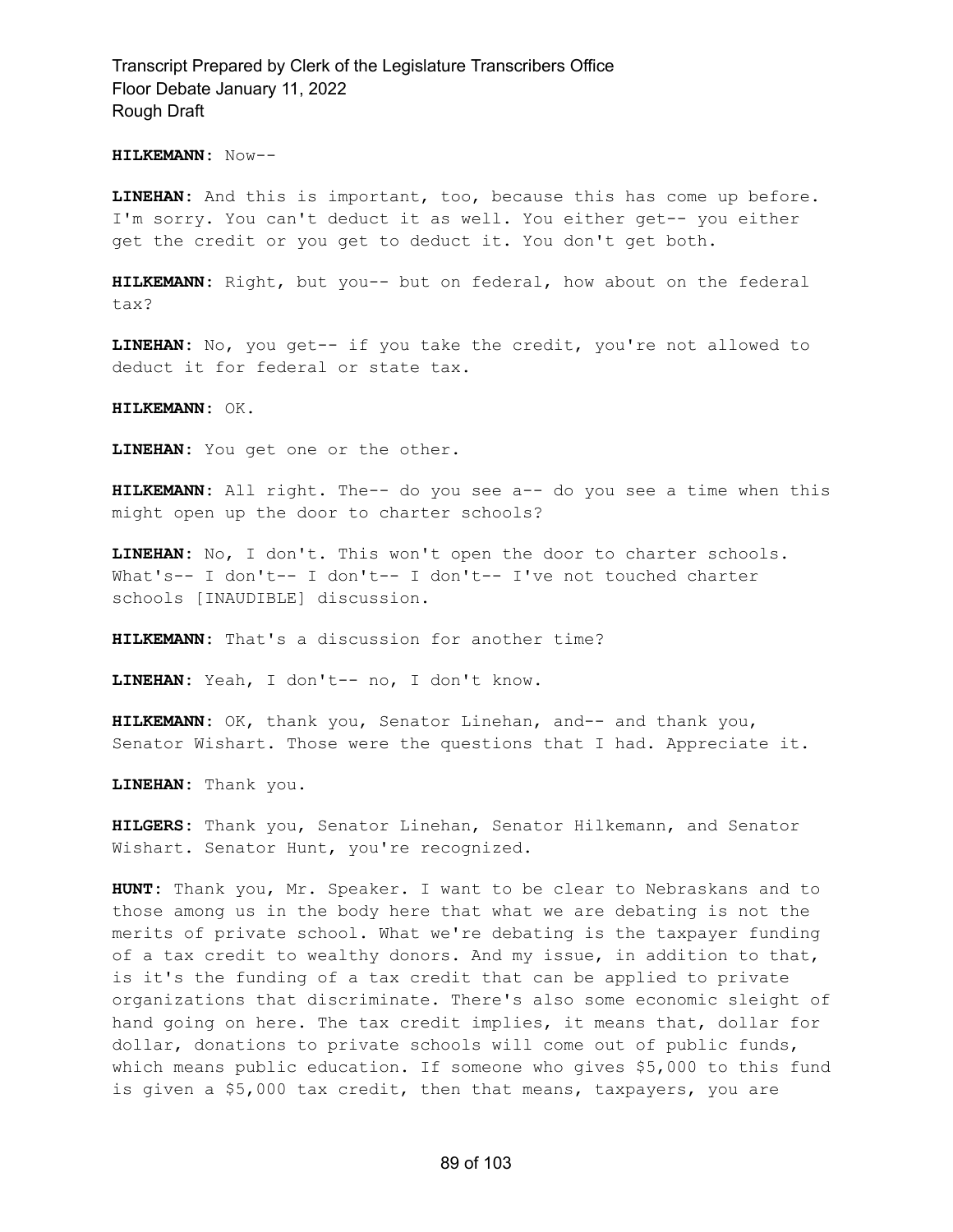**HILKEMANN:** Now--

**LINEHAN:** And this is important, too, because this has come up before. I'm sorry. You can't deduct it as well. You either get-- you either get the credit or you get to deduct it. You don't get both.

**HILKEMANN:** Right, but you-- but on federal, how about on the federal tax?

**LINEHAN:** No, you get-- if you take the credit, you're not allowed to deduct it for federal or state tax.

**HILKEMANN:** OK.

**LINEHAN:** You get one or the other.

**HILKEMANN:** All right. The-- do you see a-- do you see a time when this might open up the door to charter schools?

**LINEHAN:** No, I don't. This won't open the door to charter schools. What's-- I don't-- I don't-- I don't-- I've not touched charter schools [INAUDIBLE] discussion.

**HILKEMANN:** That's a discussion for another time?

**LINEHAN:** Yeah, I don't-- no, I don't know.

**HILKEMANN:** OK, thank you, Senator Linehan, and-- and thank you, Senator Wishart. Those were the questions that I had. Appreciate it.

**LINEHAN:** Thank you.

**HILGERS:** Thank you, Senator Linehan, Senator Hilkemann, and Senator Wishart. Senator Hunt, you're recognized.

**HUNT:** Thank you, Mr. Speaker. I want to be clear to Nebraskans and to those among us in the body here that what we are debating is not the merits of private school. What we're debating is the taxpayer funding of a tax credit to wealthy donors. And my issue, in addition to that, is it's the funding of a tax credit that can be applied to private organizations that discriminate. There's also some economic sleight of hand going on here. The tax credit implies, it means that, dollar for dollar, donations to private schools will come out of public funds, which means public education. If someone who gives $5,000 to this fund is given a $5,000 tax credit, then that means, taxpayers, you are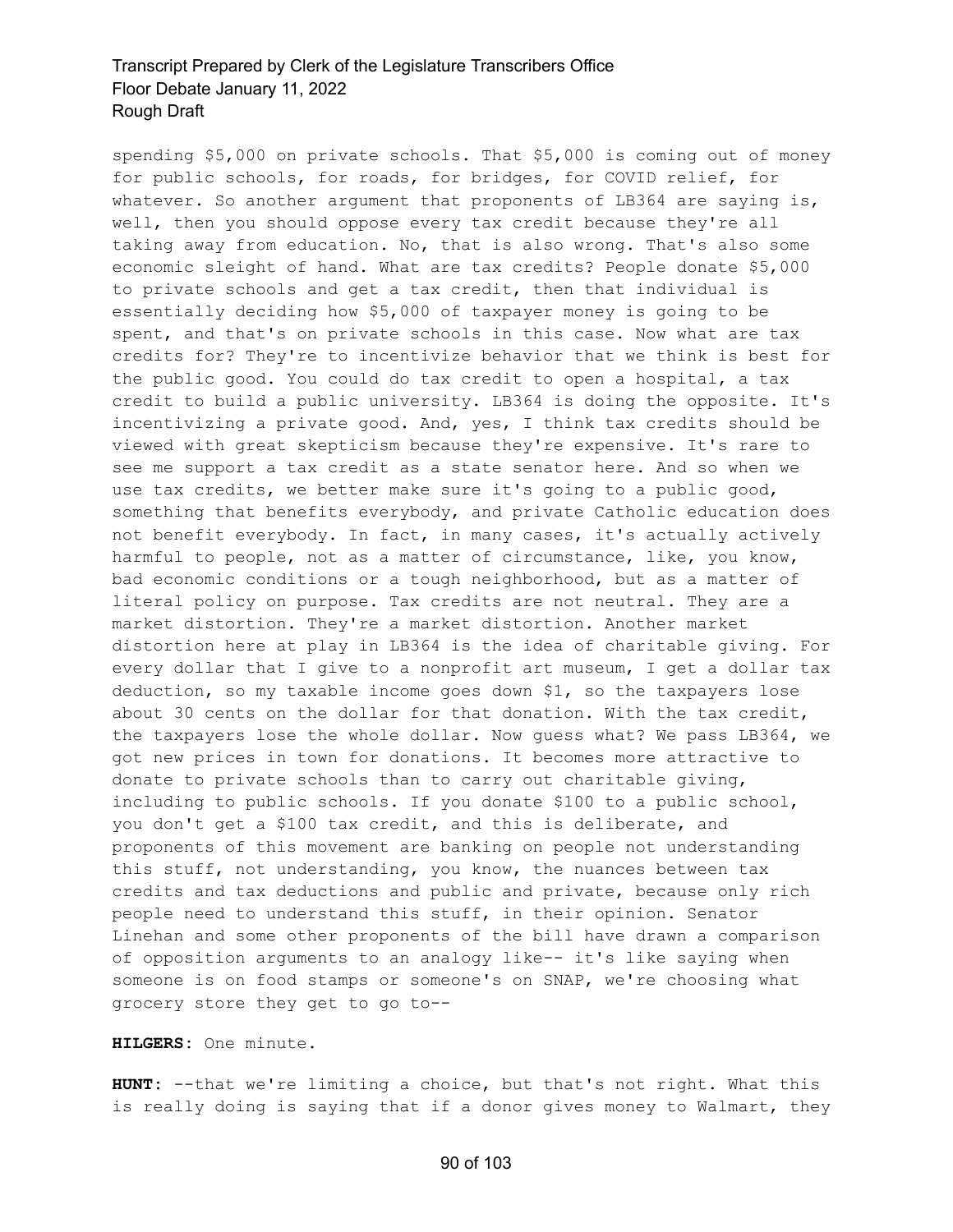spending $5,000 on private schools. That $5,000 is coming out of money for public schools, for roads, for bridges, for COVID relief, for whatever. So another argument that proponents of LB364 are saying is, well, then you should oppose every tax credit because they're all taking away from education. No, that is also wrong. That's also some economic sleight of hand. What are tax credits? People donate $5,000 to private schools and get a tax credit, then that individual is essentially deciding how $5,000 of taxpayer money is going to be spent, and that's on private schools in this case. Now what are tax credits for? They're to incentivize behavior that we think is best for the public good. You could do tax credit to open a hospital, a tax credit to build a public university. LB364 is doing the opposite. It's incentivizing a private good. And, yes, I think tax credits should be viewed with great skepticism because they're expensive. It's rare to see me support a tax credit as a state senator here. And so when we use tax credits, we better make sure it's going to a public good, something that benefits everybody, and private Catholic education does not benefit everybody. In fact, in many cases, it's actually actively harmful to people, not as a matter of circumstance, like, you know, bad economic conditions or a tough neighborhood, but as a matter of literal policy on purpose. Tax credits are not neutral. They are a market distortion. They're a market distortion. Another market distortion here at play in LB364 is the idea of charitable giving. For every dollar that I give to a nonprofit art museum, I get a dollar tax deduction, so my taxable income goes down $1, so the taxpayers lose about 30 cents on the dollar for that donation. With the tax credit, the taxpayers lose the whole dollar. Now guess what? We pass LB364, we got new prices in town for donations. It becomes more attractive to donate to private schools than to carry out charitable giving, including to public schools. If you donate $100 to a public school, you don't get a $100 tax credit, and this is deliberate, and proponents of this movement are banking on people not understanding this stuff, not understanding, you know, the nuances between tax credits and tax deductions and public and private, because only rich people need to understand this stuff, in their opinion. Senator Linehan and some other proponents of the bill have drawn a comparison of opposition arguments to an analogy like-- it's like saying when someone is on food stamps or someone's on SNAP, we're choosing what grocery store they get to go to--

**HILGERS:** One minute.

**HUNT:** --that we're limiting a choice, but that's not right. What this is really doing is saying that if a donor gives money to Walmart, they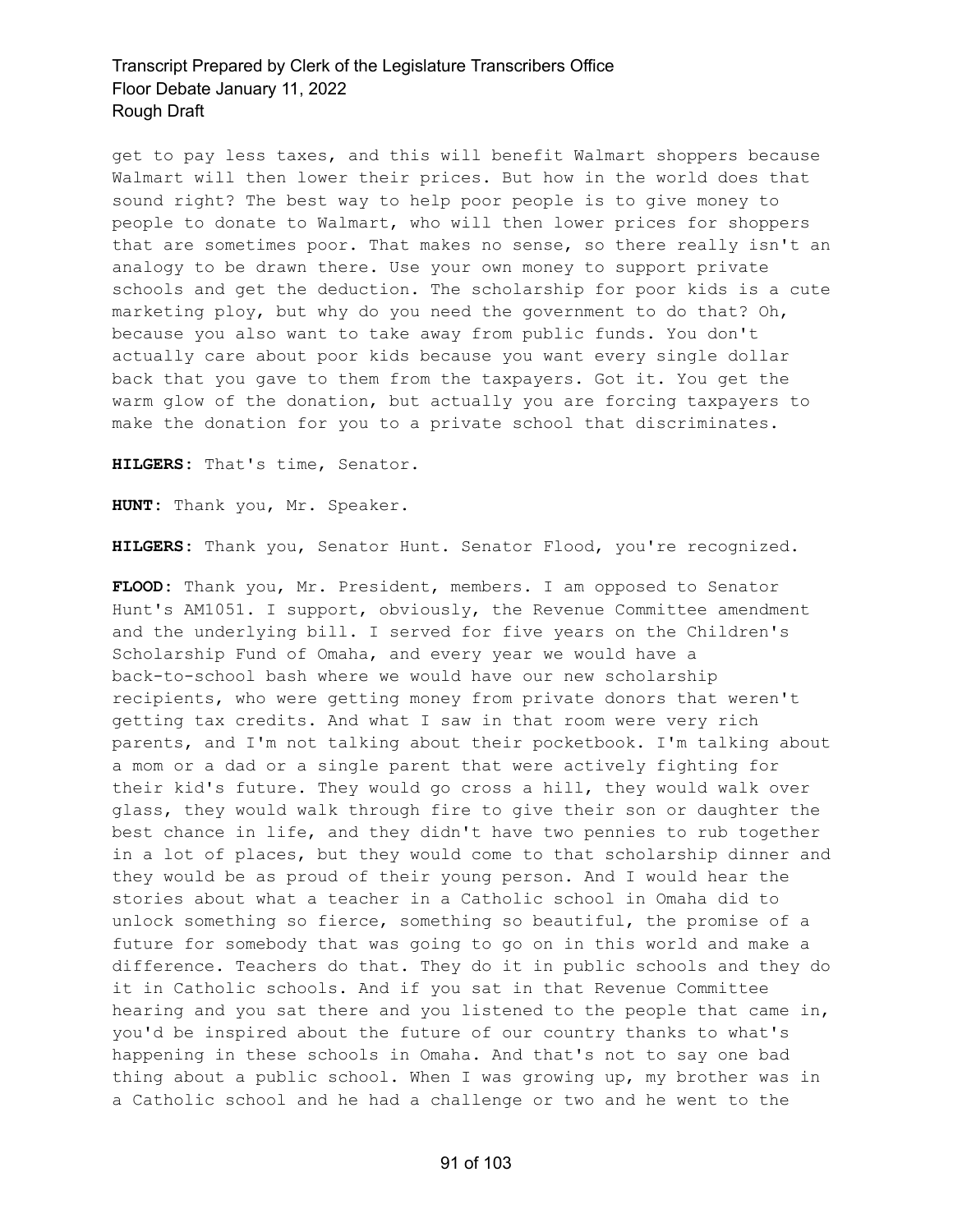get to pay less taxes, and this will benefit Walmart shoppers because Walmart will then lower their prices. But how in the world does that sound right? The best way to help poor people is to give money to people to donate to Walmart, who will then lower prices for shoppers that are sometimes poor. That makes no sense, so there really isn't an analogy to be drawn there. Use your own money to support private schools and get the deduction. The scholarship for poor kids is a cute marketing ploy, but why do you need the government to do that? Oh, because you also want to take away from public funds. You don't actually care about poor kids because you want every single dollar back that you gave to them from the taxpayers. Got it. You get the warm glow of the donation, but actually you are forcing taxpayers to make the donation for you to a private school that discriminates.

**HILGERS:** That's time, Senator.

**HUNT:** Thank you, Mr. Speaker.

**HILGERS:** Thank you, Senator Hunt. Senator Flood, you're recognized.

**FLOOD:** Thank you, Mr. President, members. I am opposed to Senator Hunt's AM1051. I support, obviously, the Revenue Committee amendment and the underlying bill. I served for five years on the Children's Scholarship Fund of Omaha, and every year we would have a back-to-school bash where we would have our new scholarship recipients, who were getting money from private donors that weren't getting tax credits. And what I saw in that room were very rich parents, and I'm not talking about their pocketbook. I'm talking about a mom or a dad or a single parent that were actively fighting for their kid's future. They would go cross a hill, they would walk over glass, they would walk through fire to give their son or daughter the best chance in life, and they didn't have two pennies to rub together in a lot of places, but they would come to that scholarship dinner and they would be as proud of their young person. And I would hear the stories about what a teacher in a Catholic school in Omaha did to unlock something so fierce, something so beautiful, the promise of a future for somebody that was going to go on in this world and make a difference. Teachers do that. They do it in public schools and they do it in Catholic schools. And if you sat in that Revenue Committee hearing and you sat there and you listened to the people that came in, you'd be inspired about the future of our country thanks to what's happening in these schools in Omaha. And that's not to say one bad thing about a public school. When I was growing up, my brother was in a Catholic school and he had a challenge or two and he went to the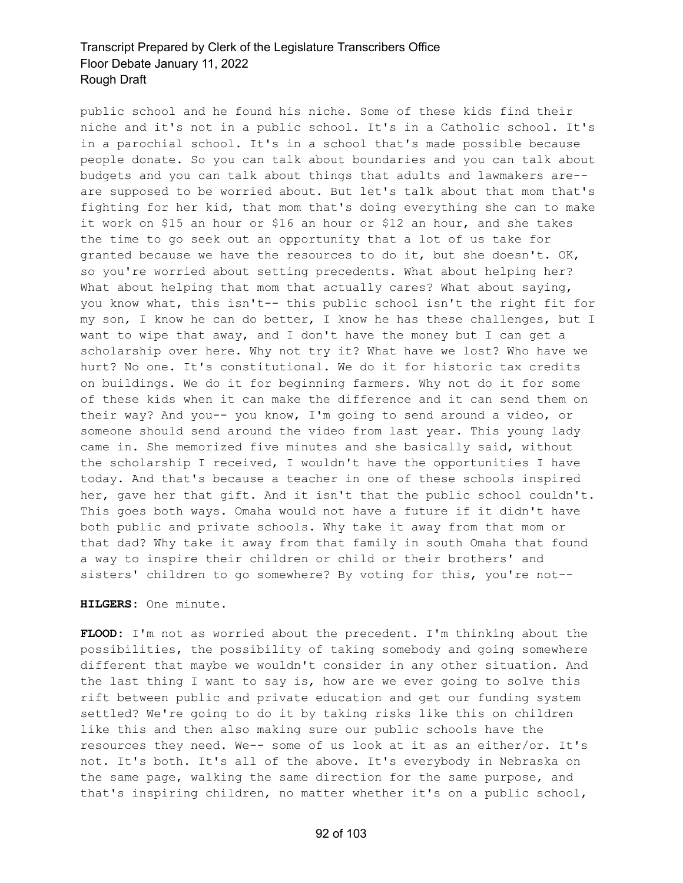public school and he found his niche. Some of these kids find their niche and it's not in a public school. It's in a Catholic school. It's in a parochial school. It's in a school that's made possible because people donate. So you can talk about boundaries and you can talk about budgets and you can talk about things that adults and lawmakers are-- are supposed to be worried about. But let's talk about that mom that's fighting for her kid, that mom that's doing everything she can to make it work on $15 an hour or $16 an hour or $12 an hour, and she takes the time to go seek out an opportunity that a lot of us take for granted because we have the resources to do it, but she doesn't. OK, so you're worried about setting precedents. What about helping her? What about helping that mom that actually cares? What about saying, you know what, this isn't-- this public school isn't the right fit for my son, I know he can do better, I know he has these challenges, but I want to wipe that away, and I don't have the money but I can get a scholarship over here. Why not try it? What have we lost? Who have we hurt? No one. It's constitutional. We do it for historic tax credits on buildings. We do it for beginning farmers. Why not do it for some of these kids when it can make the difference and it can send them on their way? And you-- you know, I'm going to send around a video, or someone should send around the video from last year. This young lady came in. She memorized five minutes and she basically said, without the scholarship I received, I wouldn't have the opportunities I have today. And that's because a teacher in one of these schools inspired her, gave her that gift. And it isn't that the public school couldn't. This goes both ways. Omaha would not have a future if it didn't have both public and private schools. Why take it away from that mom or that dad? Why take it away from that family in south Omaha that found a way to inspire their children or child or their brothers' and sisters' children to go somewhere? By voting for this, you're not--

**HILGERS:** One minute.

**FLOOD:** I'm not as worried about the precedent. I'm thinking about the possibilities, the possibility of taking somebody and going somewhere different that maybe we wouldn't consider in any other situation. And the last thing I want to say is, how are we ever going to solve this rift between public and private education and get our funding system settled? We're going to do it by taking risks like this on children like this and then also making sure our public schools have the resources they need. We-- some of us look at it as an either/or. It's not. It's both. It's all of the above. It's everybody in Nebraska on the same page, walking the same direction for the same purpose, and that's inspiring children, no matter whether it's on a public school,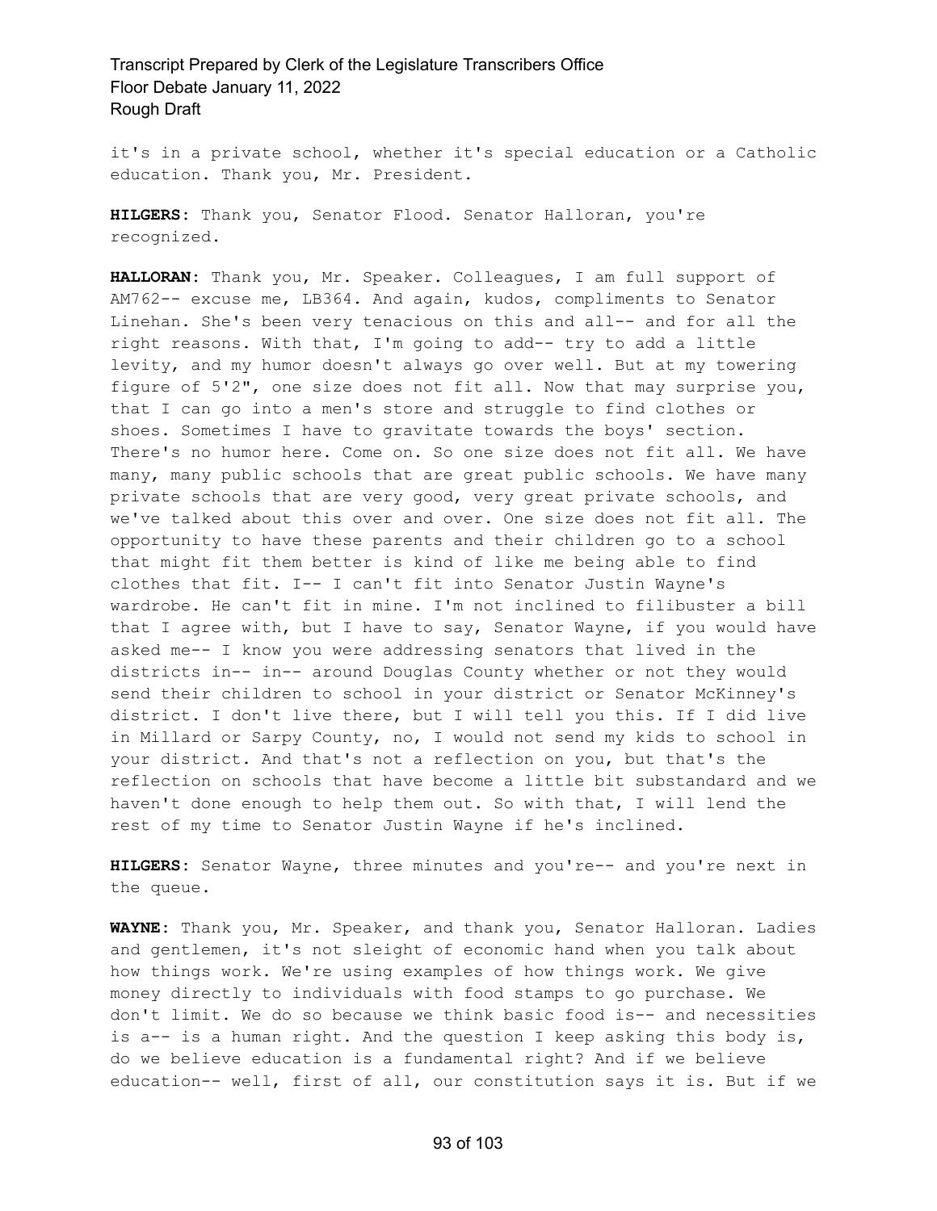it's in a private school, whether it's special education or a Catholic education. Thank you, Mr. President.

**HILGERS:** Thank you, Senator Flood. Senator Halloran, you're recognized.

**HALLORAN:** Thank you, Mr. Speaker. Colleagues, I am full support of AM762-- excuse me, LB364. And again, kudos, compliments to Senator Linehan. She's been very tenacious on this and all-- and for all the right reasons. With that, I'm going to add-- try to add a little levity, and my humor doesn't always go over well. But at my towering figure of 5'2", one size does not fit all. Now that may surprise you, that I can go into a men's store and struggle to find clothes or shoes. Sometimes I have to gravitate towards the boys' section. There's no humor here. Come on. So one size does not fit all. We have many, many public schools that are great public schools. We have many private schools that are very good, very great private schools, and we've talked about this over and over. One size does not fit all. The opportunity to have these parents and their children go to a school that might fit them better is kind of like me being able to find clothes that fit. I-- I can't fit into Senator Justin Wayne's wardrobe. He can't fit in mine. I'm not inclined to filibuster a bill that I agree with, but I have to say, Senator Wayne, if you would have asked me-- I know you were addressing senators that lived in the districts in-- in-- around Douglas County whether or not they would send their children to school in your district or Senator McKinney's district. I don't live there, but I will tell you this. If I did live in Millard or Sarpy County, no, I would not send my kids to school in your district. And that's not a reflection on you, but that's the reflection on schools that have become a little bit substandard and we haven't done enough to help them out. So with that, I will lend the rest of my time to Senator Justin Wayne if he's inclined.

**HILGERS:** Senator Wayne, three minutes and you're-- and you're next in the queue.

**WAYNE:** Thank you, Mr. Speaker, and thank you, Senator Halloran. Ladies and gentlemen, it's not sleight of economic hand when you talk about how things work. We're using examples of how things work. We give money directly to individuals with food stamps to go purchase. We don't limit. We do so because we think basic food is-- and necessities is a-- is a human right. And the question I keep asking this body is, do we believe education is a fundamental right? And if we believe education-- well, first of all, our constitution says it is. But if we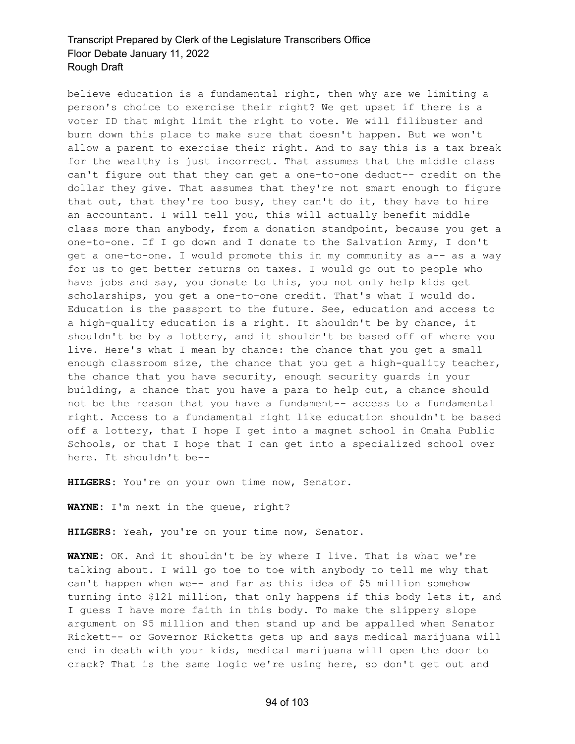believe education is a fundamental right, then why are we limiting a person's choice to exercise their right? We get upset if there is a voter ID that might limit the right to vote. We will filibuster and burn down this place to make sure that doesn't happen. But we won't allow a parent to exercise their right. And to say this is a tax break for the wealthy is just incorrect. That assumes that the middle class can't figure out that they can get a one-to-one deduct-- credit on the dollar they give. That assumes that they're not smart enough to figure that out, that they're too busy, they can't do it, they have to hire an accountant. I will tell you, this will actually benefit middle class more than anybody, from a donation standpoint, because you get a one-to-one. If I go down and I donate to the Salvation Army, I don't get a one-to-one. I would promote this in my community as a-- as a way for us to get better returns on taxes. I would go out to people who have jobs and say, you donate to this, you not only help kids get scholarships, you get a one-to-one credit. That's what I would do. Education is the passport to the future. See, education and access to a high-quality education is a right. It shouldn't be by chance, it shouldn't be by a lottery, and it shouldn't be based off of where you live. Here's what I mean by chance: the chance that you get a small enough classroom size, the chance that you get a high-quality teacher, the chance that you have security, enough security guards in your building, a chance that you have a para to help out, a chance should not be the reason that you have a fundament-- access to a fundamental right. Access to a fundamental right like education shouldn't be based off a lottery, that I hope I get into a magnet school in Omaha Public Schools, or that I hope that I can get into a specialized school over here. It shouldn't be--

**HILGERS:** You're on your own time now, Senator.

**WAYNE:** I'm next in the queue, right?

**HILGERS:** Yeah, you're on your time now, Senator.

**WAYNE:** OK. And it shouldn't be by where I live. That is what we're talking about. I will go toe to toe with anybody to tell me why that can't happen when we-- and far as this idea of $5 million somehow turning into $121 million, that only happens if this body lets it, and I guess I have more faith in this body. To make the slippery slope argument on $5 million and then stand up and be appalled when Senator Rickett-- or Governor Ricketts gets up and says medical marijuana will end in death with your kids, medical marijuana will open the door to crack? That is the same logic we're using here, so don't get out and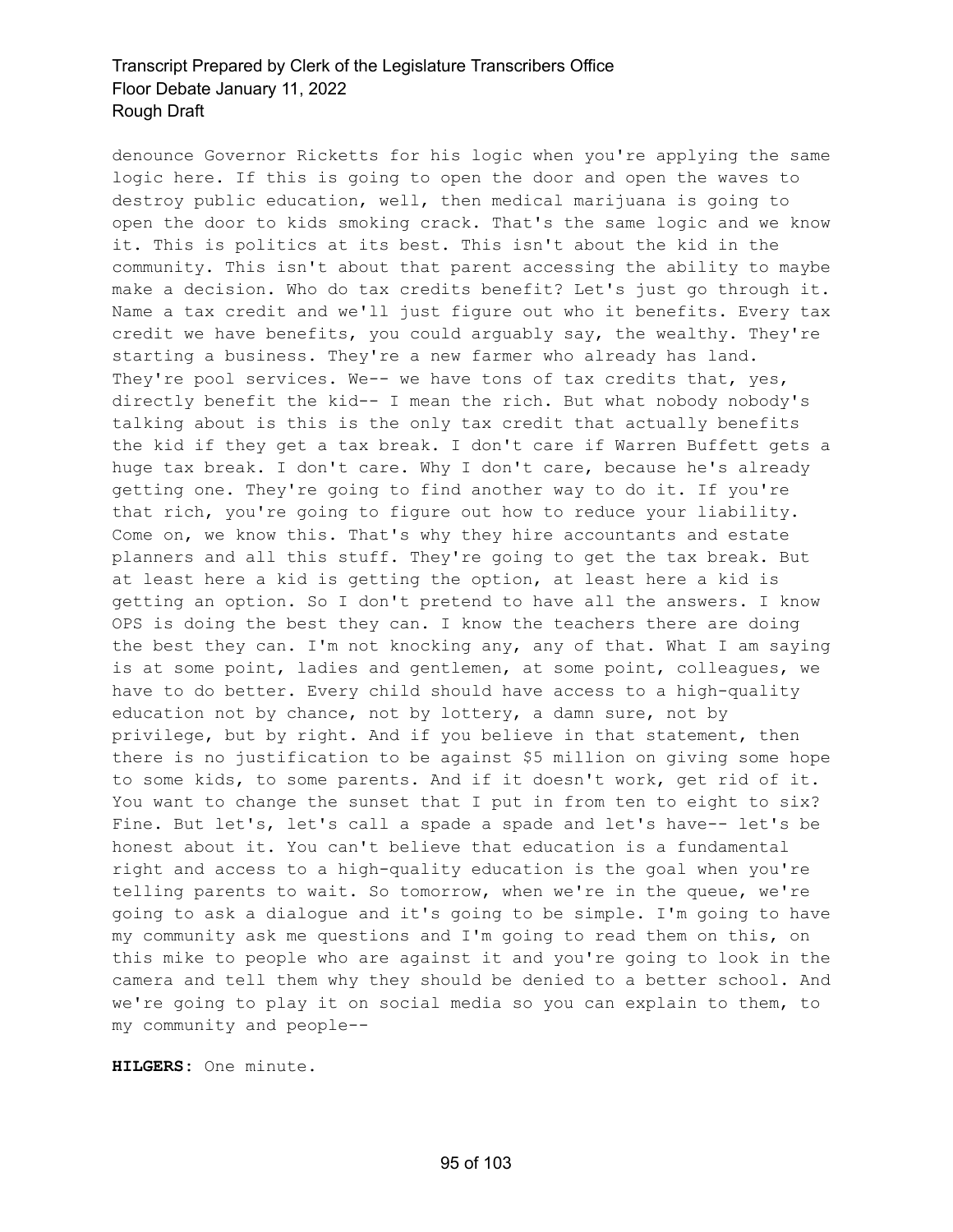denounce Governor Ricketts for his logic when you're applying the same logic here. If this is going to open the door and open the waves to destroy public education, well, then medical marijuana is going to open the door to kids smoking crack. That's the same logic and we know it. This is politics at its best. This isn't about the kid in the community. This isn't about that parent accessing the ability to maybe make a decision. Who do tax credits benefit? Let's just go through it. Name a tax credit and we'll just figure out who it benefits. Every tax credit we have benefits, you could arguably say, the wealthy. They're starting a business. They're a new farmer who already has land. They're pool services. We-- we have tons of tax credits that, yes, directly benefit the kid-- I mean the rich. But what nobody nobody's talking about is this is the only tax credit that actually benefits the kid if they get a tax break. I don't care if Warren Buffett gets a huge tax break. I don't care. Why I don't care, because he's already getting one. They're going to find another way to do it. If you're that rich, you're going to figure out how to reduce your liability. Come on, we know this. That's why they hire accountants and estate planners and all this stuff. They're going to get the tax break. But at least here a kid is getting the option, at least here a kid is getting an option. So I don't pretend to have all the answers. I know OPS is doing the best they can. I know the teachers there are doing the best they can. I'm not knocking any, any of that. What I am saying is at some point, ladies and gentlemen, at some point, colleagues, we have to do better. Every child should have access to a high-quality education not by chance, not by lottery, a damn sure, not by privilege, but by right. And if you believe in that statement, then there is no justification to be against $5 million on giving some hope to some kids, to some parents. And if it doesn't work, get rid of it. You want to change the sunset that I put in from ten to eight to six? Fine. But let's, let's call a spade a spade and let's have-- let's be honest about it. You can't believe that education is a fundamental right and access to a high-quality education is the goal when you're telling parents to wait. So tomorrow, when we're in the queue, we're going to ask a dialogue and it's going to be simple. I'm going to have my community ask me questions and I'm going to read them on this, on this mike to people who are against it and you're going to look in the camera and tell them why they should be denied to a better school. And we're going to play it on social media so you can explain to them, to my community and people--

**HILGERS:** One minute.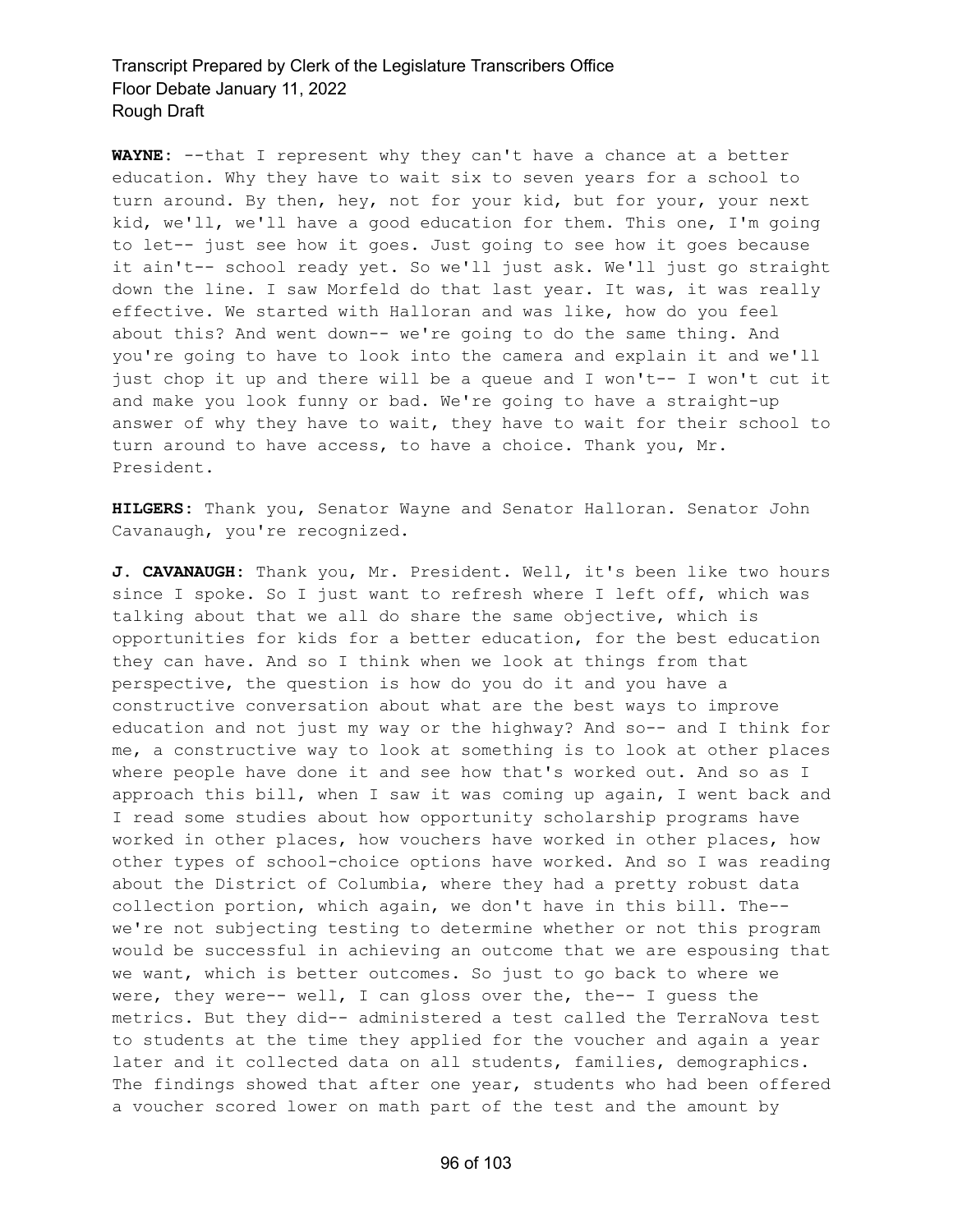**WAYNE:** --that I represent why they can't have a chance at a better education. Why they have to wait six to seven years for a school to turn around. By then, hey, not for your kid, but for your, your next kid, we'll, we'll have a good education for them. This one, I'm going to let-- just see how it goes. Just going to see how it goes because it ain't-- school ready yet. So we'll just ask. We'll just go straight down the line. I saw Morfeld do that last year. It was, it was really effective. We started with Halloran and was like, how do you feel about this? And went down-- we're going to do the same thing. And you're going to have to look into the camera and explain it and we'll just chop it up and there will be a queue and I won't-- I won't cut it and make you look funny or bad. We're going to have a straight-up answer of why they have to wait, they have to wait for their school to turn around to have access, to have a choice. Thank you, Mr. President.

**HILGERS:** Thank you, Senator Wayne and Senator Halloran. Senator John Cavanaugh, you're recognized.

**J. CAVANAUGH:** Thank you, Mr. President. Well, it's been like two hours since I spoke. So I just want to refresh where I left off, which was talking about that we all do share the same objective, which is opportunities for kids for a better education, for the best education they can have. And so I think when we look at things from that perspective, the question is how do you do it and you have a constructive conversation about what are the best ways to improve education and not just my way or the highway? And so-- and I think for me, a constructive way to look at something is to look at other places where people have done it and see how that's worked out. And so as I approach this bill, when I saw it was coming up again, I went back and I read some studies about how opportunity scholarship programs have worked in other places, how vouchers have worked in other places, how other types of school-choice options have worked. And so I was reading about the District of Columbia, where they had a pretty robust data collection portion, which again, we don't have in this bill. The-- we're not subjecting testing to determine whether or not this program would be successful in achieving an outcome that we are espousing that we want, which is better outcomes. So just to go back to where we were, they were-- well, I can gloss over the, the-- I guess the metrics. But they did-- administered a test called the TerraNova test to students at the time they applied for the voucher and again a year later and it collected data on all students, families, demographics. The findings showed that after one year, students who had been offered a voucher scored lower on math part of the test and the amount by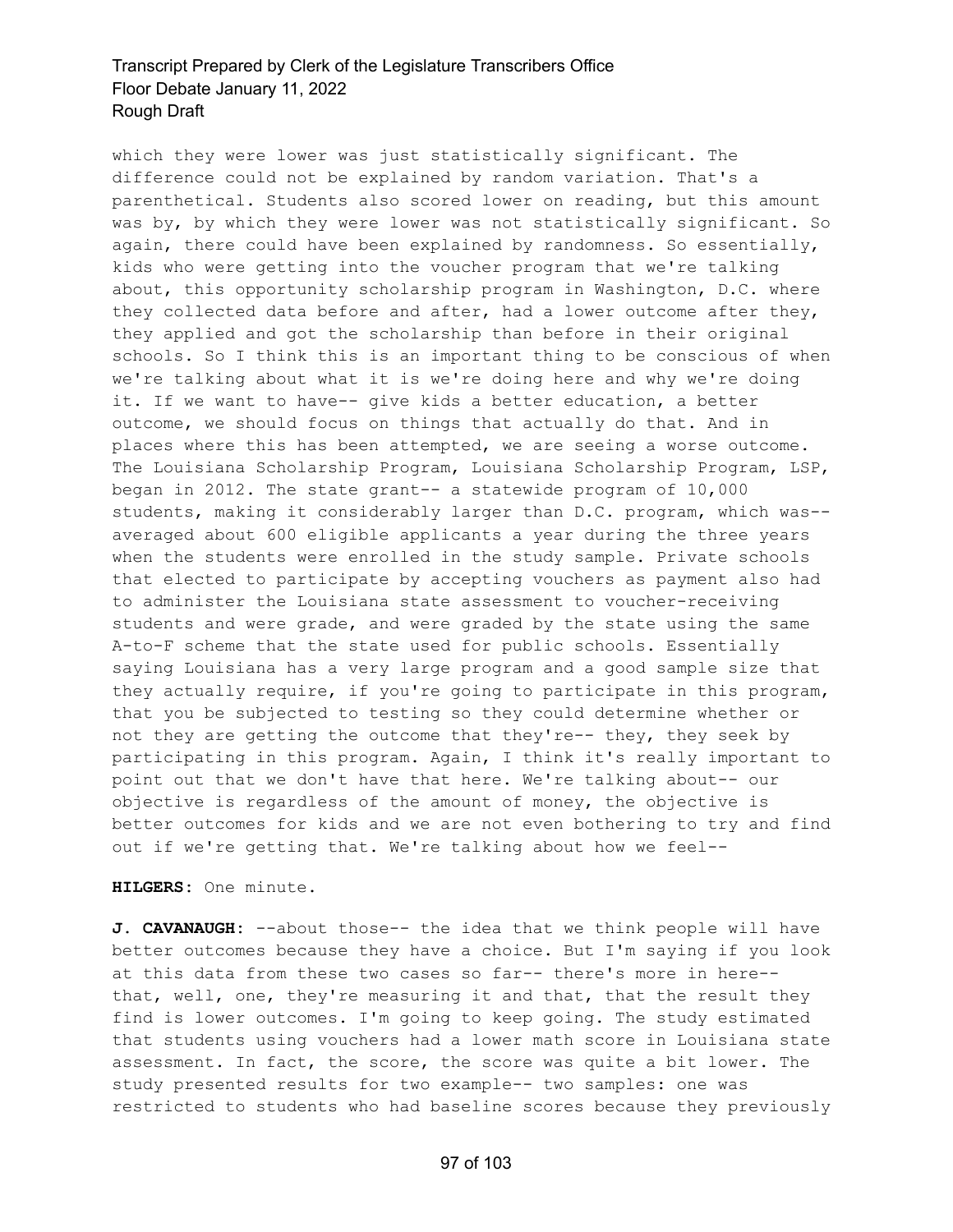which they were lower was just statistically significant. The difference could not be explained by random variation. That's a parenthetical. Students also scored lower on reading, but this amount was by, by which they were lower was not statistically significant. So again, there could have been explained by randomness. So essentially, kids who were getting into the voucher program that we're talking about, this opportunity scholarship program in Washington, D.C. where they collected data before and after, had a lower outcome after they, they applied and got the scholarship than before in their original schools. So I think this is an important thing to be conscious of when we're talking about what it is we're doing here and why we're doing it. If we want to have-- give kids a better education, a better outcome, we should focus on things that actually do that. And in places where this has been attempted, we are seeing a worse outcome. The Louisiana Scholarship Program, Louisiana Scholarship Program, LSP, began in 2012. The state grant-- a statewide program of 10,000 students, making it considerably larger than D.C. program, which was-- averaged about 600 eligible applicants a year during the three years when the students were enrolled in the study sample. Private schools that elected to participate by accepting vouchers as payment also had to administer the Louisiana state assessment to voucher-receiving students and were grade, and were graded by the state using the same A-to-F scheme that the state used for public schools. Essentially saying Louisiana has a very large program and a good sample size that they actually require, if you're going to participate in this program, that you be subjected to testing so they could determine whether or not they are getting the outcome that they're-- they, they seek by participating in this program. Again, I think it's really important to point out that we don't have that here. We're talking about-- our objective is regardless of the amount of money, the objective is better outcomes for kids and we are not even bothering to try and find out if we're getting that. We're talking about how we feel--

**HILGERS:** One minute.

**J. CAVANAUGH:** --about those-- the idea that we think people will have better outcomes because they have a choice. But I'm saying if you look at this data from these two cases so far-- there's more in here-- that, well, one, they're measuring it and that, that the result they find is lower outcomes. I'm going to keep going. The study estimated that students using vouchers had a lower math score in Louisiana state assessment. In fact, the score, the score was quite a bit lower. The study presented results for two example-- two samples: one was restricted to students who had baseline scores because they previously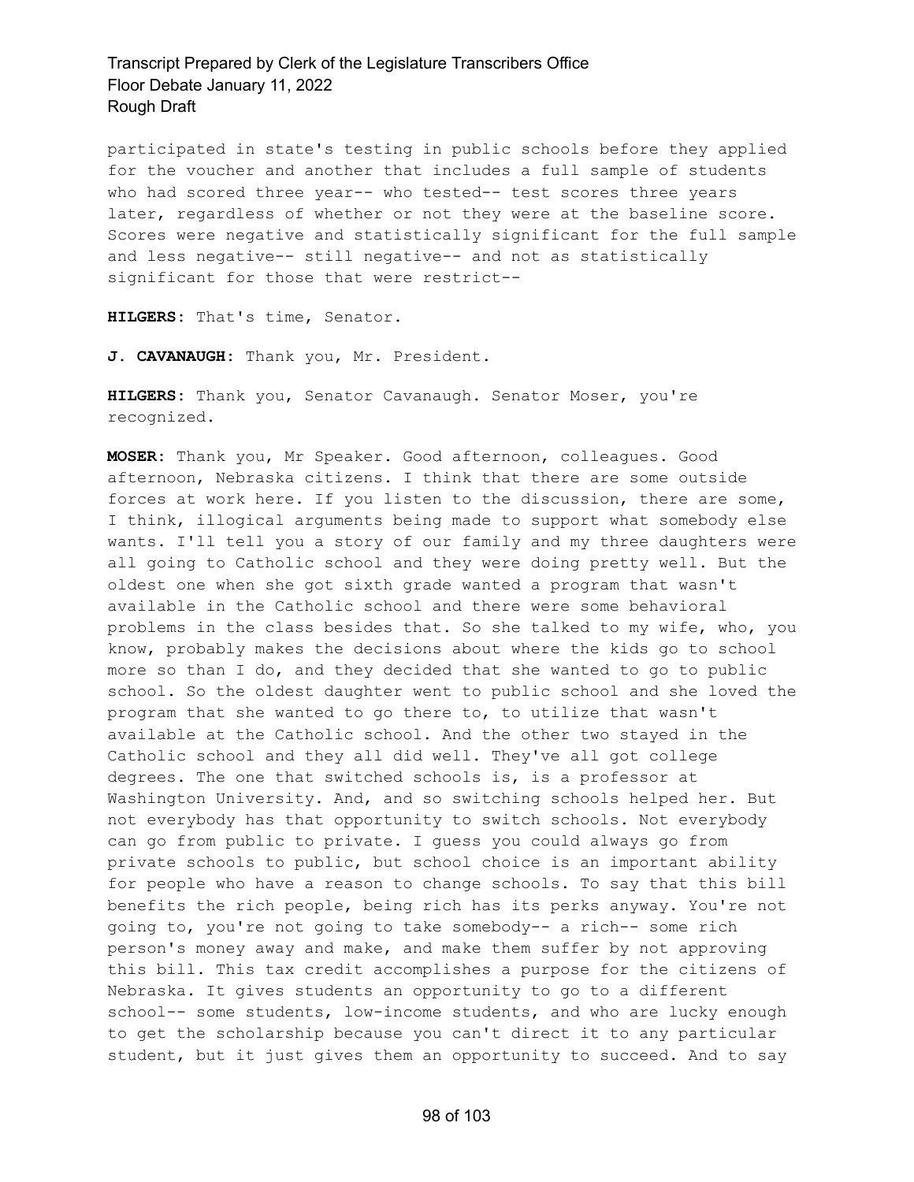participated in state's testing in public schools before they applied for the voucher and another that includes a full sample of students who had scored three year-- who tested-- test scores three years later, regardless of whether or not they were at the baseline score. Scores were negative and statistically significant for the full sample and less negative-- still negative-- and not as statistically significant for those that were restrict--

**HILGERS:** That's time, Senator.

**J. CAVANAUGH:** Thank you, Mr. President.

**HILGERS:** Thank you, Senator Cavanaugh. Senator Moser, you're recognized.

**MOSER:** Thank you, Mr Speaker. Good afternoon, colleagues. Good afternoon, Nebraska citizens. I think that there are some outside forces at work here. If you listen to the discussion, there are some, I think, illogical arguments being made to support what somebody else wants. I'll tell you a story of our family and my three daughters were all going to Catholic school and they were doing pretty well. But the oldest one when she got sixth grade wanted a program that wasn't available in the Catholic school and there were some behavioral problems in the class besides that. So she talked to my wife, who, you know, probably makes the decisions about where the kids go to school more so than I do, and they decided that she wanted to go to public school. So the oldest daughter went to public school and she loved the program that she wanted to go there to, to utilize that wasn't available at the Catholic school. And the other two stayed in the Catholic school and they all did well. They've all got college degrees. The one that switched schools is, is a professor at Washington University. And, and so switching schools helped her. But not everybody has that opportunity to switch schools. Not everybody can go from public to private. I guess you could always go from private schools to public, but school choice is an important ability for people who have a reason to change schools. To say that this bill benefits the rich people, being rich has its perks anyway. You're not going to, you're not going to take somebody-- a rich-- some rich person's money away and make, and make them suffer by not approving this bill. This tax credit accomplishes a purpose for the citizens of Nebraska. It gives students an opportunity to go to a different school-- some students, low-income students, and who are lucky enough to get the scholarship because you can't direct it to any particular student, but it just gives them an opportunity to succeed. And to say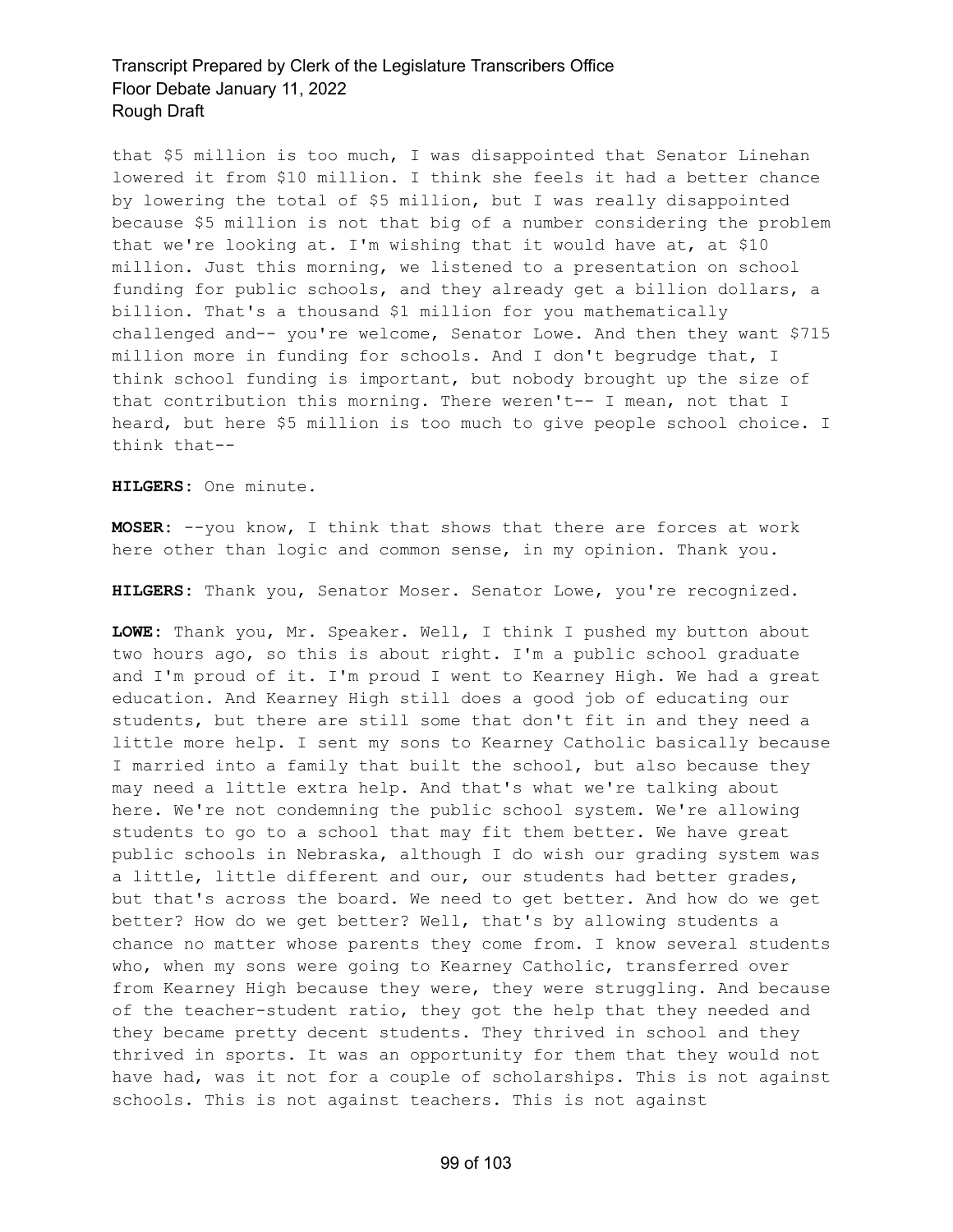that $5 million is too much, I was disappointed that Senator Linehan lowered it from $10 million. I think she feels it had a better chance by lowering the total of $5 million, but I was really disappointed because $5 million is not that big of a number considering the problem that we're looking at. I'm wishing that it would have at, at $10 million. Just this morning, we listened to a presentation on school funding for public schools, and they already get a billion dollars, a billion. That's a thousand $1 million for you mathematically challenged and-- you're welcome, Senator Lowe. And then they want $715 million more in funding for schools. And I don't begrudge that, I think school funding is important, but nobody brought up the size of that contribution this morning. There weren't-- I mean, not that I heard, but here $5 million is too much to give people school choice. I think that--

**HILGERS:** One minute.

**MOSER:** --you know, I think that shows that there are forces at work here other than logic and common sense, in my opinion. Thank you.

**HILGERS:** Thank you, Senator Moser. Senator Lowe, you're recognized.

**LOWE:** Thank you, Mr. Speaker. Well, I think I pushed my button about two hours ago, so this is about right. I'm a public school graduate and I'm proud of it. I'm proud I went to Kearney High. We had a great education. And Kearney High still does a good job of educating our students, but there are still some that don't fit in and they need a little more help. I sent my sons to Kearney Catholic basically because I married into a family that built the school, but also because they may need a little extra help. And that's what we're talking about here. We're not condemning the public school system. We're allowing students to go to a school that may fit them better. We have great public schools in Nebraska, although I do wish our grading system was a little, little different and our, our students had better grades, but that's across the board. We need to get better. And how do we get better? How do we get better? Well, that's by allowing students a chance no matter whose parents they come from. I know several students who, when my sons were going to Kearney Catholic, transferred over from Kearney High because they were, they were struggling. And because of the teacher-student ratio, they got the help that they needed and they became pretty decent students. They thrived in school and they thrived in sports. It was an opportunity for them that they would not have had, was it not for a couple of scholarships. This is not against schools. This is not against teachers. This is not against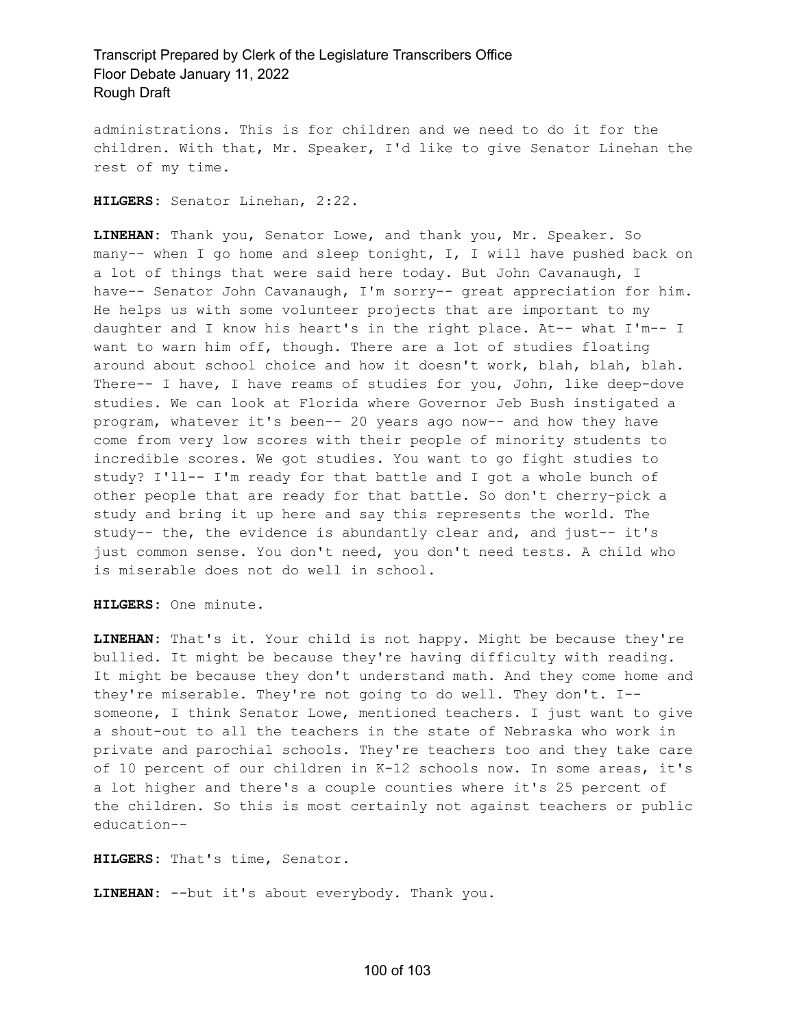administrations. This is for children and we need to do it for the children. With that, Mr. Speaker, I'd like to give Senator Linehan the rest of my time.

**HILGERS:** Senator Linehan, 2:22.

**LINEHAN:** Thank you, Senator Lowe, and thank you, Mr. Speaker. So many-- when I go home and sleep tonight, I, I will have pushed back on a lot of things that were said here today. But John Cavanaugh, I have-- Senator John Cavanaugh, I'm sorry-- great appreciation for him. He helps us with some volunteer projects that are important to my daughter and I know his heart's in the right place. At-- what I'm-- I want to warn him off, though. There are a lot of studies floating around about school choice and how it doesn't work, blah, blah, blah. There-- I have, I have reams of studies for you, John, like deep-dove studies. We can look at Florida where Governor Jeb Bush instigated a program, whatever it's been-- 20 years ago now-- and how they have come from very low scores with their people of minority students to incredible scores. We got studies. You want to go fight studies to study? I'll-- I'm ready for that battle and I got a whole bunch of other people that are ready for that battle. So don't cherry-pick a study and bring it up here and say this represents the world. The study-- the, the evidence is abundantly clear and, and just-- it's just common sense. You don't need, you don't need tests. A child who is miserable does not do well in school.

**HILGERS:** One minute.

**LINEHAN:** That's it. Your child is not happy. Might be because they're bullied. It might be because they're having difficulty with reading. It might be because they don't understand math. And they come home and they're miserable. They're not going to do well. They don't. I-- someone, I think Senator Lowe, mentioned teachers. I just want to give a shout-out to all the teachers in the state of Nebraska who work in private and parochial schools. They're teachers too and they take care of 10 percent of our children in K-12 schools now. In some areas, it's a lot higher and there's a couple counties where it's 25 percent of the children. So this is most certainly not against teachers or public education--

**HILGERS:** That's time, Senator.

**LINEHAN:** --but it's about everybody. Thank you.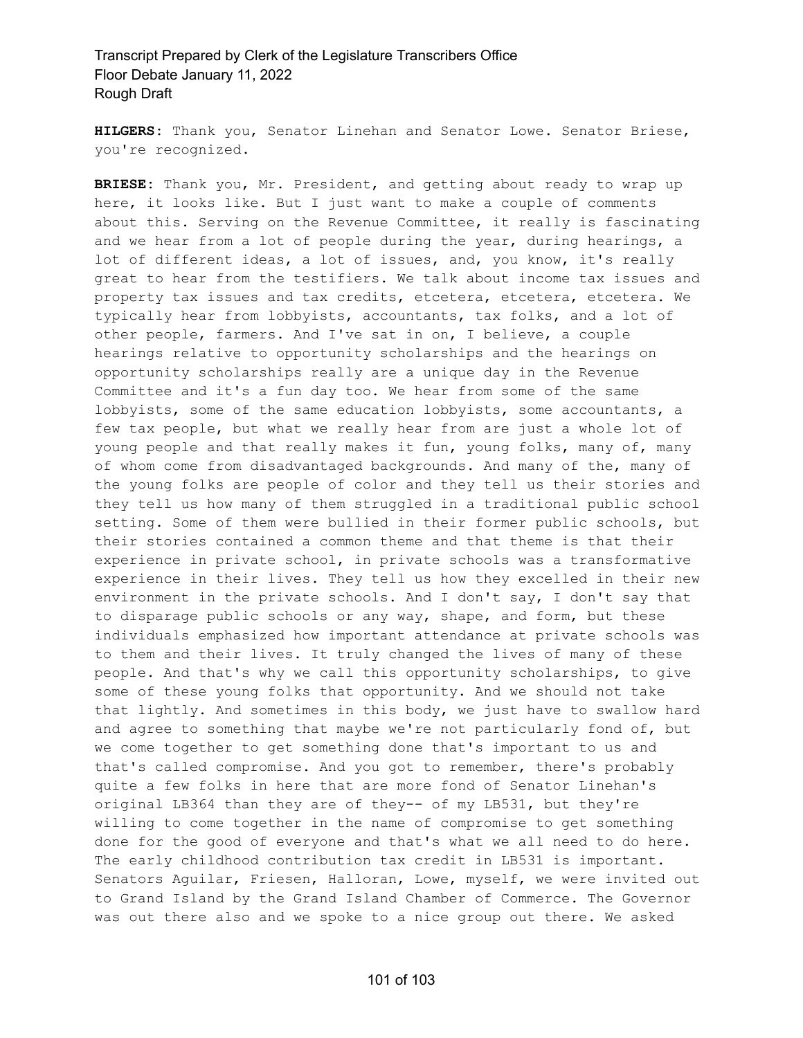**HILGERS:** Thank you, Senator Linehan and Senator Lowe. Senator Briese, you're recognized.

**BRIESE:** Thank you, Mr. President, and getting about ready to wrap up here, it looks like. But I just want to make a couple of comments about this. Serving on the Revenue Committee, it really is fascinating and we hear from a lot of people during the year, during hearings, a lot of different ideas, a lot of issues, and, you know, it's really great to hear from the testifiers. We talk about income tax issues and property tax issues and tax credits, etcetera, etcetera, etcetera. We typically hear from lobbyists, accountants, tax folks, and a lot of other people, farmers. And I've sat in on, I believe, a couple hearings relative to opportunity scholarships and the hearings on opportunity scholarships really are a unique day in the Revenue Committee and it's a fun day too. We hear from some of the same lobbyists, some of the same education lobbyists, some accountants, a few tax people, but what we really hear from are just a whole lot of young people and that really makes it fun, young folks, many of, many of whom come from disadvantaged backgrounds. And many of the, many of the young folks are people of color and they tell us their stories and they tell us how many of them struggled in a traditional public school setting. Some of them were bullied in their former public schools, but their stories contained a common theme and that theme is that their experience in private school, in private schools was a transformative experience in their lives. They tell us how they excelled in their new environment in the private schools. And I don't say, I don't say that to disparage public schools or any way, shape, and form, but these individuals emphasized how important attendance at private schools was to them and their lives. It truly changed the lives of many of these people. And that's why we call this opportunity scholarships, to give some of these young folks that opportunity. And we should not take that lightly. And sometimes in this body, we just have to swallow hard and agree to something that maybe we're not particularly fond of, but we come together to get something done that's important to us and that's called compromise. And you got to remember, there's probably quite a few folks in here that are more fond of Senator Linehan's original LB364 than they are of they-- of my LB531, but they're willing to come together in the name of compromise to get something done for the good of everyone and that's what we all need to do here. The early childhood contribution tax credit in LB531 is important. Senators Aguilar, Friesen, Halloran, Lowe, myself, we were invited out to Grand Island by the Grand Island Chamber of Commerce. The Governor was out there also and we spoke to a nice group out there. We asked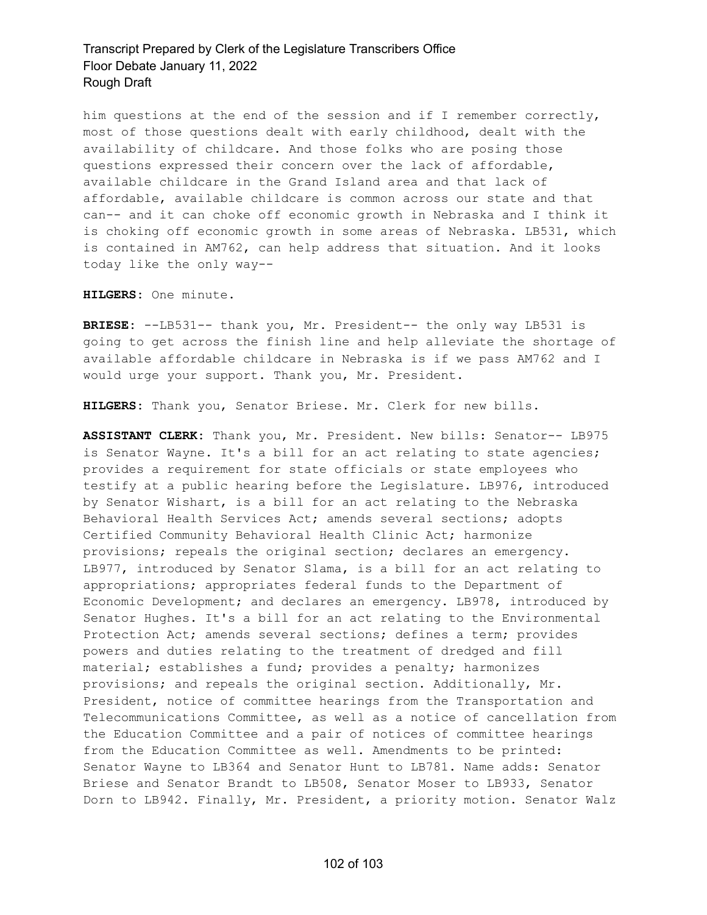him questions at the end of the session and if I remember correctly, most of those questions dealt with early childhood, dealt with the availability of childcare. And those folks who are posing those questions expressed their concern over the lack of affordable, available childcare in the Grand Island area and that lack of affordable, available childcare is common across our state and that can-- and it can choke off economic growth in Nebraska and I think it is choking off economic growth in some areas of Nebraska. LB531, which is contained in AM762, can help address that situation. And it looks today like the only way--

**HILGERS:** One minute.

**BRIESE:** --LB531-- thank you, Mr. President-- the only way LB531 is going to get across the finish line and help alleviate the shortage of available affordable childcare in Nebraska is if we pass AM762 and I would urge your support. Thank you, Mr. President.

**HILGERS:** Thank you, Senator Briese. Mr. Clerk for new bills.

**ASSISTANT CLERK:** Thank you, Mr. President. New bills: Senator-- LB975 is Senator Wayne. It's a bill for an act relating to state agencies; provides a requirement for state officials or state employees who testify at a public hearing before the Legislature. LB976, introduced by Senator Wishart, is a bill for an act relating to the Nebraska Behavioral Health Services Act; amends several sections; adopts Certified Community Behavioral Health Clinic Act; harmonize provisions; repeals the original section; declares an emergency. LB977, introduced by Senator Slama, is a bill for an act relating to appropriations; appropriates federal funds to the Department of Economic Development; and declares an emergency. LB978, introduced by Senator Hughes. It's a bill for an act relating to the Environmental Protection Act; amends several sections; defines a term; provides powers and duties relating to the treatment of dredged and fill material; establishes a fund; provides a penalty; harmonizes provisions; and repeals the original section. Additionally, Mr. President, notice of committee hearings from the Transportation and Telecommunications Committee, as well as a notice of cancellation from the Education Committee and a pair of notices of committee hearings from the Education Committee as well. Amendments to be printed: Senator Wayne to LB364 and Senator Hunt to LB781. Name adds: Senator Briese and Senator Brandt to LB508, Senator Moser to LB933, Senator Dorn to LB942. Finally, Mr. President, a priority motion. Senator Walz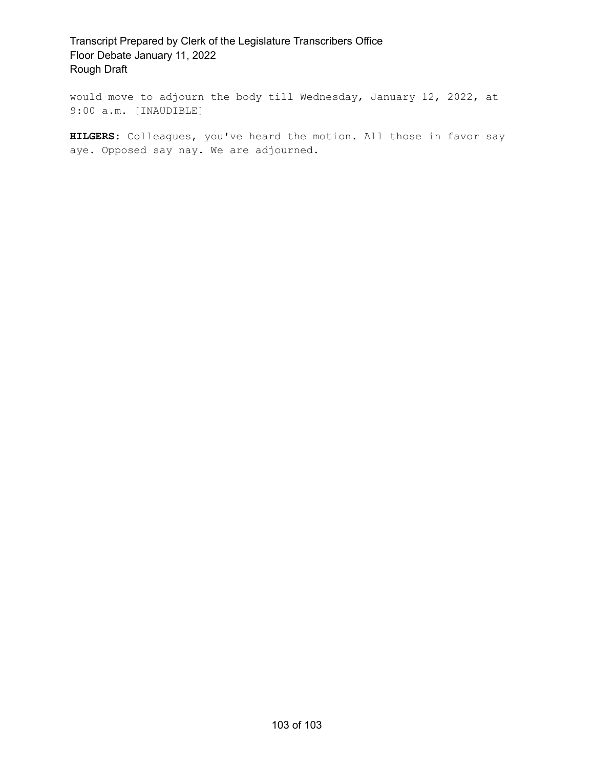would move to adjourn the body till Wednesday, January 12, 2022, at 9:00 a.m. [INAUDIBLE]

**HILGERS**: Colleagues, you've heard the motion. All those in favor say aye. Opposed say nay. We are adjourned.